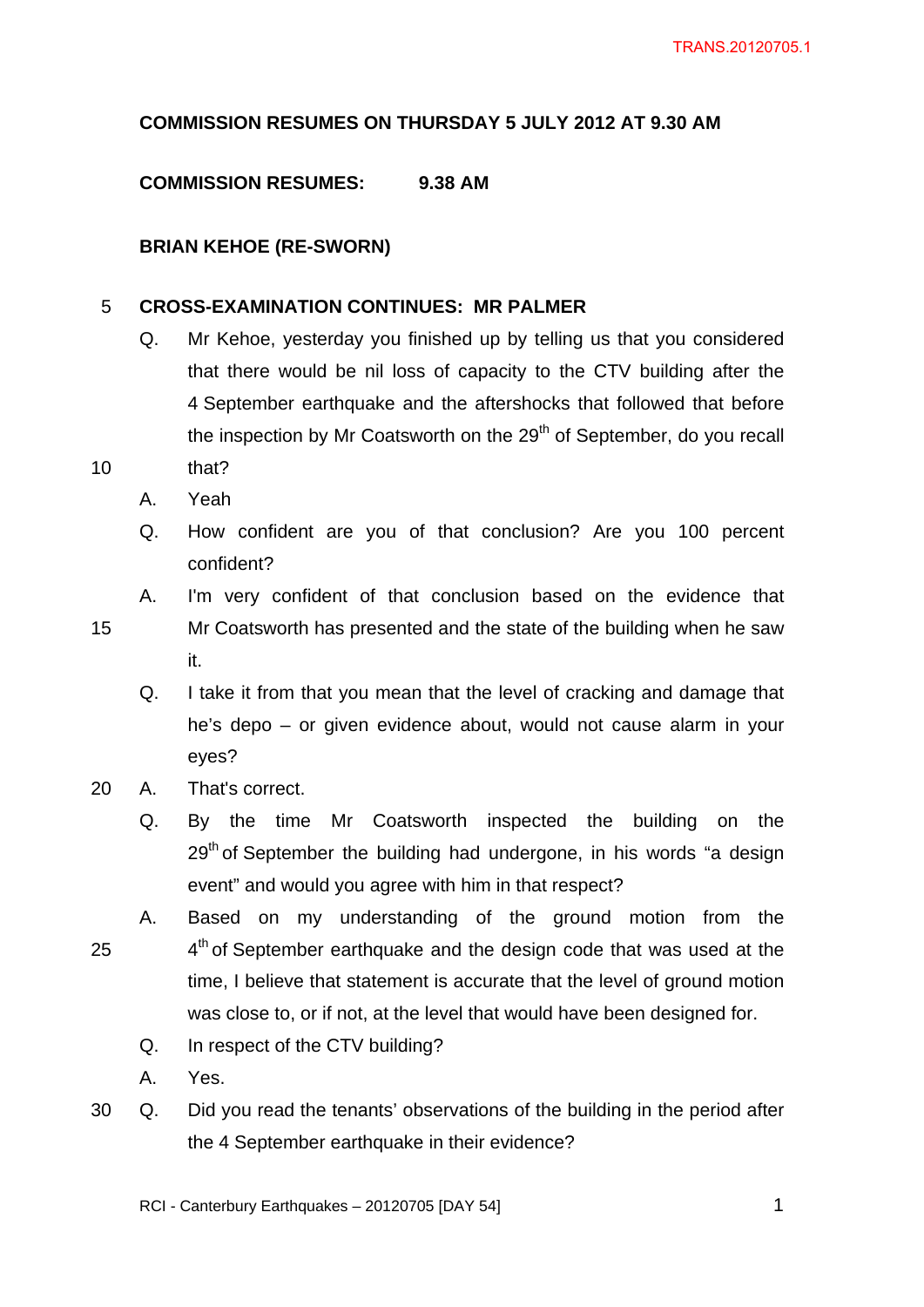**COMMISSION RESUMES ON THURSDAY 5 JULY 2012 AT 9.30 AM**

**COMMISSION RESUMES: 9.38 AM**

**BRIAN KEHOE (RE-SWORN)**

**CROSS-EXAMINATION CONTINUES: MR PALMER**

Q. Mr Kehoe, yesterday you finished up by telling us that you considered that there would be nil loss of capacity to the CTV building after the 4 September earthquake and the aftershocks that followed that before the inspection by Mr Coatsworth on the 29th of September, do you recall that?

A. Yeah

Q. How confident are you of that conclusion? Are you 100 percent confident?

A. I'm very confident of that conclusion based on the evidence that Mr Coatsworth has presented and the state of the building when he saw it.

Q. I take it from that you mean that the level of cracking and damage that he's depo – or given evidence about, would not cause alarm in your eyes?

A. That's correct.

Q. By the time Mr Coatsworth inspected the building on the 29th of September the building had undergone, in his words "a design event" and would you agree with him in that respect?

A. Based on my understanding of the ground motion from the 4th of September earthquake and the design code that was used at the time, I believe that statement is accurate that the level of ground motion was close to, or if not, at the level that would have been designed for.

Q. In respect of the CTV building?

A. Yes.

Q. Did you read the tenants' observations of the building in the period after the 4 September earthquake in their evidence?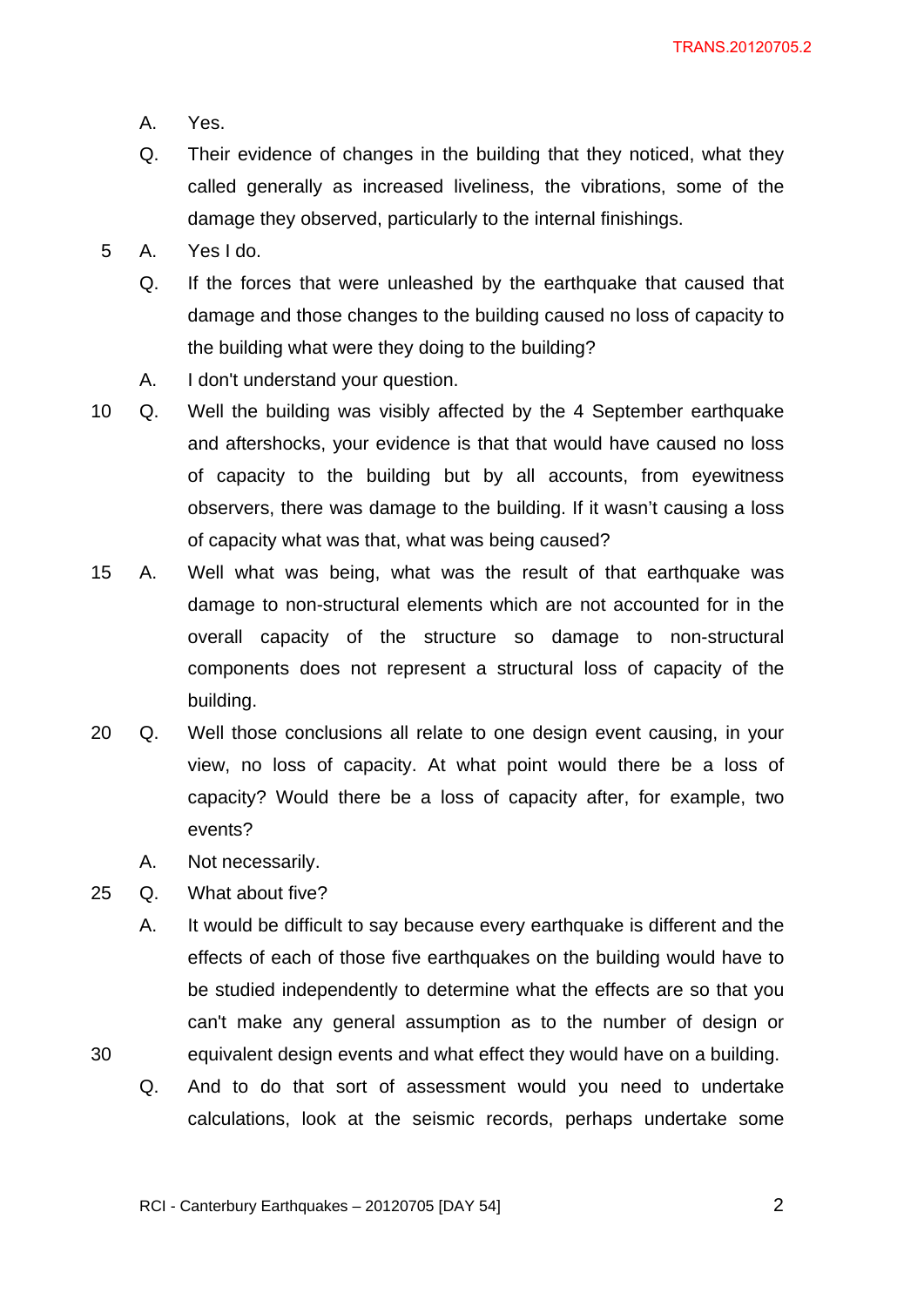A. Yes.

Q. Their evidence of changes in the building that they noticed, what they called generally as increased liveliness, the vibrations, some of the damage they observed, particularly to the internal finishings.

A. Yes I do.

Q. If the forces that were unleashed by the earthquake that caused that damage and those changes to the building caused no loss of capacity to the building what were they doing to the building?

A. I don't understand your question.

Q. Well the building was visibly affected by the 4 September earthquake and aftershocks, your evidence is that that would have caused no loss of capacity to the building but by all accounts, from eyewitness observers, there was damage to the building. If it wasn't causing a loss of capacity what was that, what was being caused?

A. Well what was being, what was the result of that earthquake was damage to non-structural elements which are not accounted for in the overall capacity of the structure so damage to non-structural components does not represent a structural loss of capacity of the building.

Q. Well those conclusions all relate to one design event causing, in your view, no loss of capacity. At what point would there be a loss of capacity? Would there be a loss of capacity after, for example, two events?

A. Not necessarily.

Q. What about five?

A. It would be difficult to say because every earthquake is different and the effects of each of those five earthquakes on the building would have to be studied independently to determine what the effects are so that you can't make any general assumption as to the number of design or equivalent design events and what effect they would have on a building.

Q. And to do that sort of assessment would you need to undertake calculations, look at the seismic records, perhaps undertake some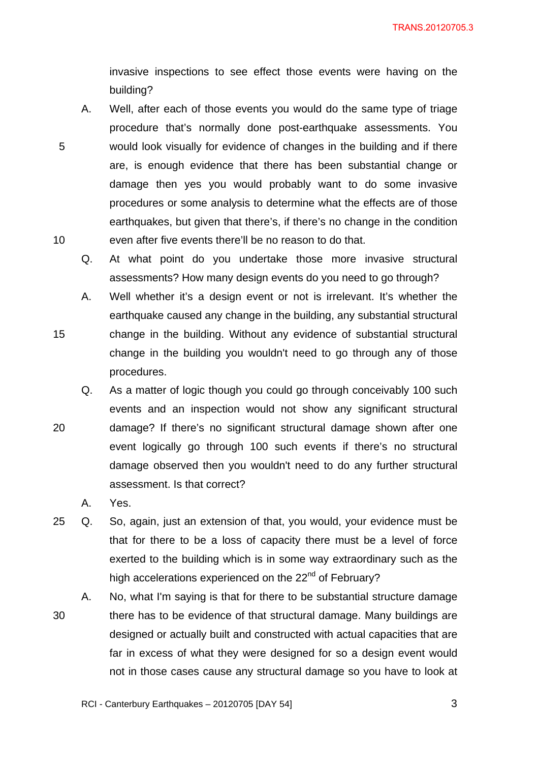invasive inspections to see effect those events were having on the building?

A. Well, after each of those events you would do the same type of triage procedure that's normally done post-earthquake assessments. You would look visually for evidence of changes in the building and if there are, is enough evidence that there has been substantial change or damage then yes you would probably want to do some invasive procedures or some analysis to determine what the effects are of those earthquakes, but given that there's, if there's no change in the condition even after five events there'll be no reason to do that.

Q. At what point do you undertake those more invasive structural assessments? How many design events do you need to go through?

A. Well whether it's a design event or not is irrelevant. It's whether the earthquake caused any change in the building, any substantial structural change in the building. Without any evidence of substantial structural change in the building you wouldn't need to go through any of those procedures.

Q. As a matter of logic though you could go through conceivably 100 such events and an inspection would not show any significant structural damage? If there's no significant structural damage shown after one event logically go through 100 such events if there's no structural damage observed then you wouldn't need to do any further structural assessment. Is that correct?

A. Yes.

Q. So, again, just an extension of that, you would, your evidence must be that for there to be a loss of capacity there must be a level of force exerted to the building which is in some way extraordinary such as the high accelerations experienced on the 22nd of February?

A. No, what I'm saying is that for there to be substantial structure damage there has to be evidence of that structural damage. Many buildings are designed or actually built and constructed with actual capacities that are far in excess of what they were designed for so a design event would not in those cases cause any structural damage so you have to look at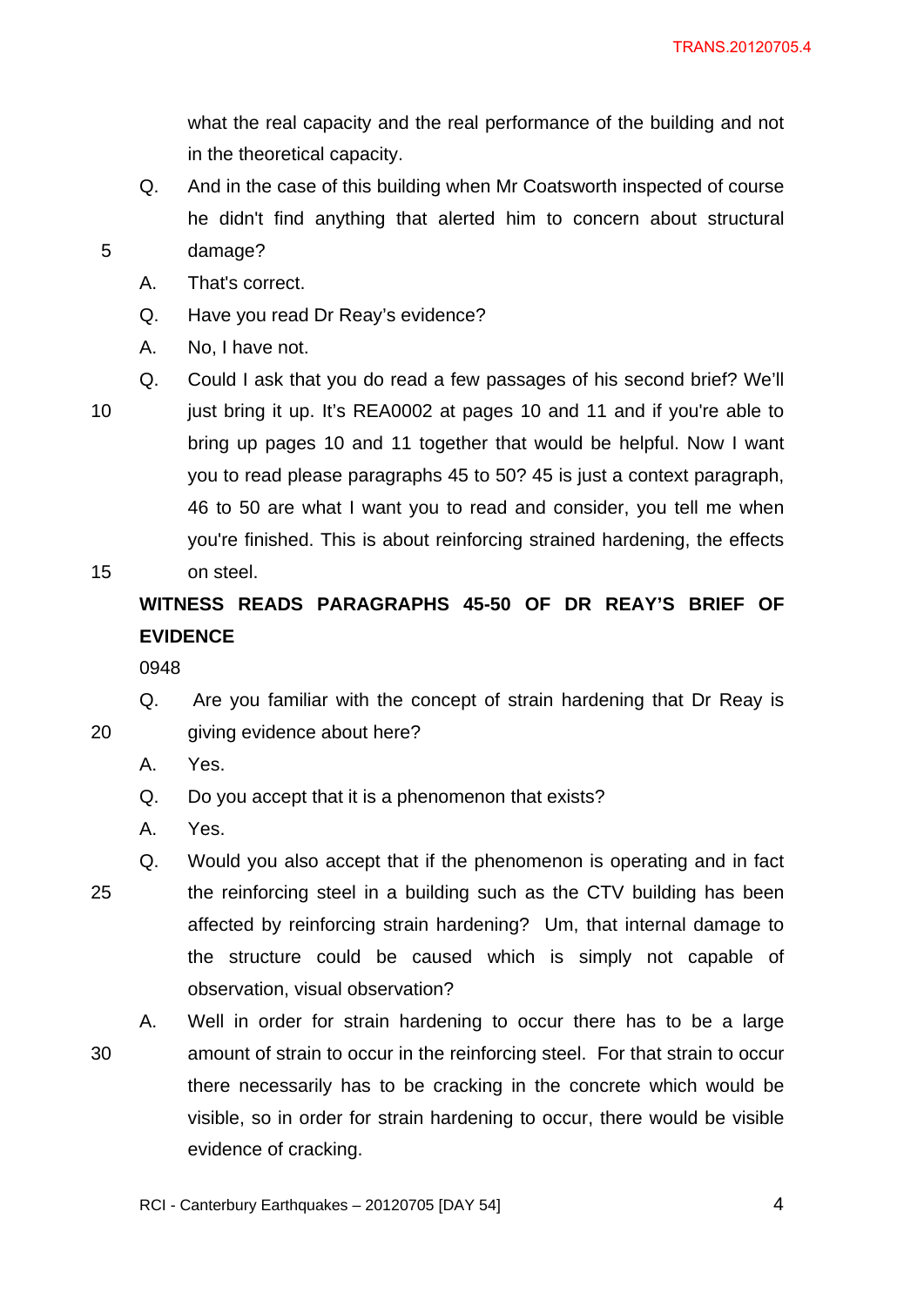what the real capacity and the real performance of the building and not in the theoretical capacity.

Q. And in the case of this building when Mr Coatsworth inspected of course he didn't find anything that alerted him to concern about structural damage?

A. That's correct.

Q. Have you read Dr Reay's evidence?

A. No, I have not.

Q. Could I ask that you do read a few passages of his second brief? We'll just bring it up. It's REA0002 at pages 10 and 11 and if you're able to bring up pages 10 and 11 together that would be helpful. Now I want you to read please paragraphs 45 to 50? 45 is just a context paragraph, 46 to 50 are what I want you to read and consider, you tell me when you're finished. This is about reinforcing strained hardening, the effects on steel.

**WITNESS READS PARAGRAPHS 45-50 OF DR REAY'S BRIEF OF EVIDENCE**

0948

Q. Are you familiar with the concept of strain hardening that Dr Reay is giving evidence about here?

A. Yes.

Q. Do you accept that it is a phenomenon that exists?

A. Yes.

Q. Would you also accept that if the phenomenon is operating and in fact the reinforcing steel in a building such as the CTV building has been affected by reinforcing strain hardening? Um, that internal damage to the structure could be caused which is simply not capable of observation, visual observation?

A. Well in order for strain hardening to occur there has to be a large amount of strain to occur in the reinforcing steel. For that strain to occur there necessarily has to be cracking in the concrete which would be visible, so in order for strain hardening to occur, there would be visible evidence of cracking.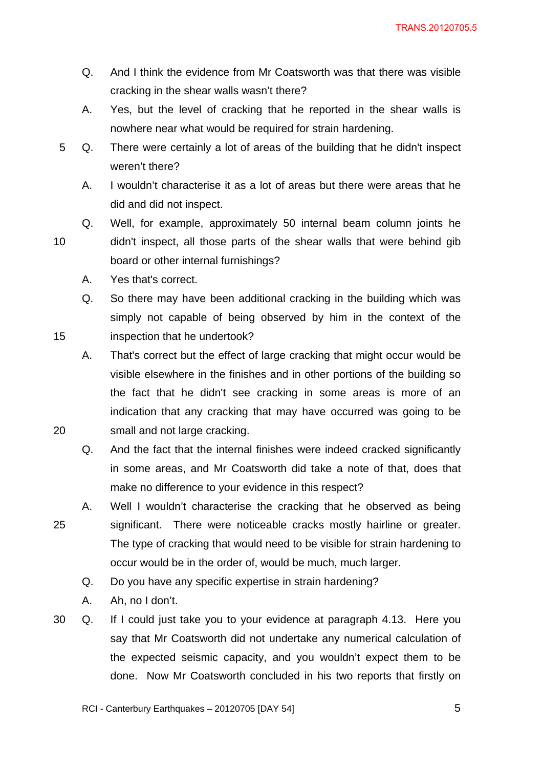Q. And I think the evidence from Mr Coatsworth was that there was visible cracking in the shear walls wasn't there?

A. Yes, but the level of cracking that he reported in the shear walls is nowhere near what would be required for strain hardening.

Q. There were certainly a lot of areas of the building that he didn't inspect weren't there?

A. I wouldn't characterise it as a lot of areas but there were areas that he did and did not inspect.

Q. Well, for example, approximately 50 internal beam column joints he didn't inspect, all those parts of the shear walls that were behind gib board or other internal furnishings?

A. Yes that's correct.

Q. So there may have been additional cracking in the building which was simply not capable of being observed by him in the context of the inspection that he undertook?

A. That's correct but the effect of large cracking that might occur would be visible elsewhere in the finishes and in other portions of the building so the fact that he didn't see cracking in some areas is more of an indication that any cracking that may have occurred was going to be small and not large cracking.

Q. And the fact that the internal finishes were indeed cracked significantly in some areas, and Mr Coatsworth did take a note of that, does that make no difference to your evidence in this respect?

A. Well I wouldn't characterise the cracking that he observed as being significant. There were noticeable cracks mostly hairline or greater. The type of cracking that would need to be visible for strain hardening to occur would be in the order of, would be much, much larger.

Q. Do you have any specific expertise in strain hardening?

A. Ah, no I don't.

Q. If I could just take you to your evidence at paragraph 4.13. Here you say that Mr Coatsworth did not undertake any numerical calculation of the expected seismic capacity, and you wouldn't expect them to be done. Now Mr Coatsworth concluded in his two reports that firstly on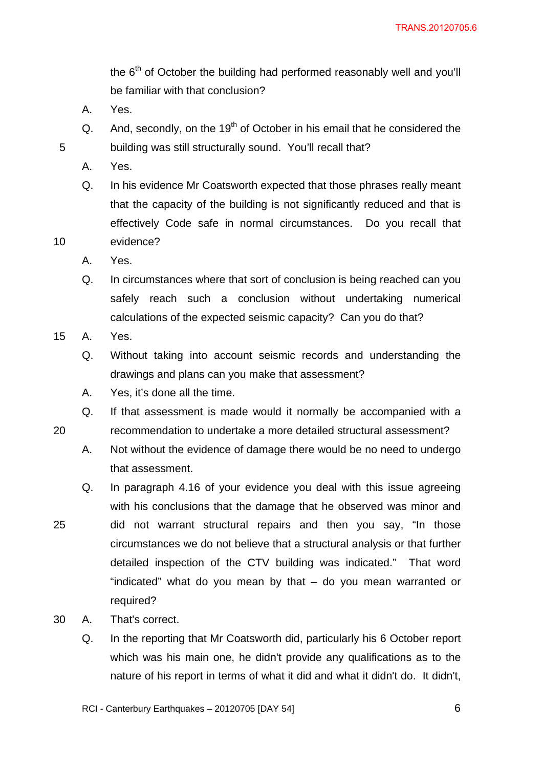the 6th of October the building had performed reasonably well and you'll be familiar with that conclusion?

A. Yes.

Q. And, secondly, on the 19th of October in his email that he considered the building was still structurally sound. You'll recall that?

A. Yes.

Q. In his evidence Mr Coatsworth expected that those phrases really meant that the capacity of the building is not significantly reduced and that is effectively Code safe in normal circumstances. Do you recall that evidence?

A. Yes.

Q. In circumstances where that sort of conclusion is being reached can you safely reach such a conclusion without undertaking numerical calculations of the expected seismic capacity? Can you do that?

A. Yes.

Q. Without taking into account seismic records and understanding the drawings and plans can you make that assessment?

A. Yes, it's done all the time.

Q. If that assessment is made would it normally be accompanied with a recommendation to undertake a more detailed structural assessment?

A. Not without the evidence of damage there would be no need to undergo that assessment.

Q. In paragraph 4.16 of your evidence you deal with this issue agreeing with his conclusions that the damage that he observed was minor and did not warrant structural repairs and then you say, "In those circumstances we do not believe that a structural analysis or that further detailed inspection of the CTV building was indicated." That word "indicated" what do you mean by that – do you mean warranted or required?

A. That's correct.

Q. In the reporting that Mr Coatsworth did, particularly his 6 October report which was his main one, he didn't provide any qualifications as to the nature of his report in terms of what it did and what it didn't do. It didn't,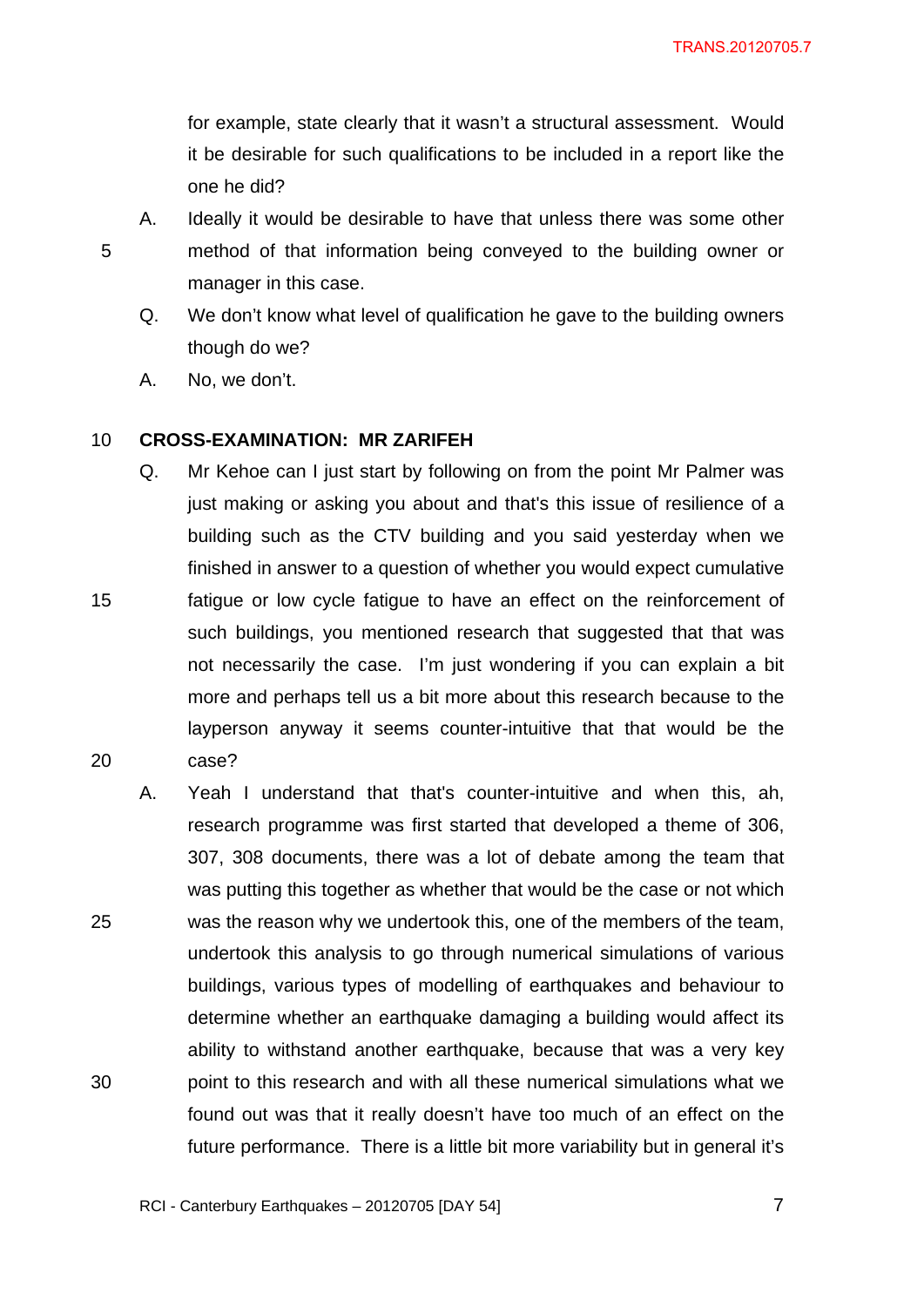for example, state clearly that it wasn't a structural assessment. Would it be desirable for such qualifications to be included in a report like the one he did?

A. Ideally it would be desirable to have that unless there was some other method of that information being conveyed to the building owner or manager in this case.

Q. We don't know what level of qualification he gave to the building owners though do we?

A. No, we don't.

**CROSS-EXAMINATION: MR ZARIFEH**

Q. Mr Kehoe can I just start by following on from the point Mr Palmer was just making or asking you about and that's this issue of resilience of a building such as the CTV building and you said yesterday when we finished in answer to a question of whether you would expect cumulative fatigue or low cycle fatigue to have an effect on the reinforcement of such buildings, you mentioned research that suggested that that was not necessarily the case. I'm just wondering if you can explain a bit more and perhaps tell us a bit more about this research because to the layperson anyway it seems counter-intuitive that that would be the case?

A. Yeah I understand that that's counter-intuitive and when this, ah, research programme was first started that developed a theme of 306, 307, 308 documents, there was a lot of debate among the team that was putting this together as whether that would be the case or not which was the reason why we undertook this, one of the members of the team, undertook this analysis to go through numerical simulations of various buildings, various types of modelling of earthquakes and behaviour to determine whether an earthquake damaging a building would affect its ability to withstand another earthquake, because that was a very key point to this research and with all these numerical simulations what we found out was that it really doesn't have too much of an effect on the future performance. There is a little bit more variability but in general it's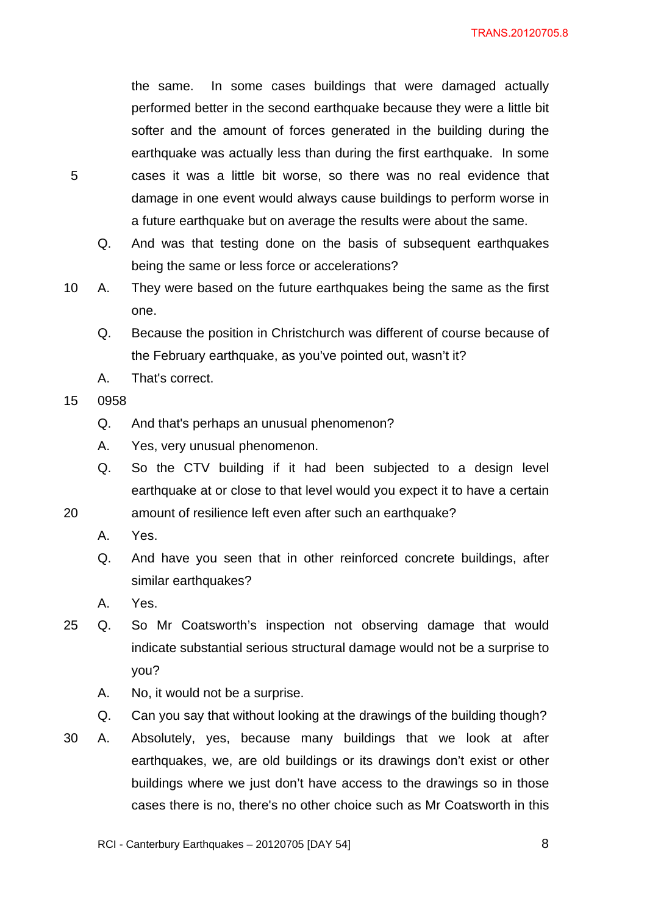the same. In some cases buildings that were damaged actually performed better in the second earthquake because they were a little bit softer and the amount of forces generated in the building during the earthquake was actually less than during the first earthquake. In some cases it was a little bit worse, so there was no real evidence that damage in one event would always cause buildings to perform worse in a future earthquake but on average the results were about the same.

Q. And was that testing done on the basis of subsequent earthquakes being the same or less force or accelerations?

A. They were based on the future earthquakes being the same as the first one.

Q. Because the position in Christchurch was different of course because of the February earthquake, as you've pointed out, wasn't it?

A. That's correct.

0958

Q. And that's perhaps an unusual phenomenon?

A. Yes, very unusual phenomenon.

Q. So the CTV building if it had been subjected to a design level earthquake at or close to that level would you expect it to have a certain amount of resilience left even after such an earthquake?

A. Yes.

Q. And have you seen that in other reinforced concrete buildings, after similar earthquakes?

A. Yes.

Q. So Mr Coatsworth's inspection not observing damage that would indicate substantial serious structural damage would not be a surprise to you?

A. No, it would not be a surprise.

Q. Can you say that without looking at the drawings of the building though?

A. Absolutely, yes, because many buildings that we look at after earthquakes, we, are old buildings or its drawings don't exist or other buildings where we just don't have access to the drawings so in those cases there is no, there's no other choice such as Mr Coatsworth in this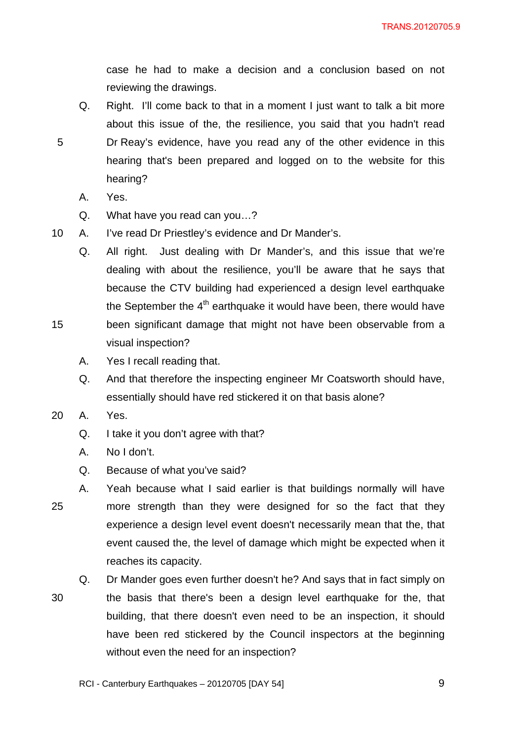case he had to make a decision and a conclusion based on not reviewing the drawings.

Q. Right. I'll come back to that in a moment I just want to talk a bit more about this issue of the, the resilience, you said that you hadn't read Dr Reay's evidence, have you read any of the other evidence in this hearing that's been prepared and logged on to the website for this hearing?

A. Yes.

Q. What have you read can you…?

A. I've read Dr Priestley's evidence and Dr Mander's.

Q. All right. Just dealing with Dr Mander's, and this issue that we're dealing with about the resilience, you'll be aware that he says that because the CTV building had experienced a design level earthquake the September the 4th earthquake it would have been, there would have been significant damage that might not have been observable from a visual inspection?

A. Yes I recall reading that.

Q. And that therefore the inspecting engineer Mr Coatsworth should have, essentially should have red stickered it on that basis alone?

A. Yes.

Q. I take it you don't agree with that?

A. No I don't.

Q. Because of what you've said?

A. Yeah because what I said earlier is that buildings normally will have more strength than they were designed for so the fact that they experience a design level event doesn't necessarily mean that the, that event caused the, the level of damage which might be expected when it reaches its capacity.

Q. Dr Mander goes even further doesn't he? And says that in fact simply on the basis that there's been a design level earthquake for the, that building, that there doesn't even need to be an inspection, it should have been red stickered by the Council inspectors at the beginning without even the need for an inspection?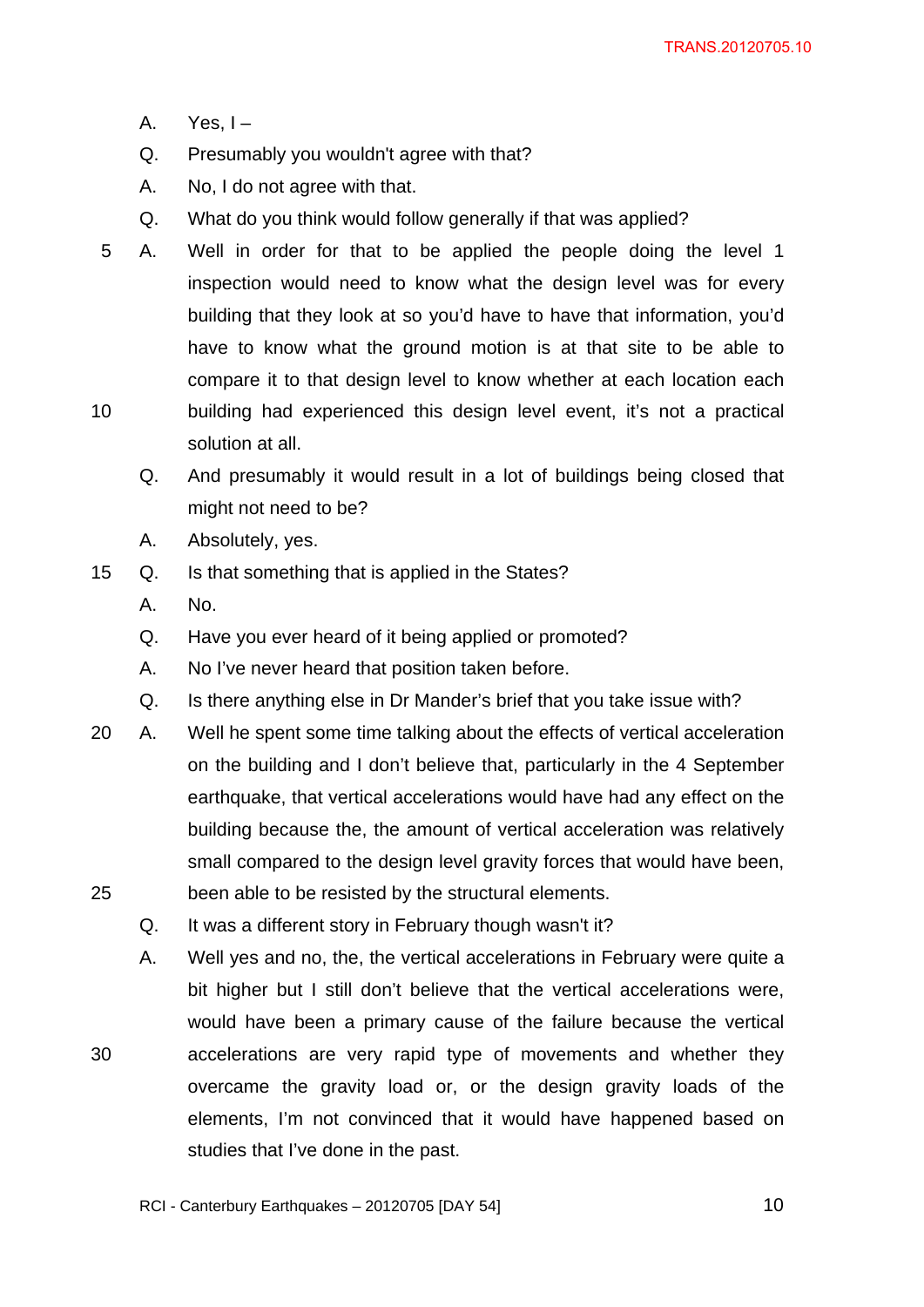A. Yes, I –

Q. Presumably you wouldn't agree with that?

A. No, I do not agree with that.

Q. What do you think would follow generally if that was applied?

A. Well in order for that to be applied the people doing the level 1 inspection would need to know what the design level was for every building that they look at so you'd have to have that information, you'd have to know what the ground motion is at that site to be able to compare it to that design level to know whether at each location each building had experienced this design level event, it's not a practical solution at all.

Q. And presumably it would result in a lot of buildings being closed that might not need to be?

A. Absolutely, yes.

Q. Is that something that is applied in the States?

A. No.

Q. Have you ever heard of it being applied or promoted?

A. No I've never heard that position taken before.

Q. Is there anything else in Dr Mander's brief that you take issue with?

A. Well he spent some time talking about the effects of vertical acceleration on the building and I don't believe that, particularly in the 4 September earthquake, that vertical accelerations would have had any effect on the building because the, the amount of vertical acceleration was relatively small compared to the design level gravity forces that would have been, been able to be resisted by the structural elements.

Q. It was a different story in February though wasn't it?

A. Well yes and no, the, the vertical accelerations in February were quite a bit higher but I still don't believe that the vertical accelerations were, would have been a primary cause of the failure because the vertical accelerations are very rapid type of movements and whether they overcame the gravity load or, or the design gravity loads of the elements, I'm not convinced that it would have happened based on studies that I've done in the past.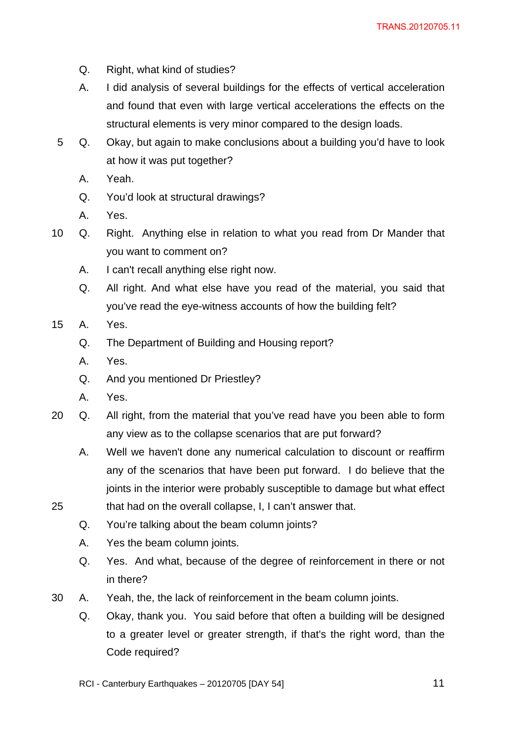Q. Right, what kind of studies?

A. I did analysis of several buildings for the effects of vertical acceleration and found that even with large vertical accelerations the effects on the structural elements is very minor compared to the design loads.

Q. Okay, but again to make conclusions about a building you'd have to look at how it was put together?

A. Yeah.

Q. You'd look at structural drawings?

A. Yes.

Q. Right. Anything else in relation to what you read from Dr Mander that you want to comment on?

A. I can't recall anything else right now.

Q. All right. And what else have you read of the material, you said that you've read the eye-witness accounts of how the building felt?

A. Yes.

Q. The Department of Building and Housing report?

A. Yes.

Q. And you mentioned Dr Priestley?

A. Yes.

Q. All right, from the material that you've read have you been able to form any view as to the collapse scenarios that are put forward?

A. Well we haven't done any numerical calculation to discount or reaffirm any of the scenarios that have been put forward. I do believe that the joints in the interior were probably susceptible to damage but what effect that had on the overall collapse, I, I can't answer that.

Q. You're talking about the beam column joints?

A. Yes the beam column joints.

Q. Yes. And what, because of the degree of reinforcement in there or not in there?

A. Yeah, the, the lack of reinforcement in the beam column joints.

Q. Okay, thank you. You said before that often a building will be designed to a greater level or greater strength, if that's the right word, than the Code required?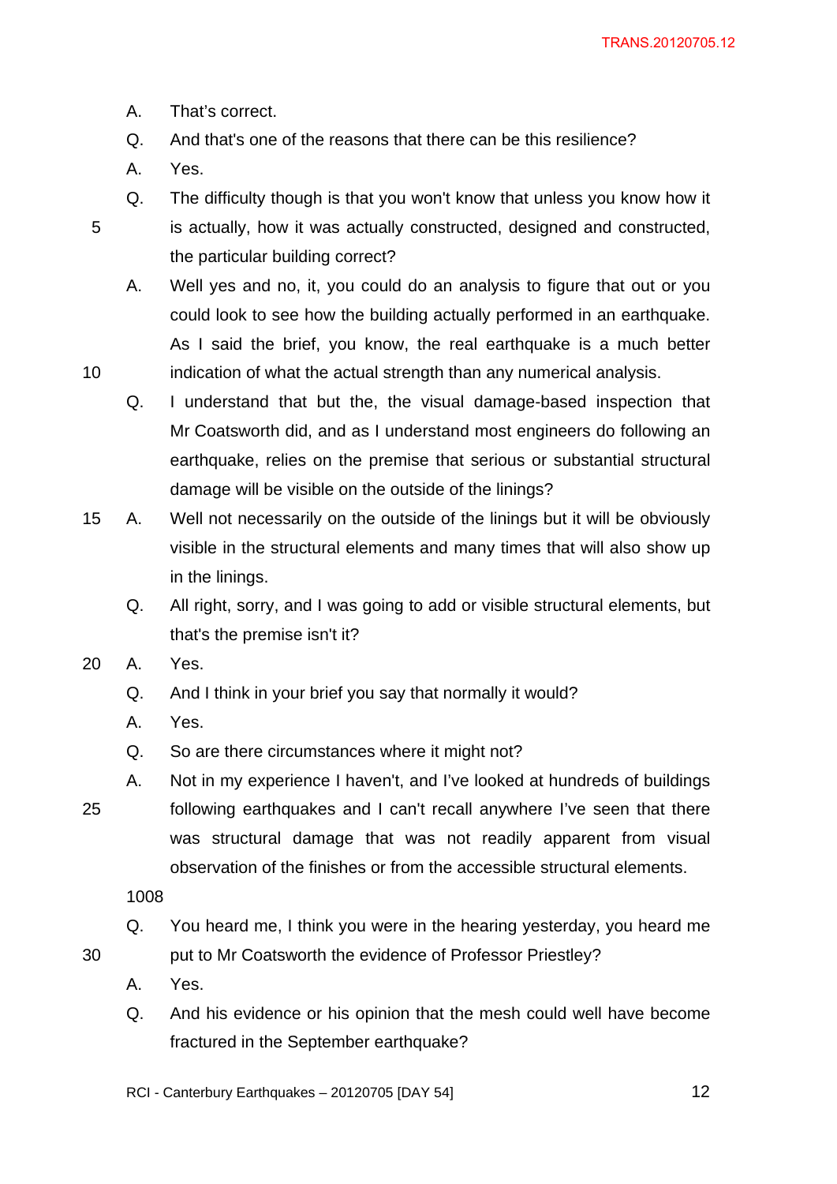A. That's correct.

Q. And that's one of the reasons that there can be this resilience?

A. Yes.

Q. The difficulty though is that you won't know that unless you know how it is actually, how it was actually constructed, designed and constructed, the particular building correct?

A. Well yes and no, it, you could do an analysis to figure that out or you could look to see how the building actually performed in an earthquake. As I said the brief, you know, the real earthquake is a much better indication of what the actual strength than any numerical analysis.

Q. I understand that but the, the visual damage-based inspection that Mr Coatsworth did, and as I understand most engineers do following an earthquake, relies on the premise that serious or substantial structural damage will be visible on the outside of the linings?

A. Well not necessarily on the outside of the linings but it will be obviously visible in the structural elements and many times that will also show up in the linings.

Q. All right, sorry, and I was going to add or visible structural elements, but that's the premise isn't it?

A. Yes.

Q. And I think in your brief you say that normally it would?

A. Yes.

Q. So are there circumstances where it might not?

A. Not in my experience I haven't, and I've looked at hundreds of buildings following earthquakes and I can't recall anywhere I've seen that there was structural damage that was not readily apparent from visual observation of the finishes or from the accessible structural elements.

1008

Q. You heard me, I think you were in the hearing yesterday, you heard me put to Mr Coatsworth the evidence of Professor Priestley?

A. Yes.

Q. And his evidence or his opinion that the mesh could well have become fractured in the September earthquake?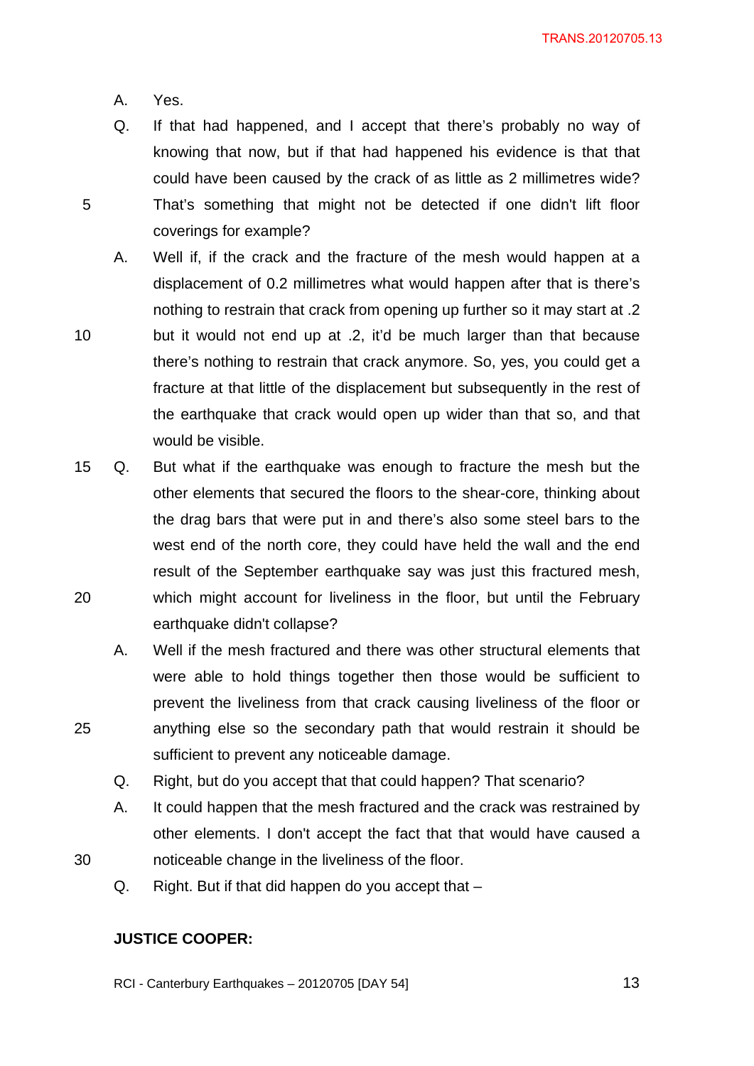A. Yes.

Q. If that had happened, and I accept that there's probably no way of knowing that now, but if that had happened his evidence is that that could have been caused by the crack of as little as 2 millimetres wide? That's something that might not be detected if one didn't lift floor coverings for example?

A. Well if, if the crack and the fracture of the mesh would happen at a displacement of 0.2 millimetres what would happen after that is there's nothing to restrain that crack from opening up further so it may start at .2 but it would not end up at .2, it'd be much larger than that because there's nothing to restrain that crack anymore. So, yes, you could get a fracture at that little of the displacement but subsequently in the rest of the earthquake that crack would open up wider than that so, and that would be visible.

Q. But what if the earthquake was enough to fracture the mesh but the other elements that secured the floors to the shear-core, thinking about the drag bars that were put in and there's also some steel bars to the west end of the north core, they could have held the wall and the end result of the September earthquake say was just this fractured mesh, which might account for liveliness in the floor, but until the February earthquake didn't collapse?

A. Well if the mesh fractured and there was other structural elements that were able to hold things together then those would be sufficient to prevent the liveliness from that crack causing liveliness of the floor or anything else so the secondary path that would restrain it should be sufficient to prevent any noticeable damage.

Q. Right, but do you accept that that could happen? That scenario?

A. It could happen that the mesh fractured and the crack was restrained by other elements. I don't accept the fact that that would have caused a noticeable change in the liveliness of the floor.

Q. Right. But if that did happen do you accept that –

**JUSTICE COOPER:**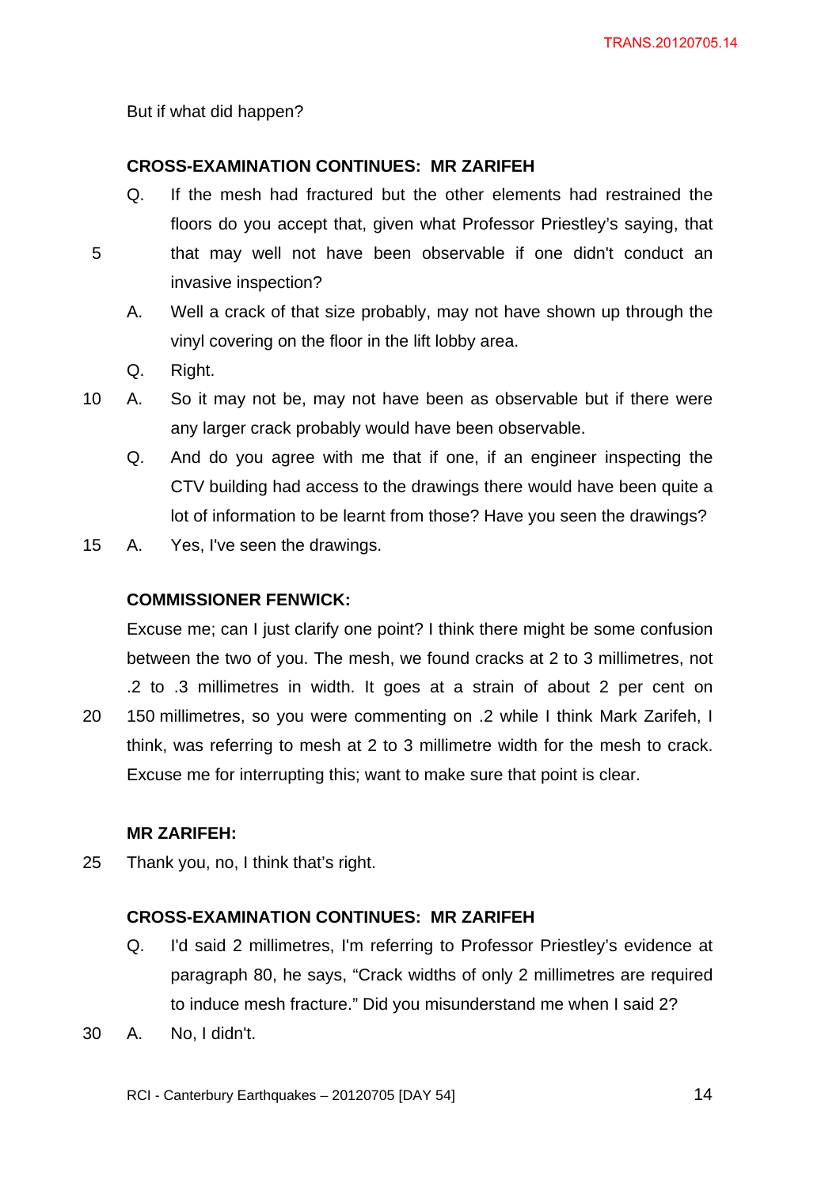But if what did happen?

**CROSS-EXAMINATION CONTINUES: MR ZARIFEH**

Q. If the mesh had fractured but the other elements had restrained the floors do you accept that, given what Professor Priestley's saying, that that may well not have been observable if one didn't conduct an invasive inspection?

A. Well a crack of that size probably, may not have shown up through the vinyl covering on the floor in the lift lobby area.

Q. Right.

A. So it may not be, may not have been as observable but if there were any larger crack probably would have been observable.

Q. And do you agree with me that if one, if an engineer inspecting the CTV building had access to the drawings there would have been quite a lot of information to be learnt from those? Have you seen the drawings?

A. Yes, I've seen the drawings.

**COMMISSIONER FENWICK:**

Excuse me; can I just clarify one point? I think there might be some confusion between the two of you. The mesh, we found cracks at 2 to 3 millimetres, not .2 to .3 millimetres in width. It goes at a strain of about 2 per cent on 150 millimetres, so you were commenting on .2 while I think Mark Zarifeh, I think, was referring to mesh at 2 to 3 millimetre width for the mesh to crack. Excuse me for interrupting this; want to make sure that point is clear.

**MR ZARIFEH:**

Thank you, no, I think that's right.

**CROSS-EXAMINATION CONTINUES: MR ZARIFEH**

Q. I'd said 2 millimetres, I'm referring to Professor Priestley's evidence at paragraph 80, he says, "Crack widths of only 2 millimetres are required to induce mesh fracture." Did you misunderstand me when I said 2?

A. No, I didn't.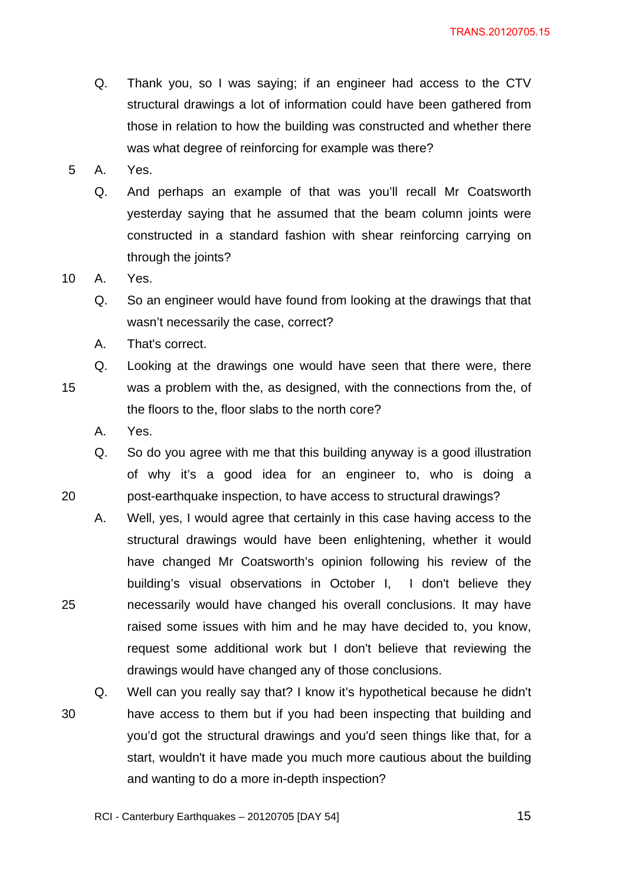Q. Thank you, so I was saying; if an engineer had access to the CTV structural drawings a lot of information could have been gathered from those in relation to how the building was constructed and whether there was what degree of reinforcing for example was there?

A. Yes.

Q. And perhaps an example of that was you'll recall Mr Coatsworth yesterday saying that he assumed that the beam column joints were constructed in a standard fashion with shear reinforcing carrying on through the joints?

A. Yes.

Q. So an engineer would have found from looking at the drawings that that wasn't necessarily the case, correct?

A. That's correct.

Q. Looking at the drawings one would have seen that there were, there was a problem with the, as designed, with the connections from the, of the floors to the, floor slabs to the north core?

A. Yes.

Q. So do you agree with me that this building anyway is a good illustration of why it's a good idea for an engineer to, who is doing a post-earthquake inspection, to have access to structural drawings?

A. Well, yes, I would agree that certainly in this case having access to the structural drawings would have been enlightening, whether it would have changed Mr Coatsworth's opinion following his review of the building's visual observations in October I, I don't believe they necessarily would have changed his overall conclusions. It may have raised some issues with him and he may have decided to, you know, request some additional work but I don't believe that reviewing the drawings would have changed any of those conclusions.

Q. Well can you really say that? I know it's hypothetical because he didn't have access to them but if you had been inspecting that building and you'd got the structural drawings and you'd seen things like that, for a start, wouldn't it have made you much more cautious about the building and wanting to do a more in-depth inspection?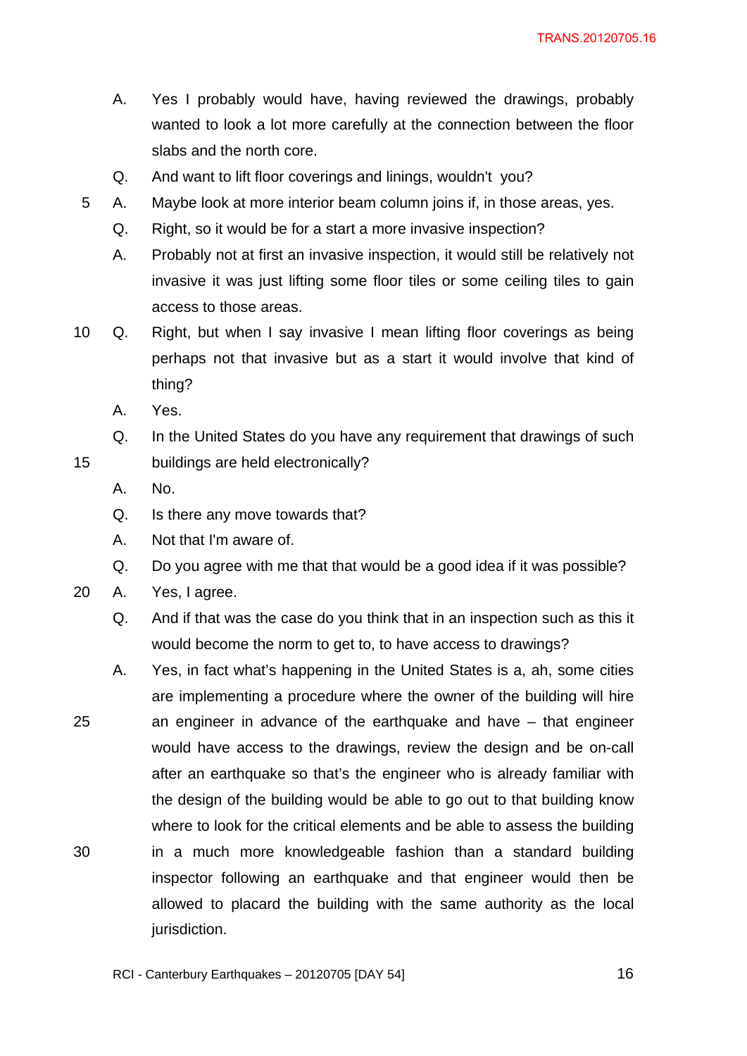A. Yes I probably would have, having reviewed the drawings, probably wanted to look a lot more carefully at the connection between the floor slabs and the north core.

Q. And want to lift floor coverings and linings, wouldn't you?

A. Maybe look at more interior beam column joins if, in those areas, yes.

Q. Right, so it would be for a start a more invasive inspection?

A. Probably not at first an invasive inspection, it would still be relatively not invasive it was just lifting some floor tiles or some ceiling tiles to gain access to those areas.

Q. Right, but when I say invasive I mean lifting floor coverings as being perhaps not that invasive but as a start it would involve that kind of thing?

A. Yes.

Q. In the United States do you have any requirement that drawings of such buildings are held electronically?

A. No.

Q. Is there any move towards that?

A. Not that I'm aware of.

Q. Do you agree with me that that would be a good idea if it was possible?

A. Yes, I agree.

Q. And if that was the case do you think that in an inspection such as this it would become the norm to get to, to have access to drawings?

A. Yes, in fact what's happening in the United States is a, ah, some cities are implementing a procedure where the owner of the building will hire an engineer in advance of the earthquake and have – that engineer would have access to the drawings, review the design and be on-call after an earthquake so that's the engineer who is already familiar with the design of the building would be able to go out to that building know where to look for the critical elements and be able to assess the building in a much more knowledgeable fashion than a standard building inspector following an earthquake and that engineer would then be allowed to placard the building with the same authority as the local jurisdiction.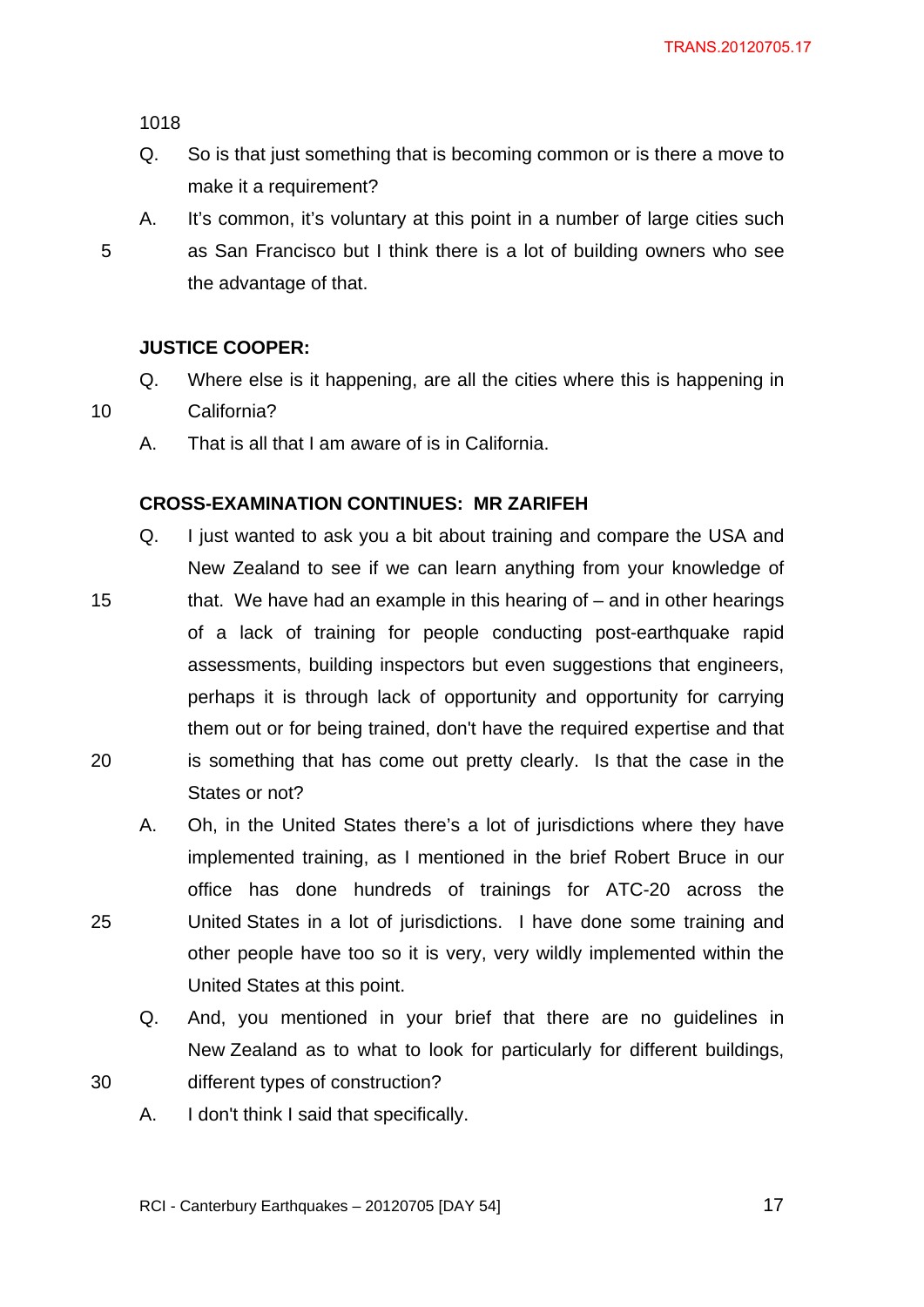1018

Q. So is that just something that is becoming common or is there a move to make it a requirement?

A. It's common, it's voluntary at this point in a number of large cities such as San Francisco but I think there is a lot of building owners who see the advantage of that.

**JUSTICE COOPER:**

Q. Where else is it happening, are all the cities where this is happening in California?

A. That is all that I am aware of is in California.

**CROSS-EXAMINATION CONTINUES: MR ZARIFEH**

Q. I just wanted to ask you a bit about training and compare the USA and New Zealand to see if we can learn anything from your knowledge of that. We have had an example in this hearing of – and in other hearings of a lack of training for people conducting post-earthquake rapid assessments, building inspectors but even suggestions that engineers, perhaps it is through lack of opportunity and opportunity for carrying them out or for being trained, don't have the required expertise and that is something that has come out pretty clearly. Is that the case in the States or not?

A. Oh, in the United States there's a lot of jurisdictions where they have implemented training, as I mentioned in the brief Robert Bruce in our office has done hundreds of trainings for ATC-20 across the United States in a lot of jurisdictions. I have done some training and other people have too so it is very, very wildly implemented within the United States at this point.

Q. And, you mentioned in your brief that there are no guidelines in New Zealand as to what to look for particularly for different buildings, different types of construction?

A. I don't think I said that specifically.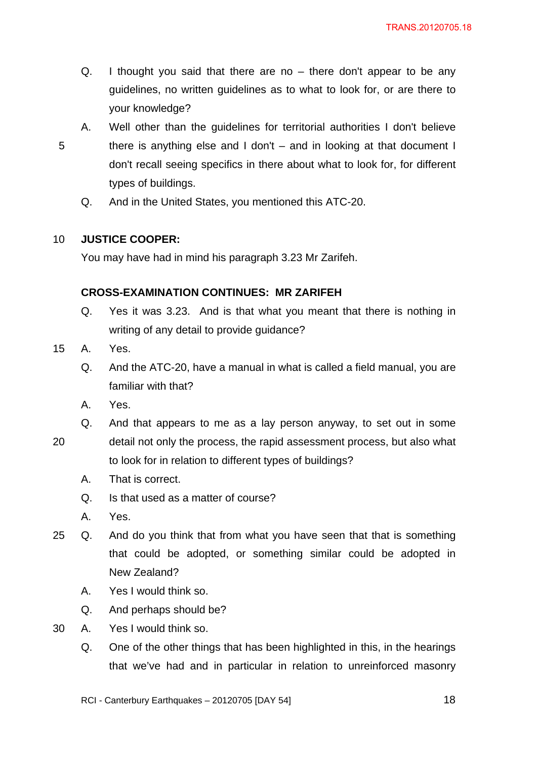Q. I thought you said that there are no – there don't appear to be any guidelines, no written guidelines as to what to look for, or are there to your knowledge?

A. Well other than the guidelines for territorial authorities I don't believe there is anything else and I don't – and in looking at that document I don't recall seeing specifics in there about what to look for, for different types of buildings.

Q. And in the United States, you mentioned this ATC-20.

**JUSTICE COOPER:**

You may have had in mind his paragraph 3.23 Mr Zarifeh.

**CROSS-EXAMINATION CONTINUES: MR ZARIFEH**

Q. Yes it was 3.23. And is that what you meant that there is nothing in writing of any detail to provide guidance?

A. Yes.

Q. And the ATC-20, have a manual in what is called a field manual, you are familiar with that?

A. Yes.

Q. And that appears to me as a lay person anyway, to set out in some detail not only the process, the rapid assessment process, but also what to look for in relation to different types of buildings?

A. That is correct.

Q. Is that used as a matter of course?

A. Yes.

Q. And do you think that from what you have seen that that is something that could be adopted, or something similar could be adopted in New Zealand?

A. Yes I would think so.

Q. And perhaps should be?

A. Yes I would think so.

Q. One of the other things that has been highlighted in this, in the hearings that we've had and in particular in relation to unreinforced masonry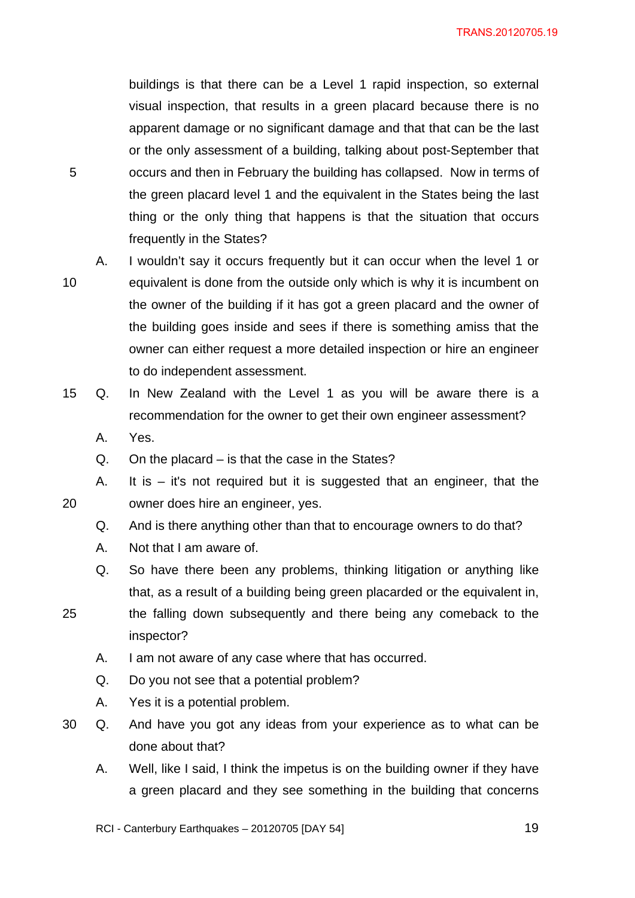buildings is that there can be a Level 1 rapid inspection, so external visual inspection, that results in a green placard because there is no apparent damage or no significant damage and that that can be the last or the only assessment of a building, talking about post-September that occurs and then in February the building has collapsed. Now in terms of the green placard level 1 and the equivalent in the States being the last thing or the only thing that happens is that the situation that occurs frequently in the States?

A. I wouldn't say it occurs frequently but it can occur when the level 1 or equivalent is done from the outside only which is why it is incumbent on the owner of the building if it has got a green placard and the owner of the building goes inside and sees if there is something amiss that the owner can either request a more detailed inspection or hire an engineer to do independent assessment.

Q. In New Zealand with the Level 1 as you will be aware there is a recommendation for the owner to get their own engineer assessment?

A. Yes.

Q. On the placard – is that the case in the States?

A. It is – it's not required but it is suggested that an engineer, that the owner does hire an engineer, yes.

Q. And is there anything other than that to encourage owners to do that?

A. Not that I am aware of.

Q. So have there been any problems, thinking litigation or anything like that, as a result of a building being green placarded or the equivalent in, the falling down subsequently and there being any comeback to the inspector?

A. I am not aware of any case where that has occurred.

Q. Do you not see that a potential problem?

A. Yes it is a potential problem.

Q. And have you got any ideas from your experience as to what can be done about that?

A. Well, like I said, I think the impetus is on the building owner if they have a green placard and they see something in the building that concerns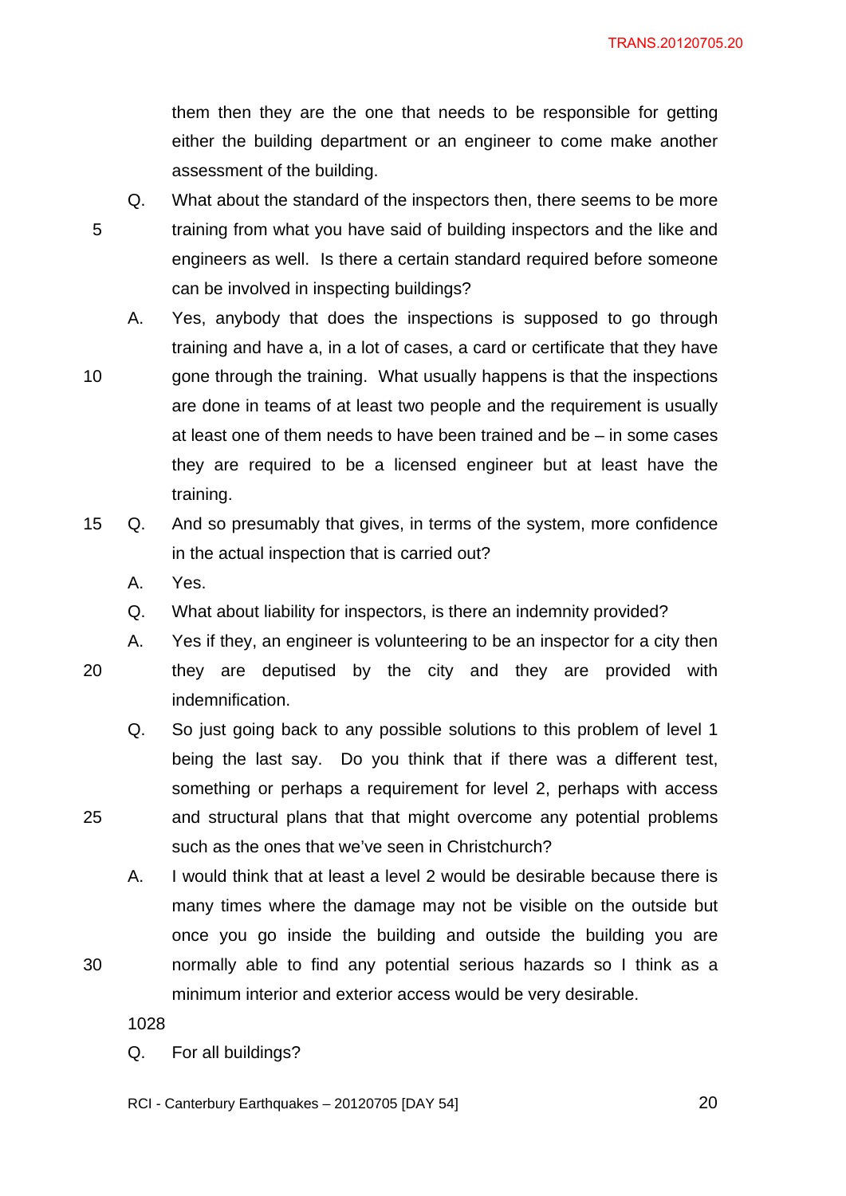them then they are the one that needs to be responsible for getting either the building department or an engineer to come make another assessment of the building.

Q. What about the standard of the inspectors then, there seems to be more training from what you have said of building inspectors and the like and engineers as well. Is there a certain standard required before someone can be involved in inspecting buildings?

A. Yes, anybody that does the inspections is supposed to go through training and have a, in a lot of cases, a card or certificate that they have gone through the training. What usually happens is that the inspections are done in teams of at least two people and the requirement is usually at least one of them needs to have been trained and be – in some cases they are required to be a licensed engineer but at least have the training.

Q. And so presumably that gives, in terms of the system, more confidence in the actual inspection that is carried out?

A. Yes.

Q. What about liability for inspectors, is there an indemnity provided?

A. Yes if they, an engineer is volunteering to be an inspector for a city then they are deputised by the city and they are provided with indemnification.

Q. So just going back to any possible solutions to this problem of level 1 being the last say. Do you think that if there was a different test, something or perhaps a requirement for level 2, perhaps with access and structural plans that that might overcome any potential problems such as the ones that we've seen in Christchurch?

A. I would think that at least a level 2 would be desirable because there is many times where the damage may not be visible on the outside but once you go inside the building and outside the building you are normally able to find any potential serious hazards so I think as a minimum interior and exterior access would be very desirable.

1028

Q. For all buildings?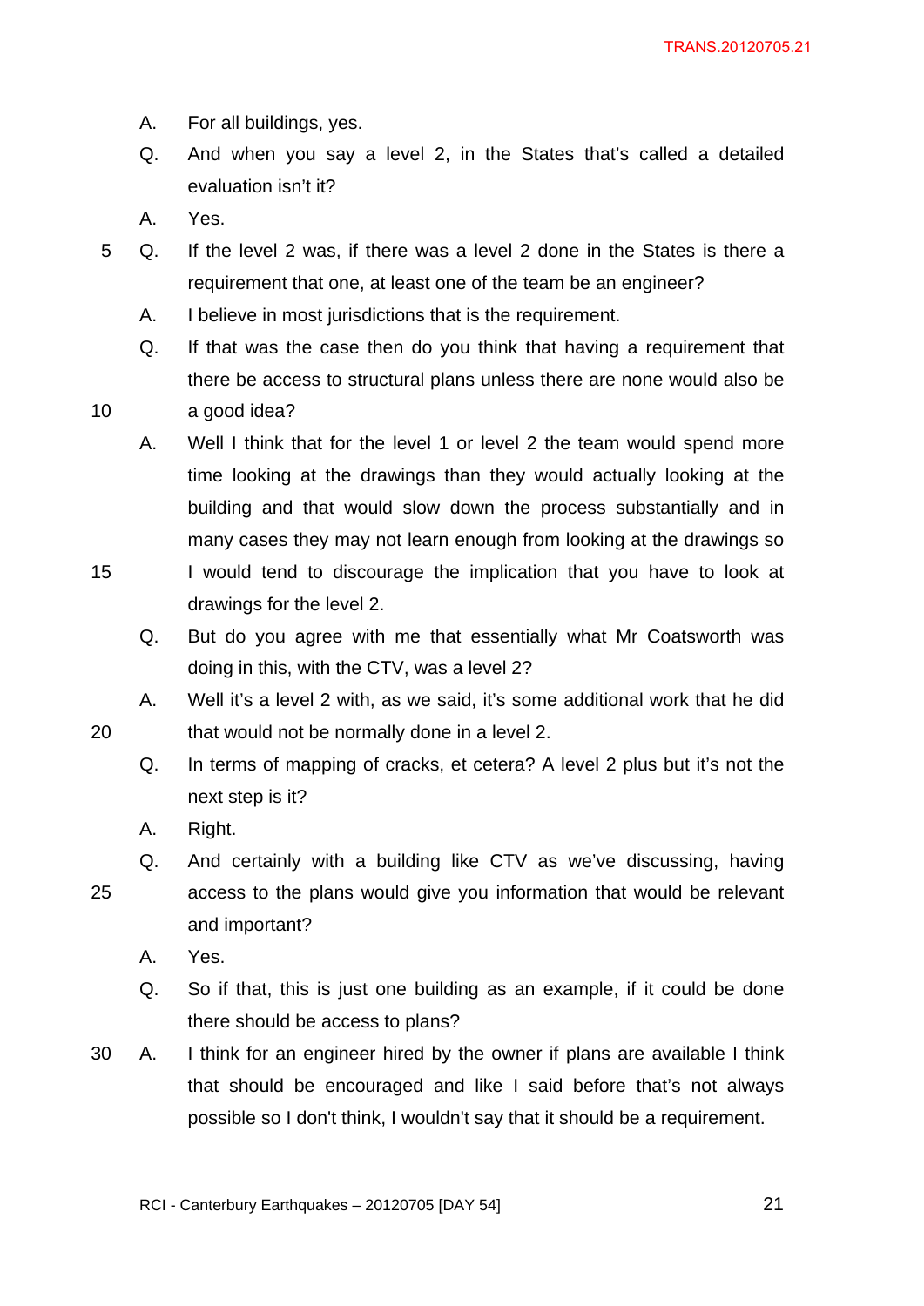A. For all buildings, yes.

Q. And when you say a level 2, in the States that's called a detailed evaluation isn't it?

A. Yes.

Q. If the level 2 was, if there was a level 2 done in the States is there a requirement that one, at least one of the team be an engineer?

A. I believe in most jurisdictions that is the requirement.

Q. If that was the case then do you think that having a requirement that there be access to structural plans unless there are none would also be a good idea?

A. Well I think that for the level 1 or level 2 the team would spend more time looking at the drawings than they would actually looking at the building and that would slow down the process substantially and in many cases they may not learn enough from looking at the drawings so I would tend to discourage the implication that you have to look at drawings for the level 2.

Q. But do you agree with me that essentially what Mr Coatsworth was doing in this, with the CTV, was a level 2?

A. Well it's a level 2 with, as we said, it's some additional work that he did that would not be normally done in a level 2.

Q. In terms of mapping of cracks, et cetera? A level 2 plus but it's not the next step is it?

A. Right.

Q. And certainly with a building like CTV as we've discussing, having access to the plans would give you information that would be relevant and important?

A. Yes.

Q. So if that, this is just one building as an example, if it could be done there should be access to plans?

A. I think for an engineer hired by the owner if plans are available I think that should be encouraged and like I said before that's not always possible so I don't think, I wouldn't say that it should be a requirement.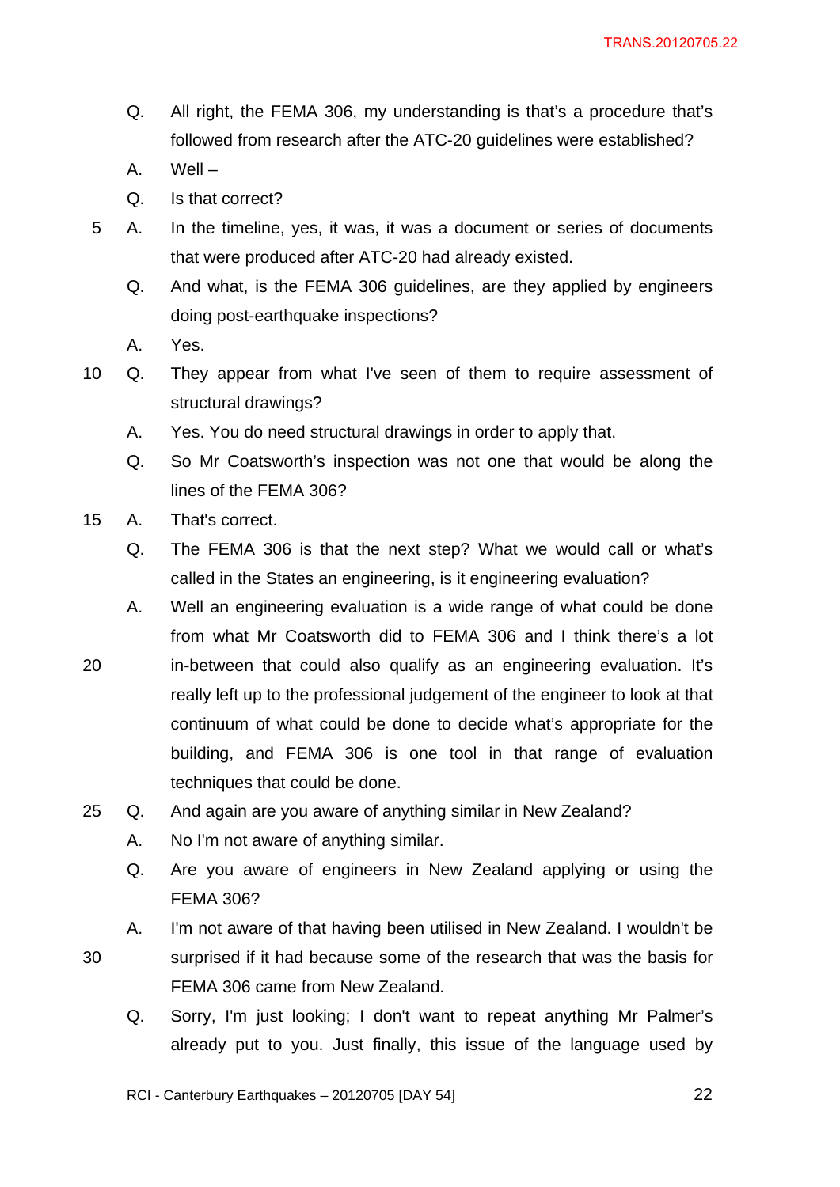Q. All right, the FEMA 306, my understanding is that's a procedure that's followed from research after the ATC-20 guidelines were established?

A. Well –

Q. Is that correct?

A. In the timeline, yes, it was, it was a document or series of documents that were produced after ATC-20 had already existed.

Q. And what, is the FEMA 306 guidelines, are they applied by engineers doing post-earthquake inspections?

A. Yes.

Q. They appear from what I've seen of them to require assessment of structural drawings?

A. Yes. You do need structural drawings in order to apply that.

Q. So Mr Coatsworth's inspection was not one that would be along the lines of the FEMA 306?

A. That's correct.

Q. The FEMA 306 is that the next step? What we would call or what's called in the States an engineering, is it engineering evaluation?

A. Well an engineering evaluation is a wide range of what could be done from what Mr Coatsworth did to FEMA 306 and I think there's a lot in-between that could also qualify as an engineering evaluation. It's really left up to the professional judgement of the engineer to look at that continuum of what could be done to decide what's appropriate for the building, and FEMA 306 is one tool in that range of evaluation techniques that could be done.

Q. And again are you aware of anything similar in New Zealand?

A. No I'm not aware of anything similar.

Q. Are you aware of engineers in New Zealand applying or using the FEMA 306?

A. I'm not aware of that having been utilised in New Zealand. I wouldn't be surprised if it had because some of the research that was the basis for FEMA 306 came from New Zealand.

Q. Sorry, I'm just looking; I don't want to repeat anything Mr Palmer's already put to you. Just finally, this issue of the language used by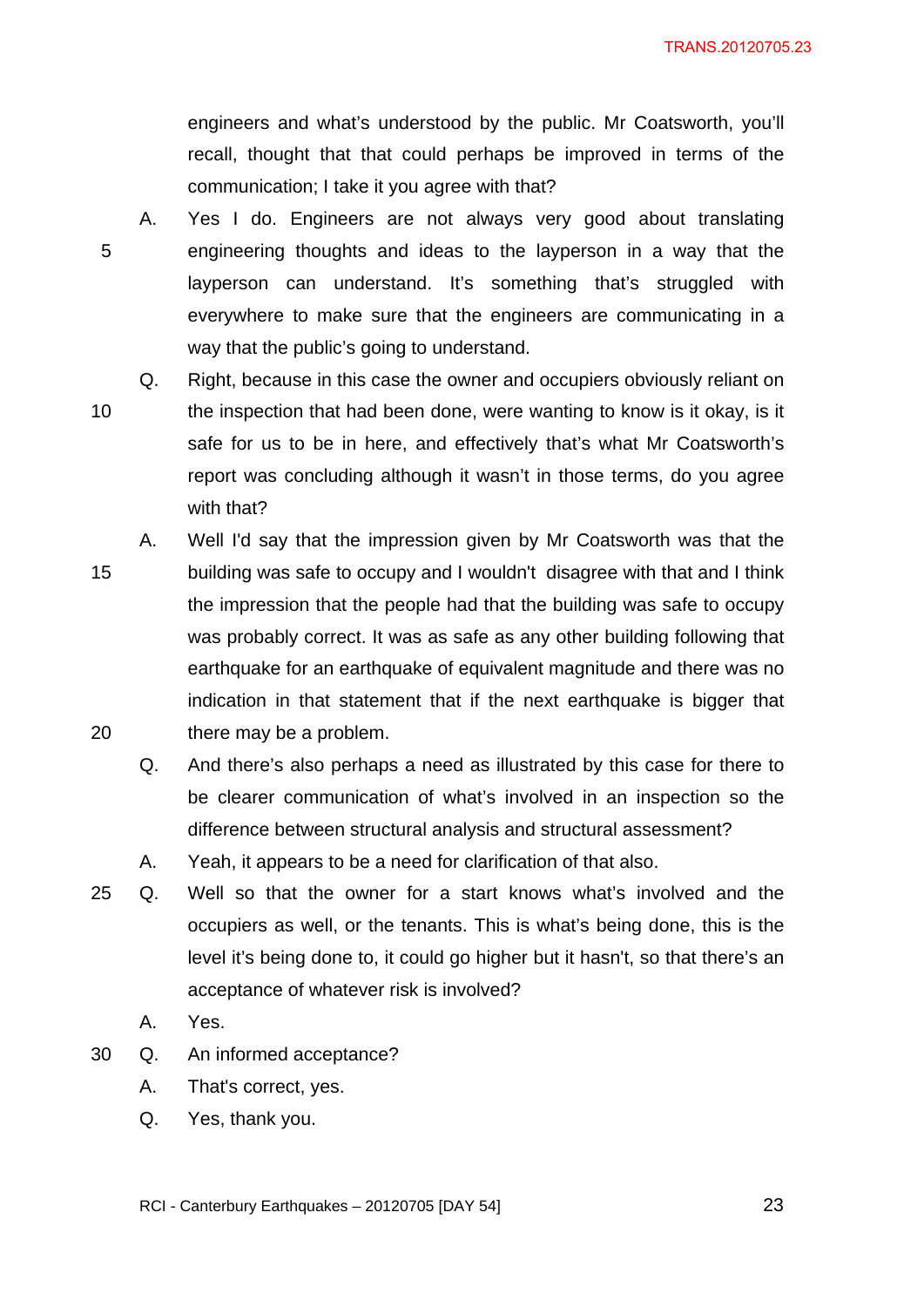engineers and what's understood by the public. Mr Coatsworth, you'll recall, thought that that could perhaps be improved in terms of the communication; I take it you agree with that?

A. Yes I do. Engineers are not always very good about translating engineering thoughts and ideas to the layperson in a way that the layperson can understand. It's something that's struggled with everywhere to make sure that the engineers are communicating in a way that the public's going to understand.

Q. Right, because in this case the owner and occupiers obviously reliant on the inspection that had been done, were wanting to know is it okay, is it safe for us to be in here, and effectively that's what Mr Coatsworth's report was concluding although it wasn't in those terms, do you agree with that?

A. Well I'd say that the impression given by Mr Coatsworth was that the building was safe to occupy and I wouldn't disagree with that and I think the impression that the people had that the building was safe to occupy was probably correct. It was as safe as any other building following that earthquake for an earthquake of equivalent magnitude and there was no indication in that statement that if the next earthquake is bigger that there may be a problem.

Q. And there's also perhaps a need as illustrated by this case for there to be clearer communication of what's involved in an inspection so the difference between structural analysis and structural assessment?

A. Yeah, it appears to be a need for clarification of that also.

Q. Well so that the owner for a start knows what's involved and the occupiers as well, or the tenants. This is what's being done, this is the level it's being done to, it could go higher but it hasn't, so that there's an acceptance of whatever risk is involved?

A. Yes.

Q. An informed acceptance?

A. That's correct, yes.

Q. Yes, thank you.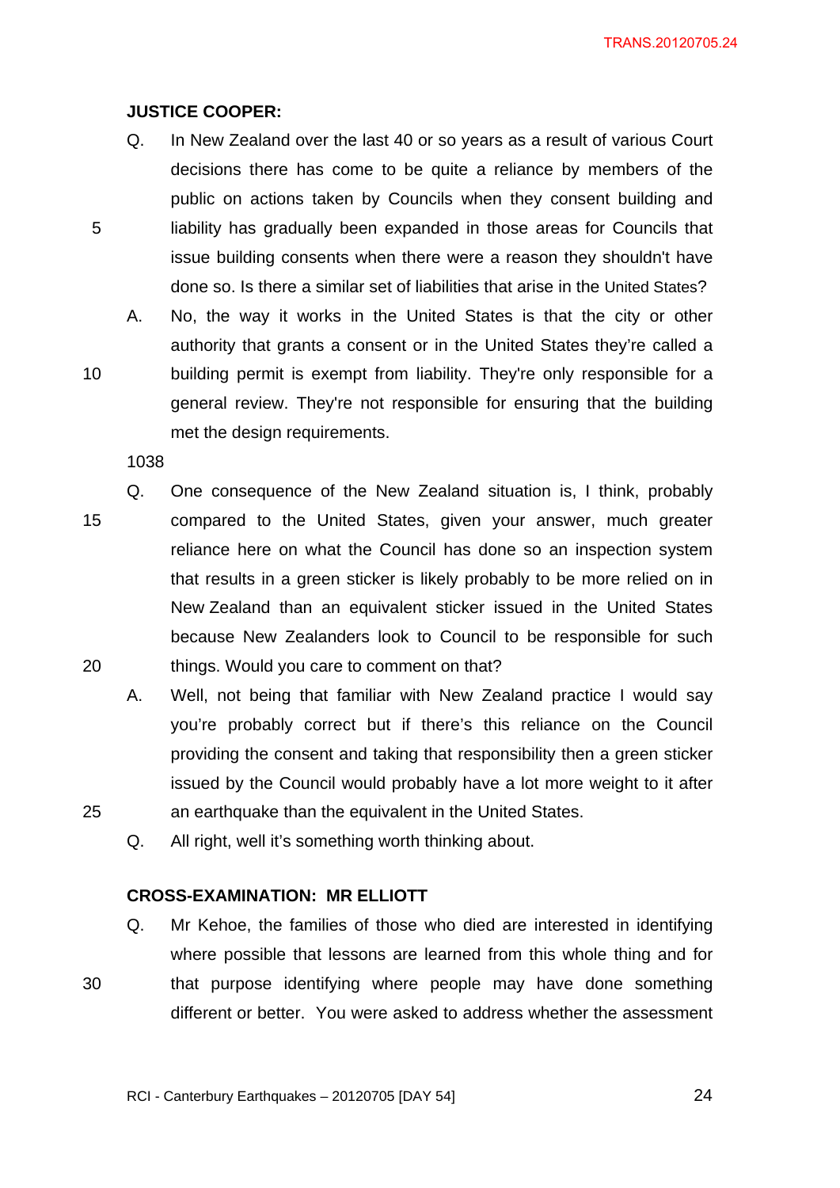**JUSTICE COOPER:**

Q. In New Zealand over the last 40 or so years as a result of various Court decisions there has come to be quite a reliance by members of the public on actions taken by Councils when they consent building and liability has gradually been expanded in those areas for Councils that issue building consents when there were a reason they shouldn't have done so. Is there a similar set of liabilities that arise in the United States?

A. No, the way it works in the United States is that the city or other authority that grants a consent or in the United States they're called a building permit is exempt from liability. They're only responsible for a general review. They're not responsible for ensuring that the building met the design requirements.

1038

Q. One consequence of the New Zealand situation is, I think, probably compared to the United States, given your answer, much greater reliance here on what the Council has done so an inspection system that results in a green sticker is likely probably to be more relied on in New Zealand than an equivalent sticker issued in the United States because New Zealanders look to Council to be responsible for such things. Would you care to comment on that?

A. Well, not being that familiar with New Zealand practice I would say you're probably correct but if there's this reliance on the Council providing the consent and taking that responsibility then a green sticker issued by the Council would probably have a lot more weight to it after an earthquake than the equivalent in the United States.

Q. All right, well it's something worth thinking about.

**CROSS-EXAMINATION: MR ELLIOTT**

Q. Mr Kehoe, the families of those who died are interested in identifying where possible that lessons are learned from this whole thing and for that purpose identifying where people may have done something different or better. You were asked to address whether the assessment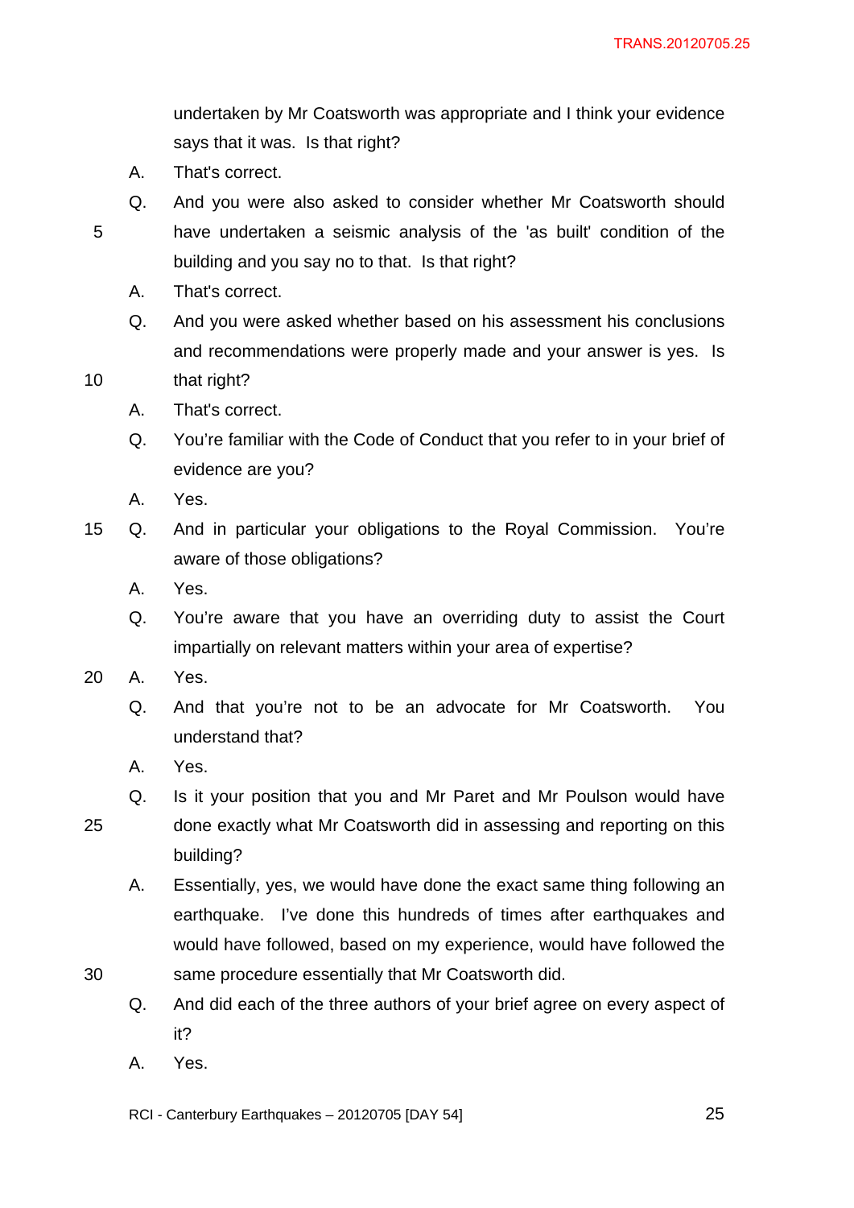undertaken by Mr Coatsworth was appropriate and I think your evidence says that it was. Is that right?

A. That's correct.

Q. And you were also asked to consider whether Mr Coatsworth should have undertaken a seismic analysis of the 'as built' condition of the building and you say no to that. Is that right?

A. That's correct.

Q. And you were asked whether based on his assessment his conclusions and recommendations were properly made and your answer is yes. Is that right?

A. That's correct.

Q. You're familiar with the Code of Conduct that you refer to in your brief of evidence are you?

A. Yes.

Q. And in particular your obligations to the Royal Commission. You're aware of those obligations?

A. Yes.

Q. You're aware that you have an overriding duty to assist the Court impartially on relevant matters within your area of expertise?

A. Yes.

Q. And that you're not to be an advocate for Mr Coatsworth. You understand that?

A. Yes.

Q. Is it your position that you and Mr Paret and Mr Poulson would have done exactly what Mr Coatsworth did in assessing and reporting on this building?

A. Essentially, yes, we would have done the exact same thing following an earthquake. I've done this hundreds of times after earthquakes and would have followed, based on my experience, would have followed the same procedure essentially that Mr Coatsworth did.

Q. And did each of the three authors of your brief agree on every aspect of it?

A. Yes.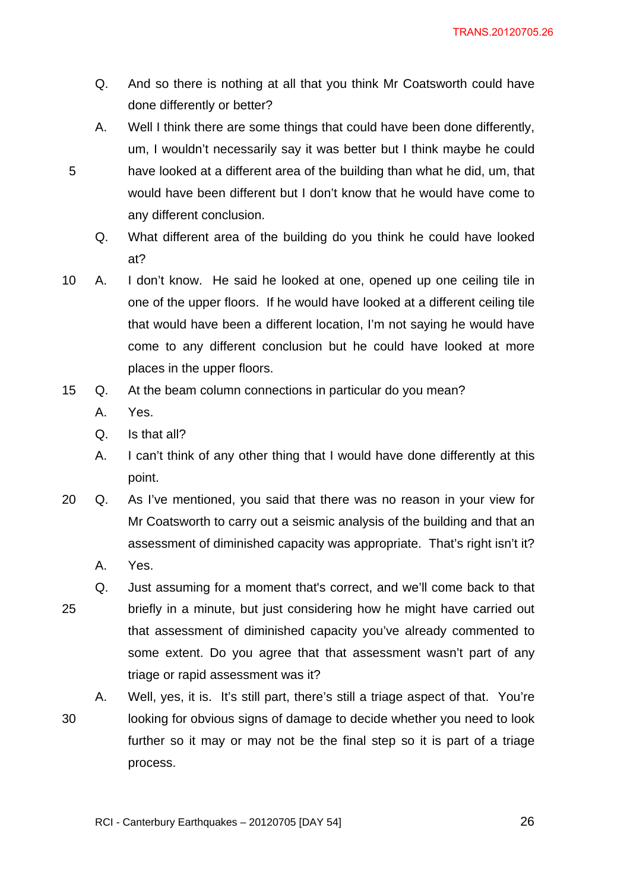Q. And so there is nothing at all that you think Mr Coatsworth could have done differently or better?

A. Well I think there are some things that could have been done differently, um, I wouldn't necessarily say it was better but I think maybe he could have looked at a different area of the building than what he did, um, that would have been different but I don't know that he would have come to any different conclusion.

Q. What different area of the building do you think he could have looked at?

A. I don't know. He said he looked at one, opened up one ceiling tile in one of the upper floors. If he would have looked at a different ceiling tile that would have been a different location, I'm not saying he would have come to any different conclusion but he could have looked at more places in the upper floors.

Q. At the beam column connections in particular do you mean?

A. Yes.

Q. Is that all?

A. I can't think of any other thing that I would have done differently at this point.

Q. As I've mentioned, you said that there was no reason in your view for Mr Coatsworth to carry out a seismic analysis of the building and that an assessment of diminished capacity was appropriate. That's right isn't it?

A. Yes.

Q. Just assuming for a moment that's correct, and we'll come back to that briefly in a minute, but just considering how he might have carried out that assessment of diminished capacity you've already commented to some extent. Do you agree that that assessment wasn't part of any triage or rapid assessment was it?

A. Well, yes, it is. It's still part, there's still a triage aspect of that. You're looking for obvious signs of damage to decide whether you need to look further so it may or may not be the final step so it is part of a triage process.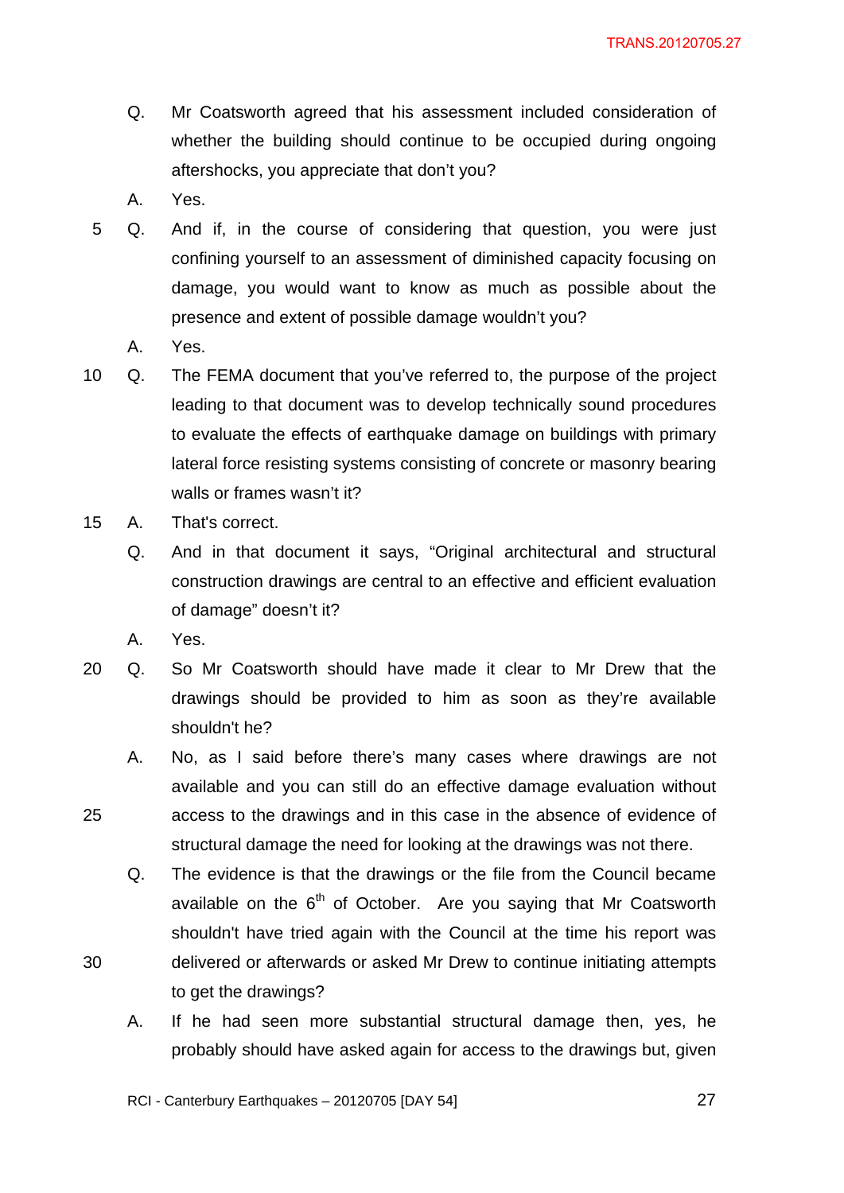Q. Mr Coatsworth agreed that his assessment included consideration of whether the building should continue to be occupied during ongoing aftershocks, you appreciate that don't you?

A. Yes.

Q. And if, in the course of considering that question, you were just confining yourself to an assessment of diminished capacity focusing on damage, you would want to know as much as possible about the presence and extent of possible damage wouldn't you?

A. Yes.

Q. The FEMA document that you've referred to, the purpose of the project leading to that document was to develop technically sound procedures to evaluate the effects of earthquake damage on buildings with primary lateral force resisting systems consisting of concrete or masonry bearing walls or frames wasn't it?

A. That's correct.

Q. And in that document it says, "Original architectural and structural construction drawings are central to an effective and efficient evaluation of damage" doesn't it?

A. Yes.

Q. So Mr Coatsworth should have made it clear to Mr Drew that the drawings should be provided to him as soon as they're available shouldn't he?

A. No, as I said before there's many cases where drawings are not available and you can still do an effective damage evaluation without access to the drawings and in this case in the absence of evidence of structural damage the need for looking at the drawings was not there.

Q. The evidence is that the drawings or the file from the Council became available on the 6th of October. Are you saying that Mr Coatsworth shouldn't have tried again with the Council at the time his report was delivered or afterwards or asked Mr Drew to continue initiating attempts to get the drawings?

A. If he had seen more substantial structural damage then, yes, he probably should have asked again for access to the drawings but, given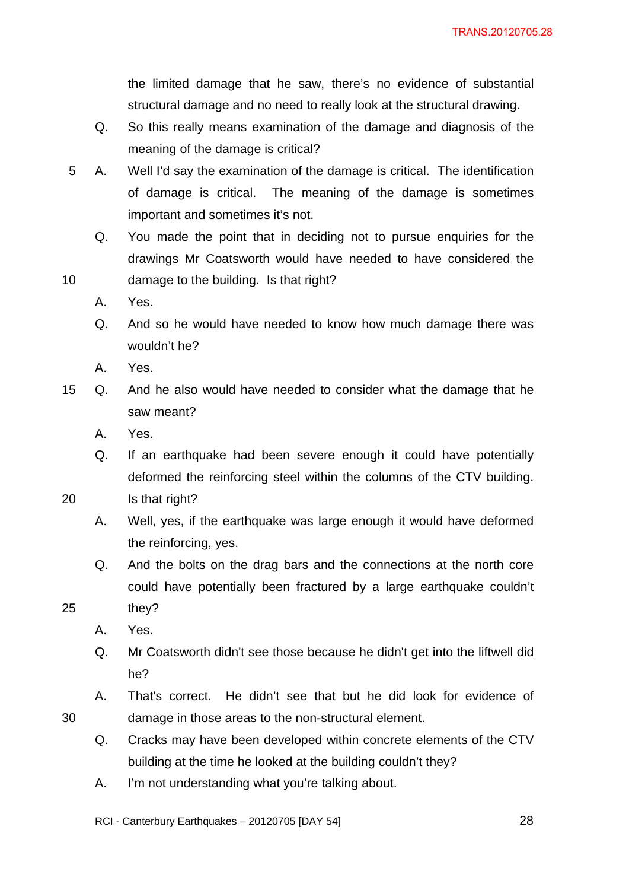the limited damage that he saw, there's no evidence of substantial structural damage and no need to really look at the structural drawing.

Q. So this really means examination of the damage and diagnosis of the meaning of the damage is critical?

A. Well I'd say the examination of the damage is critical. The identification of damage is critical. The meaning of the damage is sometimes important and sometimes it's not.

Q. You made the point that in deciding not to pursue enquiries for the drawings Mr Coatsworth would have needed to have considered the damage to the building. Is that right?

A. Yes.

Q. And so he would have needed to know how much damage there was wouldn't he?

A. Yes.

Q. And he also would have needed to consider what the damage that he saw meant?

A. Yes.

Q. If an earthquake had been severe enough it could have potentially deformed the reinforcing steel within the columns of the CTV building. Is that right?

A. Well, yes, if the earthquake was large enough it would have deformed the reinforcing, yes.

Q. And the bolts on the drag bars and the connections at the north core could have potentially been fractured by a large earthquake couldn't they?

A. Yes.

Q. Mr Coatsworth didn't see those because he didn't get into the liftwell did he?

A. That's correct. He didn't see that but he did look for evidence of damage in those areas to the non-structural element.

Q. Cracks may have been developed within concrete elements of the CTV building at the time he looked at the building couldn't they?

A. I'm not understanding what you're talking about.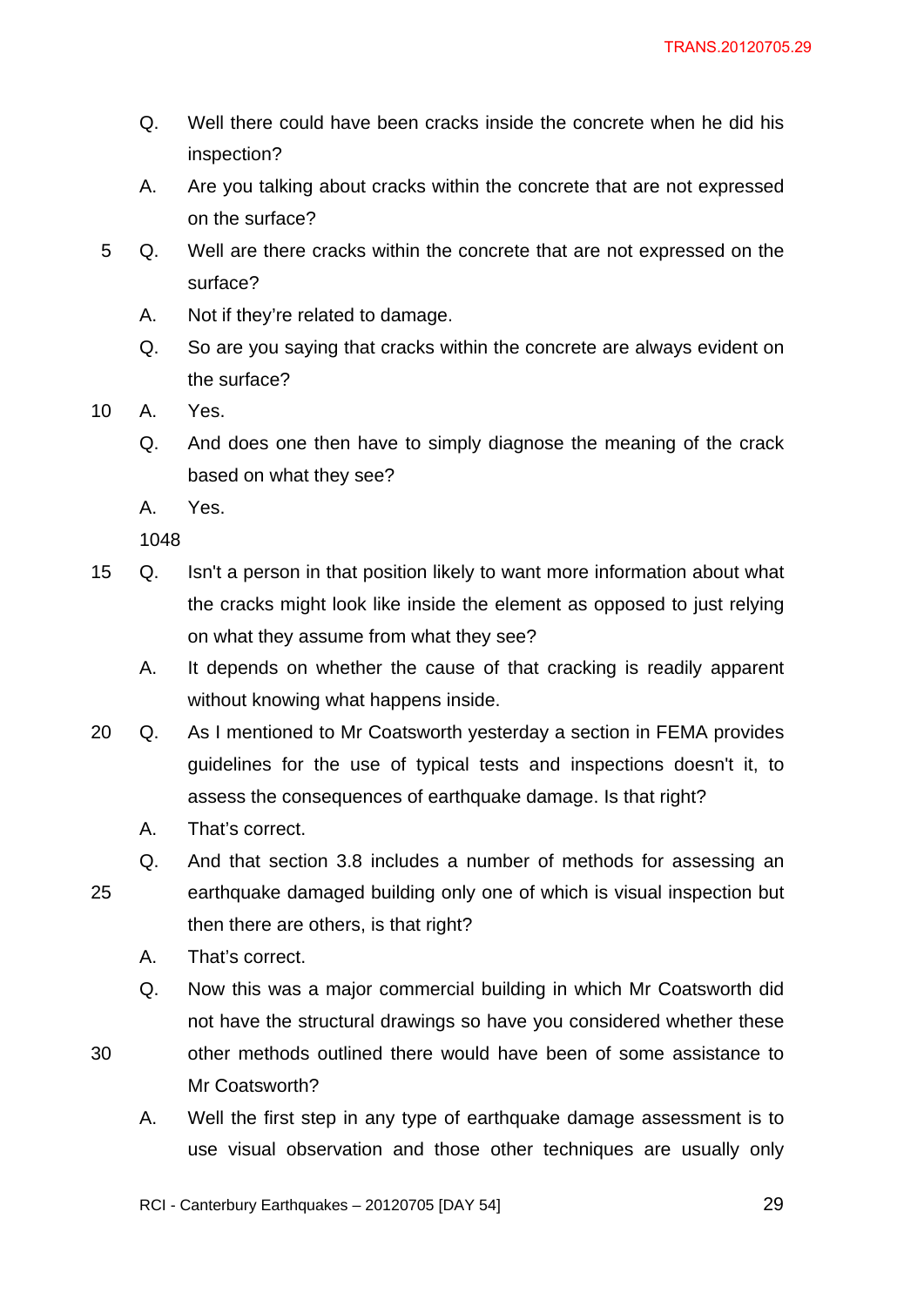Q. Well there could have been cracks inside the concrete when he did his inspection?

A. Are you talking about cracks within the concrete that are not expressed on the surface?

Q. Well are there cracks within the concrete that are not expressed on the surface?

A. Not if they're related to damage.

Q. So are you saying that cracks within the concrete are always evident on the surface?

A. Yes.

Q. And does one then have to simply diagnose the meaning of the crack based on what they see?

A. Yes.

1048

Q. Isn't a person in that position likely to want more information about what the cracks might look like inside the element as opposed to just relying on what they assume from what they see?

A. It depends on whether the cause of that cracking is readily apparent without knowing what happens inside.

Q. As I mentioned to Mr Coatsworth yesterday a section in FEMA provides guidelines for the use of typical tests and inspections doesn't it, to assess the consequences of earthquake damage. Is that right?

A. That's correct.

Q. And that section 3.8 includes a number of methods for assessing an earthquake damaged building only one of which is visual inspection but then there are others, is that right?

A. That's correct.

Q. Now this was a major commercial building in which Mr Coatsworth did not have the structural drawings so have you considered whether these other methods outlined there would have been of some assistance to Mr Coatsworth?

A. Well the first step in any type of earthquake damage assessment is to use visual observation and those other techniques are usually only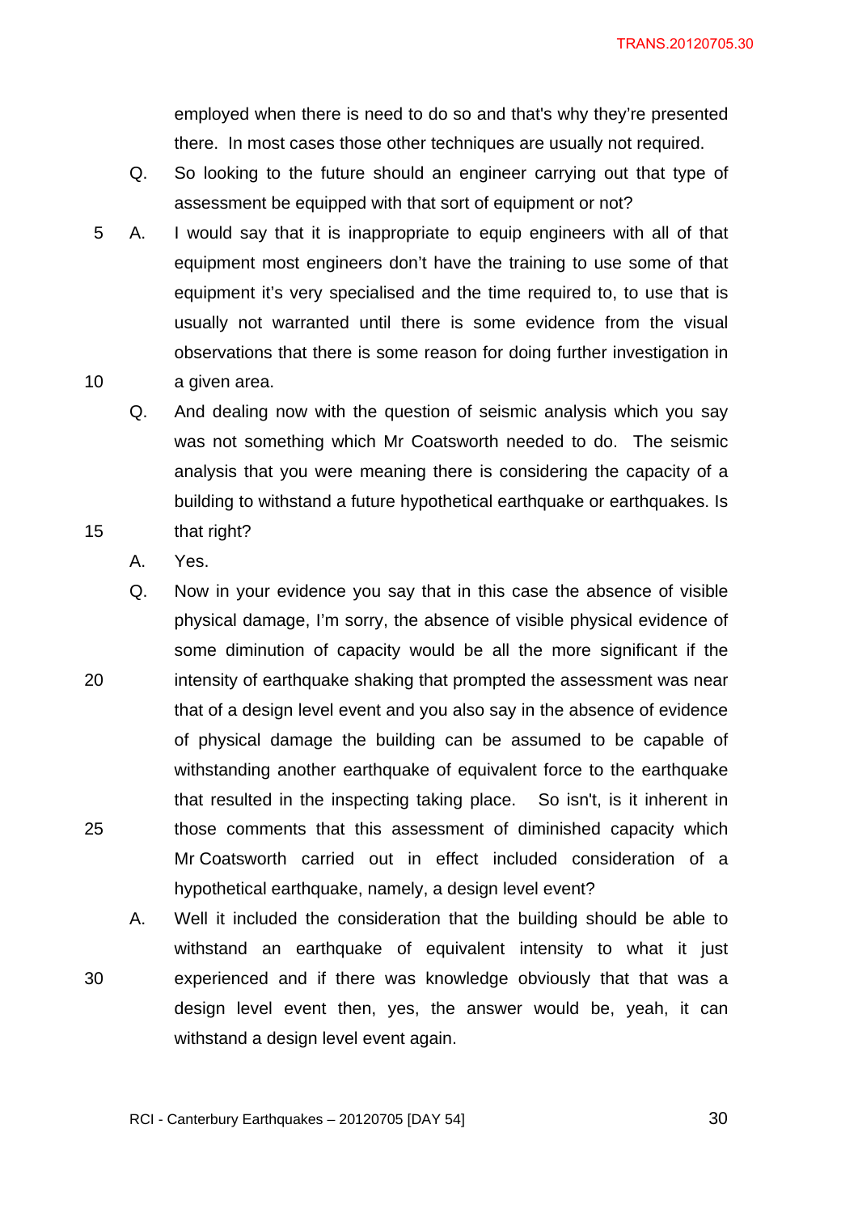employed when there is need to do so and that's why they're presented there. In most cases those other techniques are usually not required.

Q. So looking to the future should an engineer carrying out that type of assessment be equipped with that sort of equipment or not?

A. I would say that it is inappropriate to equip engineers with all of that equipment most engineers don't have the training to use some of that equipment it's very specialised and the time required to, to use that is usually not warranted until there is some evidence from the visual observations that there is some reason for doing further investigation in a given area.

Q. And dealing now with the question of seismic analysis which you say was not something which Mr Coatsworth needed to do. The seismic analysis that you were meaning there is considering the capacity of a building to withstand a future hypothetical earthquake or earthquakes. Is that right?

A. Yes.

Q. Now in your evidence you say that in this case the absence of visible physical damage, I'm sorry, the absence of visible physical evidence of some diminution of capacity would be all the more significant if the intensity of earthquake shaking that prompted the assessment was near that of a design level event and you also say in the absence of evidence of physical damage the building can be assumed to be capable of withstanding another earthquake of equivalent force to the earthquake that resulted in the inspecting taking place. So isn't, is it inherent in those comments that this assessment of diminished capacity which Mr Coatsworth carried out in effect included consideration of a hypothetical earthquake, namely, a design level event?

A. Well it included the consideration that the building should be able to withstand an earthquake of equivalent intensity to what it just experienced and if there was knowledge obviously that that was a design level event then, yes, the answer would be, yeah, it can withstand a design level event again.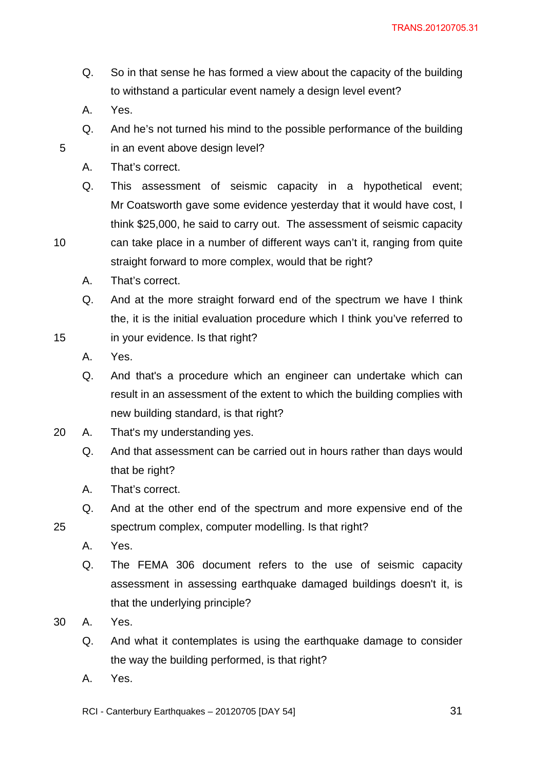Q. So in that sense he has formed a view about the capacity of the building to withstand a particular event namely a design level event?

A. Yes.

Q. And he's not turned his mind to the possible performance of the building in an event above design level?

A. That's correct.

Q. This assessment of seismic capacity in a hypothetical event; Mr Coatsworth gave some evidence yesterday that it would have cost, I think $25,000, he said to carry out. The assessment of seismic capacity can take place in a number of different ways can't it, ranging from quite straight forward to more complex, would that be right?

A. That's correct.

Q. And at the more straight forward end of the spectrum we have I think the, it is the initial evaluation procedure which I think you've referred to in your evidence. Is that right?

A. Yes.

Q. And that's a procedure which an engineer can undertake which can result in an assessment of the extent to which the building complies with new building standard, is that right?

A. That's my understanding yes.

Q. And that assessment can be carried out in hours rather than days would that be right?

A. That's correct.

Q. And at the other end of the spectrum and more expensive end of the spectrum complex, computer modelling. Is that right?

A. Yes.

Q. The FEMA 306 document refers to the use of seismic capacity assessment in assessing earthquake damaged buildings doesn't it, is that the underlying principle?

A. Yes.

Q. And what it contemplates is using the earthquake damage to consider the way the building performed, is that right?

A. Yes.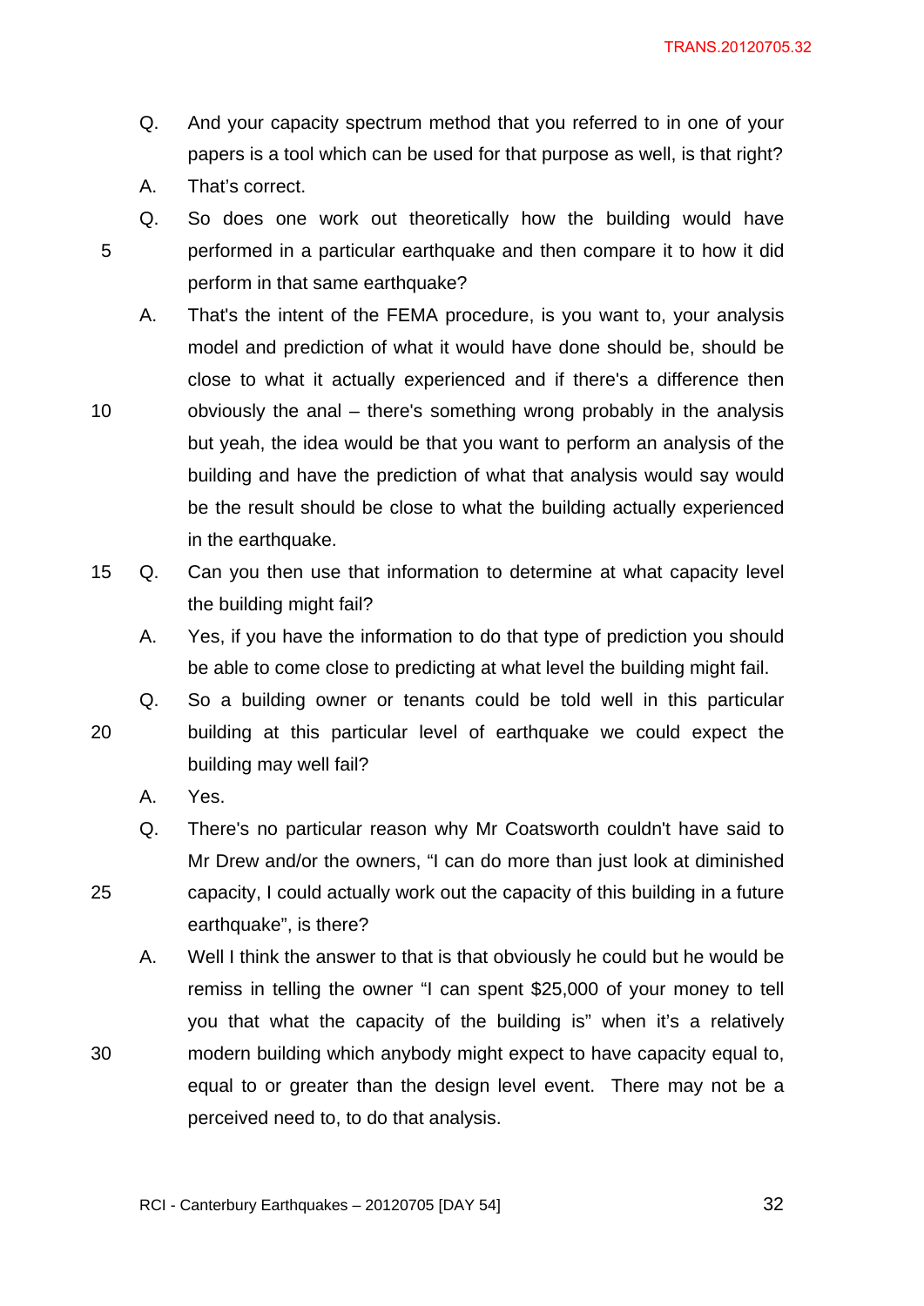Q. And your capacity spectrum method that you referred to in one of your papers is a tool which can be used for that purpose as well, is that right?

A. That's correct.

Q. So does one work out theoretically how the building would have performed in a particular earthquake and then compare it to how it did perform in that same earthquake?

A. That's the intent of the FEMA procedure, is you want to, your analysis model and prediction of what it would have done should be, should be close to what it actually experienced and if there's a difference then obviously the anal – there's something wrong probably in the analysis but yeah, the idea would be that you want to perform an analysis of the building and have the prediction of what that analysis would say would be the result should be close to what the building actually experienced in the earthquake.

Q. Can you then use that information to determine at what capacity level the building might fail?

A. Yes, if you have the information to do that type of prediction you should be able to come close to predicting at what level the building might fail.

Q. So a building owner or tenants could be told well in this particular building at this particular level of earthquake we could expect the building may well fail?

A. Yes.

Q. There's no particular reason why Mr Coatsworth couldn't have said to Mr Drew and/or the owners, "I can do more than just look at diminished capacity, I could actually work out the capacity of this building in a future earthquake", is there?

A. Well I think the answer to that is that obviously he could but he would be remiss in telling the owner "I can spent $25,000 of your money to tell you that what the capacity of the building is" when it's a relatively modern building which anybody might expect to have capacity equal to, equal to or greater than the design level event. There may not be a perceived need to, to do that analysis.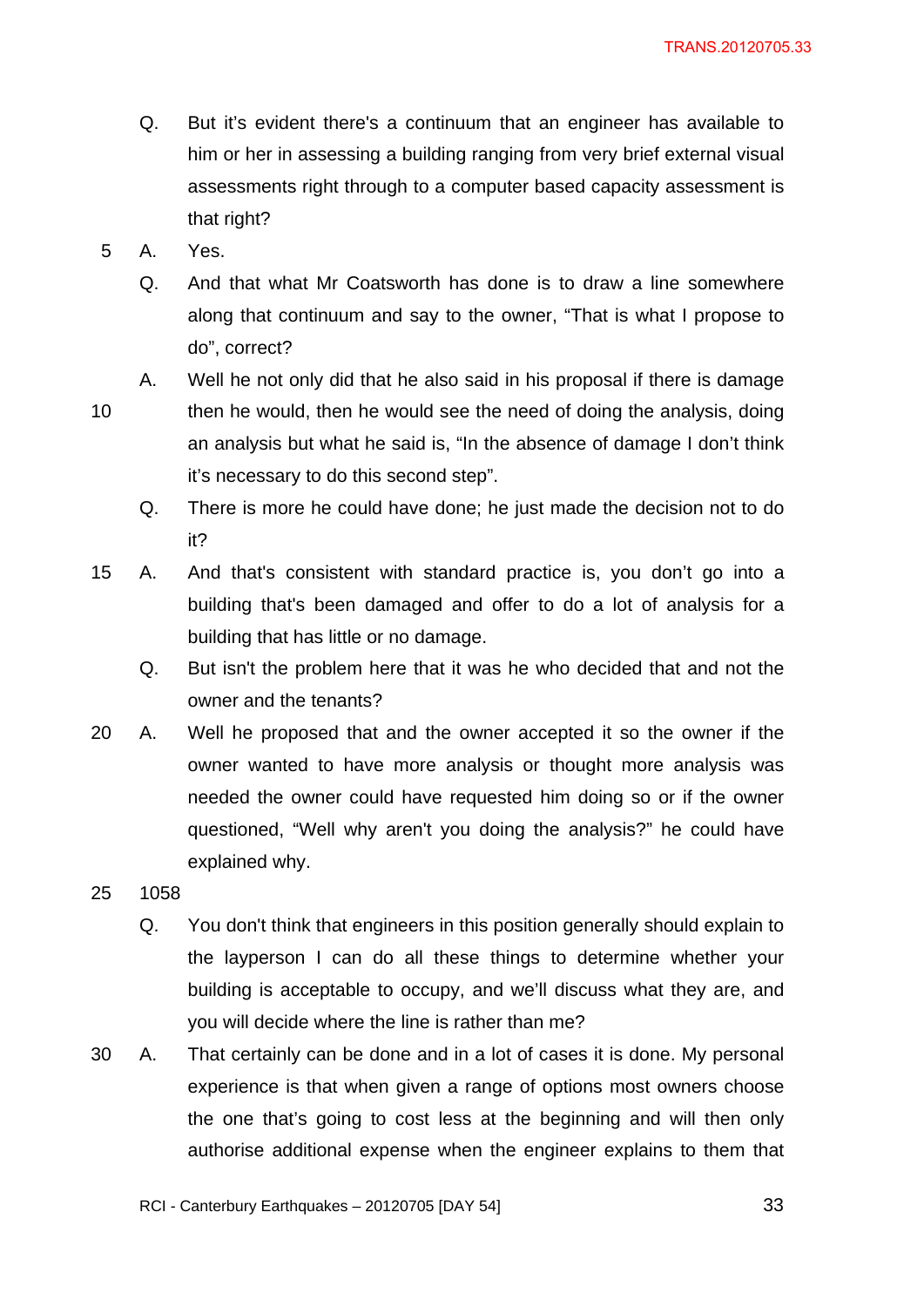Q. But it's evident there's a continuum that an engineer has available to him or her in assessing a building ranging from very brief external visual assessments right through to a computer based capacity assessment is that right?

A. Yes.

Q. And that what Mr Coatsworth has done is to draw a line somewhere along that continuum and say to the owner, "That is what I propose to do", correct?

A. Well he not only did that he also said in his proposal if there is damage then he would, then he would see the need of doing the analysis, doing an analysis but what he said is, "In the absence of damage I don't think it's necessary to do this second step".

Q. There is more he could have done; he just made the decision not to do it?

A. And that's consistent with standard practice is, you don't go into a building that's been damaged and offer to do a lot of analysis for a building that has little or no damage.

Q. But isn't the problem here that it was he who decided that and not the owner and the tenants?

A. Well he proposed that and the owner accepted it so the owner if the owner wanted to have more analysis or thought more analysis was needed the owner could have requested him doing so or if the owner questioned, "Well why aren't you doing the analysis?" he could have explained why.

1058

Q. You don't think that engineers in this position generally should explain to the layperson I can do all these things to determine whether your building is acceptable to occupy, and we'll discuss what they are, and you will decide where the line is rather than me?

A. That certainly can be done and in a lot of cases it is done. My personal experience is that when given a range of options most owners choose the one that's going to cost less at the beginning and will then only authorise additional expense when the engineer explains to them that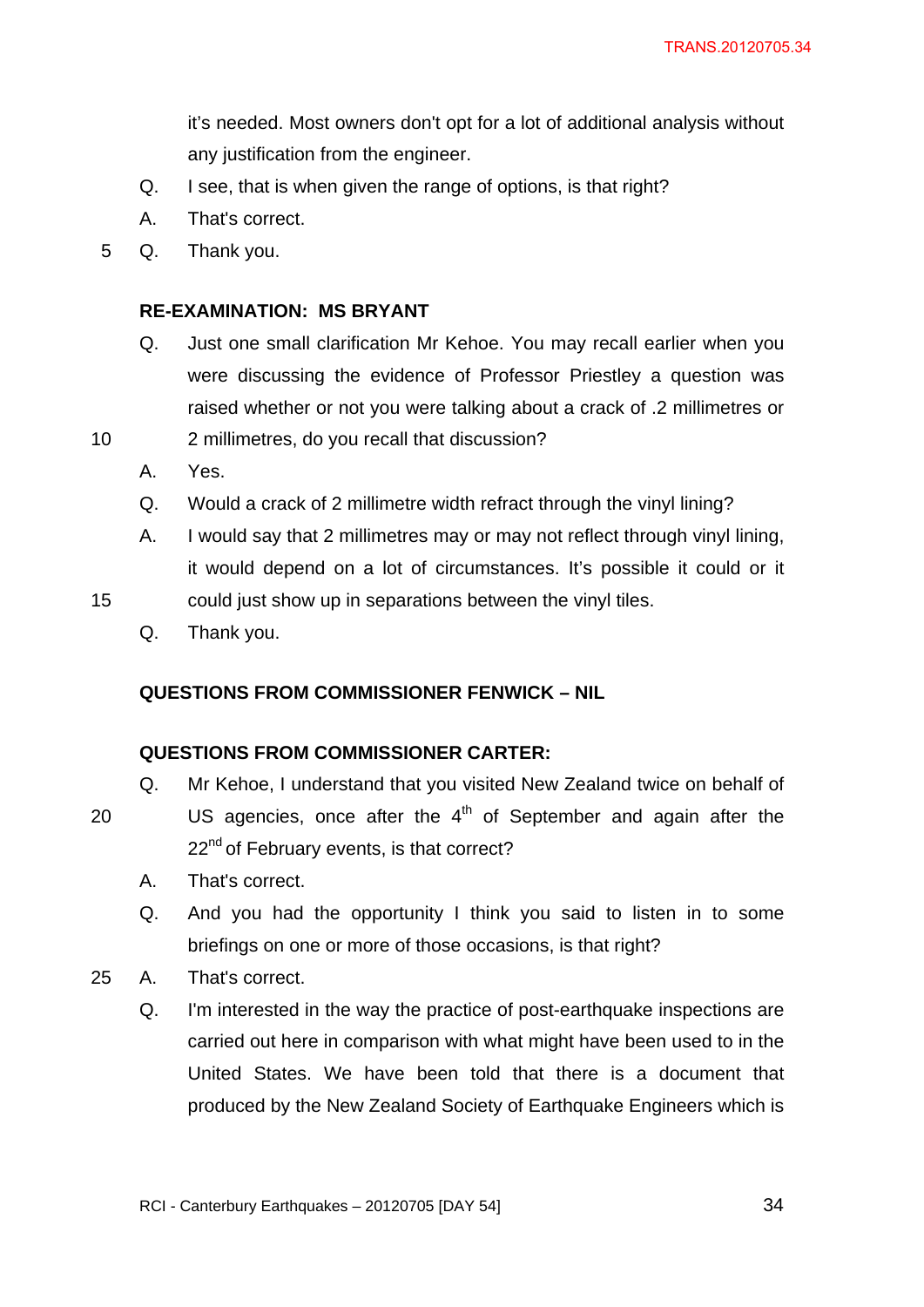it's needed. Most owners don't opt for a lot of additional analysis without any justification from the engineer.

Q. I see, that is when given the range of options, is that right?

A. That's correct.

Q. Thank you.

**RE-EXAMINATION: MS BRYANT**

Q. Just one small clarification Mr Kehoe. You may recall earlier when you were discussing the evidence of Professor Priestley a question was raised whether or not you were talking about a crack of .2 millimetres or 2 millimetres, do you recall that discussion?

A. Yes.

Q. Would a crack of 2 millimetre width refract through the vinyl lining?

A. I would say that 2 millimetres may or may not reflect through vinyl lining, it would depend on a lot of circumstances. It's possible it could or it could just show up in separations between the vinyl tiles.

Q. Thank you.

**QUESTIONS FROM COMMISSIONER FENWICK – NIL**

**QUESTIONS FROM COMMISSIONER CARTER:**

Q. Mr Kehoe, I understand that you visited New Zealand twice on behalf of US agencies, once after the 4th of September and again after the 22nd of February events, is that correct?

A. That's correct.

Q. And you had the opportunity I think you said to listen in to some briefings on one or more of those occasions, is that right?

A. That's correct.

Q. I'm interested in the way the practice of post-earthquake inspections are carried out here in comparison with what might have been used to in the United States. We have been told that there is a document that produced by the New Zealand Society of Earthquake Engineers which is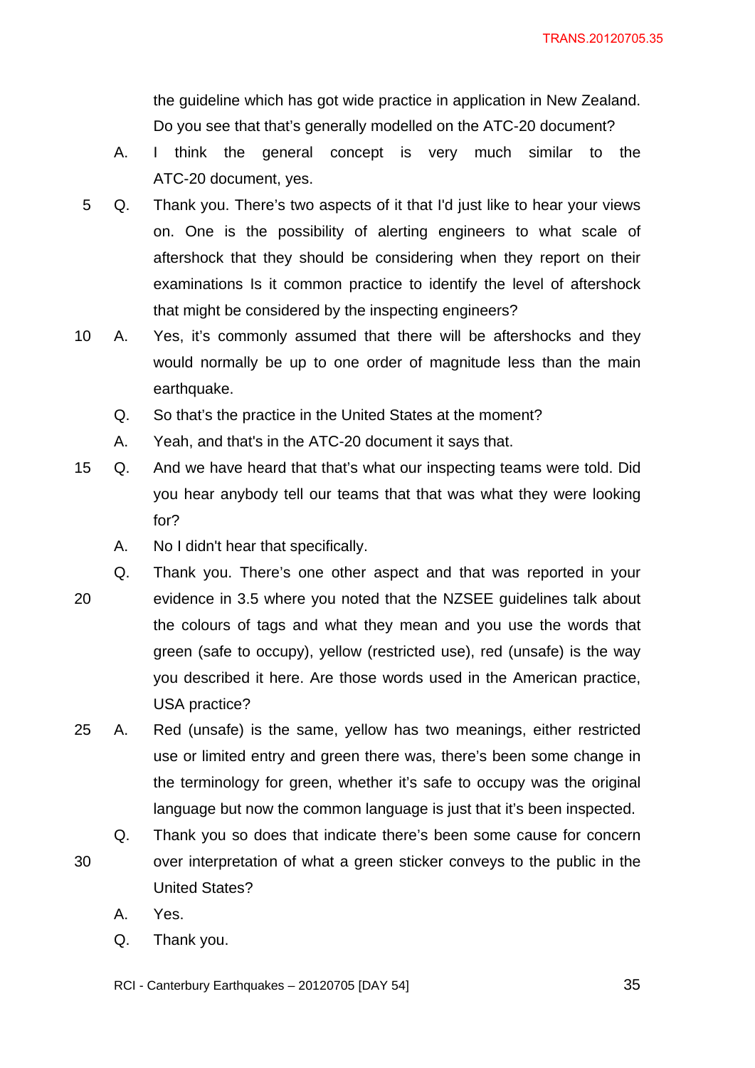the guideline which has got wide practice in application in New Zealand. Do you see that that's generally modelled on the ATC-20 document?

A. I think the general concept is very much similar to the ATC-20 document, yes.

Q. Thank you. There's two aspects of it that I'd just like to hear your views on. One is the possibility of alerting engineers to what scale of aftershock that they should be considering when they report on their examinations Is it common practice to identify the level of aftershock that might be considered by the inspecting engineers?

A. Yes, it's commonly assumed that there will be aftershocks and they would normally be up to one order of magnitude less than the main earthquake.

Q. So that's the practice in the United States at the moment?

A. Yeah, and that's in the ATC-20 document it says that.

Q. And we have heard that that's what our inspecting teams were told. Did you hear anybody tell our teams that that was what they were looking for?

A. No I didn't hear that specifically.

Q. Thank you. There's one other aspect and that was reported in your evidence in 3.5 where you noted that the NZSEE guidelines talk about the colours of tags and what they mean and you use the words that green (safe to occupy), yellow (restricted use), red (unsafe) is the way you described it here. Are those words used in the American practice, USA practice?

A. Red (unsafe) is the same, yellow has two meanings, either restricted use or limited entry and green there was, there's been some change in the terminology for green, whether it's safe to occupy was the original language but now the common language is just that it's been inspected.

Q. Thank you so does that indicate there's been some cause for concern over interpretation of what a green sticker conveys to the public in the United States?

A. Yes.

Q. Thank you.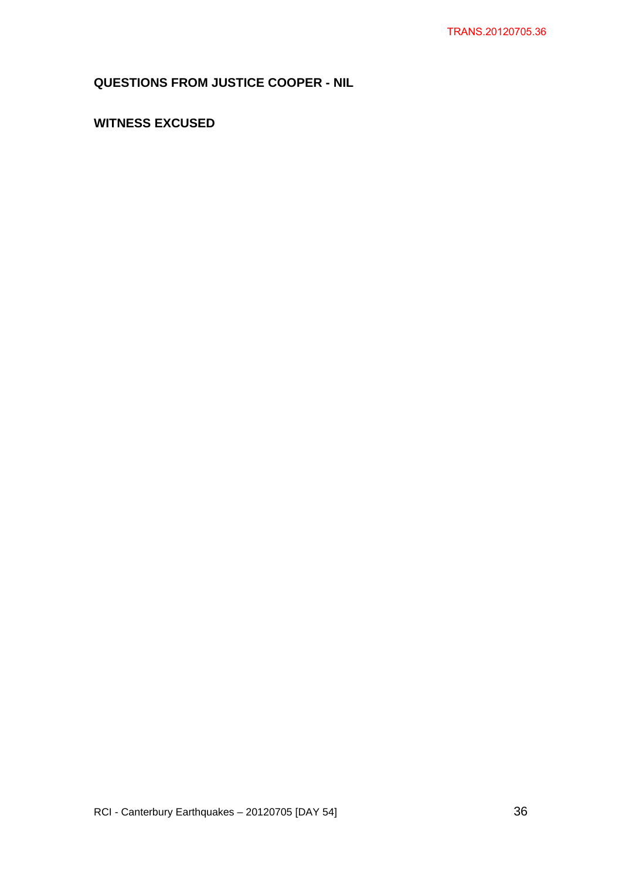**QUESTIONS FROM JUSTICE COOPER - NIL**

**WITNESS EXCUSED**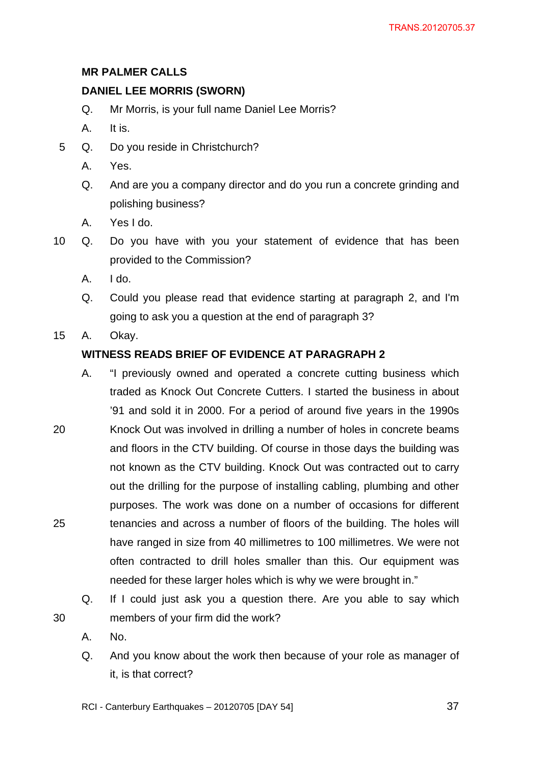**MR PALMER CALLS**

**DANIEL LEE MORRIS (SWORN)**

Q. Mr Morris, is your full name Daniel Lee Morris?

A. It is.

Q. Do you reside in Christchurch?

A. Yes.

Q. And are you a company director and do you run a concrete grinding and polishing business?

A. Yes I do.

Q. Do you have with you your statement of evidence that has been provided to the Commission?

A. I do.

Q. Could you please read that evidence starting at paragraph 2, and I'm going to ask you a question at the end of paragraph 3?

A. Okay.

**WITNESS READS BRIEF OF EVIDENCE AT PARAGRAPH 2**

A. "I previously owned and operated a concrete cutting business which traded as Knock Out Concrete Cutters. I started the business in about '91 and sold it in 2000. For a period of around five years in the 1990s Knock Out was involved in drilling a number of holes in concrete beams and floors in the CTV building. Of course in those days the building was not known as the CTV building. Knock Out was contracted out to carry out the drilling for the purpose of installing cabling, plumbing and other purposes. The work was done on a number of occasions for different tenancies and across a number of floors of the building. The holes will have ranged in size from 40 millimetres to 100 millimetres. We were not often contracted to drill holes smaller than this. Our equipment was needed for these larger holes which is why we were brought in."

Q. If I could just ask you a question there. Are you able to say which members of your firm did the work?

A. No.

Q. And you know about the work then because of your role as manager of it, is that correct?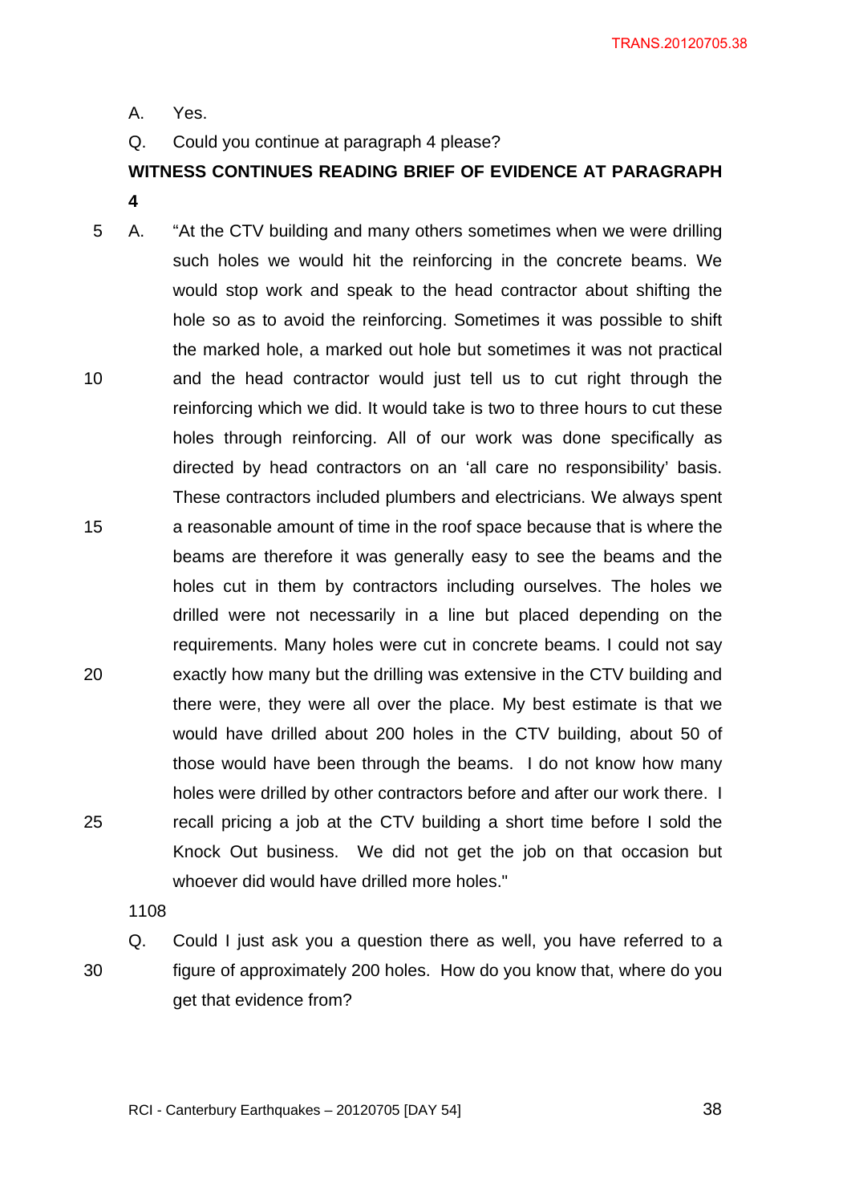A. Yes.

Q. Could you continue at paragraph 4 please?

**WITNESS CONTINUES READING BRIEF OF EVIDENCE AT PARAGRAPH 4**

A. "At the CTV building and many others sometimes when we were drilling such holes we would hit the reinforcing in the concrete beams. We would stop work and speak to the head contractor about shifting the hole so as to avoid the reinforcing. Sometimes it was possible to shift the marked hole, a marked out hole but sometimes it was not practical and the head contractor would just tell us to cut right through the reinforcing which we did. It would take is two to three hours to cut these holes through reinforcing. All of our work was done specifically as directed by head contractors on an 'all care no responsibility' basis. These contractors included plumbers and electricians. We always spent a reasonable amount of time in the roof space because that is where the beams are therefore it was generally easy to see the beams and the holes cut in them by contractors including ourselves. The holes we drilled were not necessarily in a line but placed depending on the requirements. Many holes were cut in concrete beams. I could not say exactly how many but the drilling was extensive in the CTV building and there were, they were all over the place. My best estimate is that we would have drilled about 200 holes in the CTV building, about 50 of those would have been through the beams. I do not know how many holes were drilled by other contractors before and after our work there. I recall pricing a job at the CTV building a short time before I sold the Knock Out business. We did not get the job on that occasion but whoever did would have drilled more holes."

1108

Q. Could I just ask you a question there as well, you have referred to a figure of approximately 200 holes. How do you know that, where do you get that evidence from?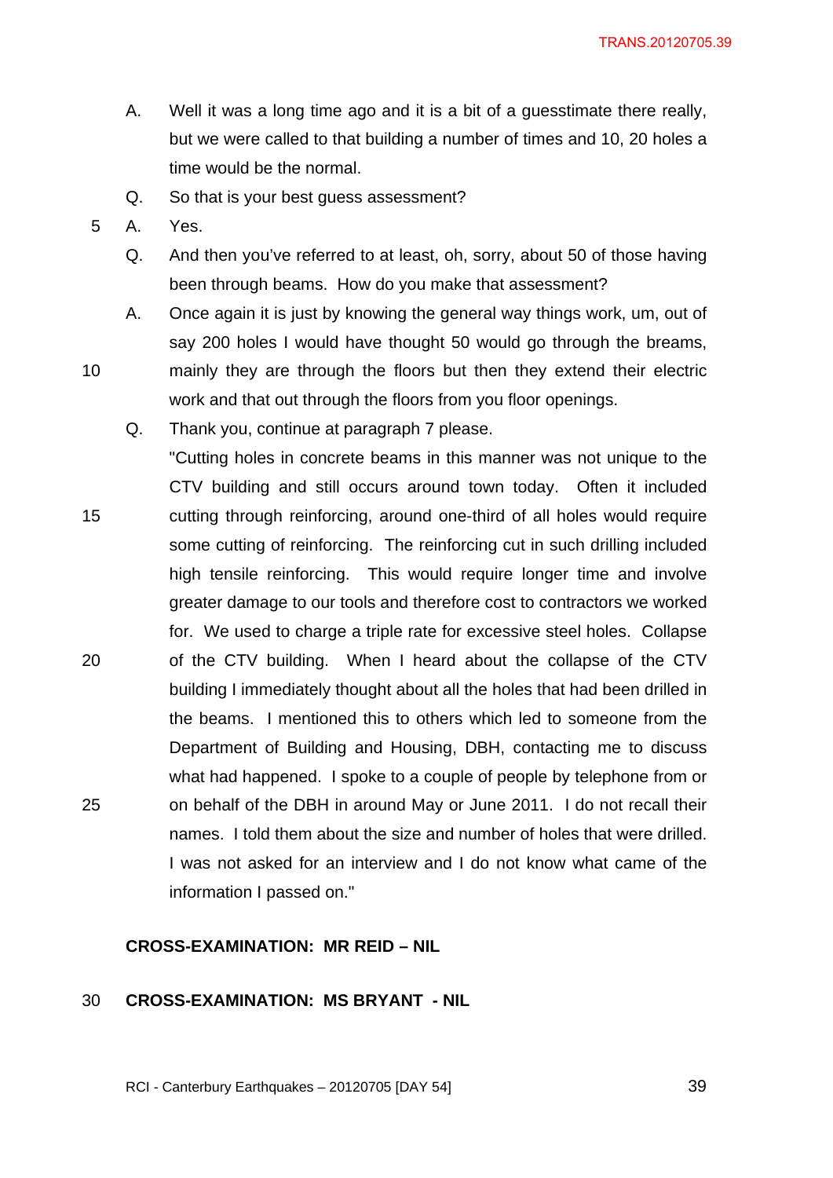A. Well it was a long time ago and it is a bit of a guesstimate there really, but we were called to that building a number of times and 10, 20 holes a time would be the normal.

Q. So that is your best guess assessment?

A. Yes.

Q. And then you've referred to at least, oh, sorry, about 50 of those having been through beams. How do you make that assessment?

A. Once again it is just by knowing the general way things work, um, out of say 200 holes I would have thought 50 would go through the breams, mainly they are through the floors but then they extend their electric work and that out through the floors from you floor openings.

Q. Thank you, continue at paragraph 7 please.

"Cutting holes in concrete beams in this manner was not unique to the CTV building and still occurs around town today. Often it included cutting through reinforcing, around one-third of all holes would require some cutting of reinforcing. The reinforcing cut in such drilling included high tensile reinforcing. This would require longer time and involve greater damage to our tools and therefore cost to contractors we worked for. We used to charge a triple rate for excessive steel holes. Collapse of the CTV building. When I heard about the collapse of the CTV building I immediately thought about all the holes that had been drilled in the beams. I mentioned this to others which led to someone from the Department of Building and Housing, DBH, contacting me to discuss what had happened. I spoke to a couple of people by telephone from or on behalf of the DBH in around May or June 2011. I do not recall their names. I told them about the size and number of holes that were drilled. I was not asked for an interview and I do not know what came of the information I passed on."

**CROSS-EXAMINATION: MR REID – NIL**

**CROSS-EXAMINATION: MS BRYANT - NIL**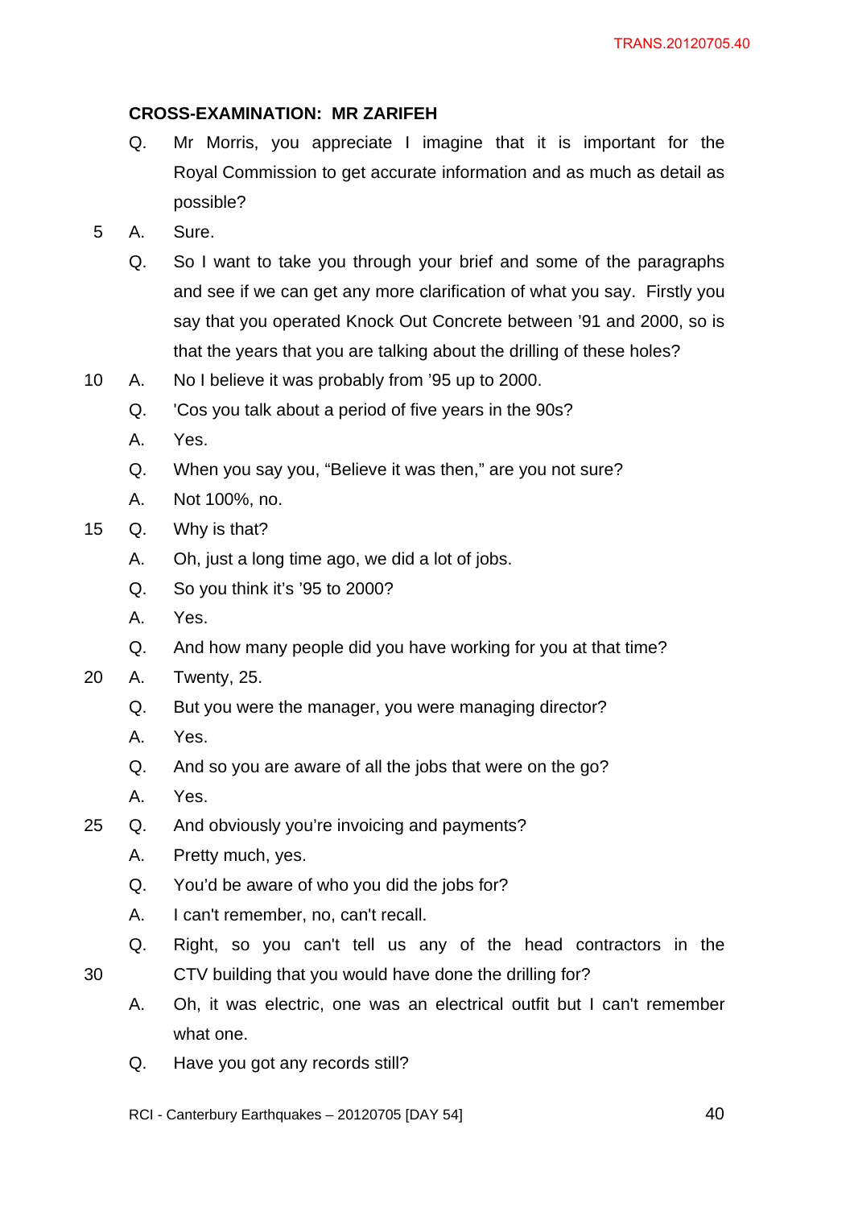**CROSS-EXAMINATION: MR ZARIFEH**

Q. Mr Morris, you appreciate I imagine that it is important for the Royal Commission to get accurate information and as much as detail as possible?

A. Sure.

Q. So I want to take you through your brief and some of the paragraphs and see if we can get any more clarification of what you say. Firstly you say that you operated Knock Out Concrete between '91 and 2000, so is that the years that you are talking about the drilling of these holes?

A. No I believe it was probably from '95 up to 2000.

Q. 'Cos you talk about a period of five years in the 90s?

A. Yes.

Q. When you say you, "Believe it was then," are you not sure?

A. Not 100%, no.

Q. Why is that?

A. Oh, just a long time ago, we did a lot of jobs.

Q. So you think it's '95 to 2000?

A. Yes.

Q. And how many people did you have working for you at that time?

A. Twenty, 25.

Q. But you were the manager, you were managing director?

A. Yes.

Q. And so you are aware of all the jobs that were on the go?

A. Yes.

Q. And obviously you're invoicing and payments?

A. Pretty much, yes.

Q. You'd be aware of who you did the jobs for?

A. I can't remember, no, can't recall.

Q. Right, so you can't tell us any of the head contractors in the CTV building that you would have done the drilling for?

A. Oh, it was electric, one was an electrical outfit but I can't remember what one.

Q. Have you got any records still?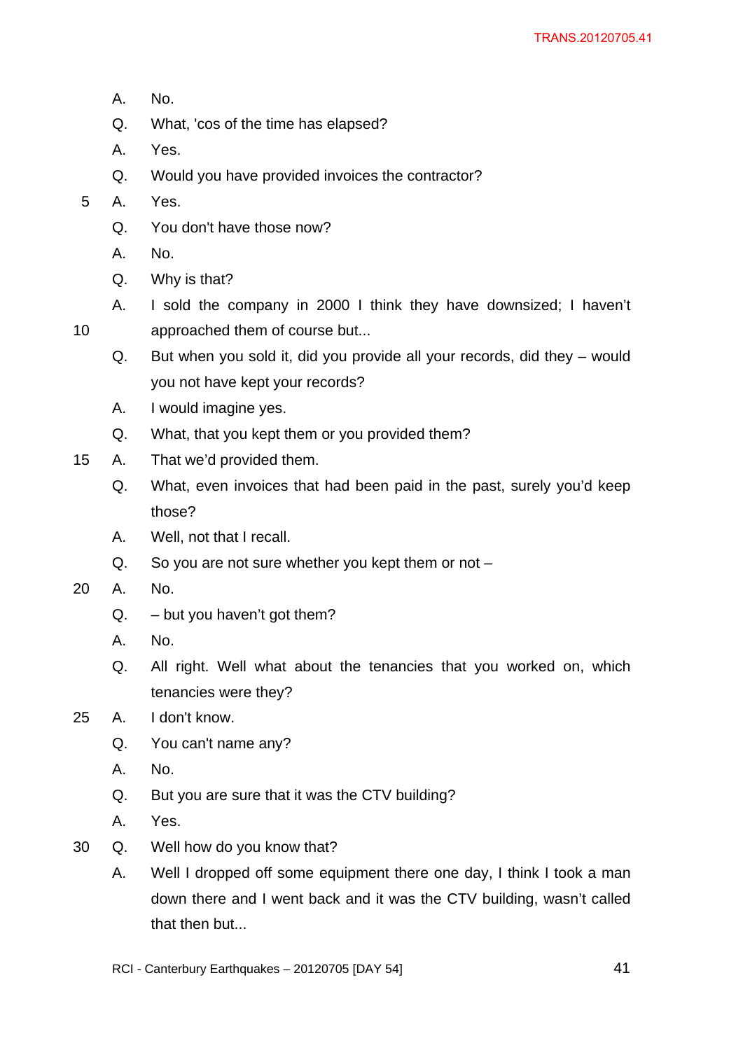A. No.

Q. What, 'cos of the time has elapsed?

A. Yes.

Q. Would you have provided invoices the contractor?

A. Yes.

Q. You don't have those now?

A. No.

Q. Why is that?

A. I sold the company in 2000 I think they have downsized; I haven't approached them of course but...

Q. But when you sold it, did you provide all your records, did they – would you not have kept your records?

A. I would imagine yes.

Q. What, that you kept them or you provided them?

A. That we'd provided them.

Q. What, even invoices that had been paid in the past, surely you'd keep those?

A. Well, not that I recall.

Q. So you are not sure whether you kept them or not –

A. No.

Q. – but you haven't got them?

A. No.

Q. All right. Well what about the tenancies that you worked on, which tenancies were they?

A. I don't know.

Q. You can't name any?

A. No.

Q. But you are sure that it was the CTV building?

A. Yes.

Q. Well how do you know that?

A. Well I dropped off some equipment there one day, I think I took a man down there and I went back and it was the CTV building, wasn't called that then but...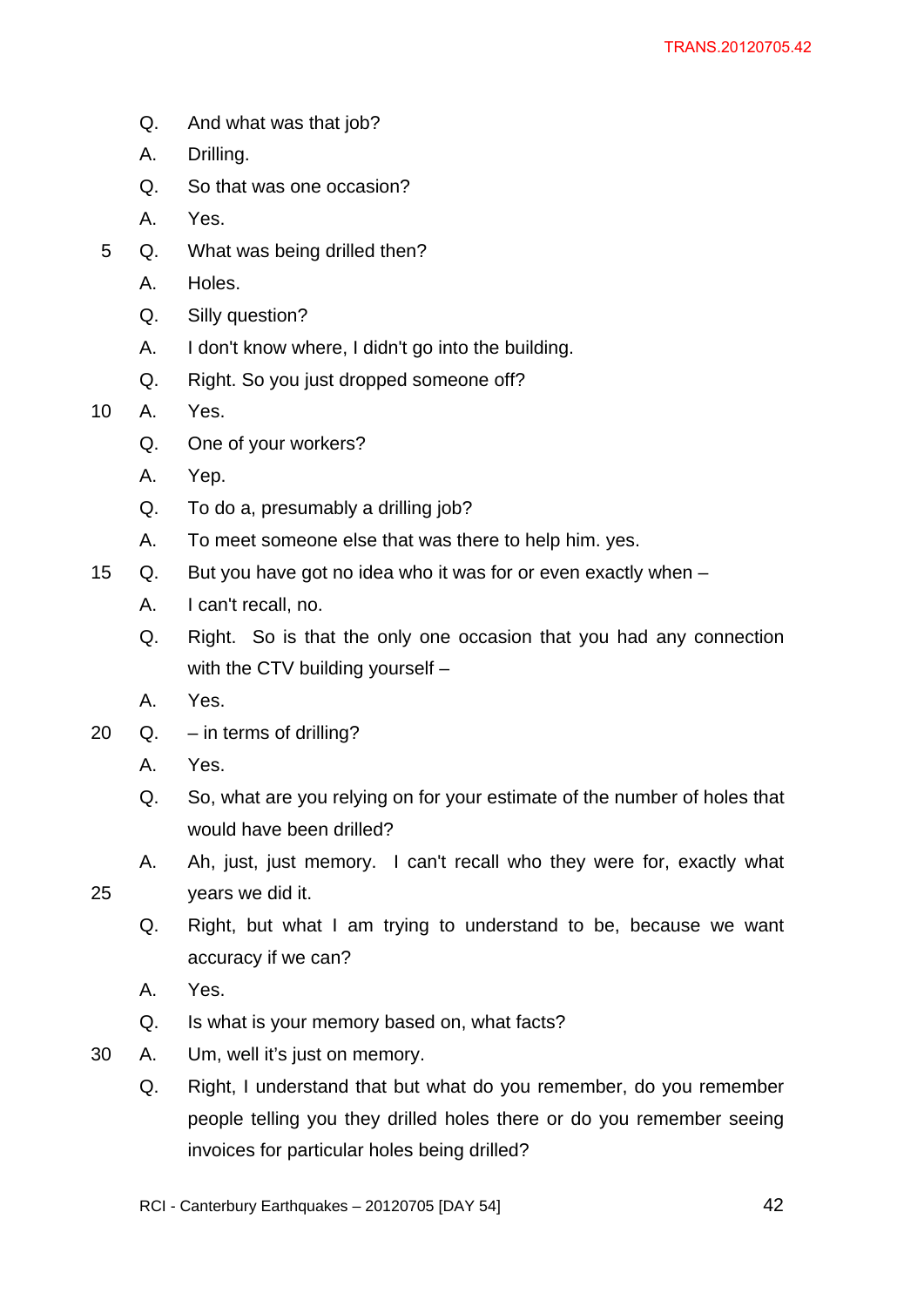Q. And what was that job?

A. Drilling.

Q. So that was one occasion?

A. Yes.

Q. What was being drilled then?

A. Holes.

Q. Silly question?

A. I don't know where, I didn't go into the building.

Q. Right. So you just dropped someone off?

A. Yes.

Q. One of your workers?

A. Yep.

Q. To do a, presumably a drilling job?

A. To meet someone else that was there to help him. yes.

Q. But you have got no idea who it was for or even exactly when –

A. I can't recall, no.

Q. Right. So is that the only one occasion that you had any connection with the CTV building yourself –

A. Yes.

Q. – in terms of drilling?

A. Yes.

Q. So, what are you relying on for your estimate of the number of holes that would have been drilled?

A. Ah, just, just memory. I can't recall who they were for, exactly what years we did it.

Q. Right, but what I am trying to understand to be, because we want accuracy if we can?

A. Yes.

Q. Is what is your memory based on, what facts?

A. Um, well it's just on memory.

Q. Right, I understand that but what do you remember, do you remember people telling you they drilled holes there or do you remember seeing invoices for particular holes being drilled?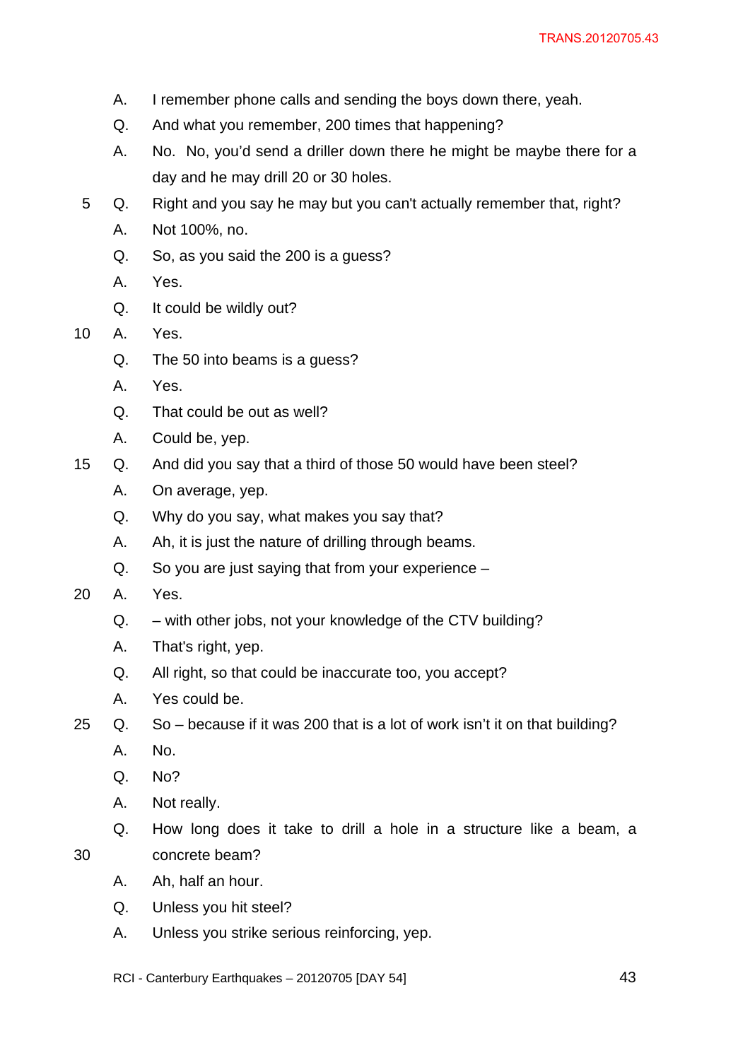A. I remember phone calls and sending the boys down there, yeah.

Q. And what you remember, 200 times that happening?

A. No. No, you'd send a driller down there he might be maybe there for a day and he may drill 20 or 30 holes.

Q. Right and you say he may but you can't actually remember that, right?

A. Not 100%, no.

Q. So, as you said the 200 is a guess?

A. Yes.

Q. It could be wildly out?

A. Yes.

Q. The 50 into beams is a guess?

A. Yes.

Q. That could be out as well?

A. Could be, yep.

Q. And did you say that a third of those 50 would have been steel?

A. On average, yep.

Q. Why do you say, what makes you say that?

A. Ah, it is just the nature of drilling through beams.

Q. So you are just saying that from your experience –

A. Yes.

Q. – with other jobs, not your knowledge of the CTV building?

A. That's right, yep.

Q. All right, so that could be inaccurate too, you accept?

A. Yes could be.

Q. So – because if it was 200 that is a lot of work isn't it on that building?

A. No.

Q. No?

A. Not really.

Q. How long does it take to drill a hole in a structure like a beam, a concrete beam?

A. Ah, half an hour.

Q. Unless you hit steel?

A. Unless you strike serious reinforcing, yep.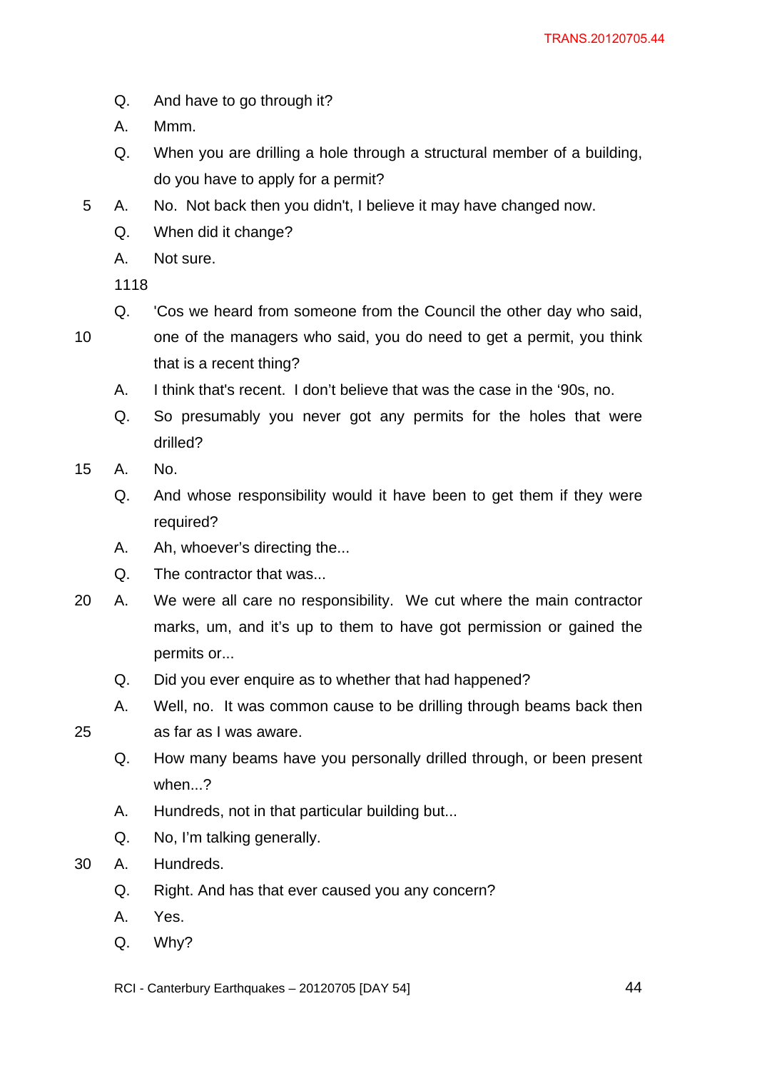Q. And have to go through it?

A. Mmm.

Q. When you are drilling a hole through a structural member of a building, do you have to apply for a permit?

A. No. Not back then you didn't, I believe it may have changed now.

Q. When did it change?

A. Not sure.

1118

Q. 'Cos we heard from someone from the Council the other day who said, one of the managers who said, you do need to get a permit, you think that is a recent thing?

A. I think that's recent. I don't believe that was the case in the '90s, no.

Q. So presumably you never got any permits for the holes that were drilled?

A. No.

Q. And whose responsibility would it have been to get them if they were required?

A. Ah, whoever's directing the...

Q. The contractor that was...

A. We were all care no responsibility. We cut where the main contractor marks, um, and it's up to them to have got permission or gained the permits or...

Q. Did you ever enquire as to whether that had happened?

A. Well, no. It was common cause to be drilling through beams back then as far as I was aware.

Q. How many beams have you personally drilled through, or been present when...?

A. Hundreds, not in that particular building but...

Q. No, I'm talking generally.

A. Hundreds.

Q. Right. And has that ever caused you any concern?

A. Yes.

Q. Why?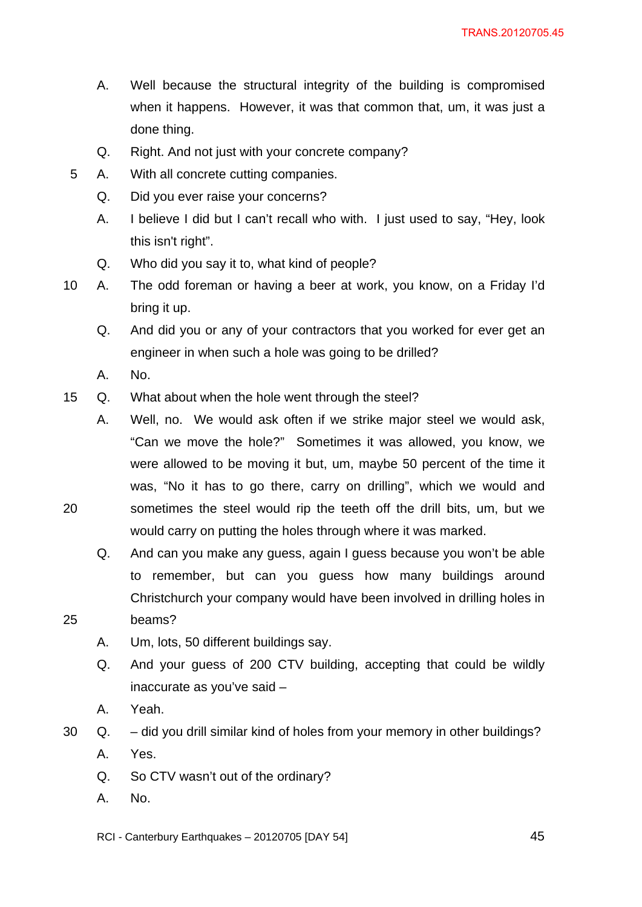A. Well because the structural integrity of the building is compromised when it happens. However, it was that common that, um, it was just a done thing.

Q. Right. And not just with your concrete company?

A. With all concrete cutting companies.

Q. Did you ever raise your concerns?

A. I believe I did but I can't recall who with. I just used to say, "Hey, look this isn't right".

Q. Who did you say it to, what kind of people?

A. The odd foreman or having a beer at work, you know, on a Friday I'd bring it up.

Q. And did you or any of your contractors that you worked for ever get an engineer in when such a hole was going to be drilled?

A. No.

Q. What about when the hole went through the steel?

A. Well, no. We would ask often if we strike major steel we would ask, "Can we move the hole?" Sometimes it was allowed, you know, we were allowed to be moving it but, um, maybe 50 percent of the time it was, "No it has to go there, carry on drilling", which we would and sometimes the steel would rip the teeth off the drill bits, um, but we would carry on putting the holes through where it was marked.

Q. And can you make any guess, again I guess because you won't be able to remember, but can you guess how many buildings around Christchurch your company would have been involved in drilling holes in beams?

A. Um, lots, 50 different buildings say.

Q. And your guess of 200 CTV building, accepting that could be wildly inaccurate as you've said –

A. Yeah.

Q. – did you drill similar kind of holes from your memory in other buildings?

A. Yes.

Q. So CTV wasn't out of the ordinary?

A. No.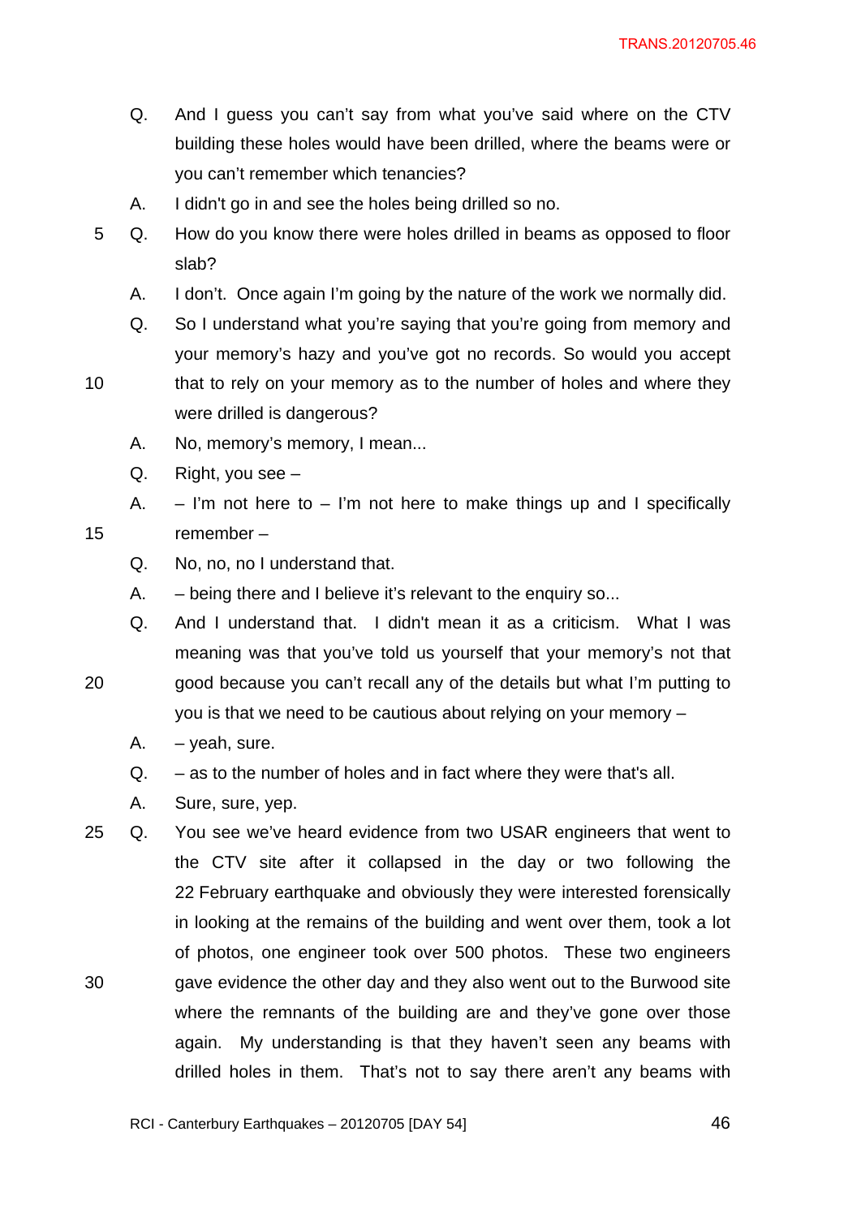Q. And I guess you can't say from what you've said where on the CTV building these holes would have been drilled, where the beams were or you can't remember which tenancies?

A. I didn't go in and see the holes being drilled so no.

Q. How do you know there were holes drilled in beams as opposed to floor slab?

A. I don't. Once again I'm going by the nature of the work we normally did.

Q. So I understand what you're saying that you're going from memory and your memory's hazy and you've got no records. So would you accept that to rely on your memory as to the number of holes and where they were drilled is dangerous?

A. No, memory's memory, I mean...

Q. Right, you see –

A. – I'm not here to – I'm not here to make things up and I specifically remember –

Q. No, no, no I understand that.

A. – being there and I believe it's relevant to the enquiry so...

Q. And I understand that. I didn't mean it as a criticism. What I was meaning was that you've told us yourself that your memory's not that good because you can't recall any of the details but what I'm putting to you is that we need to be cautious about relying on your memory –

A. – yeah, sure.

Q. – as to the number of holes and in fact where they were that's all.

A. Sure, sure, yep.

Q. You see we've heard evidence from two USAR engineers that went to the CTV site after it collapsed in the day or two following the 22 February earthquake and obviously they were interested forensically in looking at the remains of the building and went over them, took a lot of photos, one engineer took over 500 photos. These two engineers gave evidence the other day and they also went out to the Burwood site where the remnants of the building are and they've gone over those again. My understanding is that they haven't seen any beams with drilled holes in them. That's not to say there aren't any beams with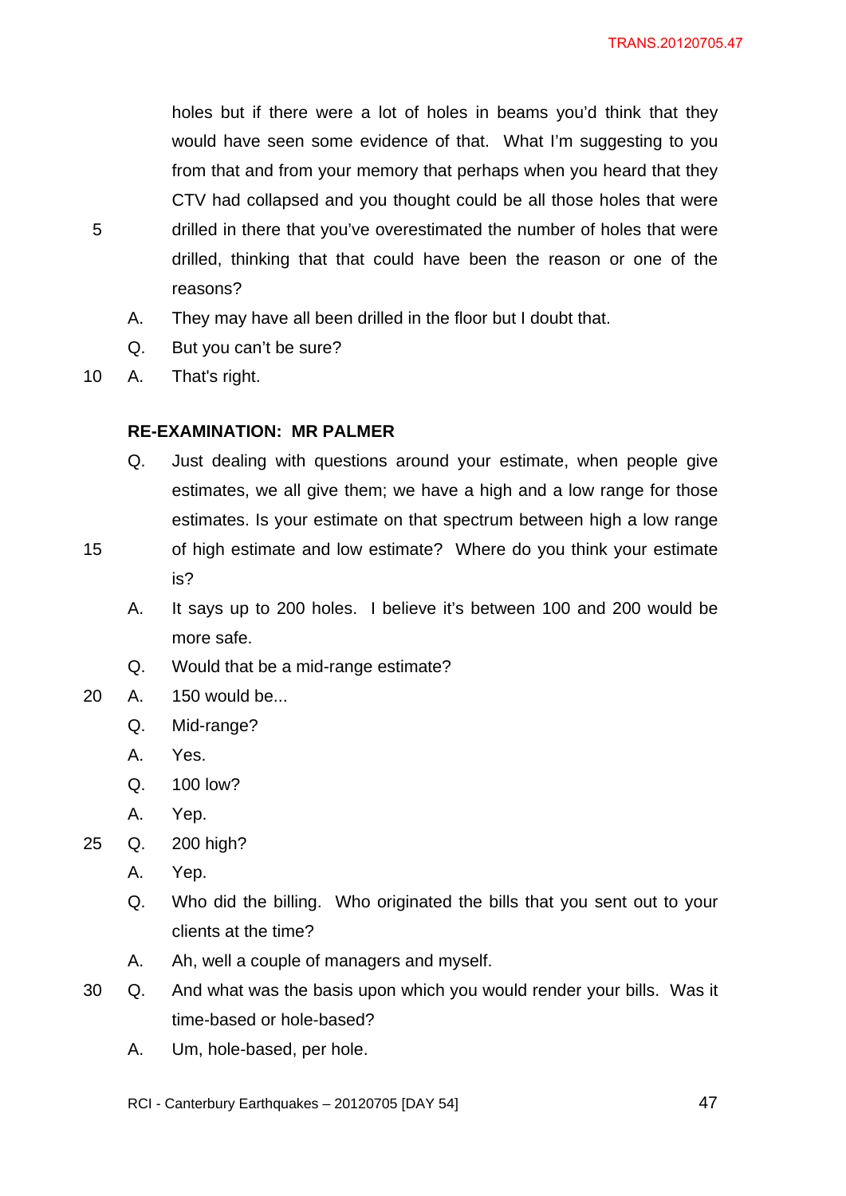holes but if there were a lot of holes in beams you'd think that they would have seen some evidence of that. What I'm suggesting to you from that and from your memory that perhaps when you heard that they CTV had collapsed and you thought could be all those holes that were drilled in there that you've overestimated the number of holes that were drilled, thinking that that could have been the reason or one of the reasons?

A. They may have all been drilled in the floor but I doubt that.

Q. But you can't be sure?

A. That's right.

**RE-EXAMINATION: MR PALMER**

Q. Just dealing with questions around your estimate, when people give estimates, we all give them; we have a high and a low range for those estimates. Is your estimate on that spectrum between high a low range of high estimate and low estimate? Where do you think your estimate is?

A. It says up to 200 holes. I believe it's between 100 and 200 would be more safe.

Q. Would that be a mid-range estimate?

A. 150 would be...

Q. Mid-range?

A. Yes.

Q. 100 low?

A. Yep.

Q. 200 high?

A. Yep.

Q. Who did the billing. Who originated the bills that you sent out to your clients at the time?

A. Ah, well a couple of managers and myself.

Q. And what was the basis upon which you would render your bills. Was it time-based or hole-based?

A. Um, hole-based, per hole.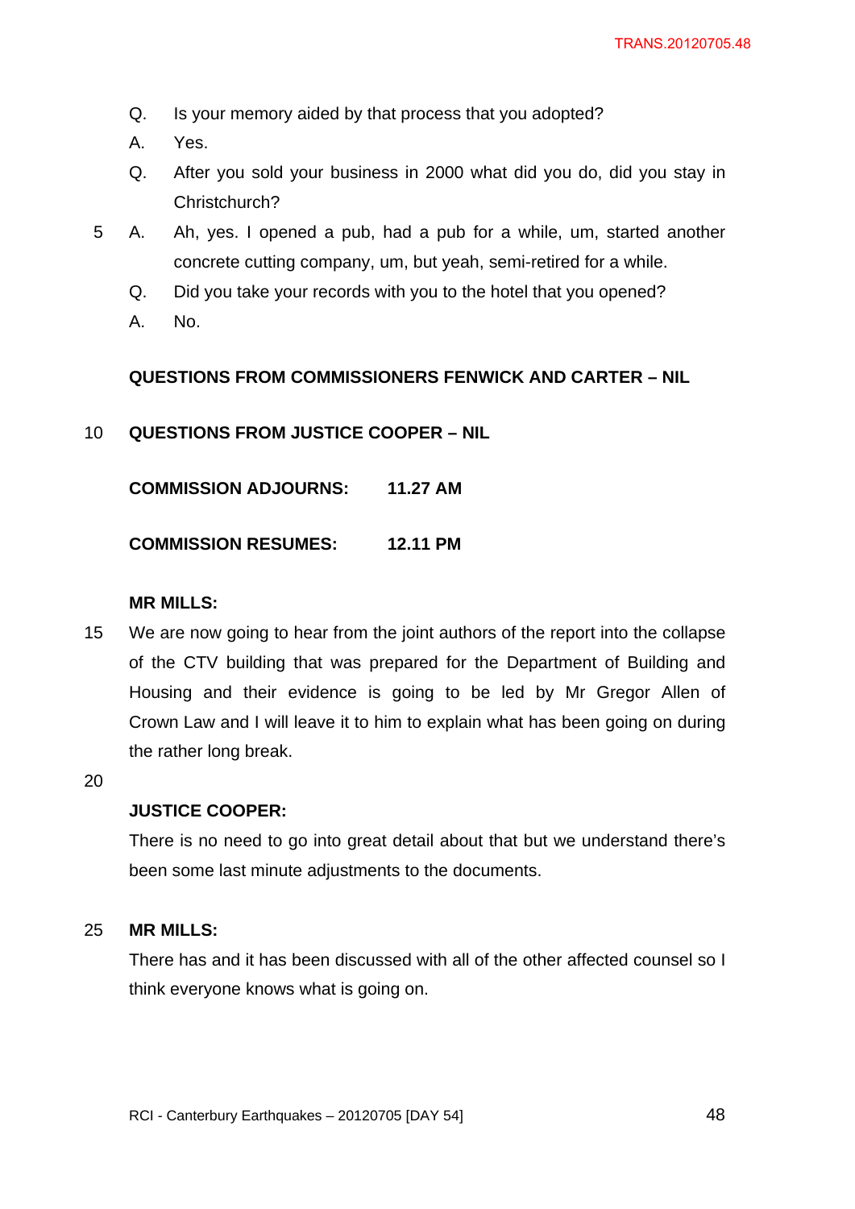Q. Is your memory aided by that process that you adopted?

A. Yes.

Q. After you sold your business in 2000 what did you do, did you stay in Christchurch?

A. Ah, yes. I opened a pub, had a pub for a while, um, started another concrete cutting company, um, but yeah, semi-retired for a while.

Q. Did you take your records with you to the hotel that you opened?

A. No.

**QUESTIONS FROM COMMISSIONERS FENWICK AND CARTER – NIL**

**QUESTIONS FROM JUSTICE COOPER – NIL**

**COMMISSION ADJOURNS: 11.27 AM**

**COMMISSION RESUMES: 12.11 PM**

**MR MILLS:**

We are now going to hear from the joint authors of the report into the collapse of the CTV building that was prepared for the Department of Building and Housing and their evidence is going to be led by Mr Gregor Allen of Crown Law and I will leave it to him to explain what has been going on during the rather long break.

**JUSTICE COOPER:**

There is no need to go into great detail about that but we understand there's been some last minute adjustments to the documents.

**MR MILLS:**

There has and it has been discussed with all of the other affected counsel so I think everyone knows what is going on.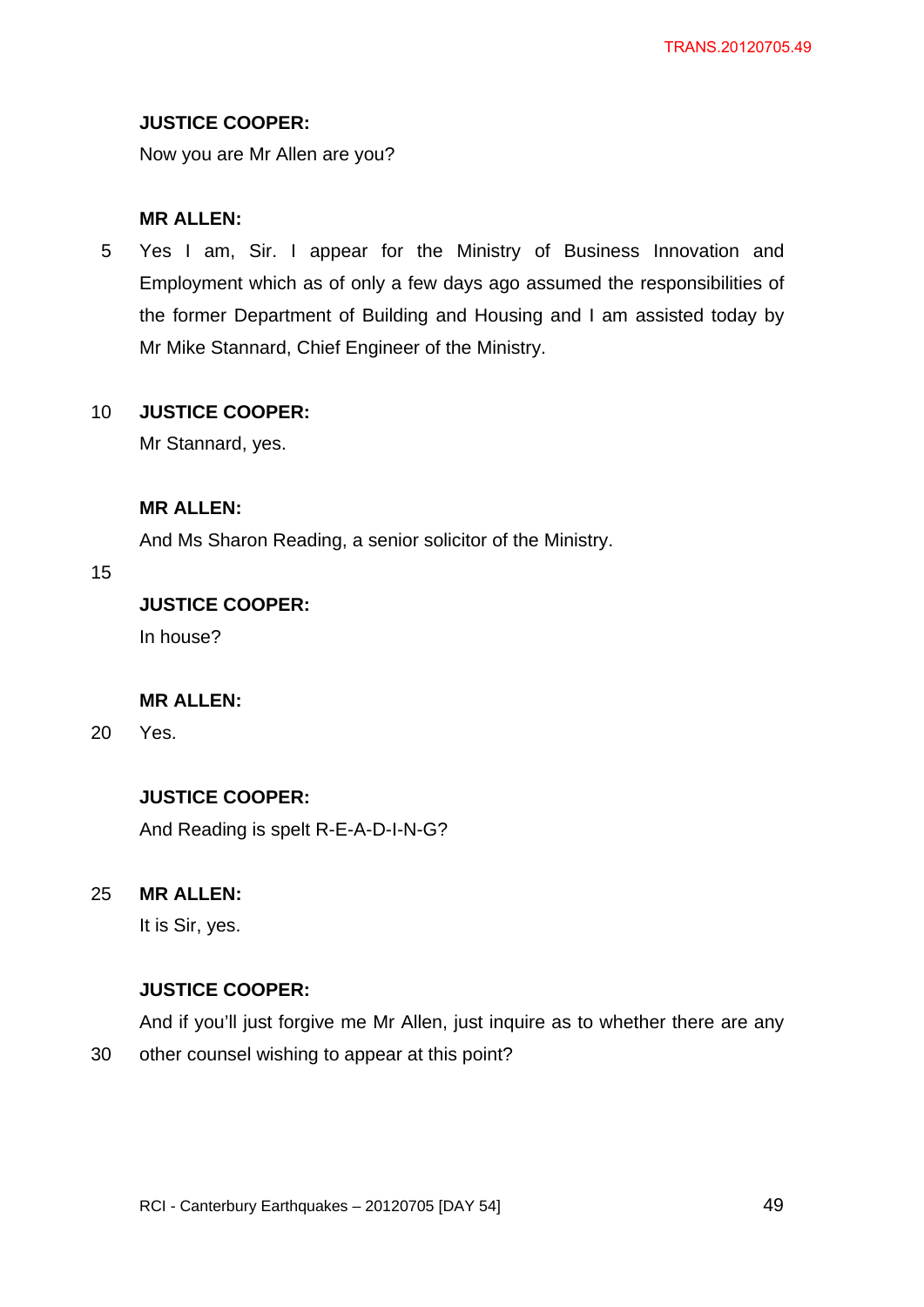**JUSTICE COOPER:**

Now you are Mr Allen are you?

**MR ALLEN:**

Yes I am, Sir. I appear for the Ministry of Business Innovation and Employment which as of only a few days ago assumed the responsibilities of the former Department of Building and Housing and I am assisted today by Mr Mike Stannard, Chief Engineer of the Ministry.

**JUSTICE COOPER:**

Mr Stannard, yes.

**MR ALLEN:**

And Ms Sharon Reading, a senior solicitor of the Ministry.

**JUSTICE COOPER:**

In house?

**MR ALLEN:**

Yes.

**JUSTICE COOPER:**

And Reading is spelt R-E-A-D-I-N-G?

**MR ALLEN:**

It is Sir, yes.

**JUSTICE COOPER:**

And if you'll just forgive me Mr Allen, just inquire as to whether there are any other counsel wishing to appear at this point?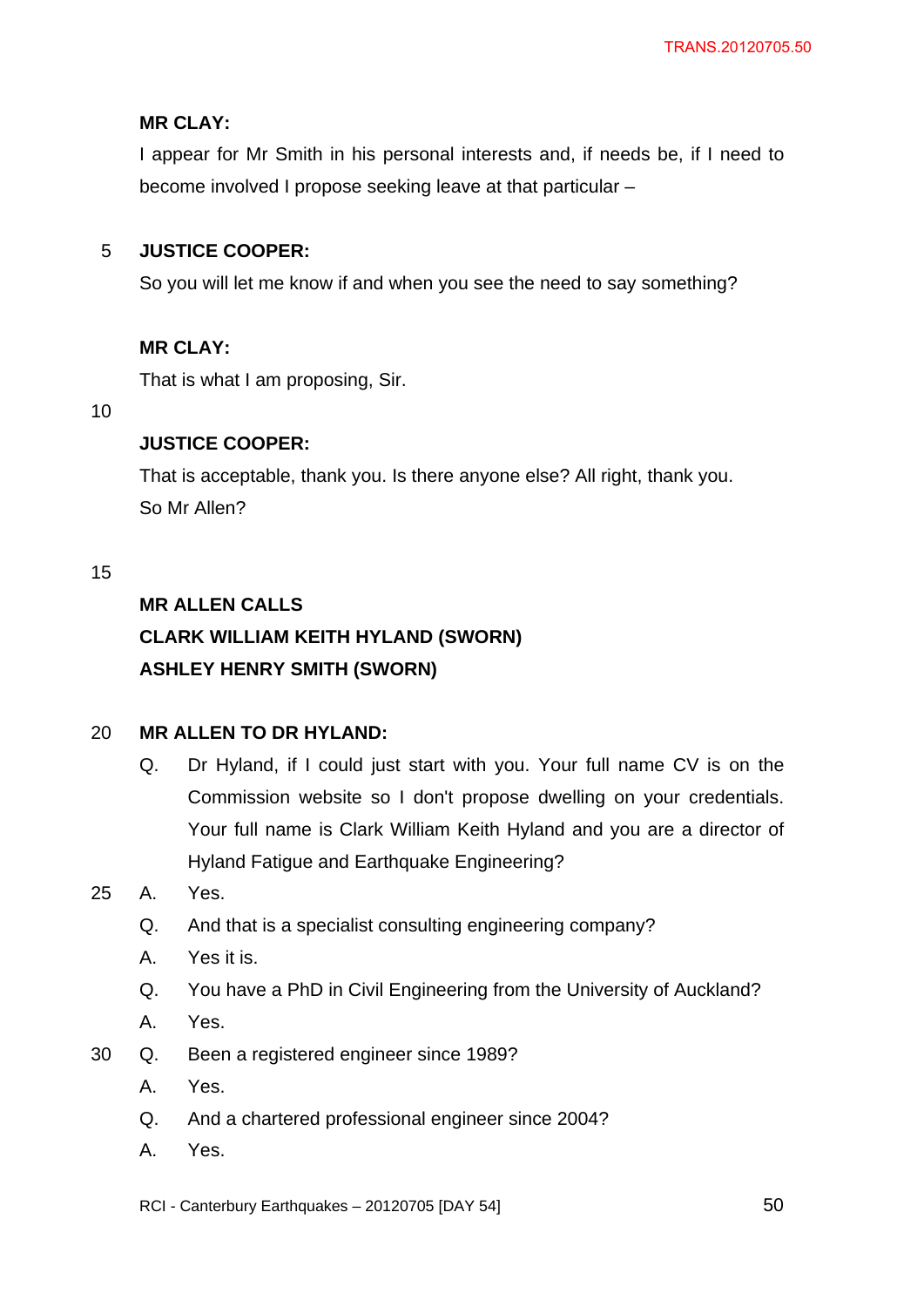**MR CLAY:**

I appear for Mr Smith in his personal interests and, if needs be, if I need to become involved I propose seeking leave at that particular –

**JUSTICE COOPER:**

So you will let me know if and when you see the need to say something?

**MR CLAY:**

That is what I am proposing, Sir.

**JUSTICE COOPER:**

That is acceptable, thank you. Is there anyone else? All right, thank you. So Mr Allen?

**MR ALLEN CALLS**
**CLARK WILLIAM KEITH HYLAND (SWORN)**
**ASHLEY HENRY SMITH (SWORN)**

**MR ALLEN TO DR HYLAND:**

Q. Dr Hyland, if I could just start with you. Your full name CV is on the Commission website so I don't propose dwelling on your credentials. Your full name is Clark William Keith Hyland and you are a director of Hyland Fatigue and Earthquake Engineering?

A. Yes.

Q. And that is a specialist consulting engineering company?

A. Yes it is.

Q. You have a PhD in Civil Engineering from the University of Auckland?

A. Yes.

Q. Been a registered engineer since 1989?

A. Yes.

Q. And a chartered professional engineer since 2004?

A. Yes.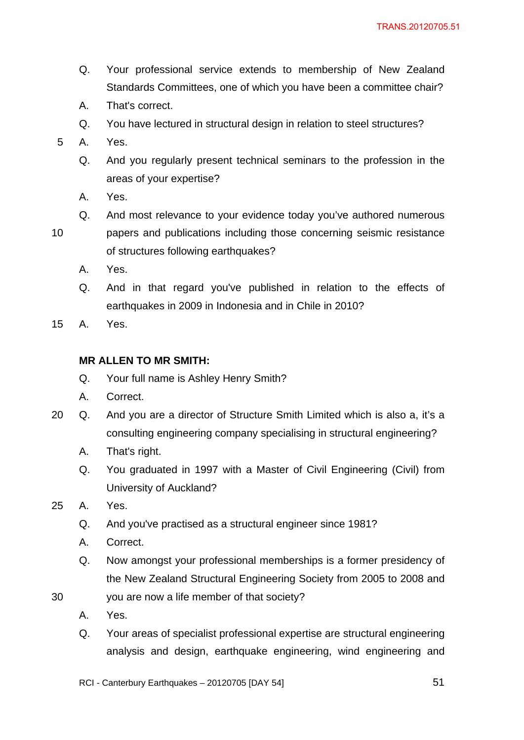Q. Your professional service extends to membership of New Zealand Standards Committees, one of which you have been a committee chair?

A. That's correct.

Q. You have lectured in structural design in relation to steel structures?

A. Yes.

Q. And you regularly present technical seminars to the profession in the areas of your expertise?

A. Yes.

Q. And most relevance to your evidence today you've authored numerous papers and publications including those concerning seismic resistance of structures following earthquakes?

A. Yes.

Q. And in that regard you've published in relation to the effects of earthquakes in 2009 in Indonesia and in Chile in 2010?

A. Yes.

**MR ALLEN TO MR SMITH:**

Q. Your full name is Ashley Henry Smith?

A. Correct.

Q. And you are a director of Structure Smith Limited which is also a, it's a consulting engineering company specialising in structural engineering?

A. That's right.

Q. You graduated in 1997 with a Master of Civil Engineering (Civil) from University of Auckland?

A. Yes.

Q. And you've practised as a structural engineer since 1981?

A. Correct.

Q. Now amongst your professional memberships is a former presidency of the New Zealand Structural Engineering Society from 2005 to 2008 and you are now a life member of that society?

A. Yes.

Q. Your areas of specialist professional expertise are structural engineering analysis and design, earthquake engineering, wind engineering and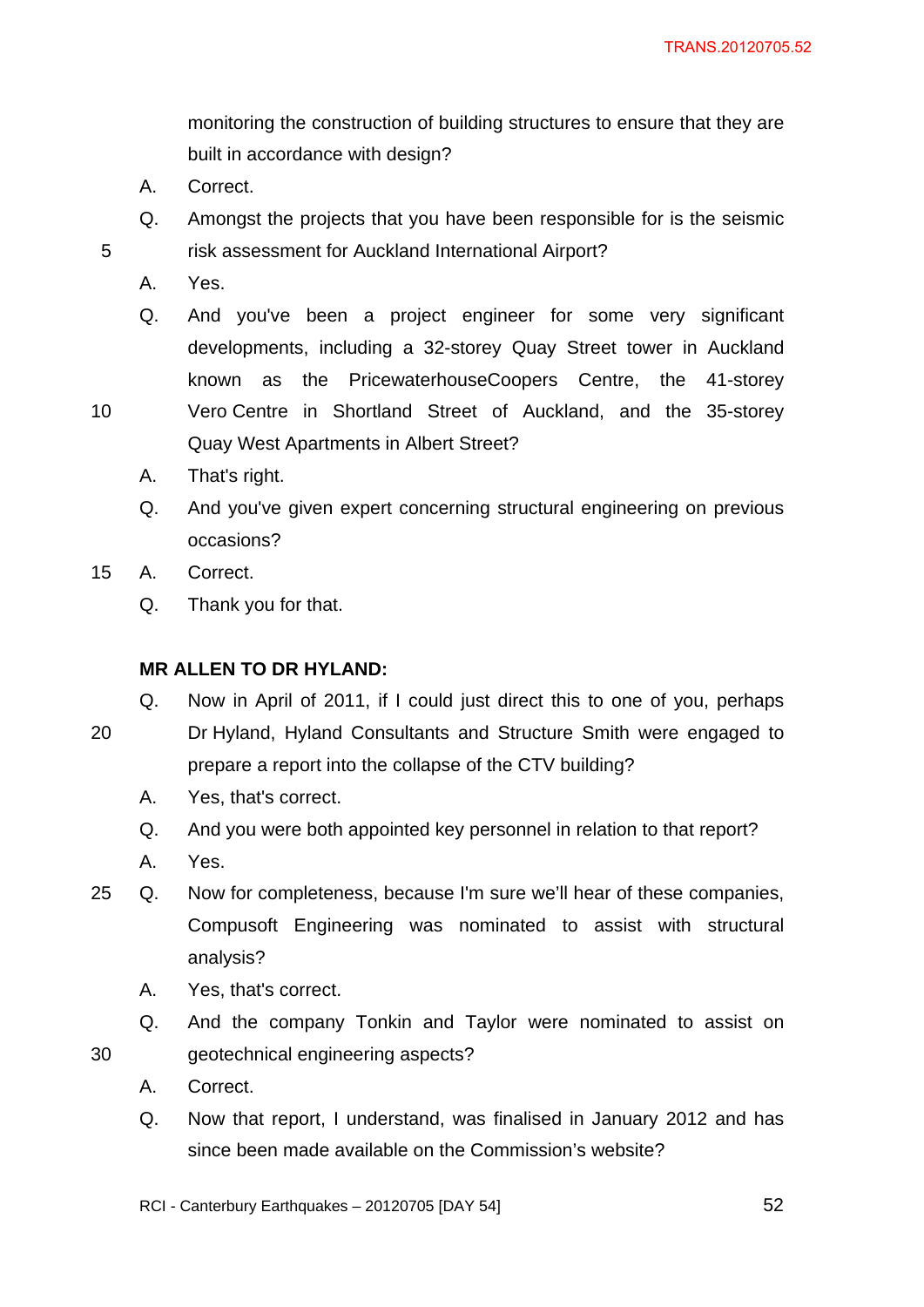monitoring the construction of building structures to ensure that they are built in accordance with design?

A. Correct.

Q. Amongst the projects that you have been responsible for is the seismic risk assessment for Auckland International Airport?

A. Yes.

Q. And you've been a project engineer for some very significant developments, including a 32-storey Quay Street tower in Auckland known as the PricewaterhouseCoopers Centre, the 41-storey Vero Centre in Shortland Street of Auckland, and the 35-storey Quay West Apartments in Albert Street?

A. That's right.

Q. And you've given expert concerning structural engineering on previous occasions?

A. Correct.

Q. Thank you for that.

**MR ALLEN TO DR HYLAND:**

Q. Now in April of 2011, if I could just direct this to one of you, perhaps Dr Hyland, Hyland Consultants and Structure Smith were engaged to prepare a report into the collapse of the CTV building?

A. Yes, that's correct.

Q. And you were both appointed key personnel in relation to that report?

A. Yes.

Q. Now for completeness, because I'm sure we'll hear of these companies, Compusoft Engineering was nominated to assist with structural analysis?

A. Yes, that's correct.

Q. And the company Tonkin and Taylor were nominated to assist on geotechnical engineering aspects?

A. Correct.

Q. Now that report, I understand, was finalised in January 2012 and has since been made available on the Commission's website?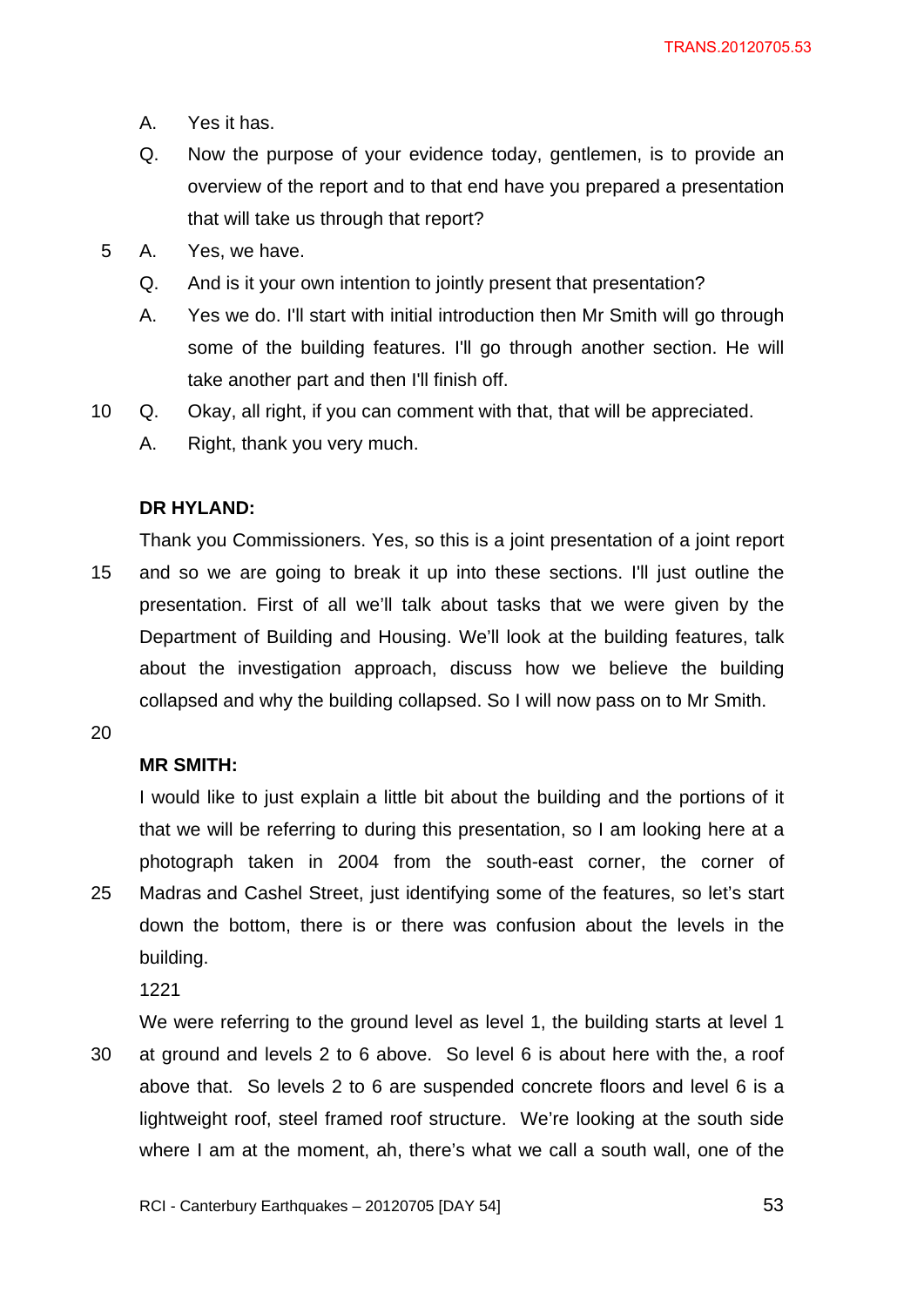A. Yes it has.

Q. Now the purpose of your evidence today, gentlemen, is to provide an overview of the report and to that end have you prepared a presentation that will take us through that report?

A. Yes, we have.

Q. And is it your own intention to jointly present that presentation?

A. Yes we do. I'll start with initial introduction then Mr Smith will go through some of the building features. I'll go through another section. He will take another part and then I'll finish off.

Q. Okay, all right, if you can comment with that, that will be appreciated.

A. Right, thank you very much.

**DR HYLAND:**

Thank you Commissioners. Yes, so this is a joint presentation of a joint report and so we are going to break it up into these sections. I'll just outline the presentation. First of all we'll talk about tasks that we were given by the Department of Building and Housing. We'll look at the building features, talk about the investigation approach, discuss how we believe the building collapsed and why the building collapsed. So I will now pass on to Mr Smith.

**MR SMITH:**

I would like to just explain a little bit about the building and the portions of it that we will be referring to during this presentation, so I am looking here at a photograph taken in 2004 from the south-east corner, the corner of Madras and Cashel Street, just identifying some of the features, so let's start down the bottom, there is or there was confusion about the levels in the building.

1221

We were referring to the ground level as level 1, the building starts at level 1 at ground and levels 2 to 6 above. So level 6 is about here with the, a roof above that. So levels 2 to 6 are suspended concrete floors and level 6 is a lightweight roof, steel framed roof structure. We're looking at the south side where I am at the moment, ah, there's what we call a south wall, one of the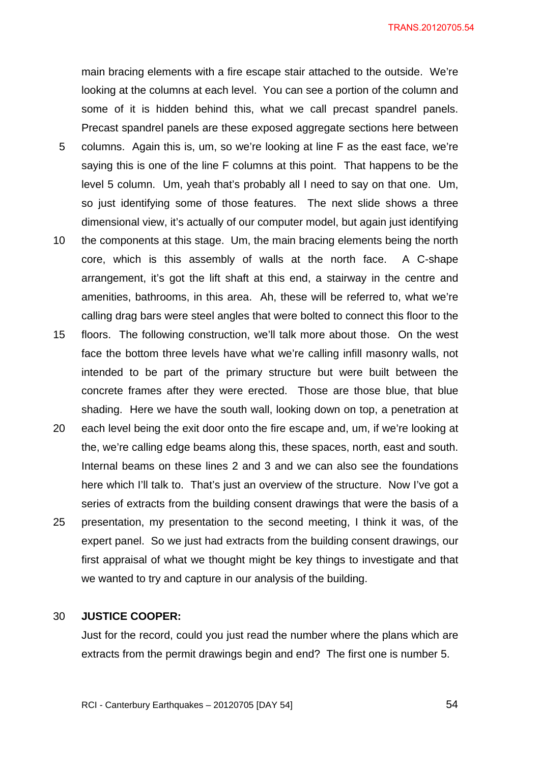main bracing elements with a fire escape stair attached to the outside. We're looking at the columns at each level. You can see a portion of the column and some of it is hidden behind this, what we call precast spandrel panels. Precast spandrel panels are these exposed aggregate sections here between columns. Again this is, um, so we're looking at line F as the east face, we're saying this is one of the line F columns at this point. That happens to be the level 5 column. Um, yeah that's probably all I need to say on that one. Um, so just identifying some of those features. The next slide shows a three dimensional view, it's actually of our computer model, but again just identifying the components at this stage. Um, the main bracing elements being the north core, which is this assembly of walls at the north face. A C-shape arrangement, it's got the lift shaft at this end, a stairway in the centre and amenities, bathrooms, in this area. Ah, these will be referred to, what we're calling drag bars were steel angles that were bolted to connect this floor to the floors. The following construction, we'll talk more about those. On the west face the bottom three levels have what we're calling infill masonry walls, not intended to be part of the primary structure but were built between the concrete frames after they were erected. Those are those blue, that blue shading. Here we have the south wall, looking down on top, a penetration at each level being the exit door onto the fire escape and, um, if we're looking at the, we're calling edge beams along this, these spaces, north, east and south. Internal beams on these lines 2 and 3 and we can also see the foundations here which I'll talk to. That's just an overview of the structure. Now I've got a series of extracts from the building consent drawings that were the basis of a presentation, my presentation to the second meeting, I think it was, of the expert panel. So we just had extracts from the building consent drawings, our first appraisal of what we thought might be key things to investigate and that we wanted to try and capture in our analysis of the building.

**JUSTICE COOPER:**

Just for the record, could you just read the number where the plans which are extracts from the permit drawings begin and end? The first one is number 5.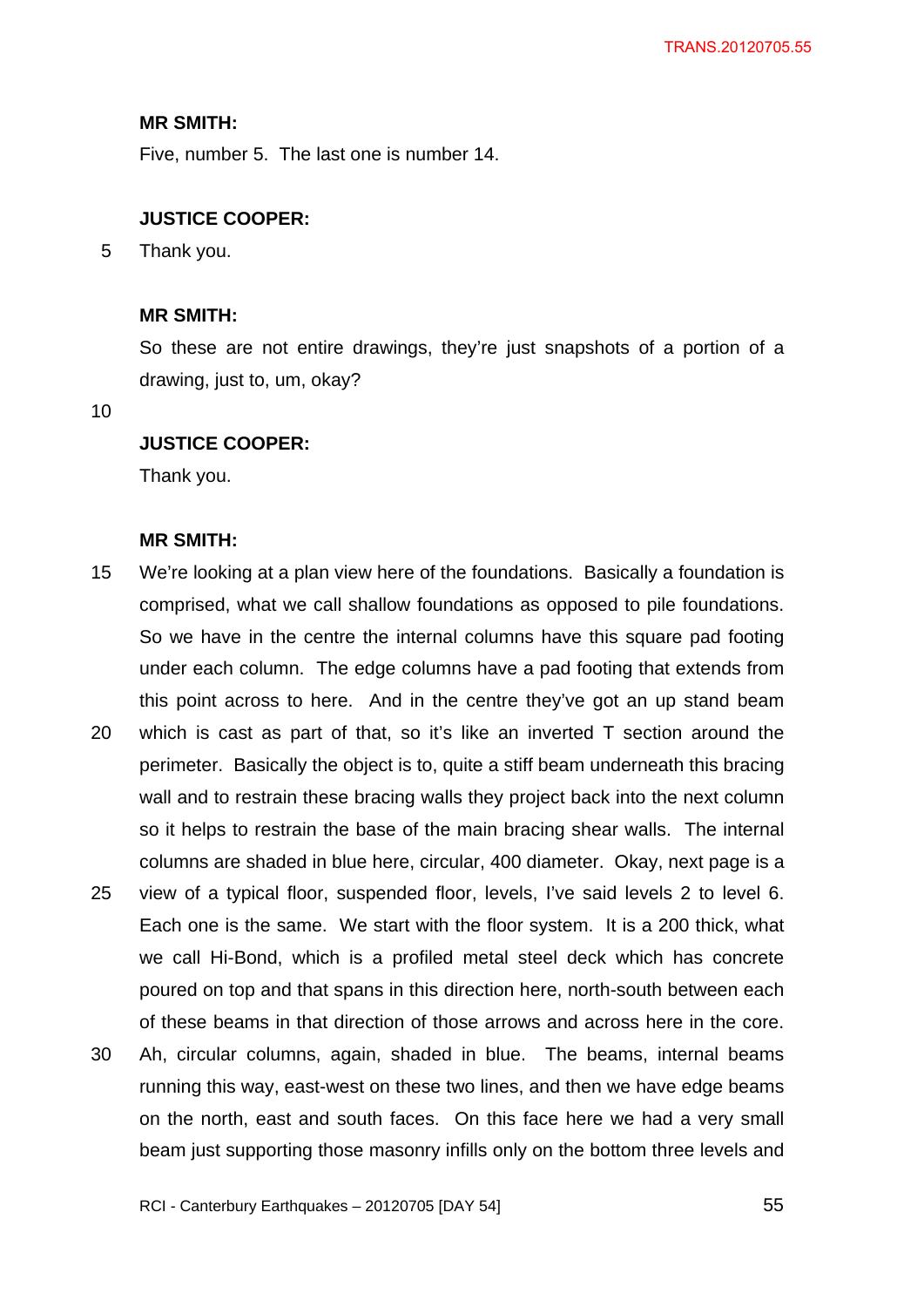**MR SMITH:**

Five, number 5. The last one is number 14.

**JUSTICE COOPER:**

Thank you.

**MR SMITH:**

So these are not entire drawings, they're just snapshots of a portion of a drawing, just to, um, okay?

**JUSTICE COOPER:**

Thank you.

**MR SMITH:**

We're looking at a plan view here of the foundations. Basically a foundation is comprised, what we call shallow foundations as opposed to pile foundations. So we have in the centre the internal columns have this square pad footing under each column. The edge columns have a pad footing that extends from this point across to here. And in the centre they've got an up stand beam which is cast as part of that, so it's like an inverted T section around the perimeter. Basically the object is to, quite a stiff beam underneath this bracing wall and to restrain these bracing walls they project back into the next column so it helps to restrain the base of the main bracing shear walls. The internal columns are shaded in blue here, circular, 400 diameter. Okay, next page is a view of a typical floor, suspended floor, levels, I've said levels 2 to level 6. Each one is the same. We start with the floor system. It is a 200 thick, what we call Hi-Bond, which is a profiled metal steel deck which has concrete poured on top and that spans in this direction here, north-south between each of these beams in that direction of those arrows and across here in the core. Ah, circular columns, again, shaded in blue. The beams, internal beams running this way, east-west on these two lines, and then we have edge beams on the north, east and south faces. On this face here we had a very small beam just supporting those masonry infills only on the bottom three levels and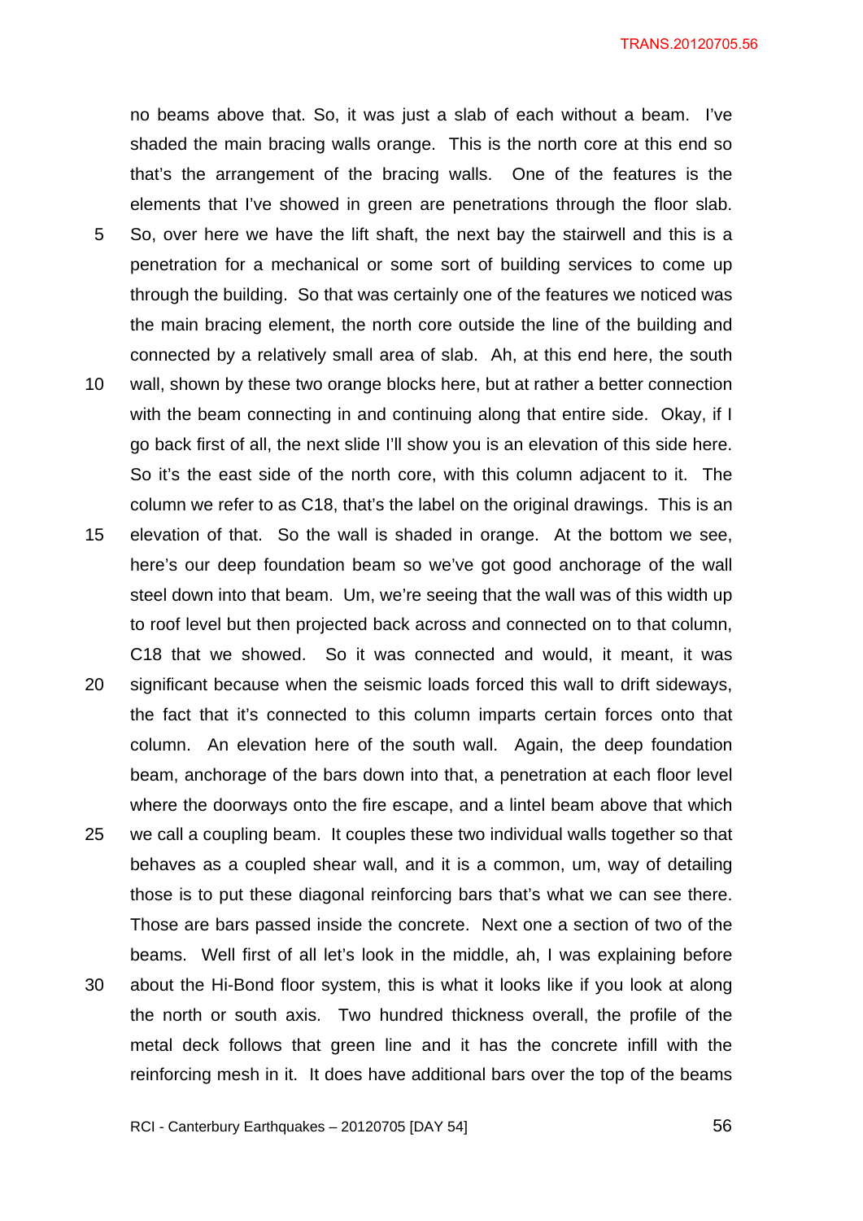no beams above that. So, it was just a slab of each without a beam. I've shaded the main bracing walls orange. This is the north core at this end so that's the arrangement of the bracing walls. One of the features is the elements that I've showed in green are penetrations through the floor slab. So, over here we have the lift shaft, the next bay the stairwell and this is a penetration for a mechanical or some sort of building services to come up through the building. So that was certainly one of the features we noticed was the main bracing element, the north core outside the line of the building and connected by a relatively small area of slab. Ah, at this end here, the south wall, shown by these two orange blocks here, but at rather a better connection with the beam connecting in and continuing along that entire side. Okay, if I go back first of all, the next slide I'll show you is an elevation of this side here. So it's the east side of the north core, with this column adjacent to it. The column we refer to as C18, that's the label on the original drawings. This is an elevation of that. So the wall is shaded in orange. At the bottom we see, here's our deep foundation beam so we've got good anchorage of the wall steel down into that beam. Um, we're seeing that the wall was of this width up to roof level but then projected back across and connected on to that column, C18 that we showed. So it was connected and would, it meant, it was significant because when the seismic loads forced this wall to drift sideways, the fact that it's connected to this column imparts certain forces onto that column. An elevation here of the south wall. Again, the deep foundation beam, anchorage of the bars down into that, a penetration at each floor level where the doorways onto the fire escape, and a lintel beam above that which we call a coupling beam. It couples these two individual walls together so that behaves as a coupled shear wall, and it is a common, um, way of detailing those is to put these diagonal reinforcing bars that's what we can see there. Those are bars passed inside the concrete. Next one a section of two of the beams. Well first of all let's look in the middle, ah, I was explaining before about the Hi-Bond floor system, this is what it looks like if you look at along the north or south axis. Two hundred thickness overall, the profile of the metal deck follows that green line and it has the concrete infill with the reinforcing mesh in it. It does have additional bars over the top of the beams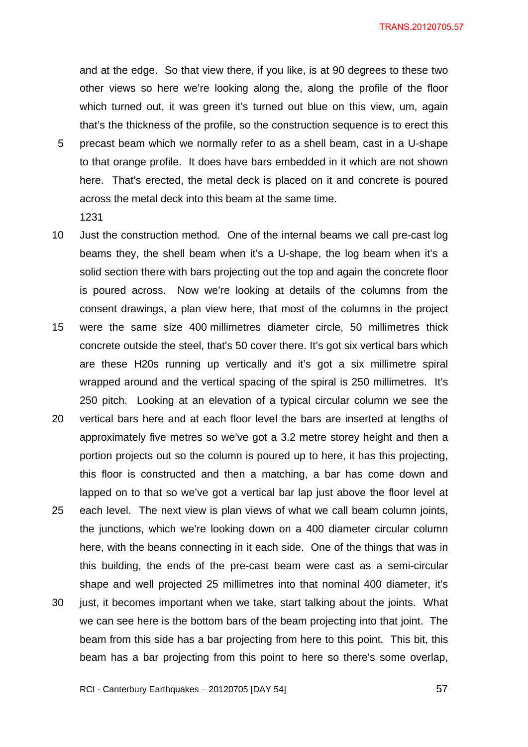and at the edge. So that view there, if you like, is at 90 degrees to these two other views so here we're looking along the, along the profile of the floor which turned out, it was green it's turned out blue on this view, um, again that's the thickness of the profile, so the construction sequence is to erect this precast beam which we normally refer to as a shell beam, cast in a U-shape to that orange profile. It does have bars embedded in it which are not shown here. That's erected, the metal deck is placed on it and concrete is poured across the metal deck into this beam at the same time.

1231

Just the construction method. One of the internal beams we call pre-cast log beams they, the shell beam when it's a U-shape, the log beam when it's a solid section there with bars projecting out the top and again the concrete floor is poured across. Now we're looking at details of the columns from the consent drawings, a plan view here, that most of the columns in the project were the same size 400 millimetres diameter circle, 50 millimetres thick concrete outside the steel, that's 50 cover there. It's got six vertical bars which are these H20s running up vertically and it's got a six millimetre spiral wrapped around and the vertical spacing of the spiral is 250 millimetres. It's 250 pitch. Looking at an elevation of a typical circular column we see the vertical bars here and at each floor level the bars are inserted at lengths of approximately five metres so we've got a 3.2 metre storey height and then a portion projects out so the column is poured up to here, it has this projecting, this floor is constructed and then a matching, a bar has come down and lapped on to that so we've got a vertical bar lap just above the floor level at each level. The next view is plan views of what we call beam column joints, the junctions, which we're looking down on a 400 diameter circular column here, with the beans connecting in it each side. One of the things that was in this building, the ends of the pre-cast beam were cast as a semi-circular shape and well projected 25 millimetres into that nominal 400 diameter, it's just, it becomes important when we take, start talking about the joints. What we can see here is the bottom bars of the beam projecting into that joint. The beam from this side has a bar projecting from here to this point. This bit, this beam has a bar projecting from this point to here so there's some overlap,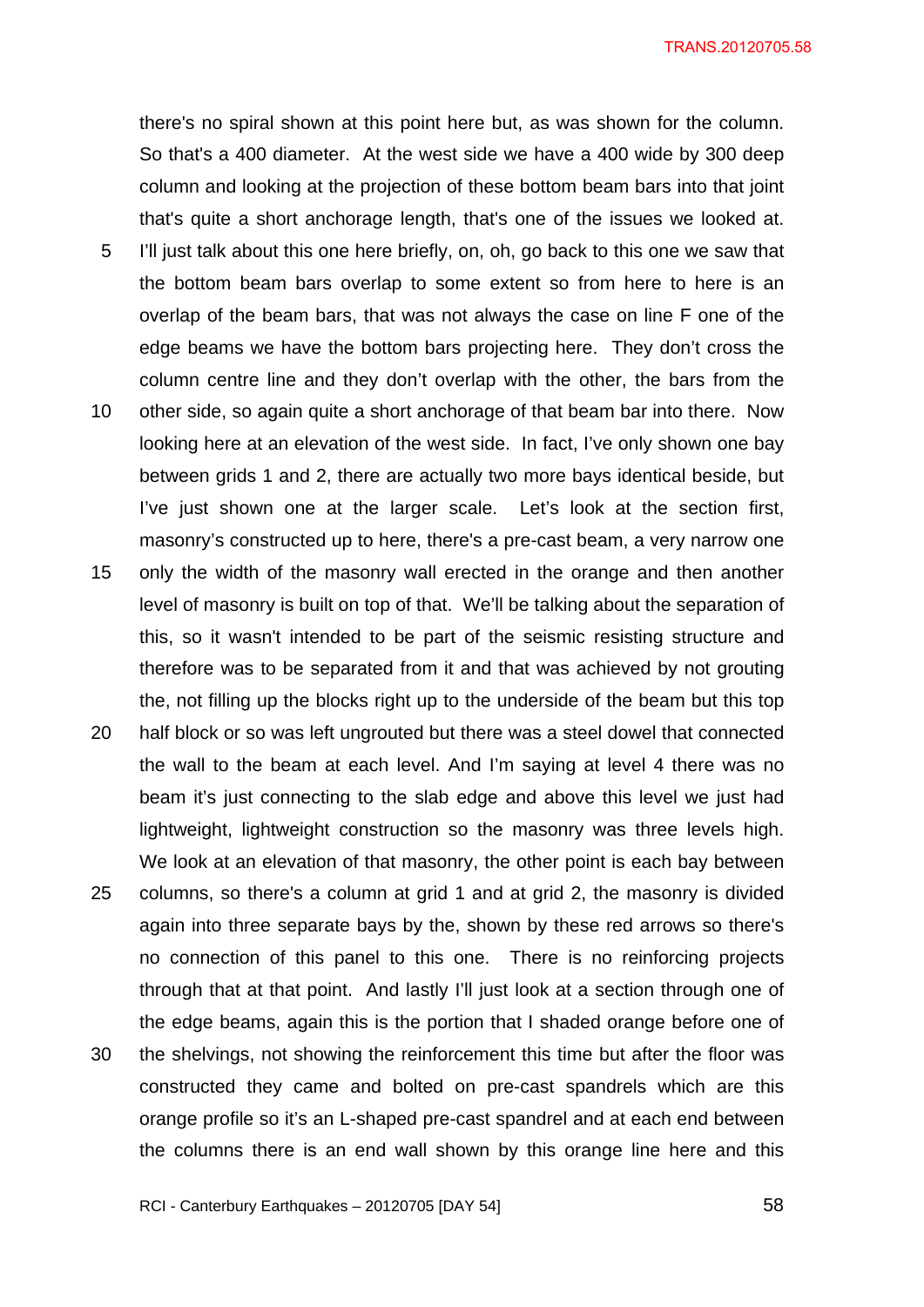there's no spiral shown at this point here but, as was shown for the column. So that's a 400 diameter. At the west side we have a 400 wide by 300 deep column and looking at the projection of these bottom beam bars into that joint that's quite a short anchorage length, that's one of the issues we looked at. I'll just talk about this one here briefly, on, oh, go back to this one we saw that the bottom beam bars overlap to some extent so from here to here is an overlap of the beam bars, that was not always the case on line F one of the edge beams we have the bottom bars projecting here. They don't cross the column centre line and they don't overlap with the other, the bars from the other side, so again quite a short anchorage of that beam bar into there. Now looking here at an elevation of the west side. In fact, I've only shown one bay between grids 1 and 2, there are actually two more bays identical beside, but I've just shown one at the larger scale. Let's look at the section first, masonry's constructed up to here, there's a pre-cast beam, a very narrow one only the width of the masonry wall erected in the orange and then another level of masonry is built on top of that. We'll be talking about the separation of this, so it wasn't intended to be part of the seismic resisting structure and therefore was to be separated from it and that was achieved by not grouting the, not filling up the blocks right up to the underside of the beam but this top half block or so was left ungrouted but there was a steel dowel that connected the wall to the beam at each level. And I'm saying at level 4 there was no beam it's just connecting to the slab edge and above this level we just had lightweight, lightweight construction so the masonry was three levels high. We look at an elevation of that masonry, the other point is each bay between columns, so there's a column at grid 1 and at grid 2, the masonry is divided again into three separate bays by the, shown by these red arrows so there's no connection of this panel to this one. There is no reinforcing projects through that at that point. And lastly I'll just look at a section through one of the edge beams, again this is the portion that I shaded orange before one of the shelvings, not showing the reinforcement this time but after the floor was constructed they came and bolted on pre-cast spandrels which are this orange profile so it's an L-shaped pre-cast spandrel and at each end between the columns there is an end wall shown by this orange line here and this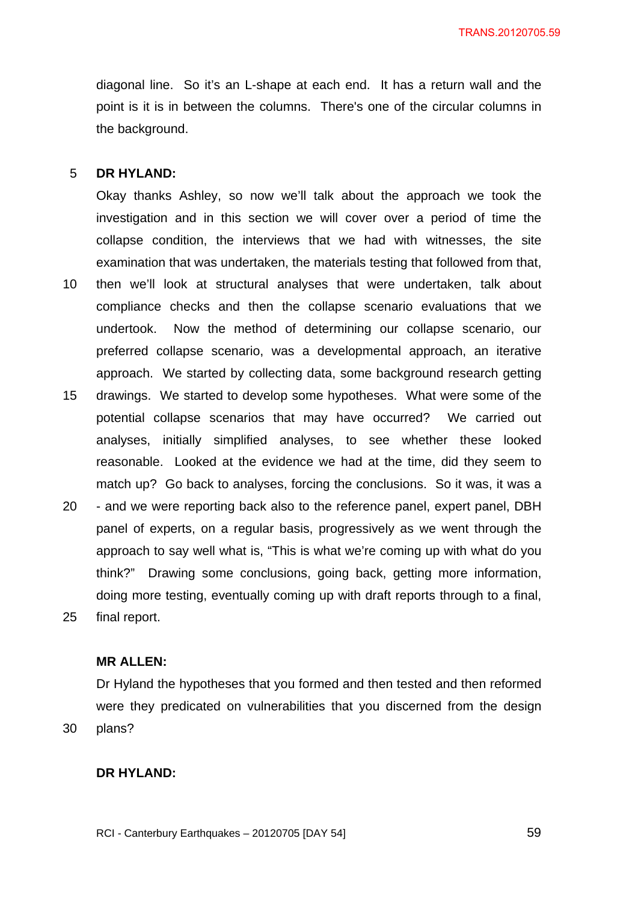diagonal line. So it's an L-shape at each end. It has a return wall and the point is it is in between the columns. There's one of the circular columns in the background.

**DR HYLAND:**

Okay thanks Ashley, so now we'll talk about the approach we took the investigation and in this section we will cover over a period of time the collapse condition, the interviews that we had with witnesses, the site examination that was undertaken, the materials testing that followed from that, then we'll look at structural analyses that were undertaken, talk about compliance checks and then the collapse scenario evaluations that we undertook. Now the method of determining our collapse scenario, our preferred collapse scenario, was a developmental approach, an iterative approach. We started by collecting data, some background research getting drawings. We started to develop some hypotheses. What were some of the potential collapse scenarios that may have occurred? We carried out analyses, initially simplified analyses, to see whether these looked reasonable. Looked at the evidence we had at the time, did they seem to match up? Go back to analyses, forcing the conclusions. So it was, it was a - and we were reporting back also to the reference panel, expert panel, DBH panel of experts, on a regular basis, progressively as we went through the approach to say well what is, "This is what we're coming up with what do you think?" Drawing some conclusions, going back, getting more information, doing more testing, eventually coming up with draft reports through to a final, final report.

**MR ALLEN:**

Dr Hyland the hypotheses that you formed and then tested and then reformed were they predicated on vulnerabilities that you discerned from the design plans?

**DR HYLAND:**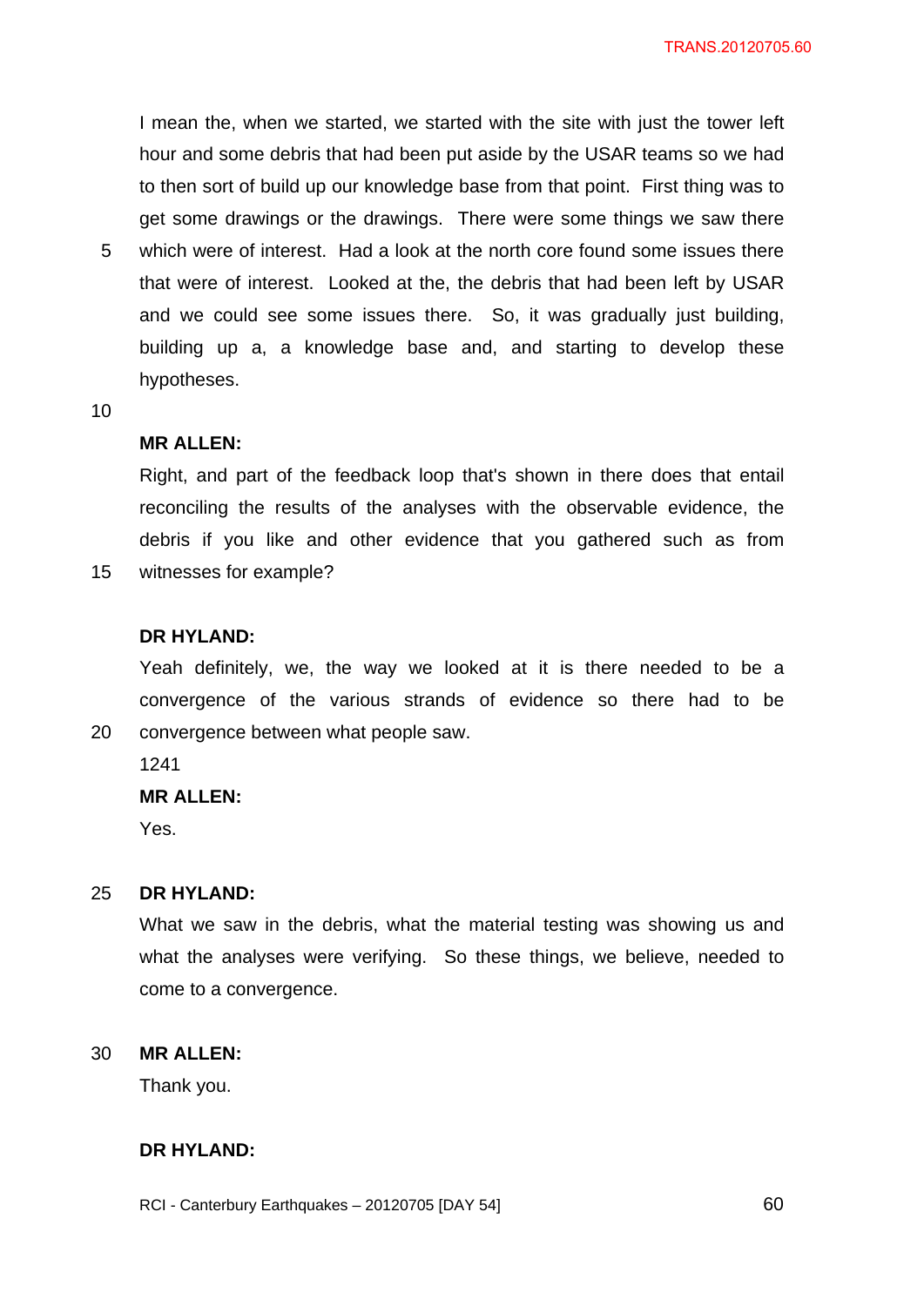I mean the, when we started, we started with the site with just the tower left hour and some debris that had been put aside by the USAR teams so we had to then sort of build up our knowledge base from that point. First thing was to get some drawings or the drawings. There were some things we saw there which were of interest. Had a look at the north core found some issues there that were of interest. Looked at the, the debris that had been left by USAR and we could see some issues there. So, it was gradually just building, building up a, a knowledge base and, and starting to develop these hypotheses.

**MR ALLEN:**

Right, and part of the feedback loop that's shown in there does that entail reconciling the results of the analyses with the observable evidence, the debris if you like and other evidence that you gathered such as from witnesses for example?

**DR HYLAND:**

Yeah definitely, we, the way we looked at it is there needed to be a convergence of the various strands of evidence so there had to be convergence between what people saw.

1241

**MR ALLEN:**

Yes.

**DR HYLAND:**

What we saw in the debris, what the material testing was showing us and what the analyses were verifying. So these things, we believe, needed to come to a convergence.

**MR ALLEN:**

Thank you.

**DR HYLAND:**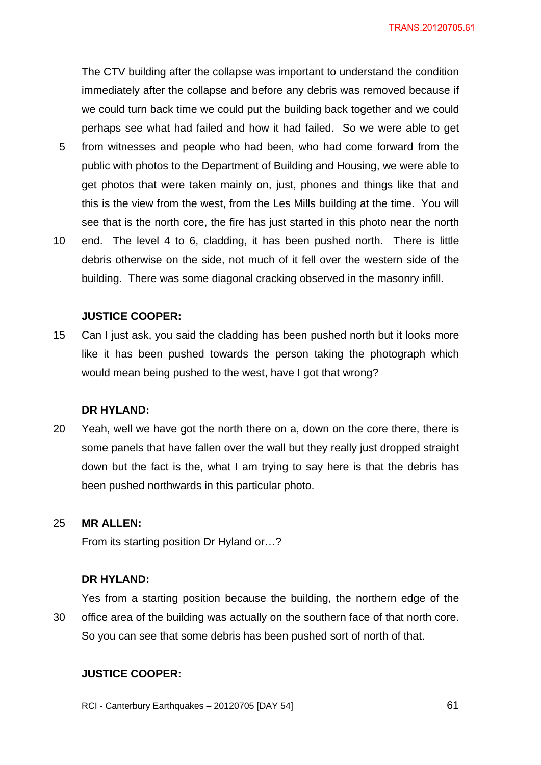The CTV building after the collapse was important to understand the condition immediately after the collapse and before any debris was removed because if we could turn back time we could put the building back together and we could perhaps see what had failed and how it had failed. So we were able to get from witnesses and people who had been, who had come forward from the public with photos to the Department of Building and Housing, we were able to get photos that were taken mainly on, just, phones and things like that and this is the view from the west, from the Les Mills building at the time. You will see that is the north core, the fire has just started in this photo near the north end. The level 4 to 6, cladding, it has been pushed north. There is little debris otherwise on the side, not much of it fell over the western side of the building. There was some diagonal cracking observed in the masonry infill.

**JUSTICE COOPER:**

Can I just ask, you said the cladding has been pushed north but it looks more like it has been pushed towards the person taking the photograph which would mean being pushed to the west, have I got that wrong?

**DR HYLAND:**

Yeah, well we have got the north there on a, down on the core there, there is some panels that have fallen over the wall but they really just dropped straight down but the fact is the, what I am trying to say here is that the debris has been pushed northwards in this particular photo.

**MR ALLEN:**

From its starting position Dr Hyland or…?

**DR HYLAND:**

Yes from a starting position because the building, the northern edge of the office area of the building was actually on the southern face of that north core. So you can see that some debris has been pushed sort of north of that.

**JUSTICE COOPER:**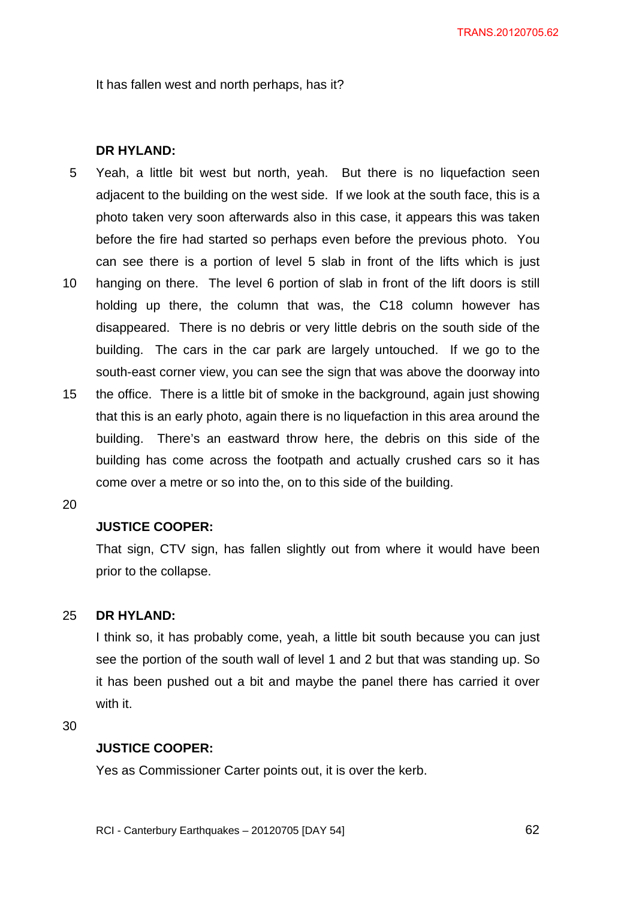It has fallen west and north perhaps, has it?

**DR HYLAND:**

Yeah, a little bit west but north, yeah. But there is no liquefaction seen adjacent to the building on the west side. If we look at the south face, this is a photo taken very soon afterwards also in this case, it appears this was taken before the fire had started so perhaps even before the previous photo. You can see there is a portion of level 5 slab in front of the lifts which is just hanging on there. The level 6 portion of slab in front of the lift doors is still holding up there, the column that was, the C18 column however has disappeared. There is no debris or very little debris on the south side of the building. The cars in the car park are largely untouched. If we go to the south-east corner view, you can see the sign that was above the doorway into the office. There is a little bit of smoke in the background, again just showing that this is an early photo, again there is no liquefaction in this area around the building. There's an eastward throw here, the debris on this side of the building has come across the footpath and actually crushed cars so it has come over a metre or so into the, on to this side of the building.

**JUSTICE COOPER:**

That sign, CTV sign, has fallen slightly out from where it would have been prior to the collapse.

**DR HYLAND:**

I think so, it has probably come, yeah, a little bit south because you can just see the portion of the south wall of level 1 and 2 but that was standing up. So it has been pushed out a bit and maybe the panel there has carried it over with it.

**JUSTICE COOPER:**

Yes as Commissioner Carter points out, it is over the kerb.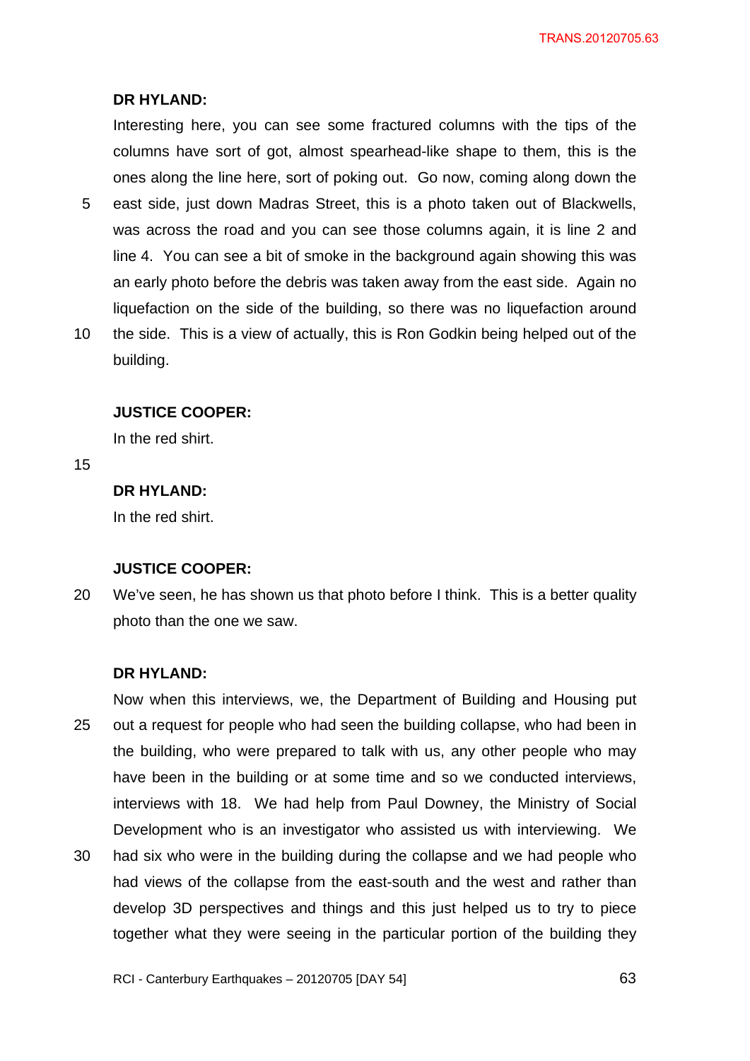**DR HYLAND:**

Interesting here, you can see some fractured columns with the tips of the columns have sort of got, almost spearhead-like shape to them, this is the ones along the line here, sort of poking out. Go now, coming along down the east side, just down Madras Street, this is a photo taken out of Blackwells, was across the road and you can see those columns again, it is line 2 and line 4. You can see a bit of smoke in the background again showing this was an early photo before the debris was taken away from the east side. Again no liquefaction on the side of the building, so there was no liquefaction around the side. This is a view of actually, this is Ron Godkin being helped out of the building.

**JUSTICE COOPER:**

In the red shirt.

**DR HYLAND:**

In the red shirt.

**JUSTICE COOPER:**

We've seen, he has shown us that photo before I think. This is a better quality photo than the one we saw.

**DR HYLAND:**

Now when this interviews, we, the Department of Building and Housing put out a request for people who had seen the building collapse, who had been in the building, who were prepared to talk with us, any other people who may have been in the building or at some time and so we conducted interviews, interviews with 18. We had help from Paul Downey, the Ministry of Social Development who is an investigator who assisted us with interviewing. We had six who were in the building during the collapse and we had people who had views of the collapse from the east-south and the west and rather than develop 3D perspectives and things and this just helped us to try to piece together what they were seeing in the particular portion of the building they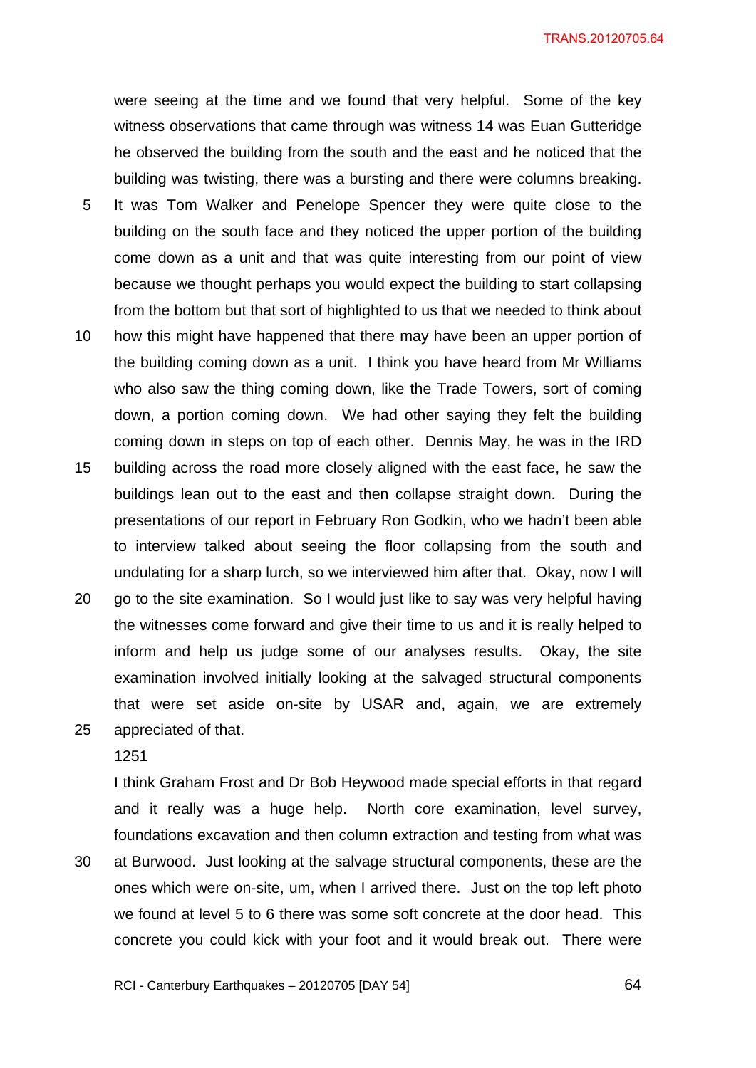were seeing at the time and we found that very helpful. Some of the key witness observations that came through was witness 14 was Euan Gutteridge he observed the building from the south and the east and he noticed that the building was twisting, there was a bursting and there were columns breaking. It was Tom Walker and Penelope Spencer they were quite close to the building on the south face and they noticed the upper portion of the building come down as a unit and that was quite interesting from our point of view because we thought perhaps you would expect the building to start collapsing from the bottom but that sort of highlighted to us that we needed to think about how this might have happened that there may have been an upper portion of the building coming down as a unit. I think you have heard from Mr Williams who also saw the thing coming down, like the Trade Towers, sort of coming down, a portion coming down. We had other saying they felt the building coming down in steps on top of each other. Dennis May, he was in the IRD building across the road more closely aligned with the east face, he saw the buildings lean out to the east and then collapse straight down. During the presentations of our report in February Ron Godkin, who we hadn't been able to interview talked about seeing the floor collapsing from the south and undulating for a sharp lurch, so we interviewed him after that. Okay, now I will go to the site examination. So I would just like to say was very helpful having the witnesses come forward and give their time to us and it is really helped to inform and help us judge some of our analyses results. Okay, the site examination involved initially looking at the salvaged structural components that were set aside on-site by USAR and, again, we are extremely appreciated of that.

1251

I think Graham Frost and Dr Bob Heywood made special efforts in that regard and it really was a huge help. North core examination, level survey, foundations excavation and then column extraction and testing from what was at Burwood. Just looking at the salvage structural components, these are the ones which were on-site, um, when I arrived there. Just on the top left photo we found at level 5 to 6 there was some soft concrete at the door head. This concrete you could kick with your foot and it would break out. There were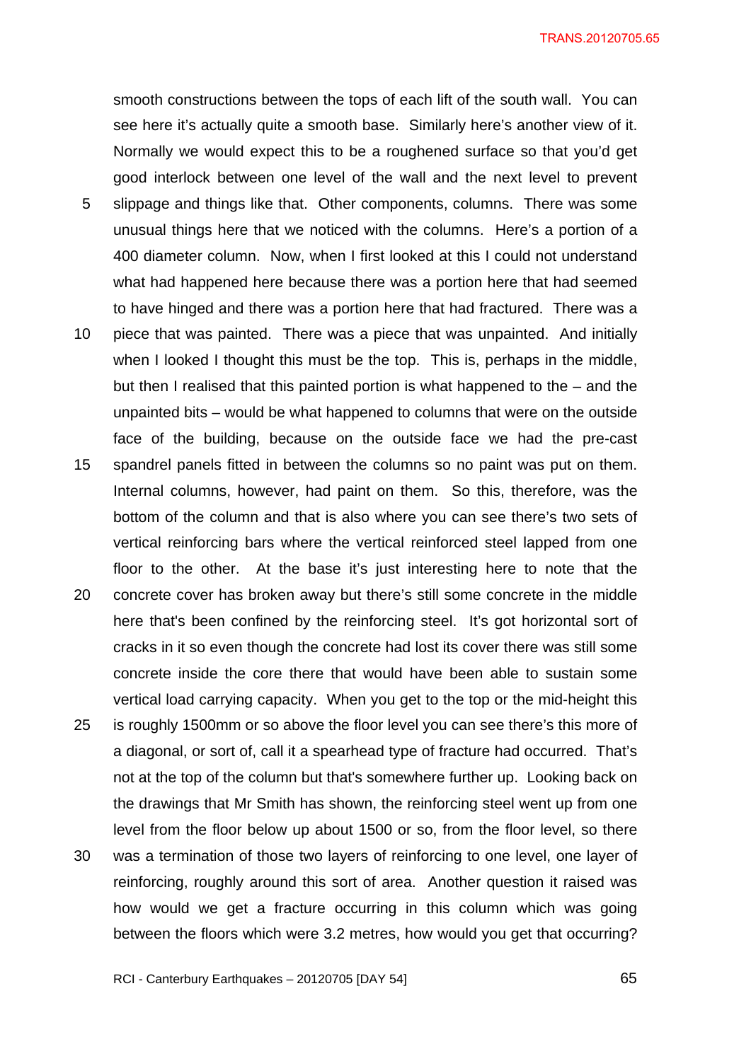smooth constructions between the tops of each lift of the south wall. You can see here it's actually quite a smooth base. Similarly here's another view of it. Normally we would expect this to be a roughened surface so that you'd get good interlock between one level of the wall and the next level to prevent slippage and things like that. Other components, columns. There was some unusual things here that we noticed with the columns. Here's a portion of a 400 diameter column. Now, when I first looked at this I could not understand what had happened here because there was a portion here that had seemed to have hinged and there was a portion here that had fractured. There was a piece that was painted. There was a piece that was unpainted. And initially when I looked I thought this must be the top. This is, perhaps in the middle, but then I realised that this painted portion is what happened to the – and the unpainted bits – would be what happened to columns that were on the outside face of the building, because on the outside face we had the pre-cast spandrel panels fitted in between the columns so no paint was put on them. Internal columns, however, had paint on them. So this, therefore, was the bottom of the column and that is also where you can see there's two sets of vertical reinforcing bars where the vertical reinforced steel lapped from one floor to the other. At the base it's just interesting here to note that the concrete cover has broken away but there's still some concrete in the middle here that's been confined by the reinforcing steel. It's got horizontal sort of cracks in it so even though the concrete had lost its cover there was still some concrete inside the core there that would have been able to sustain some vertical load carrying capacity. When you get to the top or the mid-height this is roughly 1500mm or so above the floor level you can see there's this more of a diagonal, or sort of, call it a spearhead type of fracture had occurred. That's not at the top of the column but that's somewhere further up. Looking back on the drawings that Mr Smith has shown, the reinforcing steel went up from one level from the floor below up about 1500 or so, from the floor level, so there was a termination of those two layers of reinforcing to one level, one layer of reinforcing, roughly around this sort of area. Another question it raised was how would we get a fracture occurring in this column which was going between the floors which were 3.2 metres, how would you get that occurring?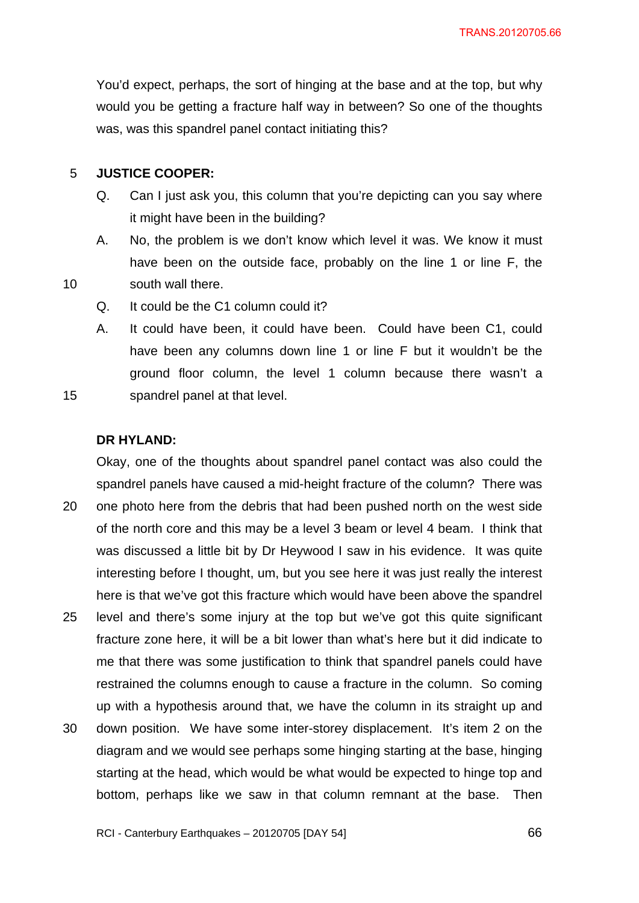You'd expect, perhaps, the sort of hinging at the base and at the top, but why would you be getting a fracture half way in between? So one of the thoughts was, was this spandrel panel contact initiating this?

**JUSTICE COOPER:**

Q. Can I just ask you, this column that you're depicting can you say where it might have been in the building?

A. No, the problem is we don't know which level it was. We know it must have been on the outside face, probably on the line 1 or line F, the south wall there.

Q. It could be the C1 column could it?

A. It could have been, it could have been. Could have been C1, could have been any columns down line 1 or line F but it wouldn't be the ground floor column, the level 1 column because there wasn't a spandrel panel at that level.

**DR HYLAND:**

Okay, one of the thoughts about spandrel panel contact was also could the spandrel panels have caused a mid-height fracture of the column? There was one photo here from the debris that had been pushed north on the west side of the north core and this may be a level 3 beam or level 4 beam. I think that was discussed a little bit by Dr Heywood I saw in his evidence. It was quite interesting before I thought, um, but you see here it was just really the interest here is that we've got this fracture which would have been above the spandrel level and there's some injury at the top but we've got this quite significant fracture zone here, it will be a bit lower than what's here but it did indicate to me that there was some justification to think that spandrel panels could have restrained the columns enough to cause a fracture in the column. So coming up with a hypothesis around that, we have the column in its straight up and down position. We have some inter-storey displacement. It's item 2 on the diagram and we would see perhaps some hinging starting at the base, hinging starting at the head, which would be what would be expected to hinge top and bottom, perhaps like we saw in that column remnant at the base. Then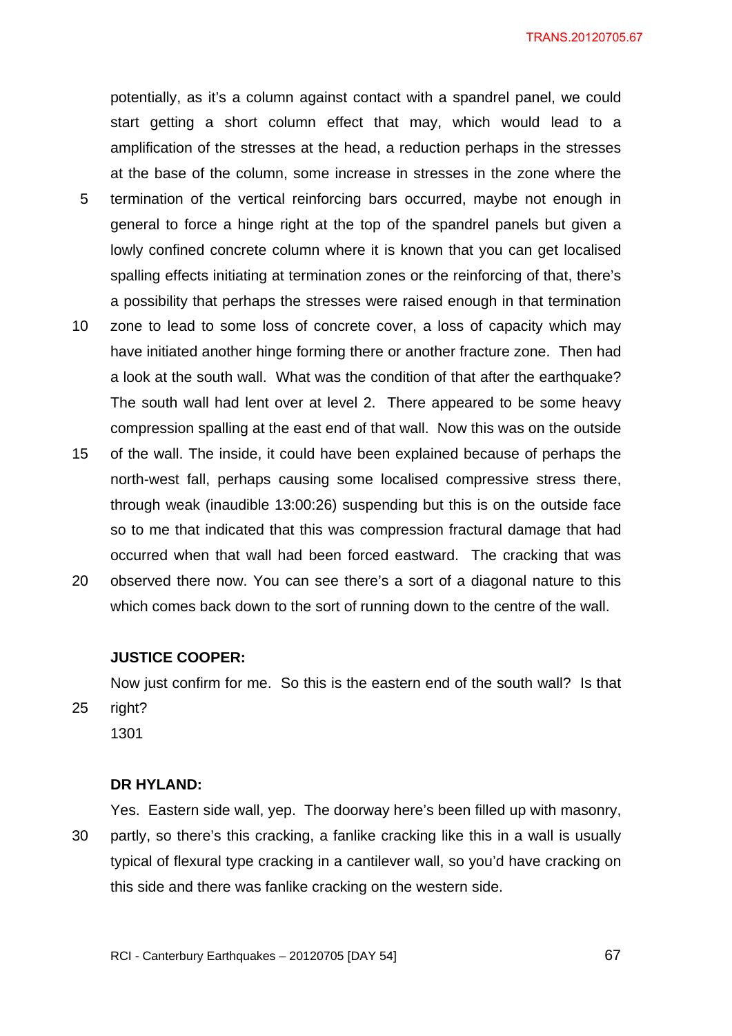potentially, as it's a column against contact with a spandrel panel, we could start getting a short column effect that may, which would lead to a amplification of the stresses at the head, a reduction perhaps in the stresses at the base of the column, some increase in stresses in the zone where the termination of the vertical reinforcing bars occurred, maybe not enough in general to force a hinge right at the top of the spandrel panels but given a lowly confined concrete column where it is known that you can get localised spalling effects initiating at termination zones or the reinforcing of that, there's a possibility that perhaps the stresses were raised enough in that termination zone to lead to some loss of concrete cover, a loss of capacity which may have initiated another hinge forming there or another fracture zone. Then had a look at the south wall. What was the condition of that after the earthquake? The south wall had lent over at level 2. There appeared to be some heavy compression spalling at the east end of that wall. Now this was on the outside of the wall. The inside, it could have been explained because of perhaps the north-west fall, perhaps causing some localised compressive stress there, through weak (inaudible 13:00:26) suspending but this is on the outside face so to me that indicated that this was compression fractural damage that had occurred when that wall had been forced eastward. The cracking that was observed there now. You can see there's a sort of a diagonal nature to this which comes back down to the sort of running down to the centre of the wall.

**JUSTICE COOPER:**

Now just confirm for me. So this is the eastern end of the south wall? Is that right?

1301

**DR HYLAND:**

Yes. Eastern side wall, yep. The doorway here's been filled up with masonry, partly, so there's this cracking, a fanlike cracking like this in a wall is usually typical of flexural type cracking in a cantilever wall, so you'd have cracking on this side and there was fanlike cracking on the western side.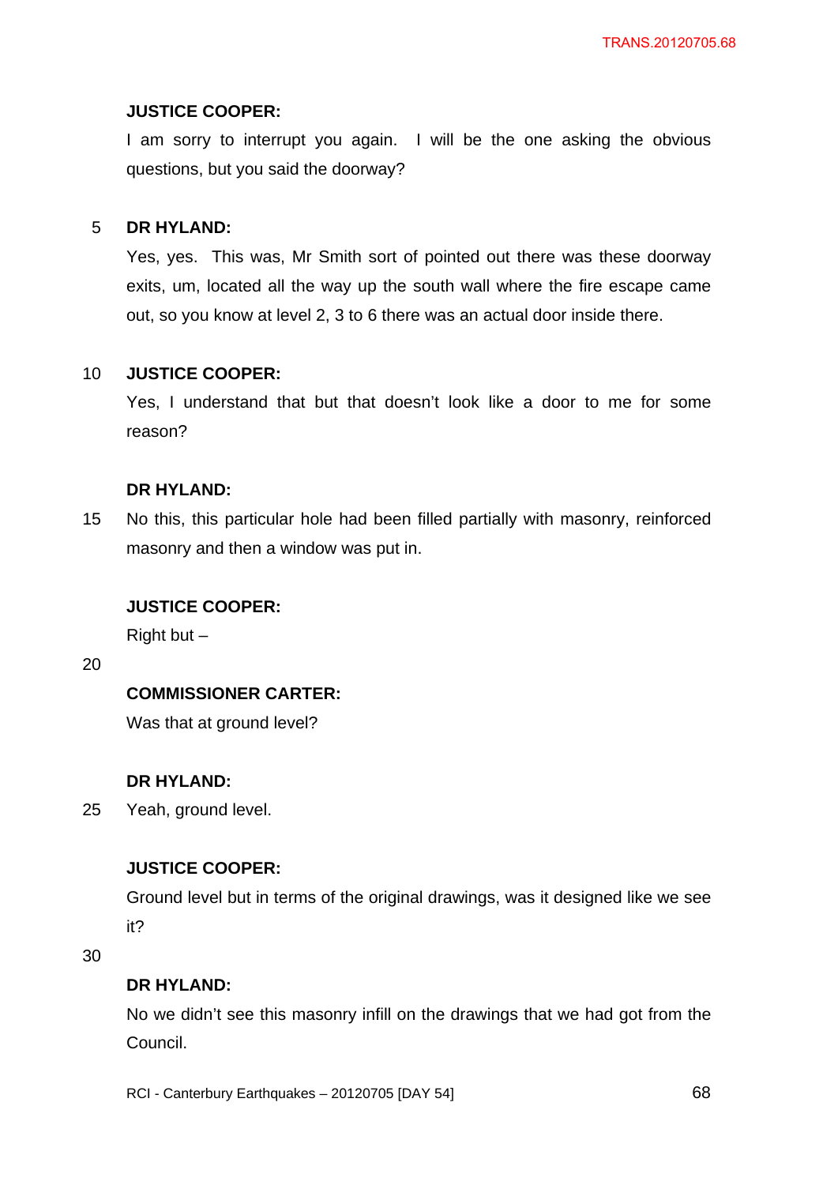**JUSTICE COOPER:**

I am sorry to interrupt you again. I will be the one asking the obvious questions, but you said the doorway?

**DR HYLAND:**

Yes, yes. This was, Mr Smith sort of pointed out there was these doorway exits, um, located all the way up the south wall where the fire escape came out, so you know at level 2, 3 to 6 there was an actual door inside there.

**JUSTICE COOPER:**

Yes, I understand that but that doesn't look like a door to me for some reason?

**DR HYLAND:**

No this, this particular hole had been filled partially with masonry, reinforced masonry and then a window was put in.

**JUSTICE COOPER:**

Right but –

**COMMISSIONER CARTER:**

Was that at ground level?

**DR HYLAND:**

Yeah, ground level.

**JUSTICE COOPER:**

Ground level but in terms of the original drawings, was it designed like we see it?

**DR HYLAND:**

No we didn't see this masonry infill on the drawings that we had got from the Council.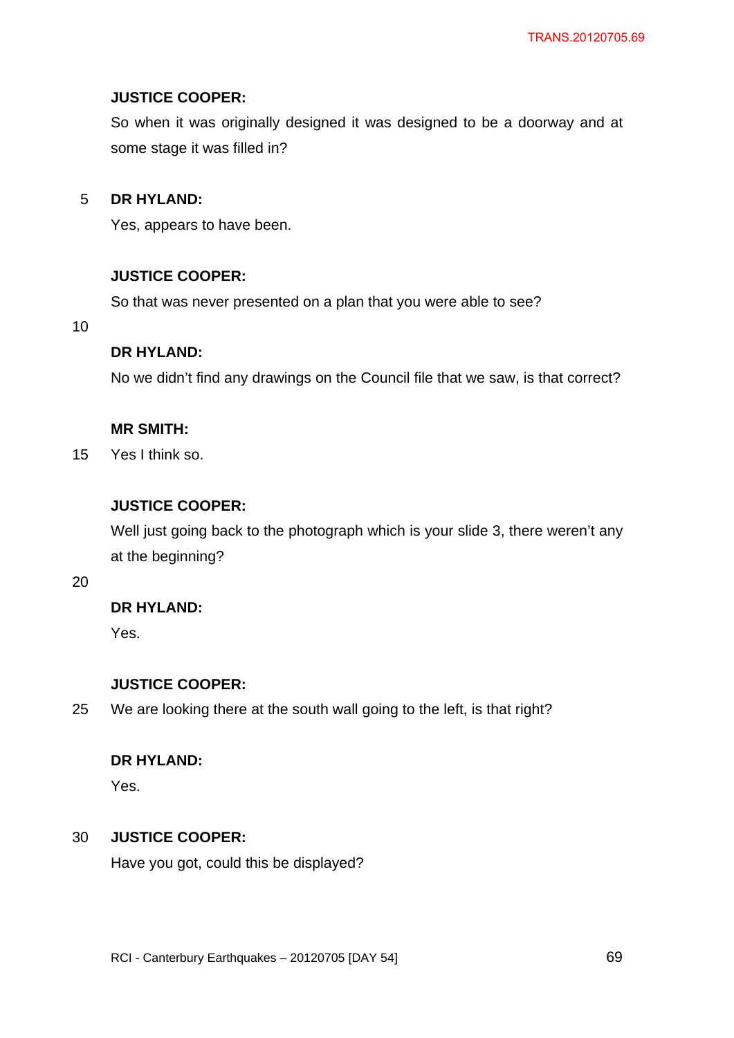**JUSTICE COOPER:**

So when it was originally designed it was designed to be a doorway and at some stage it was filled in?

**DR HYLAND:**

Yes, appears to have been.

**JUSTICE COOPER:**

So that was never presented on a plan that you were able to see?

**DR HYLAND:**

No we didn't find any drawings on the Council file that we saw, is that correct?

**MR SMITH:**

Yes I think so.

**JUSTICE COOPER:**

Well just going back to the photograph which is your slide 3, there weren't any at the beginning?

**DR HYLAND:**

Yes.

**JUSTICE COOPER:**

We are looking there at the south wall going to the left, is that right?

**DR HYLAND:**

Yes.

**JUSTICE COOPER:**

Have you got, could this be displayed?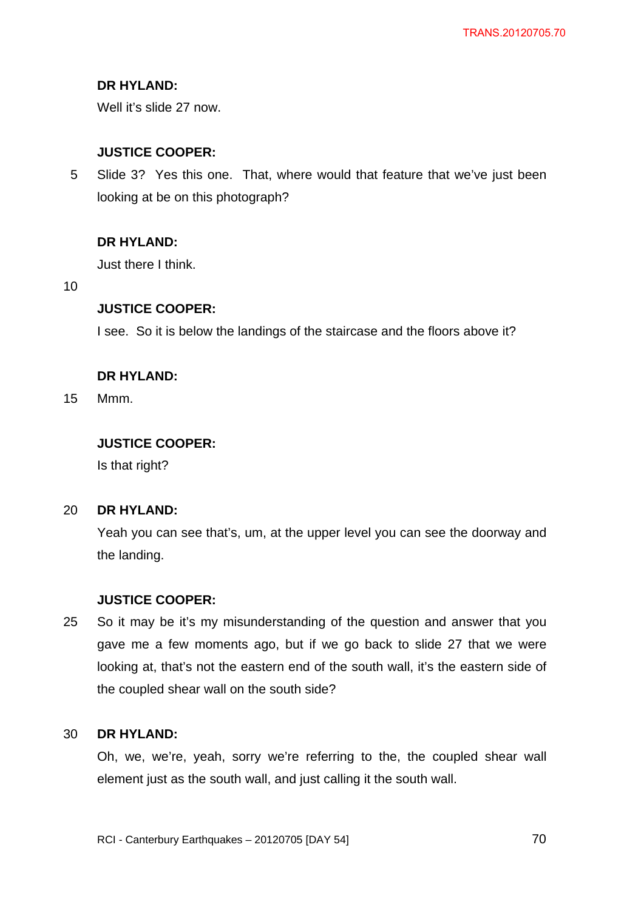**DR HYLAND:**

Well it's slide 27 now.

**JUSTICE COOPER:**

Slide 3? Yes this one. That, where would that feature that we've just been looking at be on this photograph?

**DR HYLAND:**

Just there I think.

**JUSTICE COOPER:**

I see. So it is below the landings of the staircase and the floors above it?

**DR HYLAND:**

Mmm.

**JUSTICE COOPER:**

Is that right?

**DR HYLAND:**

Yeah you can see that's, um, at the upper level you can see the doorway and the landing.

**JUSTICE COOPER:**

So it may be it's my misunderstanding of the question and answer that you gave me a few moments ago, but if we go back to slide 27 that we were looking at, that's not the eastern end of the south wall, it's the eastern side of the coupled shear wall on the south side?

**DR HYLAND:**

Oh, we, we're, yeah, sorry we're referring to the, the coupled shear wall element just as the south wall, and just calling it the south wall.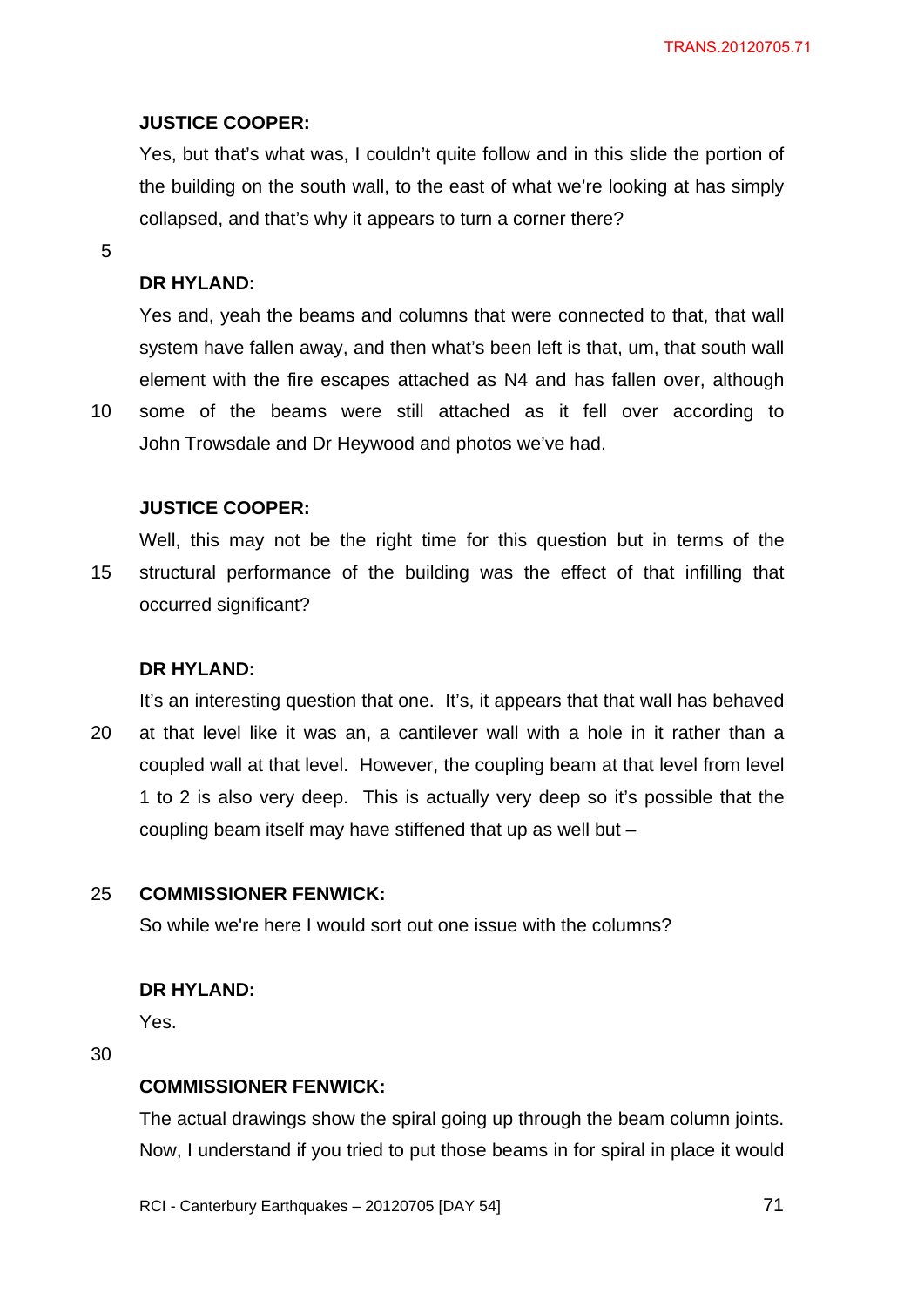**JUSTICE COOPER:**

Yes, but that's what was, I couldn't quite follow and in this slide the portion of the building on the south wall, to the east of what we're looking at has simply collapsed, and that's why it appears to turn a corner there?

**DR HYLAND:**

Yes and, yeah the beams and columns that were connected to that, that wall system have fallen away, and then what's been left is that, um, that south wall element with the fire escapes attached as N4 and has fallen over, although some of the beams were still attached as it fell over according to John Trowsdale and Dr Heywood and photos we've had.

**JUSTICE COOPER:**

Well, this may not be the right time for this question but in terms of the structural performance of the building was the effect of that infilling that occurred significant?

**DR HYLAND:**

It's an interesting question that one. It's, it appears that that wall has behaved at that level like it was an, a cantilever wall with a hole in it rather than a coupled wall at that level. However, the coupling beam at that level from level 1 to 2 is also very deep. This is actually very deep so it's possible that the coupling beam itself may have stiffened that up as well but –

**COMMISSIONER FENWICK:**

So while we're here I would sort out one issue with the columns?

**DR HYLAND:**

Yes.

**COMMISSIONER FENWICK:**

The actual drawings show the spiral going up through the beam column joints. Now, I understand if you tried to put those beams in for spiral in place it would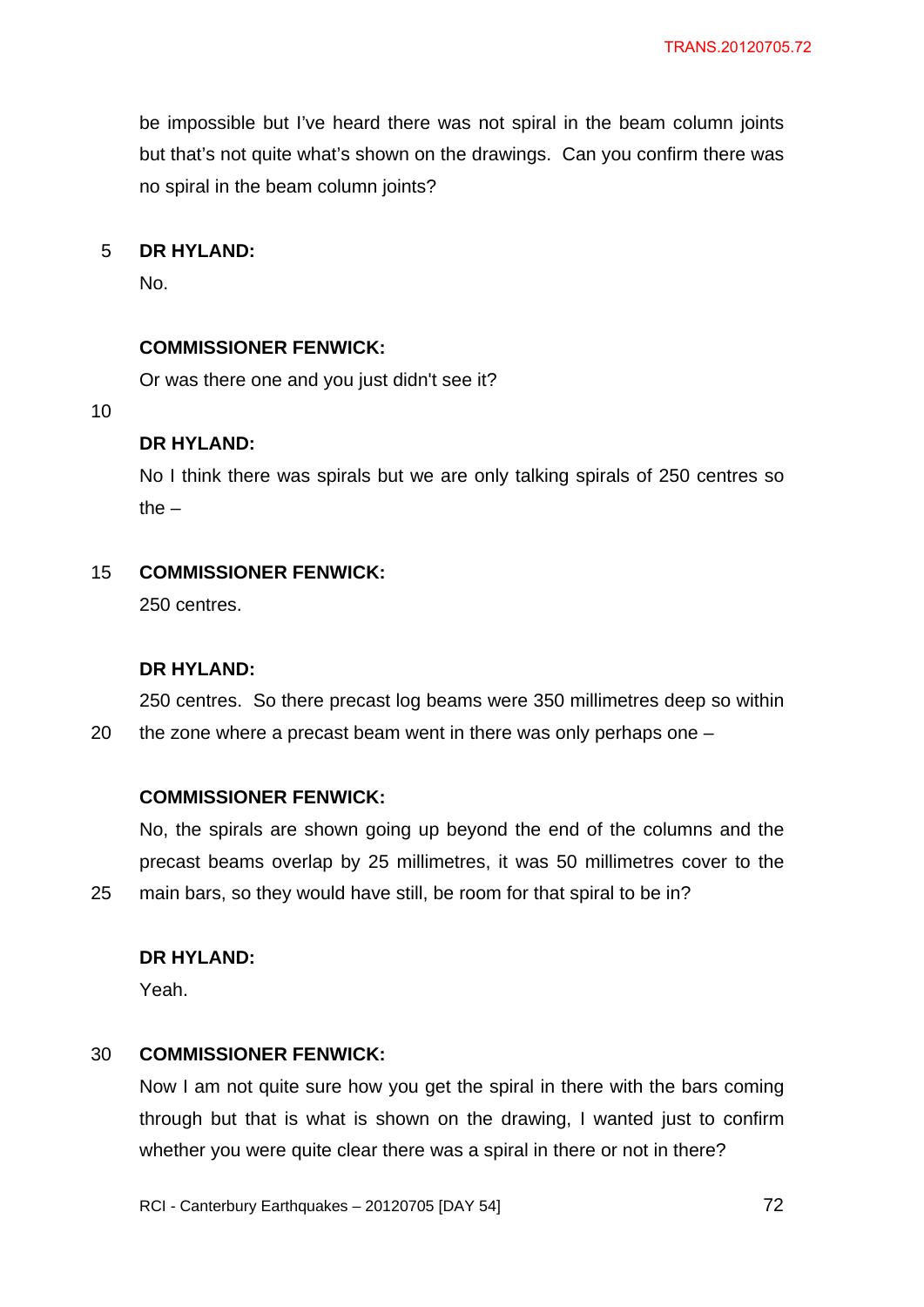be impossible but I've heard there was not spiral in the beam column joints but that's not quite what's shown on the drawings. Can you confirm there was no spiral in the beam column joints?

**DR HYLAND:**

No.

**COMMISSIONER FENWICK:**

Or was there one and you just didn't see it?

**DR HYLAND:**

No I think there was spirals but we are only talking spirals of 250 centres so the –

**COMMISSIONER FENWICK:**

250 centres.

**DR HYLAND:**

250 centres. So there precast log beams were 350 millimetres deep so within the zone where a precast beam went in there was only perhaps one –

**COMMISSIONER FENWICK:**

No, the spirals are shown going up beyond the end of the columns and the precast beams overlap by 25 millimetres, it was 50 millimetres cover to the main bars, so they would have still, be room for that spiral to be in?

**DR HYLAND:**

Yeah.

**COMMISSIONER FENWICK:**

Now I am not quite sure how you get the spiral in there with the bars coming through but that is what is shown on the drawing, I wanted just to confirm whether you were quite clear there was a spiral in there or not in there?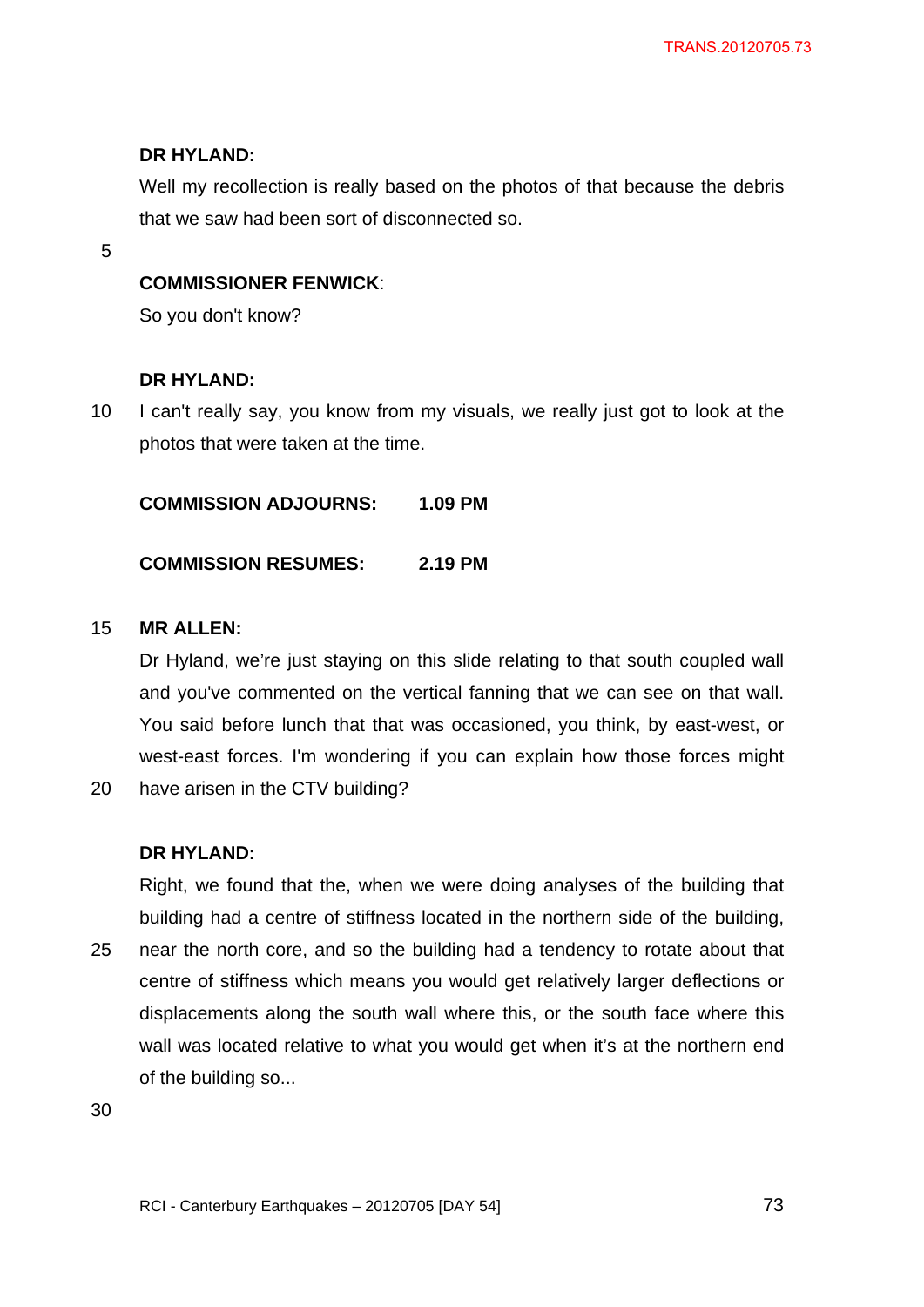**DR HYLAND:**

Well my recollection is really based on the photos of that because the debris that we saw had been sort of disconnected so.

**COMMISSIONER FENWICK**:

So you don't know?

**DR HYLAND:**

I can't really say, you know from my visuals, we really just got to look at the photos that were taken at the time.

**COMMISSION ADJOURNS: 1.09 PM**

**COMMISSION RESUMES: 2.19 PM**

**MR ALLEN:**

Dr Hyland, we're just staying on this slide relating to that south coupled wall and you've commented on the vertical fanning that we can see on that wall. You said before lunch that that was occasioned, you think, by east-west, or west-east forces. I'm wondering if you can explain how those forces might have arisen in the CTV building?

**DR HYLAND:**

Right, we found that the, when we were doing analyses of the building that building had a centre of stiffness located in the northern side of the building, near the north core, and so the building had a tendency to rotate about that centre of stiffness which means you would get relatively larger deflections or displacements along the south wall where this, or the south face where this wall was located relative to what you would get when it's at the northern end of the building so...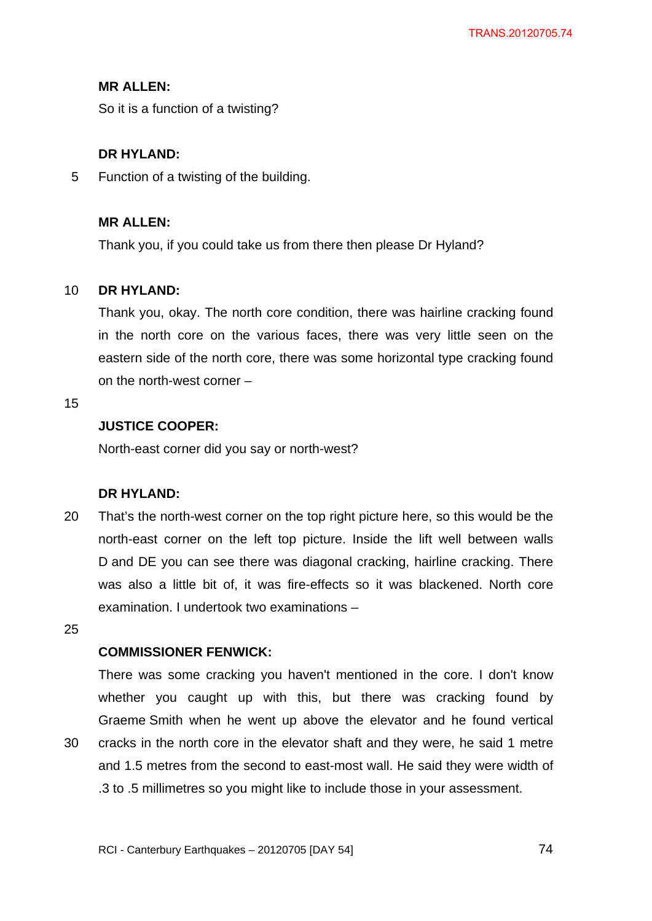**MR ALLEN:**

So it is a function of a twisting?

**DR HYLAND:**

Function of a twisting of the building.

**MR ALLEN:**

Thank you, if you could take us from there then please Dr Hyland?

**DR HYLAND:**

Thank you, okay. The north core condition, there was hairline cracking found in the north core on the various faces, there was very little seen on the eastern side of the north core, there was some horizontal type cracking found on the north-west corner –

**JUSTICE COOPER:**

North-east corner did you say or north-west?

**DR HYLAND:**

That's the north-west corner on the top right picture here, so this would be the north-east corner on the left top picture. Inside the lift well between walls D and DE you can see there was diagonal cracking, hairline cracking. There was also a little bit of, it was fire-effects so it was blackened. North core examination. I undertook two examinations –

**COMMISSIONER FENWICK:**

There was some cracking you haven't mentioned in the core. I don't know whether you caught up with this, but there was cracking found by Graeme Smith when he went up above the elevator and he found vertical cracks in the north core in the elevator shaft and they were, he said 1 metre and 1.5 metres from the second to east-most wall. He said they were width of .3 to .5 millimetres so you might like to include those in your assessment.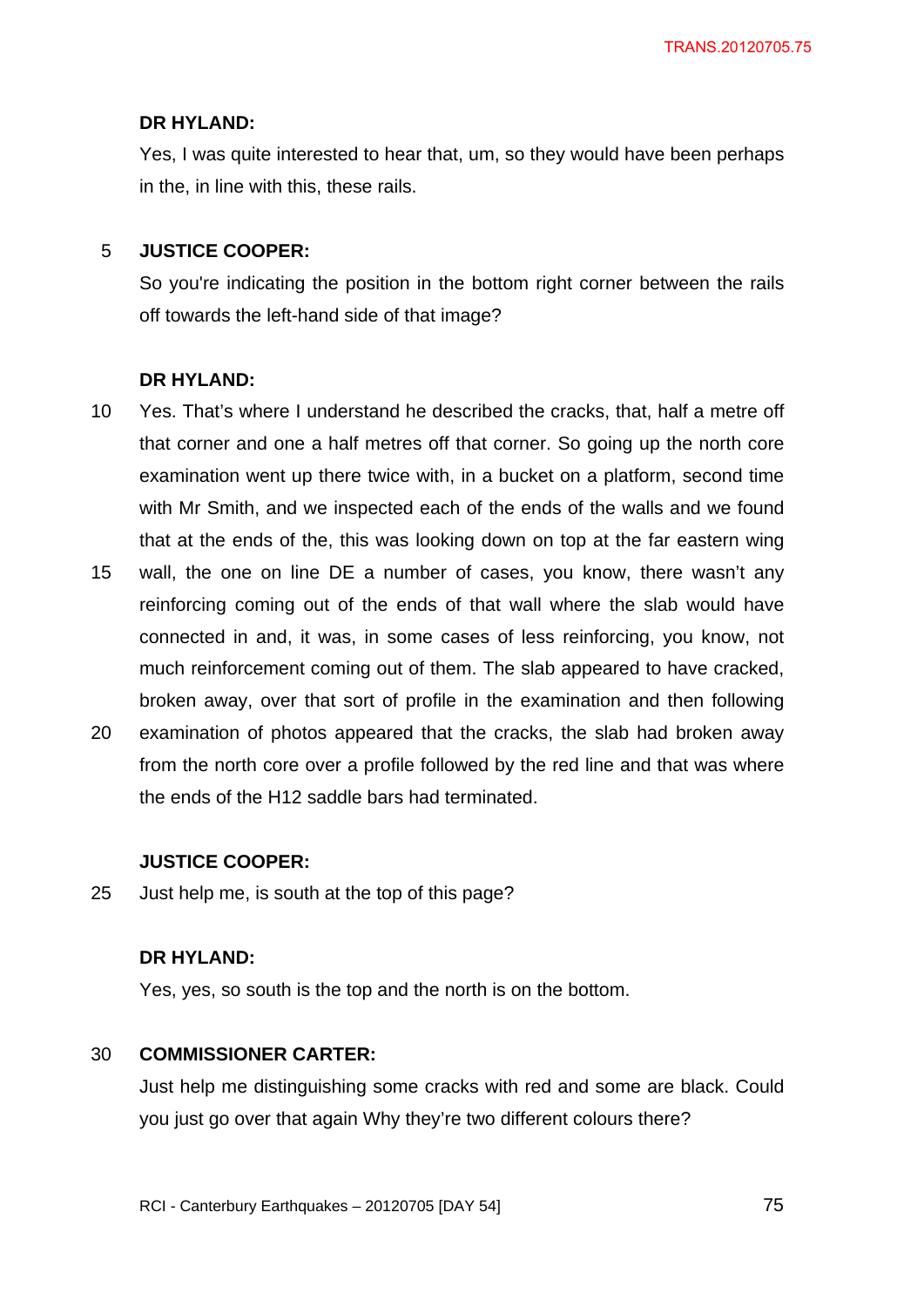**DR HYLAND:**

Yes, I was quite interested to hear that, um, so they would have been perhaps in the, in line with this, these rails.

**JUSTICE COOPER:**

So you're indicating the position in the bottom right corner between the rails off towards the left-hand side of that image?

**DR HYLAND:**

Yes. That's where I understand he described the cracks, that, half a metre off that corner and one a half metres off that corner. So going up the north core examination went up there twice with, in a bucket on a platform, second time with Mr Smith, and we inspected each of the ends of the walls and we found that at the ends of the, this was looking down on top at the far eastern wing wall, the one on line DE a number of cases, you know, there wasn't any reinforcing coming out of the ends of that wall where the slab would have connected in and, it was, in some cases of less reinforcing, you know, not much reinforcement coming out of them. The slab appeared to have cracked, broken away, over that sort of profile in the examination and then following examination of photos appeared that the cracks, the slab had broken away from the north core over a profile followed by the red line and that was where the ends of the H12 saddle bars had terminated.

**JUSTICE COOPER:**

Just help me, is south at the top of this page?

**DR HYLAND:**

Yes, yes, so south is the top and the north is on the bottom.

**COMMISSIONER CARTER:**

Just help me distinguishing some cracks with red and some are black. Could you just go over that again Why they're two different colours there?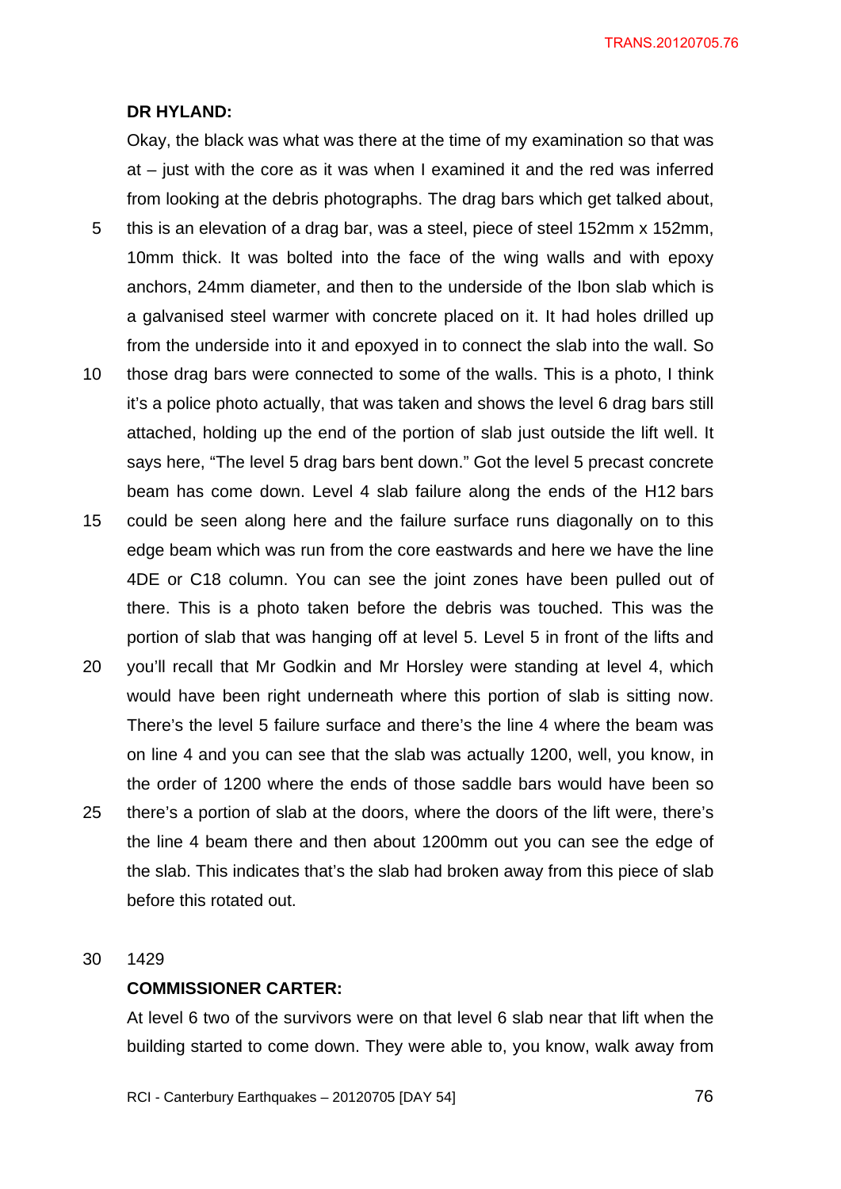**DR HYLAND:**

Okay, the black was what was there at the time of my examination so that was at – just with the core as it was when I examined it and the red was inferred from looking at the debris photographs. The drag bars which get talked about, this is an elevation of a drag bar, was a steel, piece of steel 152mm x 152mm, 10mm thick. It was bolted into the face of the wing walls and with epoxy anchors, 24mm diameter, and then to the underside of the Ibon slab which is a galvanised steel warmer with concrete placed on it. It had holes drilled up from the underside into it and epoxyed in to connect the slab into the wall. So those drag bars were connected to some of the walls. This is a photo, I think it's a police photo actually, that was taken and shows the level 6 drag bars still attached, holding up the end of the portion of slab just outside the lift well. It says here, "The level 5 drag bars bent down." Got the level 5 precast concrete beam has come down. Level 4 slab failure along the ends of the H12 bars could be seen along here and the failure surface runs diagonally on to this edge beam which was run from the core eastwards and here we have the line 4DE or C18 column. You can see the joint zones have been pulled out of there. This is a photo taken before the debris was touched. This was the portion of slab that was hanging off at level 5. Level 5 in front of the lifts and you'll recall that Mr Godkin and Mr Horsley were standing at level 4, which would have been right underneath where this portion of slab is sitting now. There's the level 5 failure surface and there's the line 4 where the beam was on line 4 and you can see that the slab was actually 1200, well, you know, in the order of 1200 where the ends of those saddle bars would have been so there's a portion of slab at the doors, where the doors of the lift were, there's the line 4 beam there and then about 1200mm out you can see the edge of the slab. This indicates that's the slab had broken away from this piece of slab before this rotated out.

1429

**COMMISSIONER CARTER:**

At level 6 two of the survivors were on that level 6 slab near that lift when the building started to come down. They were able to, you know, walk away from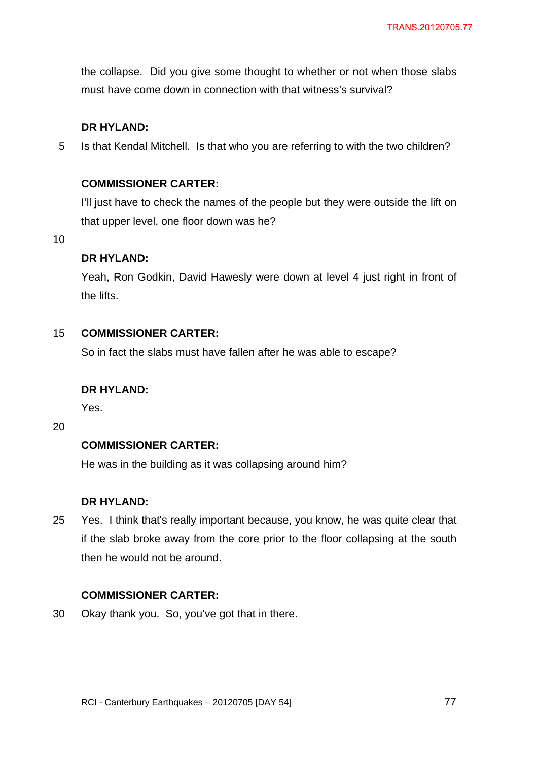the collapse. Did you give some thought to whether or not when those slabs must have come down in connection with that witness's survival?

**DR HYLAND:**

Is that Kendal Mitchell. Is that who you are referring to with the two children?

**COMMISSIONER CARTER:**

I'll just have to check the names of the people but they were outside the lift on that upper level, one floor down was he?

**DR HYLAND:**

Yeah, Ron Godkin, David Hawesly were down at level 4 just right in front of the lifts.

**COMMISSIONER CARTER:**

So in fact the slabs must have fallen after he was able to escape?

**DR HYLAND:**

Yes.

**COMMISSIONER CARTER:**

He was in the building as it was collapsing around him?

**DR HYLAND:**

Yes. I think that's really important because, you know, he was quite clear that if the slab broke away from the core prior to the floor collapsing at the south then he would not be around.

**COMMISSIONER CARTER:**

Okay thank you. So, you've got that in there.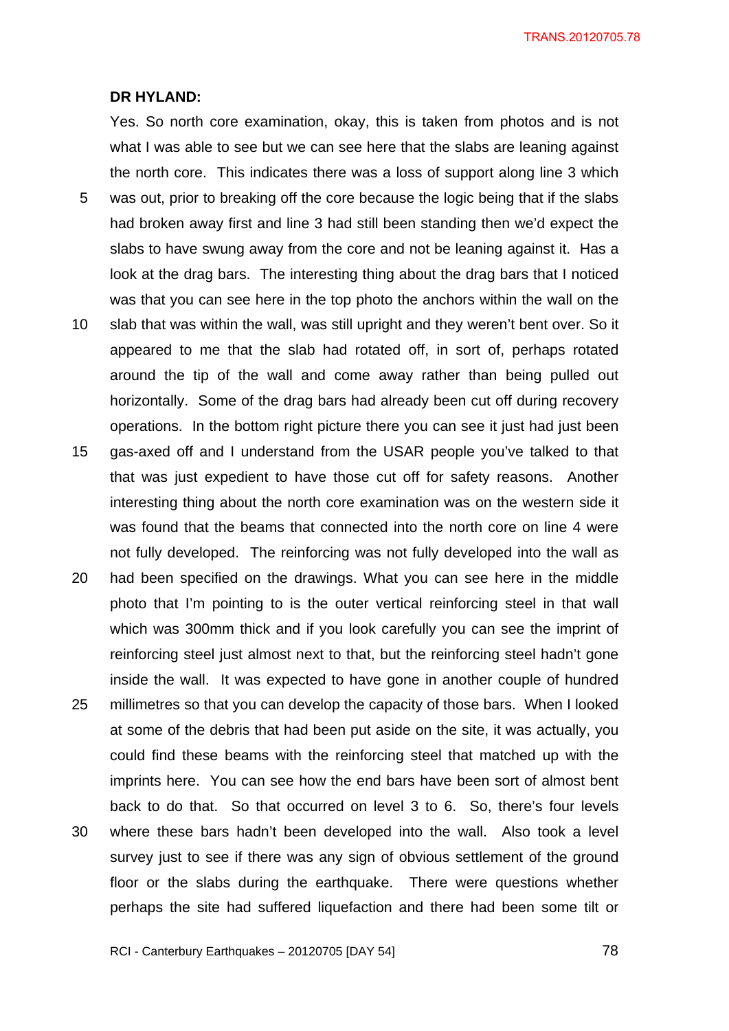**DR HYLAND:**

Yes. So north core examination, okay, this is taken from photos and is not what I was able to see but we can see here that the slabs are leaning against the north core. This indicates there was a loss of support along line 3 which was out, prior to breaking off the core because the logic being that if the slabs had broken away first and line 3 had still been standing then we'd expect the slabs to have swung away from the core and not be leaning against it. Has a look at the drag bars. The interesting thing about the drag bars that I noticed was that you can see here in the top photo the anchors within the wall on the slab that was within the wall, was still upright and they weren't bent over. So it appeared to me that the slab had rotated off, in sort of, perhaps rotated around the tip of the wall and come away rather than being pulled out horizontally. Some of the drag bars had already been cut off during recovery operations. In the bottom right picture there you can see it just had just been gas-axed off and I understand from the USAR people you've talked to that that was just expedient to have those cut off for safety reasons. Another interesting thing about the north core examination was on the western side it was found that the beams that connected into the north core on line 4 were not fully developed. The reinforcing was not fully developed into the wall as had been specified on the drawings. What you can see here in the middle photo that I'm pointing to is the outer vertical reinforcing steel in that wall which was 300mm thick and if you look carefully you can see the imprint of reinforcing steel just almost next to that, but the reinforcing steel hadn't gone inside the wall. It was expected to have gone in another couple of hundred millimetres so that you can develop the capacity of those bars. When I looked at some of the debris that had been put aside on the site, it was actually, you could find these beams with the reinforcing steel that matched up with the imprints here. You can see how the end bars have been sort of almost bent back to do that. So that occurred on level 3 to 6. So, there's four levels where these bars hadn't been developed into the wall. Also took a level survey just to see if there was any sign of obvious settlement of the ground floor or the slabs during the earthquake. There were questions whether perhaps the site had suffered liquefaction and there had been some tilt or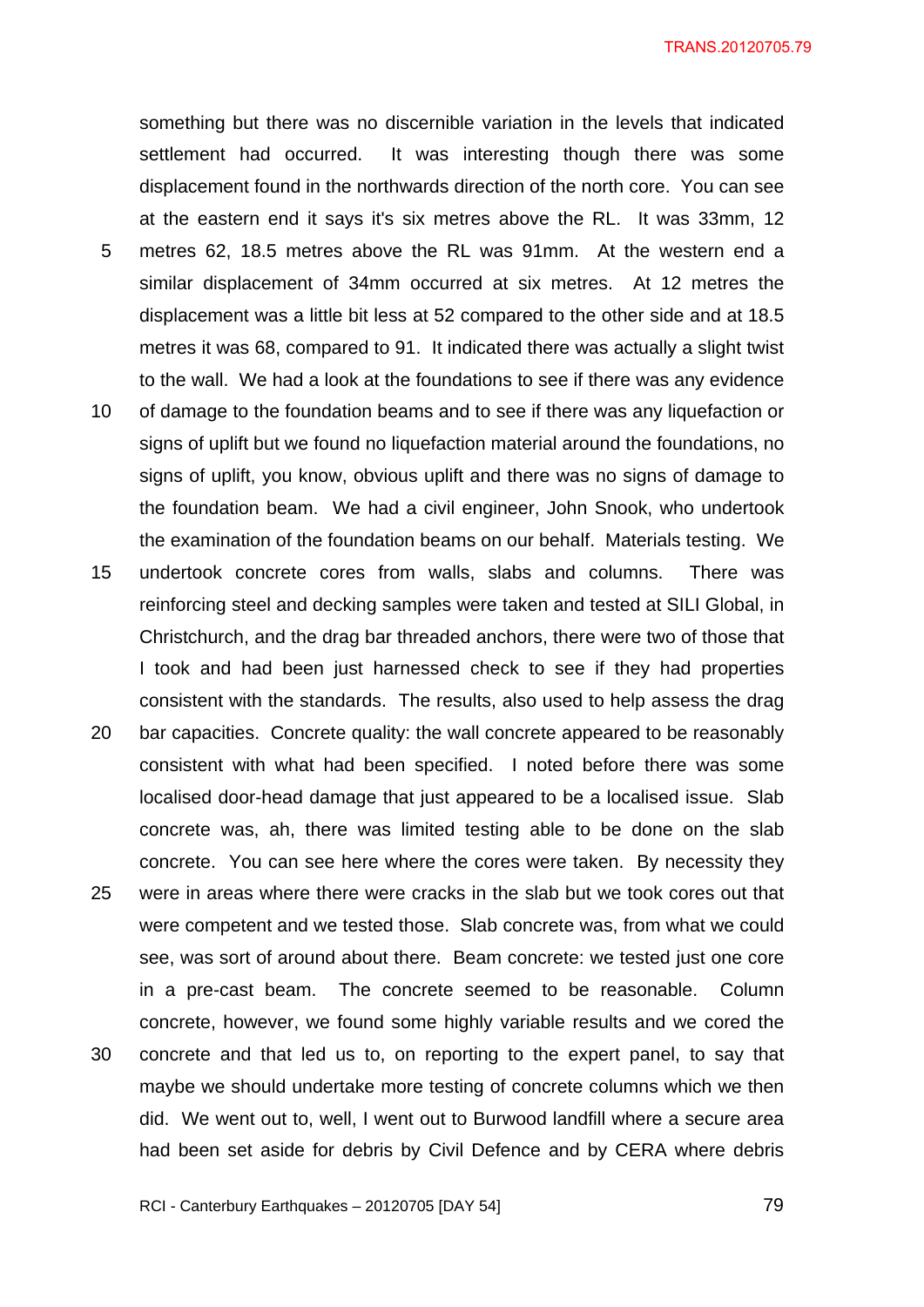something but there was no discernible variation in the levels that indicated settlement had occurred. It was interesting though there was some displacement found in the northwards direction of the north core. You can see at the eastern end it says it's six metres above the RL. It was 33mm, 12 metres 62, 18.5 metres above the RL was 91mm. At the western end a similar displacement of 34mm occurred at six metres. At 12 metres the displacement was a little bit less at 52 compared to the other side and at 18.5 metres it was 68, compared to 91. It indicated there was actually a slight twist to the wall. We had a look at the foundations to see if there was any evidence of damage to the foundation beams and to see if there was any liquefaction or signs of uplift but we found no liquefaction material around the foundations, no signs of uplift, you know, obvious uplift and there was no signs of damage to the foundation beam. We had a civil engineer, John Snook, who undertook the examination of the foundation beams on our behalf. Materials testing. We undertook concrete cores from walls, slabs and columns. There was reinforcing steel and decking samples were taken and tested at SILI Global, in Christchurch, and the drag bar threaded anchors, there were two of those that I took and had been just harnessed check to see if they had properties consistent with the standards. The results, also used to help assess the drag bar capacities. Concrete quality: the wall concrete appeared to be reasonably consistent with what had been specified. I noted before there was some localised door-head damage that just appeared to be a localised issue. Slab concrete was, ah, there was limited testing able to be done on the slab concrete. You can see here where the cores were taken. By necessity they were in areas where there were cracks in the slab but we took cores out that were competent and we tested those. Slab concrete was, from what we could see, was sort of around about there. Beam concrete: we tested just one core in a pre-cast beam. The concrete seemed to be reasonable. Column concrete, however, we found some highly variable results and we cored the concrete and that led us to, on reporting to the expert panel, to say that maybe we should undertake more testing of concrete columns which we then did. We went out to, well, I went out to Burwood landfill where a secure area had been set aside for debris by Civil Defence and by CERA where debris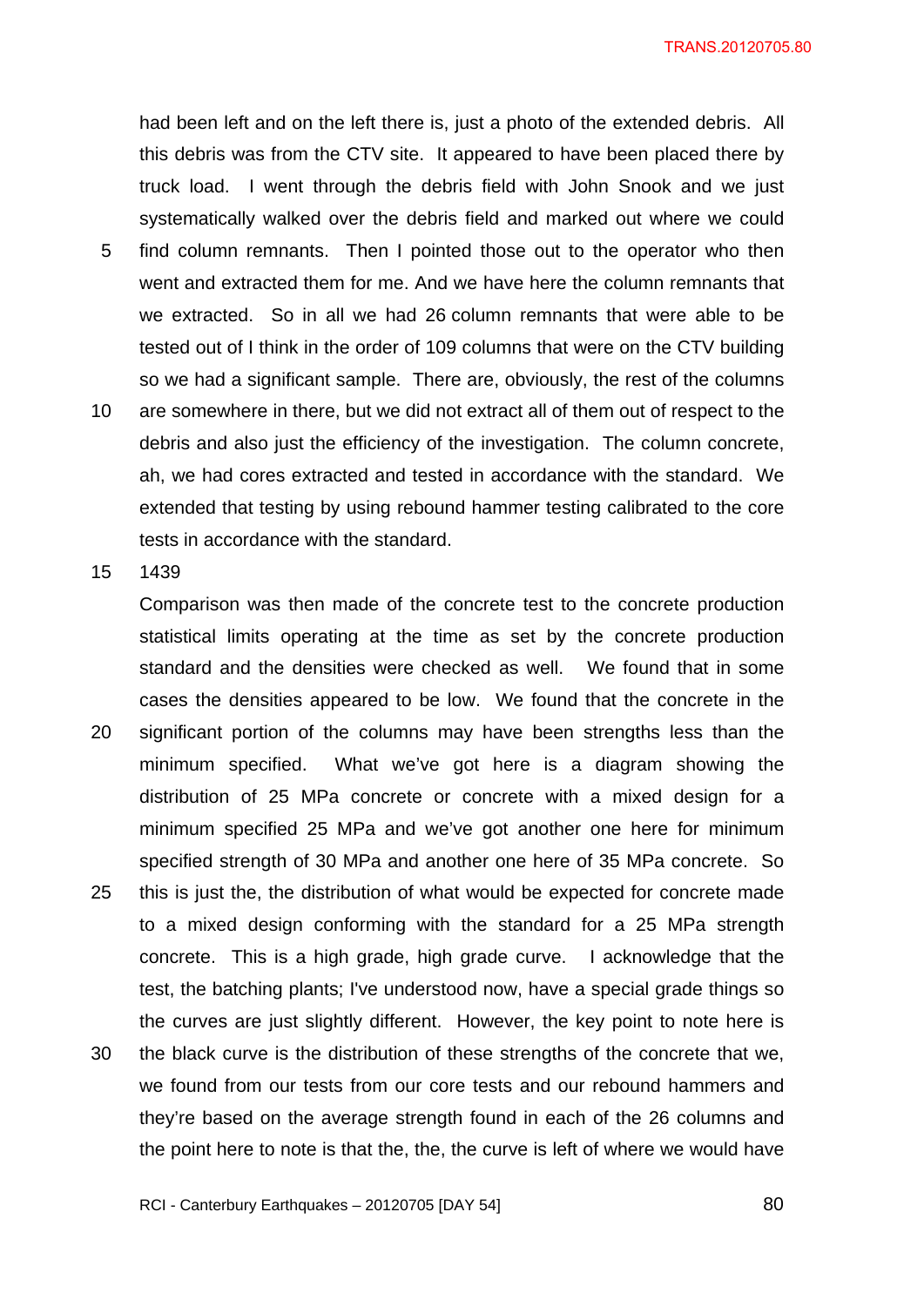had been left and on the left there is, just a photo of the extended debris. All this debris was from the CTV site. It appeared to have been placed there by truck load. I went through the debris field with John Snook and we just systematically walked over the debris field and marked out where we could find column remnants. Then I pointed those out to the operator who then went and extracted them for me. And we have here the column remnants that we extracted. So in all we had 26 column remnants that were able to be tested out of I think in the order of 109 columns that were on the CTV building so we had a significant sample. There are, obviously, the rest of the columns are somewhere in there, but we did not extract all of them out of respect to the debris and also just the efficiency of the investigation. The column concrete, ah, we had cores extracted and tested in accordance with the standard. We extended that testing by using rebound hammer testing calibrated to the core tests in accordance with the standard.

1439

Comparison was then made of the concrete test to the concrete production statistical limits operating at the time as set by the concrete production standard and the densities were checked as well. We found that in some cases the densities appeared to be low. We found that the concrete in the significant portion of the columns may have been strengths less than the minimum specified. What we've got here is a diagram showing the distribution of 25 MPa concrete or concrete with a mixed design for a minimum specified 25 MPa and we've got another one here for minimum specified strength of 30 MPa and another one here of 35 MPa concrete. So this is just the, the distribution of what would be expected for concrete made to a mixed design conforming with the standard for a 25 MPa strength concrete. This is a high grade, high grade curve. I acknowledge that the test, the batching plants; I've understood now, have a special grade things so the curves are just slightly different. However, the key point to note here is the black curve is the distribution of these strengths of the concrete that we, we found from our tests from our core tests and our rebound hammers and they're based on the average strength found in each of the 26 columns and the point here to note is that the, the, the curve is left of where we would have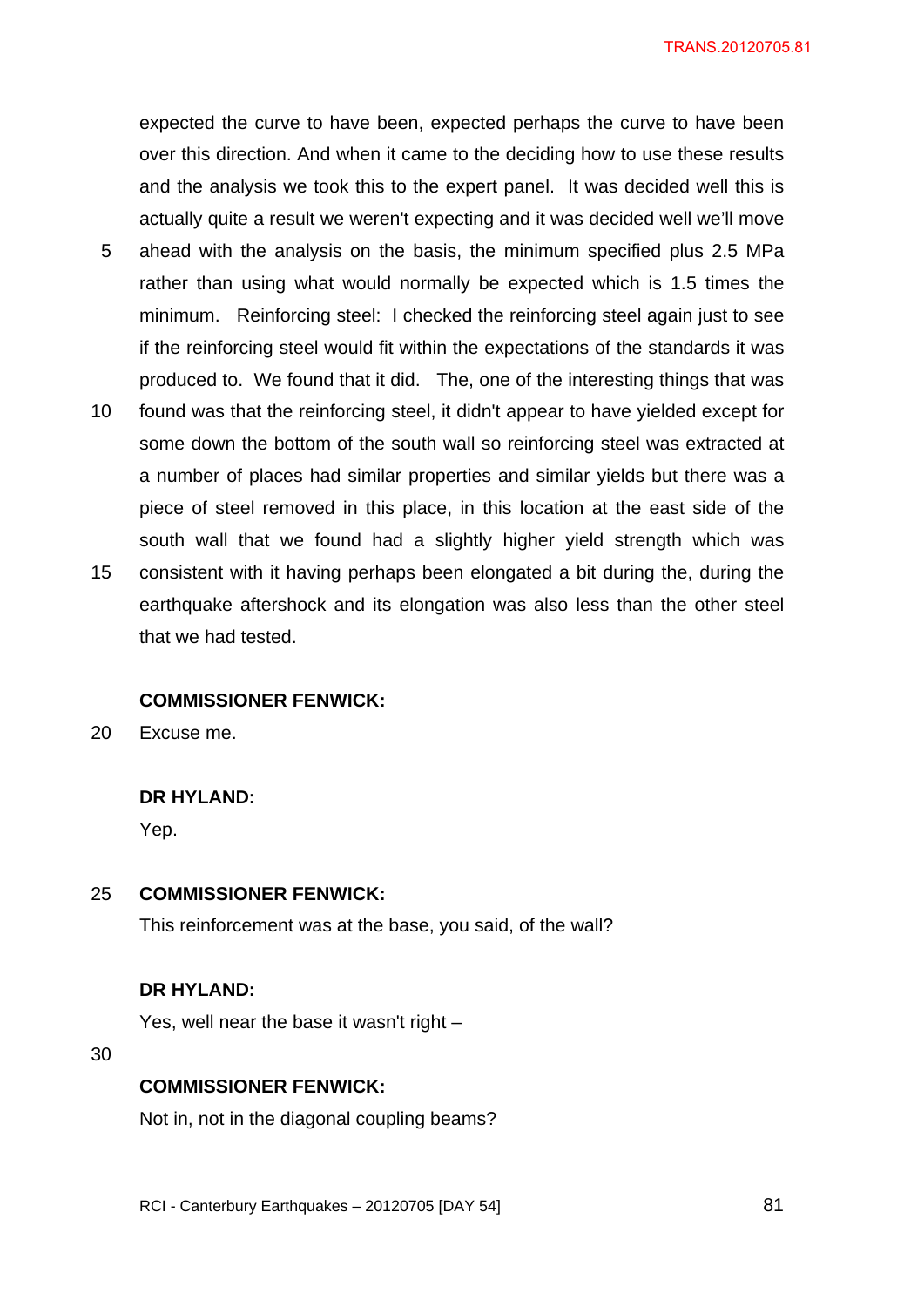expected the curve to have been, expected perhaps the curve to have been over this direction. And when it came to the deciding how to use these results and the analysis we took this to the expert panel. It was decided well this is actually quite a result we weren't expecting and it was decided well we'll move ahead with the analysis on the basis, the minimum specified plus 2.5 MPa rather than using what would normally be expected which is 1.5 times the minimum. Reinforcing steel: I checked the reinforcing steel again just to see if the reinforcing steel would fit within the expectations of the standards it was produced to. We found that it did. The, one of the interesting things that was found was that the reinforcing steel, it didn't appear to have yielded except for some down the bottom of the south wall so reinforcing steel was extracted at a number of places had similar properties and similar yields but there was a piece of steel removed in this place, in this location at the east side of the south wall that we found had a slightly higher yield strength which was consistent with it having perhaps been elongated a bit during the, during the earthquake aftershock and its elongation was also less than the other steel that we had tested.

**COMMISSIONER FENWICK:**

Excuse me.

**DR HYLAND:**

Yep.

**COMMISSIONER FENWICK:**

This reinforcement was at the base, you said, of the wall?

**DR HYLAND:**

Yes, well near the base it wasn't right –

**COMMISSIONER FENWICK:**

Not in, not in the diagonal coupling beams?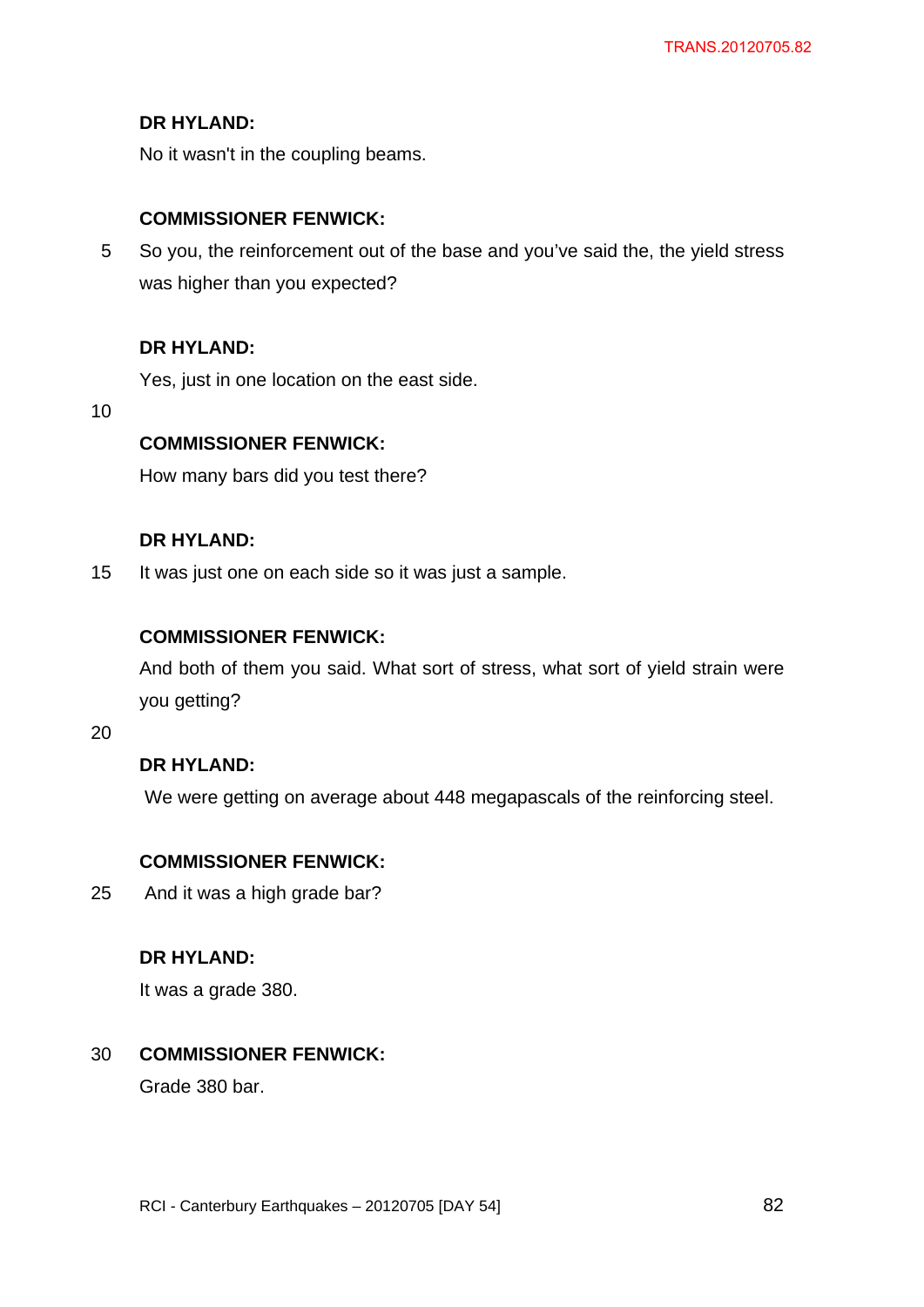**DR HYLAND:**

No it wasn't in the coupling beams.

**COMMISSIONER FENWICK:**

So you, the reinforcement out of the base and you've said the, the yield stress was higher than you expected?

**DR HYLAND:**

Yes, just in one location on the east side.

**COMMISSIONER FENWICK:**

How many bars did you test there?

**DR HYLAND:**

It was just one on each side so it was just a sample.

**COMMISSIONER FENWICK:**

And both of them you said. What sort of stress, what sort of yield strain were you getting?

**DR HYLAND:**

We were getting on average about 448 megapascals of the reinforcing steel.

**COMMISSIONER FENWICK:**

And it was a high grade bar?

**DR HYLAND:**

It was a grade 380.

**COMMISSIONER FENWICK:**

Grade 380 bar.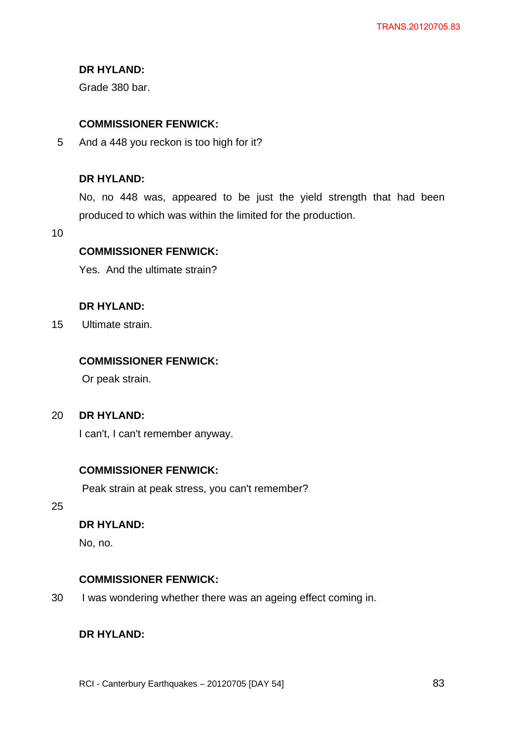**DR HYLAND:**

Grade 380 bar.

**COMMISSIONER FENWICK:**

And a 448 you reckon is too high for it?

**DR HYLAND:**

No, no 448 was, appeared to be just the yield strength that had been produced to which was within the limited for the production.

**COMMISSIONER FENWICK:**

Yes. And the ultimate strain?

**DR HYLAND:**

Ultimate strain.

**COMMISSIONER FENWICK:**

Or peak strain.

**DR HYLAND:**

I can't, I can't remember anyway.

**COMMISSIONER FENWICK:**

Peak strain at peak stress, you can't remember?

**DR HYLAND:**

No, no.

**COMMISSIONER FENWICK:**

I was wondering whether there was an ageing effect coming in.

**DR HYLAND:**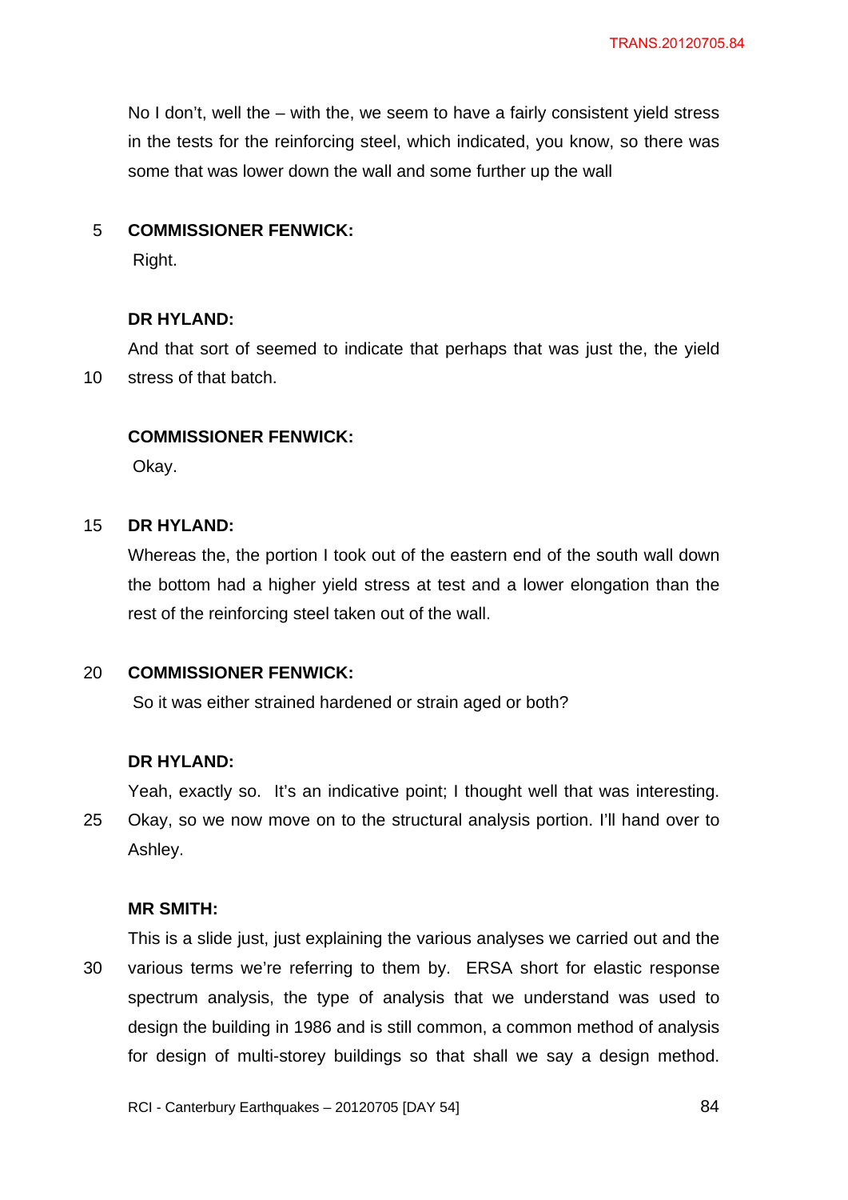No I don't, well the – with the, we seem to have a fairly consistent yield stress in the tests for the reinforcing steel, which indicated, you know, so there was some that was lower down the wall and some further up the wall

**COMMISSIONER FENWICK:**

Right.

**DR HYLAND:**

And that sort of seemed to indicate that perhaps that was just the, the yield stress of that batch.

**COMMISSIONER FENWICK:**

Okay.

**DR HYLAND:**

Whereas the, the portion I took out of the eastern end of the south wall down the bottom had a higher yield stress at test and a lower elongation than the rest of the reinforcing steel taken out of the wall.

**COMMISSIONER FENWICK:**

So it was either strained hardened or strain aged or both?

**DR HYLAND:**

Yeah, exactly so. It's an indicative point; I thought well that was interesting. Okay, so we now move on to the structural analysis portion. I'll hand over to Ashley.

**MR SMITH:**

This is a slide just, just explaining the various analyses we carried out and the various terms we're referring to them by. ERSA short for elastic response spectrum analysis, the type of analysis that we understand was used to design the building in 1986 and is still common, a common method of analysis for design of multi-storey buildings so that shall we say a design method.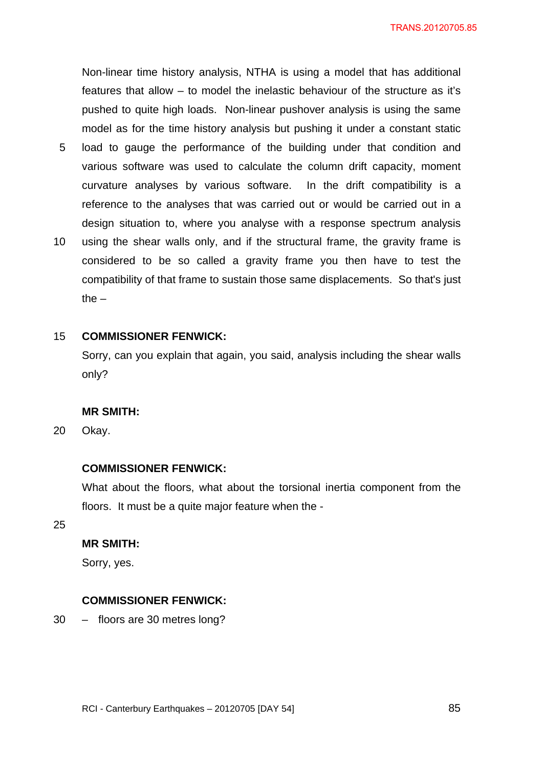Non-linear time history analysis, NTHA is using a model that has additional features that allow – to model the inelastic behaviour of the structure as it's pushed to quite high loads. Non-linear pushover analysis is using the same model as for the time history analysis but pushing it under a constant static load to gauge the performance of the building under that condition and various software was used to calculate the column drift capacity, moment curvature analyses by various software. In the drift compatibility is a reference to the analyses that was carried out or would be carried out in a design situation to, where you analyse with a response spectrum analysis using the shear walls only, and if the structural frame, the gravity frame is considered to be so called a gravity frame you then have to test the compatibility of that frame to sustain those same displacements. So that's just the –

**COMMISSIONER FENWICK:**

Sorry, can you explain that again, you said, analysis including the shear walls only?

**MR SMITH:**

Okay.

**COMMISSIONER FENWICK:**

What about the floors, what about the torsional inertia component from the floors. It must be a quite major feature when the -

**MR SMITH:**

Sorry, yes.

**COMMISSIONER FENWICK:**

– floors are 30 metres long?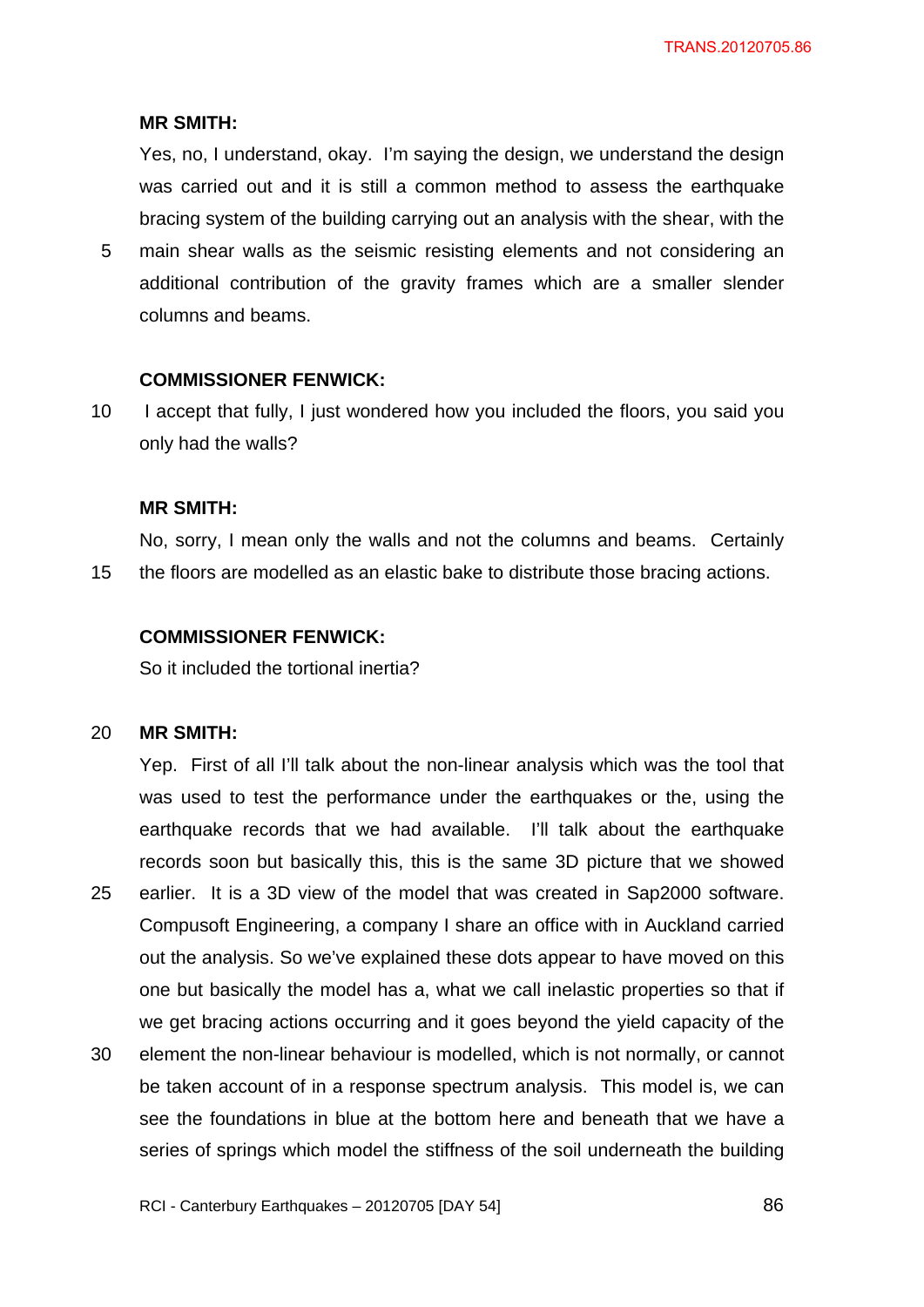**MR SMITH:**

Yes, no, I understand, okay. I'm saying the design, we understand the design was carried out and it is still a common method to assess the earthquake bracing system of the building carrying out an analysis with the shear, with the main shear walls as the seismic resisting elements and not considering an additional contribution of the gravity frames which are a smaller slender columns and beams.

**COMMISSIONER FENWICK:**

I accept that fully, I just wondered how you included the floors, you said you only had the walls?

**MR SMITH:**

No, sorry, I mean only the walls and not the columns and beams. Certainly the floors are modelled as an elastic bake to distribute those bracing actions.

**COMMISSIONER FENWICK:**

So it included the tortional inertia?

**MR SMITH:**

Yep. First of all I'll talk about the non-linear analysis which was the tool that was used to test the performance under the earthquakes or the, using the earthquake records that we had available. I'll talk about the earthquake records soon but basically this, this is the same 3D picture that we showed earlier. It is a 3D view of the model that was created in Sap2000 software. Compusoft Engineering, a company I share an office with in Auckland carried out the analysis. So we've explained these dots appear to have moved on this one but basically the model has a, what we call inelastic properties so that if we get bracing actions occurring and it goes beyond the yield capacity of the element the non-linear behaviour is modelled, which is not normally, or cannot be taken account of in a response spectrum analysis. This model is, we can see the foundations in blue at the bottom here and beneath that we have a series of springs which model the stiffness of the soil underneath the building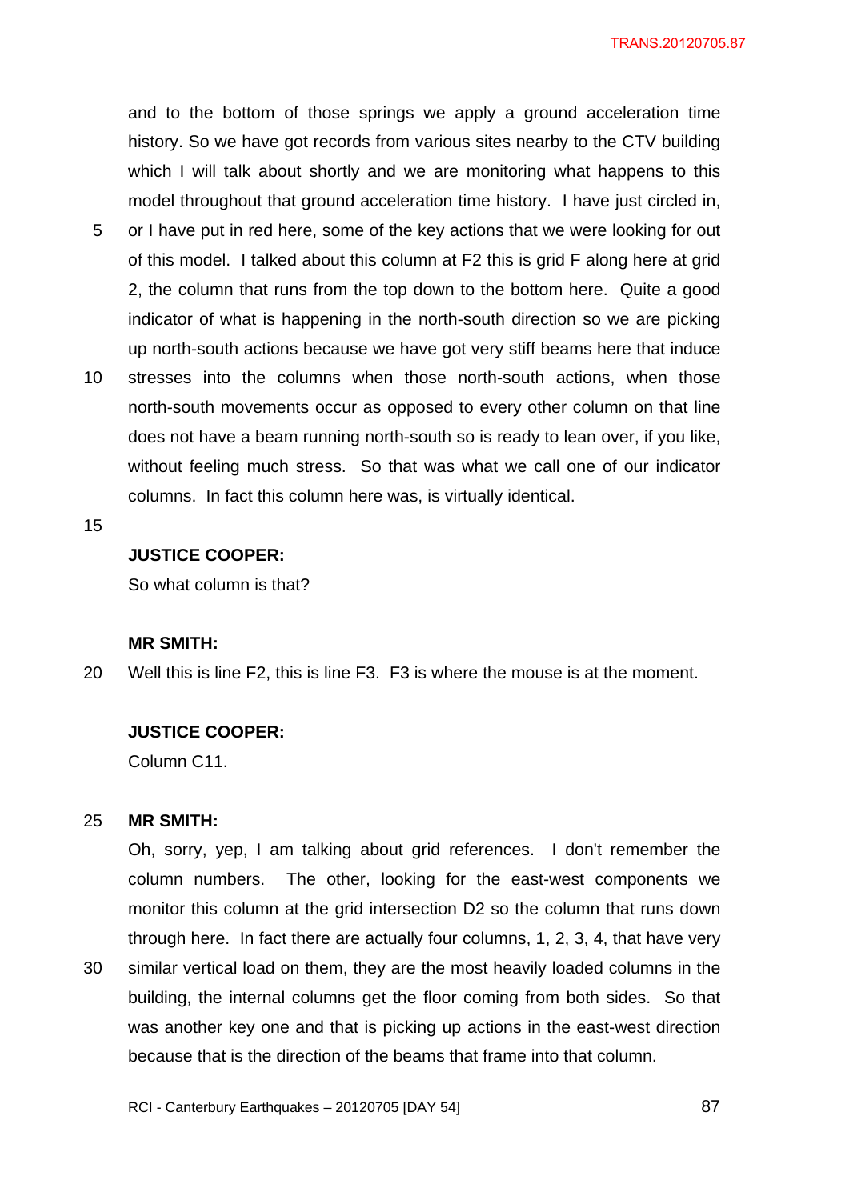and to the bottom of those springs we apply a ground acceleration time history. So we have got records from various sites nearby to the CTV building which I will talk about shortly and we are monitoring what happens to this model throughout that ground acceleration time history. I have just circled in, or I have put in red here, some of the key actions that we were looking for out of this model. I talked about this column at F2 this is grid F along here at grid 2, the column that runs from the top down to the bottom here. Quite a good indicator of what is happening in the north-south direction so we are picking up north-south actions because we have got very stiff beams here that induce stresses into the columns when those north-south actions, when those north-south movements occur as opposed to every other column on that line does not have a beam running north-south so is ready to lean over, if you like, without feeling much stress. So that was what we call one of our indicator columns. In fact this column here was, is virtually identical.

**JUSTICE COOPER:**

So what column is that?

**MR SMITH:**

Well this is line F2, this is line F3. F3 is where the mouse is at the moment.

**JUSTICE COOPER:**

Column C11.

**MR SMITH:**

Oh, sorry, yep, I am talking about grid references. I don't remember the column numbers. The other, looking for the east-west components we monitor this column at the grid intersection D2 so the column that runs down through here. In fact there are actually four columns, 1, 2, 3, 4, that have very similar vertical load on them, they are the most heavily loaded columns in the building, the internal columns get the floor coming from both sides. So that was another key one and that is picking up actions in the east-west direction because that is the direction of the beams that frame into that column.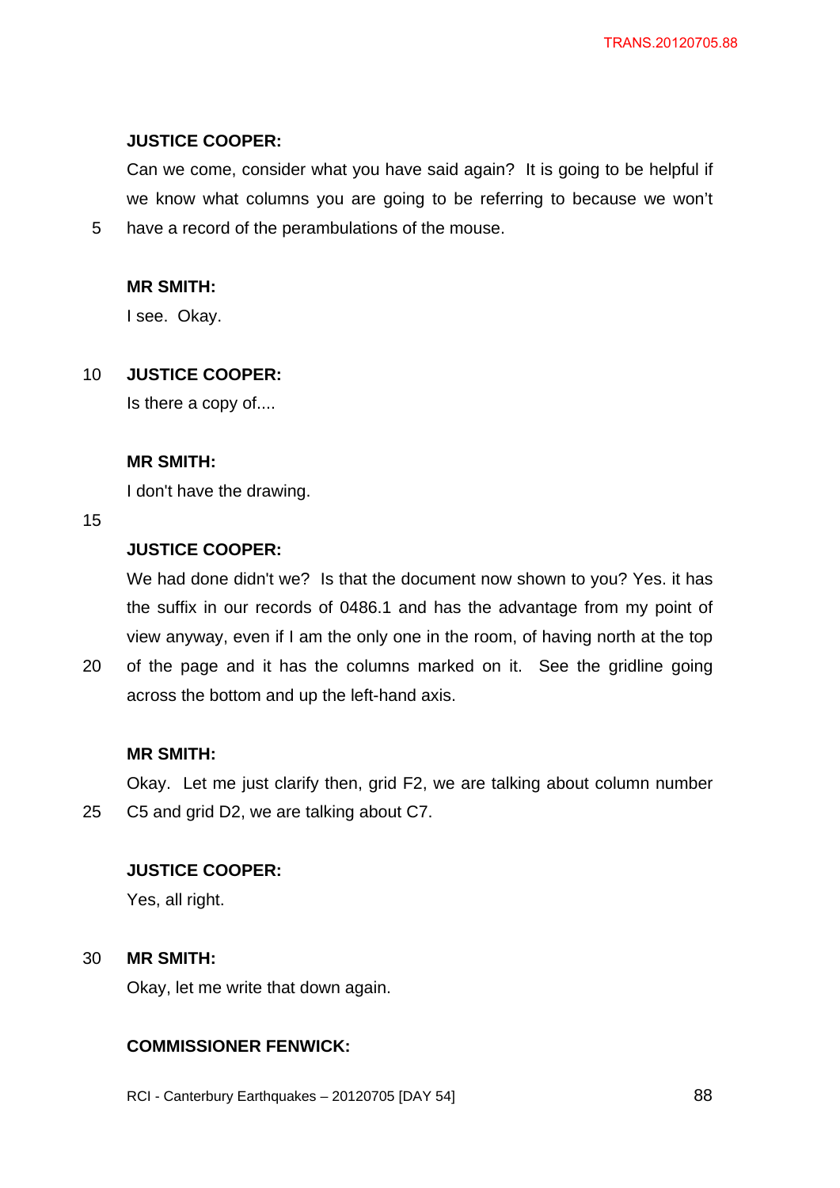**JUSTICE COOPER:**

Can we come, consider what you have said again? It is going to be helpful if we know what columns you are going to be referring to because we won't have a record of the perambulations of the mouse.

**MR SMITH:**

I see. Okay.

**JUSTICE COOPER:**

Is there a copy of....

**MR SMITH:**

I don't have the drawing.

**JUSTICE COOPER:**

We had done didn't we? Is that the document now shown to you? Yes. it has the suffix in our records of 0486.1 and has the advantage from my point of view anyway, even if I am the only one in the room, of having north at the top of the page and it has the columns marked on it. See the gridline going across the bottom and up the left-hand axis.

**MR SMITH:**

Okay. Let me just clarify then, grid F2, we are talking about column number C5 and grid D2, we are talking about C7.

**JUSTICE COOPER:**

Yes, all right.

**MR SMITH:**

Okay, let me write that down again.

**COMMISSIONER FENWICK:**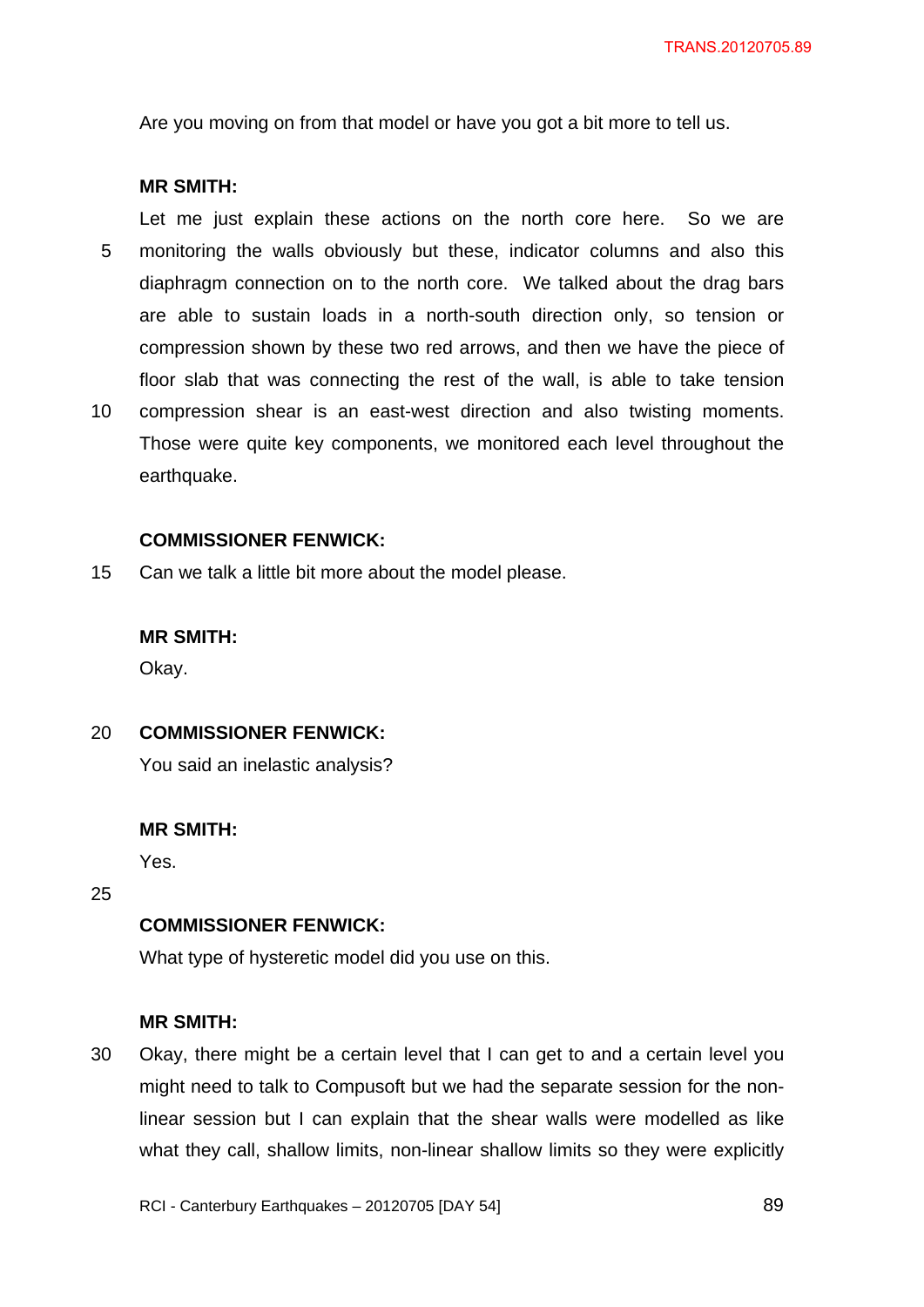Are you moving on from that model or have you got a bit more to tell us.

**MR SMITH:**

Let me just explain these actions on the north core here. So we are monitoring the walls obviously but these, indicator columns and also this diaphragm connection on to the north core. We talked about the drag bars are able to sustain loads in a north-south direction only, so tension or compression shown by these two red arrows, and then we have the piece of floor slab that was connecting the rest of the wall, is able to take tension compression shear is an east-west direction and also twisting moments. Those were quite key components, we monitored each level throughout the earthquake.

**COMMISSIONER FENWICK:**

Can we talk a little bit more about the model please.

**MR SMITH:**

Okay.

**COMMISSIONER FENWICK:**

You said an inelastic analysis?

**MR SMITH:**

Yes.

**COMMISSIONER FENWICK:**

What type of hysteretic model did you use on this.

**MR SMITH:**

Okay, there might be a certain level that I can get to and a certain level you might need to talk to Compusoft but we had the separate session for the non-linear session but I can explain that the shear walls were modelled as like what they call, shallow limits, non-linear shallow limits so they were explicitly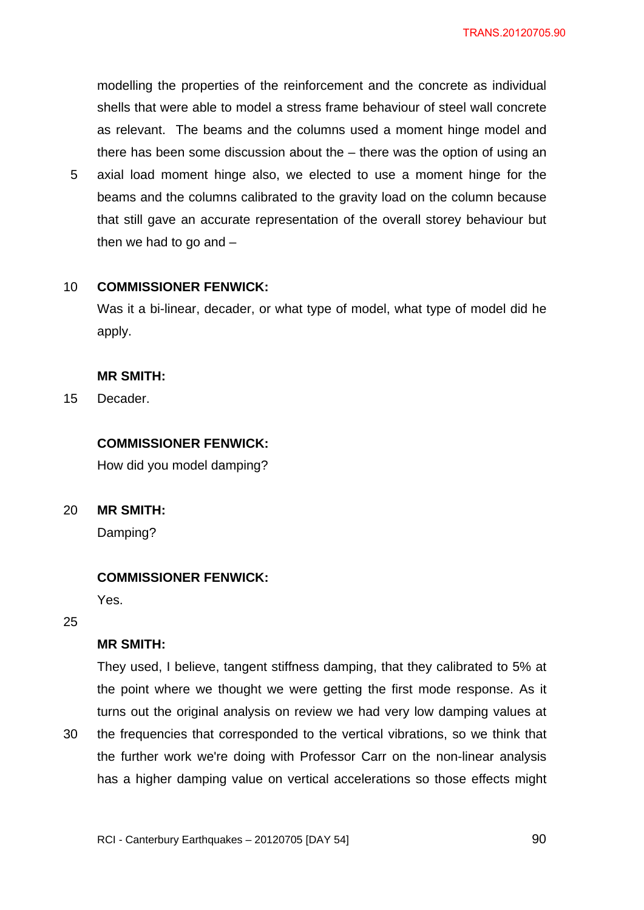modelling the properties of the reinforcement and the concrete as individual shells that were able to model a stress frame behaviour of steel wall concrete as relevant. The beams and the columns used a moment hinge model and there has been some discussion about the – there was the option of using an axial load moment hinge also, we elected to use a moment hinge for the beams and the columns calibrated to the gravity load on the column because that still gave an accurate representation of the overall storey behaviour but then we had to go and –

**COMMISSIONER FENWICK:**

Was it a bi-linear, decader, or what type of model, what type of model did he apply.

**MR SMITH:**

Decader.

**COMMISSIONER FENWICK:**

How did you model damping?

**MR SMITH:**

Damping?

**COMMISSIONER FENWICK:**

Yes.

**MR SMITH:**

They used, I believe, tangent stiffness damping, that they calibrated to 5% at the point where we thought we were getting the first mode response. As it turns out the original analysis on review we had very low damping values at the frequencies that corresponded to the vertical vibrations, so we think that the further work we're doing with Professor Carr on the non-linear analysis has a higher damping value on vertical accelerations so those effects might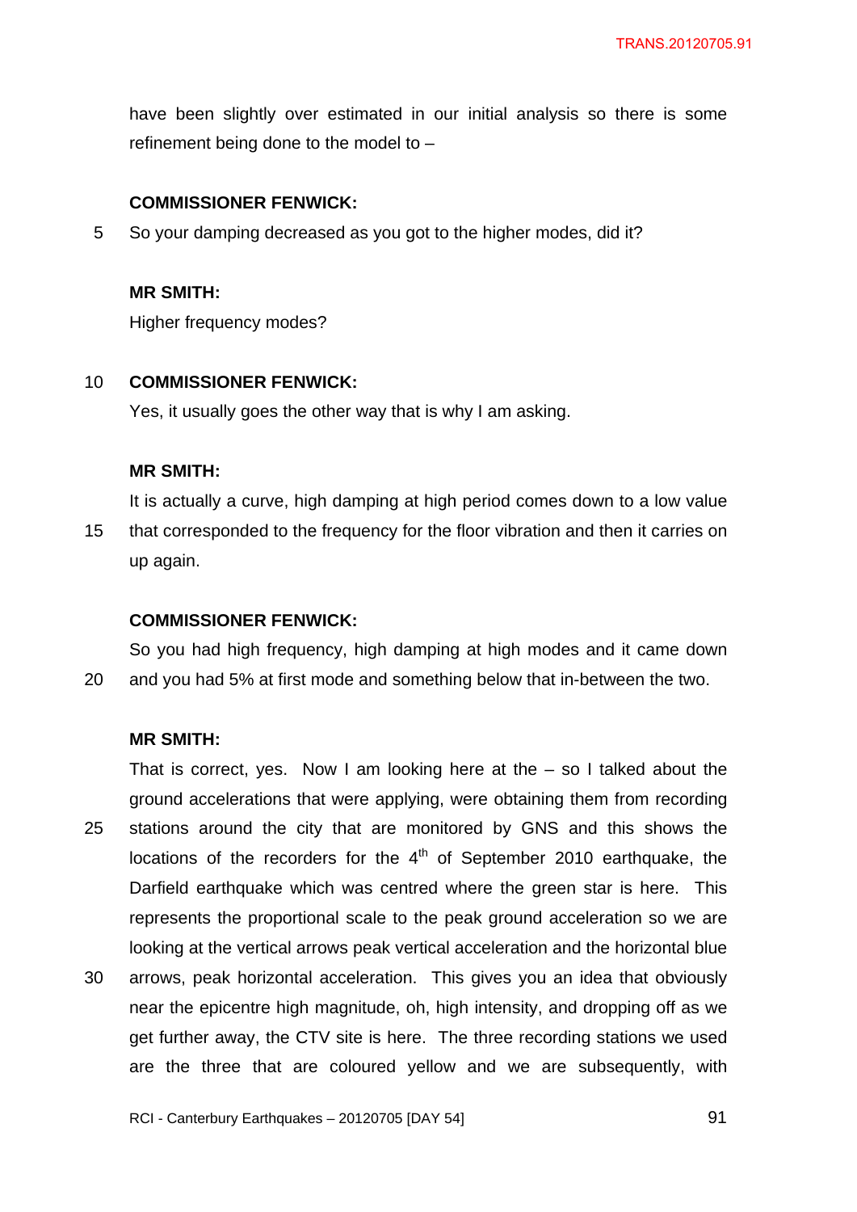have been slightly over estimated in our initial analysis so there is some refinement being done to the model to –

**COMMISSIONER FENWICK:**

So your damping decreased as you got to the higher modes, did it?

**MR SMITH:**

Higher frequency modes?

**COMMISSIONER FENWICK:**

Yes, it usually goes the other way that is why I am asking.

**MR SMITH:**

It is actually a curve, high damping at high period comes down to a low value that corresponded to the frequency for the floor vibration and then it carries on up again.

**COMMISSIONER FENWICK:**

So you had high frequency, high damping at high modes and it came down and you had 5% at first mode and something below that in-between the two.

**MR SMITH:**

That is correct, yes. Now I am looking here at the – so I talked about the ground accelerations that were applying, were obtaining them from recording stations around the city that are monitored by GNS and this shows the locations of the recorders for the 4th of September 2010 earthquake, the Darfield earthquake which was centred where the green star is here. This represents the proportional scale to the peak ground acceleration so we are looking at the vertical arrows peak vertical acceleration and the horizontal blue arrows, peak horizontal acceleration. This gives you an idea that obviously near the epicentre high magnitude, oh, high intensity, and dropping off as we get further away, the CTV site is here. The three recording stations we used are the three that are coloured yellow and we are subsequently, with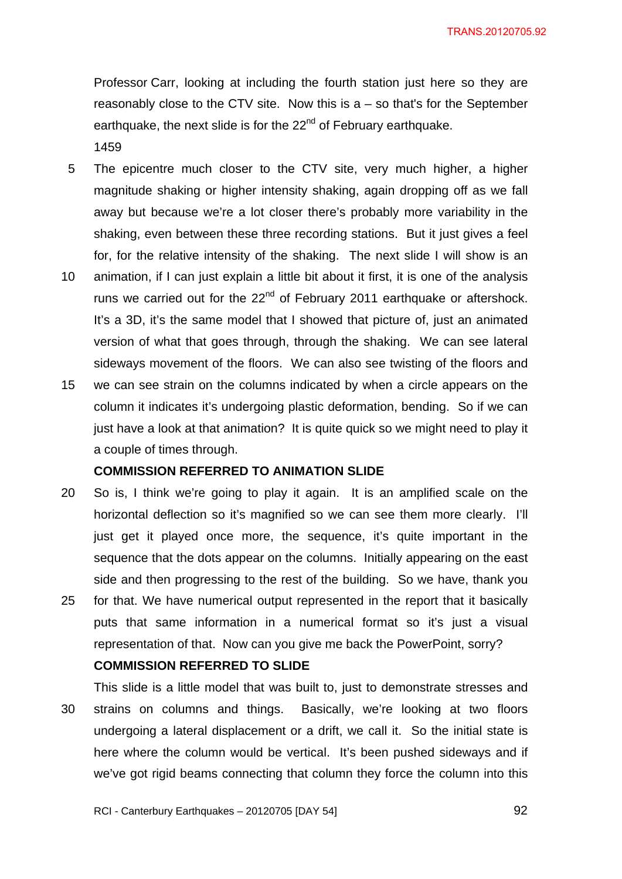Professor Carr, looking at including the fourth station just here so they are reasonably close to the CTV site. Now this is a – so that's for the September earthquake, the next slide is for the 22nd of February earthquake.

1459

The epicentre much closer to the CTV site, very much higher, a higher magnitude shaking or higher intensity shaking, again dropping off as we fall away but because we're a lot closer there's probably more variability in the shaking, even between these three recording stations. But it just gives a feel for, for the relative intensity of the shaking. The next slide I will show is an animation, if I can just explain a little bit about it first, it is one of the analysis runs we carried out for the 22nd of February 2011 earthquake or aftershock. It's a 3D, it's the same model that I showed that picture of, just an animated version of what that goes through, through the shaking. We can see lateral sideways movement of the floors. We can also see twisting of the floors and we can see strain on the columns indicated by when a circle appears on the column it indicates it's undergoing plastic deformation, bending. So if we can just have a look at that animation? It is quite quick so we might need to play it a couple of times through.

**COMMISSION REFERRED TO ANIMATION SLIDE**

So is, I think we're going to play it again. It is an amplified scale on the horizontal deflection so it's magnified so we can see them more clearly. I'll just get it played once more, the sequence, it's quite important in the sequence that the dots appear on the columns. Initially appearing on the east side and then progressing to the rest of the building. So we have, thank you for that. We have numerical output represented in the report that it basically puts that same information in a numerical format so it's just a visual representation of that. Now can you give me back the PowerPoint, sorry?

**COMMISSION REFERRED TO SLIDE**

This slide is a little model that was built to, just to demonstrate stresses and strains on columns and things. Basically, we're looking at two floors undergoing a lateral displacement or a drift, we call it. So the initial state is here where the column would be vertical. It's been pushed sideways and if we've got rigid beams connecting that column they force the column into this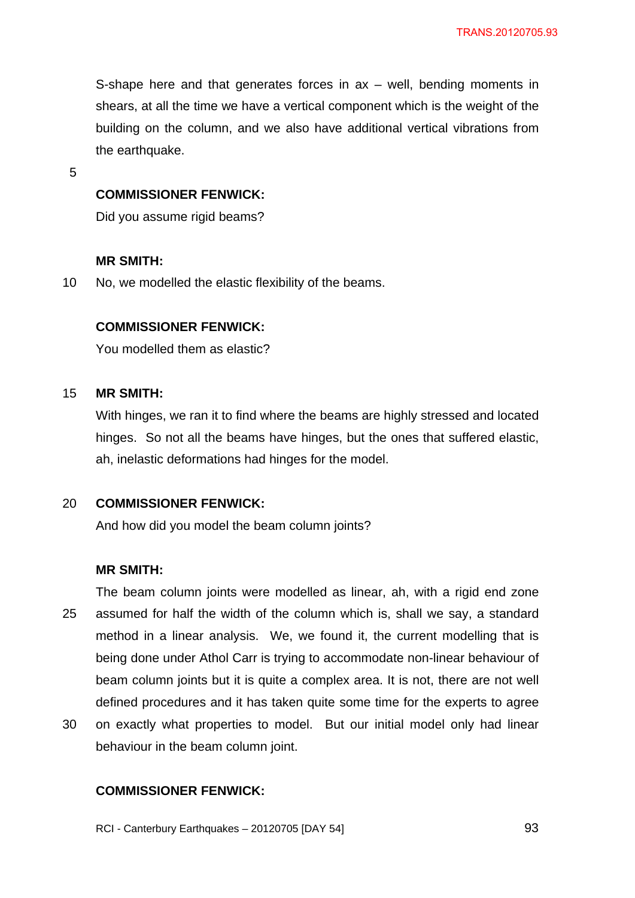S-shape here and that generates forces in ax – well, bending moments in shears, at all the time we have a vertical component which is the weight of the building on the column, and we also have additional vertical vibrations from the earthquake.

**COMMISSIONER FENWICK:**

Did you assume rigid beams?

**MR SMITH:**

No, we modelled the elastic flexibility of the beams.

**COMMISSIONER FENWICK:**

You modelled them as elastic?

**MR SMITH:**

With hinges, we ran it to find where the beams are highly stressed and located hinges. So not all the beams have hinges, but the ones that suffered elastic, ah, inelastic deformations had hinges for the model.

**COMMISSIONER FENWICK:**

And how did you model the beam column joints?

**MR SMITH:**

The beam column joints were modelled as linear, ah, with a rigid end zone assumed for half the width of the column which is, shall we say, a standard method in a linear analysis. We, we found it, the current modelling that is being done under Athol Carr is trying to accommodate non-linear behaviour of beam column joints but it is quite a complex area. It is not, there are not well defined procedures and it has taken quite some time for the experts to agree on exactly what properties to model. But our initial model only had linear behaviour in the beam column joint.

**COMMISSIONER FENWICK:**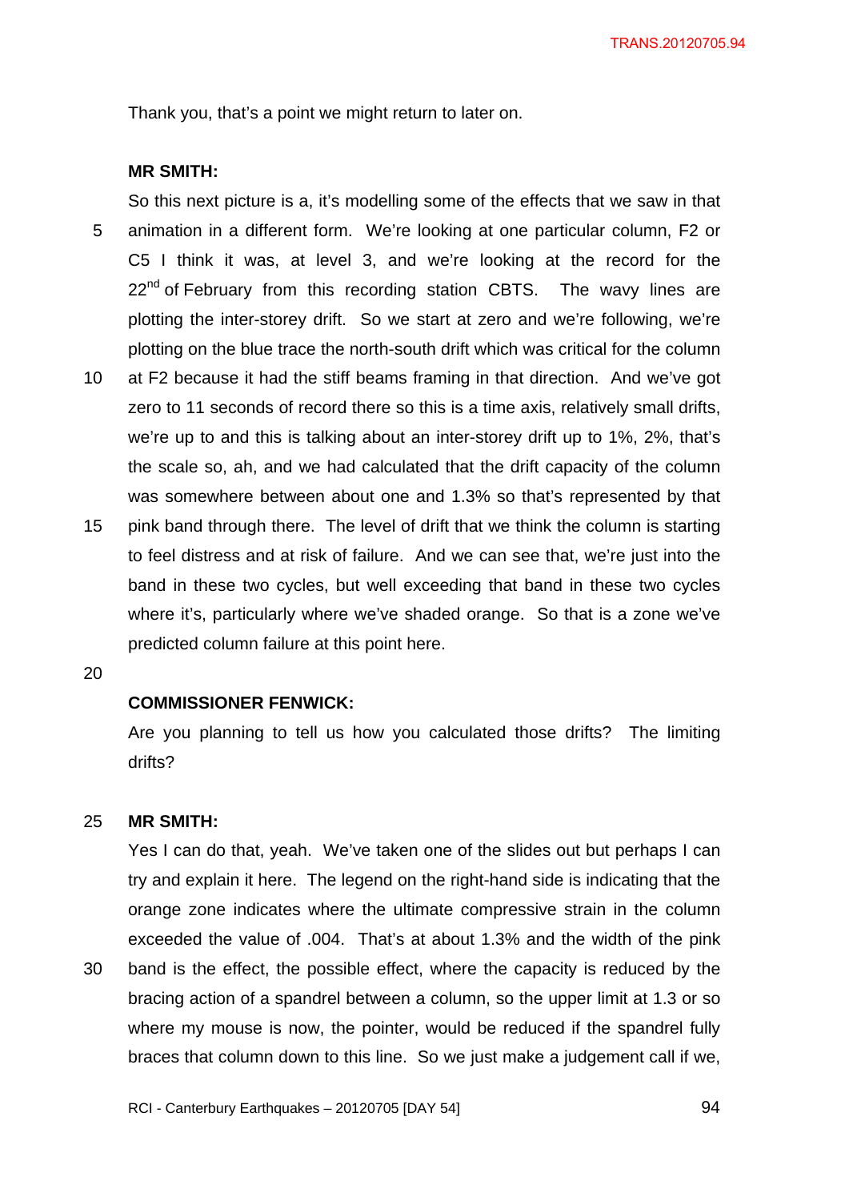Thank you, that's a point we might return to later on.

**MR SMITH:**

So this next picture is a, it's modelling some of the effects that we saw in that animation in a different form. We're looking at one particular column, F2 or C5 I think it was, at level 3, and we're looking at the record for the 22nd of February from this recording station CBTS. The wavy lines are plotting the inter-storey drift. So we start at zero and we're following, we're plotting on the blue trace the north-south drift which was critical for the column at F2 because it had the stiff beams framing in that direction. And we've got zero to 11 seconds of record there so this is a time axis, relatively small drifts, we're up to and this is talking about an inter-storey drift up to 1%, 2%, that's the scale so, ah, and we had calculated that the drift capacity of the column was somewhere between about one and 1.3% so that's represented by that pink band through there. The level of drift that we think the column is starting to feel distress and at risk of failure. And we can see that, we're just into the band in these two cycles, but well exceeding that band in these two cycles where it's, particularly where we've shaded orange. So that is a zone we've predicted column failure at this point here.

**COMMISSIONER FENWICK:**

Are you planning to tell us how you calculated those drifts? The limiting drifts?

**MR SMITH:**

Yes I can do that, yeah. We've taken one of the slides out but perhaps I can try and explain it here. The legend on the right-hand side is indicating that the orange zone indicates where the ultimate compressive strain in the column exceeded the value of .004. That's at about 1.3% and the width of the pink band is the effect, the possible effect, where the capacity is reduced by the bracing action of a spandrel between a column, so the upper limit at 1.3 or so where my mouse is now, the pointer, would be reduced if the spandrel fully braces that column down to this line. So we just make a judgement call if we,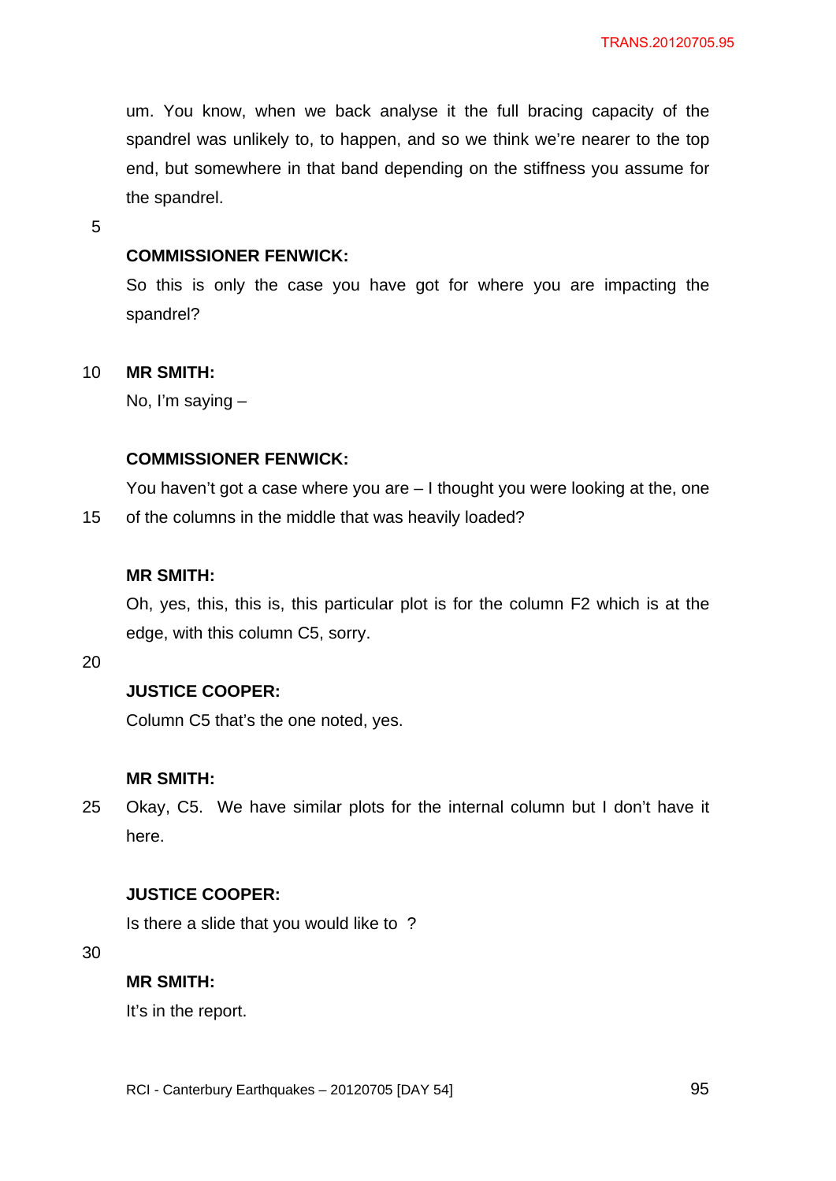um. You know, when we back analyse it the full bracing capacity of the spandrel was unlikely to, to happen, and so we think we're nearer to the top end, but somewhere in that band depending on the stiffness you assume for the spandrel.

**COMMISSIONER FENWICK:**

So this is only the case you have got for where you are impacting the spandrel?

**MR SMITH:**

No, I'm saying –

**COMMISSIONER FENWICK:**

You haven't got a case where you are – I thought you were looking at the, one of the columns in the middle that was heavily loaded?

**MR SMITH:**

Oh, yes, this, this is, this particular plot is for the column F2 which is at the edge, with this column C5, sorry.

**JUSTICE COOPER:**

Column C5 that's the one noted, yes.

**MR SMITH:**

Okay, C5. We have similar plots for the internal column but I don't have it here.

**JUSTICE COOPER:**

Is there a slide that you would like to ?

**MR SMITH:**

It's in the report.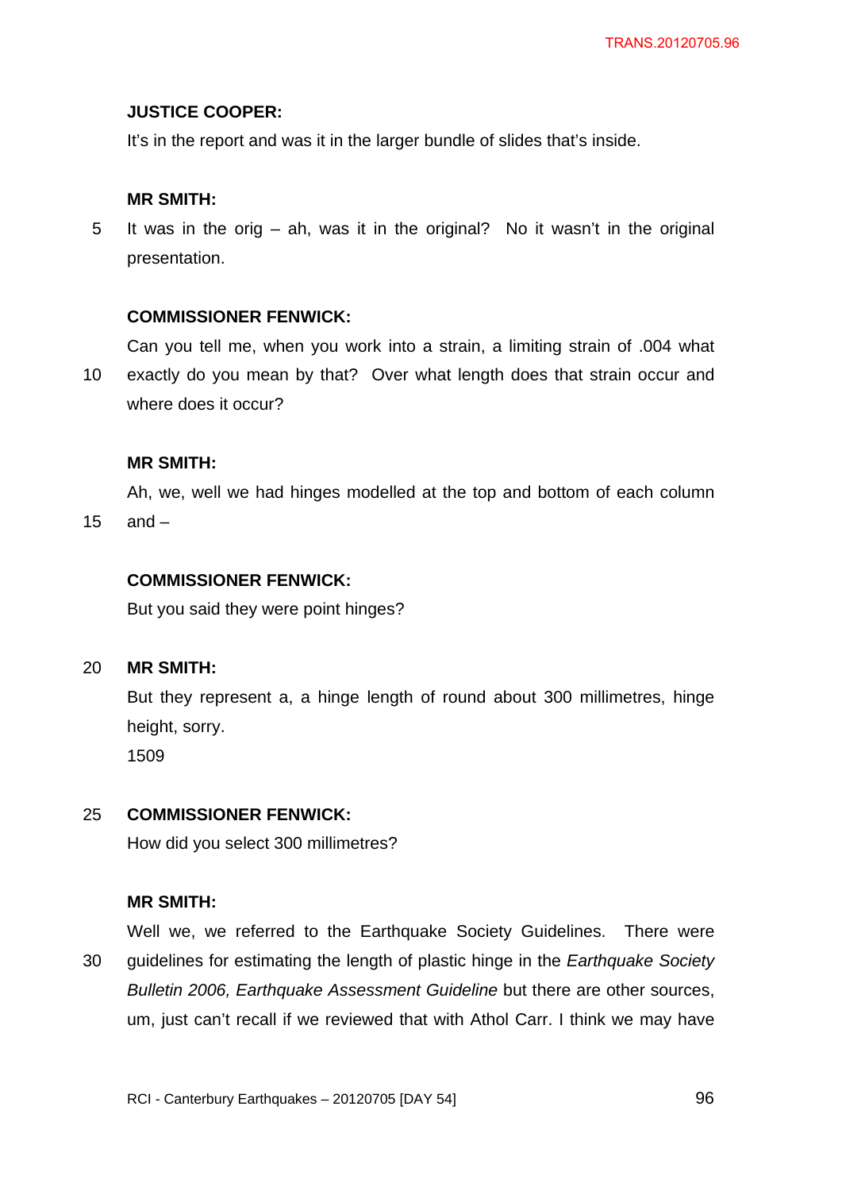**JUSTICE COOPER:**

It's in the report and was it in the larger bundle of slides that's inside.

**MR SMITH:**

It was in the orig – ah, was it in the original? No it wasn't in the original presentation.

**COMMISSIONER FENWICK:**

Can you tell me, when you work into a strain, a limiting strain of .004 what exactly do you mean by that? Over what length does that strain occur and where does it occur?

**MR SMITH:**

Ah, we, well we had hinges modelled at the top and bottom of each column and –

**COMMISSIONER FENWICK:**

But you said they were point hinges?

**MR SMITH:**

But they represent a, a hinge length of round about 300 millimetres, hinge height, sorry.

1509

**COMMISSIONER FENWICK:**

How did you select 300 millimetres?

**MR SMITH:**

Well we, we referred to the Earthquake Society Guidelines. There were guidelines for estimating the length of plastic hinge in the *Earthquake Society Bulletin 2006, Earthquake Assessment Guideline* but there are other sources, um, just can't recall if we reviewed that with Athol Carr. I think we may have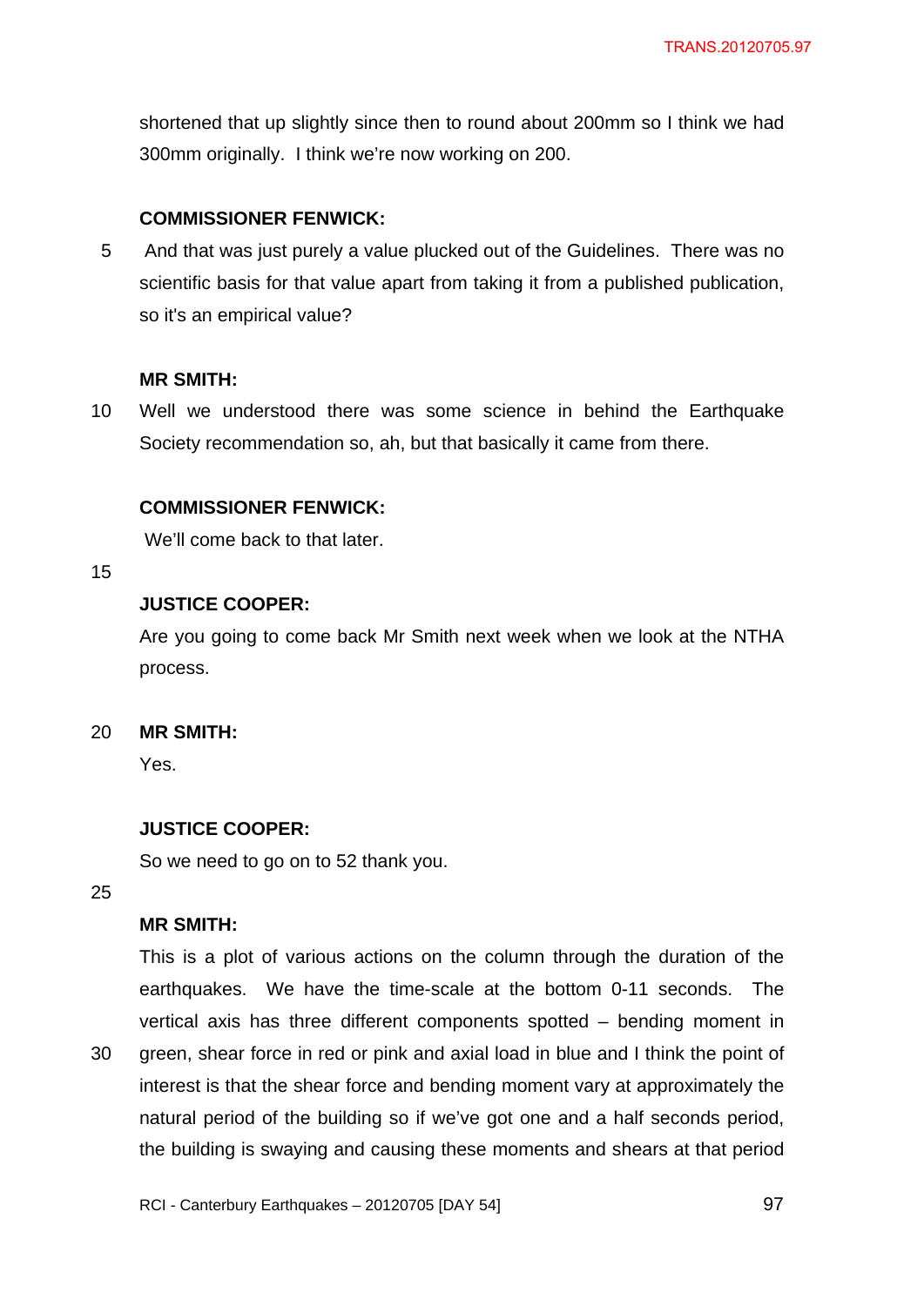shortened that up slightly since then to round about 200mm so I think we had 300mm originally. I think we're now working on 200.

**COMMISSIONER FENWICK:**

And that was just purely a value plucked out of the Guidelines. There was no scientific basis for that value apart from taking it from a published publication, so it's an empirical value?

**MR SMITH:**

Well we understood there was some science in behind the Earthquake Society recommendation so, ah, but that basically it came from there.

**COMMISSIONER FENWICK:**

We'll come back to that later.

**JUSTICE COOPER:**

Are you going to come back Mr Smith next week when we look at the NTHA process.

**MR SMITH:**

Yes.

**JUSTICE COOPER:**

So we need to go on to 52 thank you.

**MR SMITH:**

This is a plot of various actions on the column through the duration of the earthquakes. We have the time-scale at the bottom 0-11 seconds. The vertical axis has three different components spotted – bending moment in green, shear force in red or pink and axial load in blue and I think the point of interest is that the shear force and bending moment vary at approximately the natural period of the building so if we've got one and a half seconds period, the building is swaying and causing these moments and shears at that period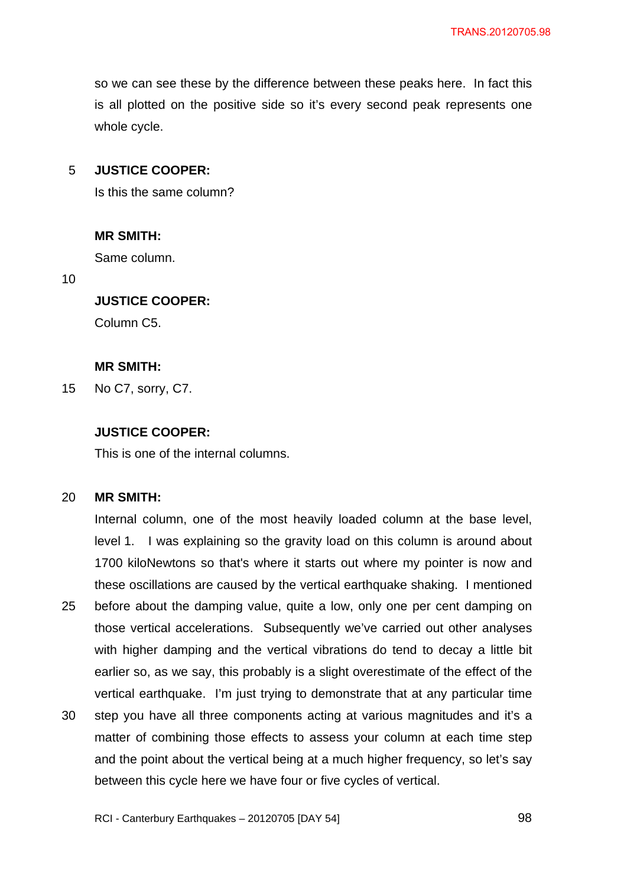so we can see these by the difference between these peaks here. In fact this is all plotted on the positive side so it's every second peak represents one whole cycle.

**JUSTICE COOPER:**

Is this the same column?

**MR SMITH:**

Same column.

**JUSTICE COOPER:**

Column C5.

**MR SMITH:**

No C7, sorry, C7.

**JUSTICE COOPER:**

This is one of the internal columns.

**MR SMITH:**

Internal column, one of the most heavily loaded column at the base level, level 1. I was explaining so the gravity load on this column is around about 1700 kiloNewtons so that's where it starts out where my pointer is now and these oscillations are caused by the vertical earthquake shaking. I mentioned before about the damping value, quite a low, only one per cent damping on those vertical accelerations. Subsequently we've carried out other analyses with higher damping and the vertical vibrations do tend to decay a little bit earlier so, as we say, this probably is a slight overestimate of the effect of the vertical earthquake. I'm just trying to demonstrate that at any particular time step you have all three components acting at various magnitudes and it's a matter of combining those effects to assess your column at each time step and the point about the vertical being at a much higher frequency, so let's say between this cycle here we have four or five cycles of vertical.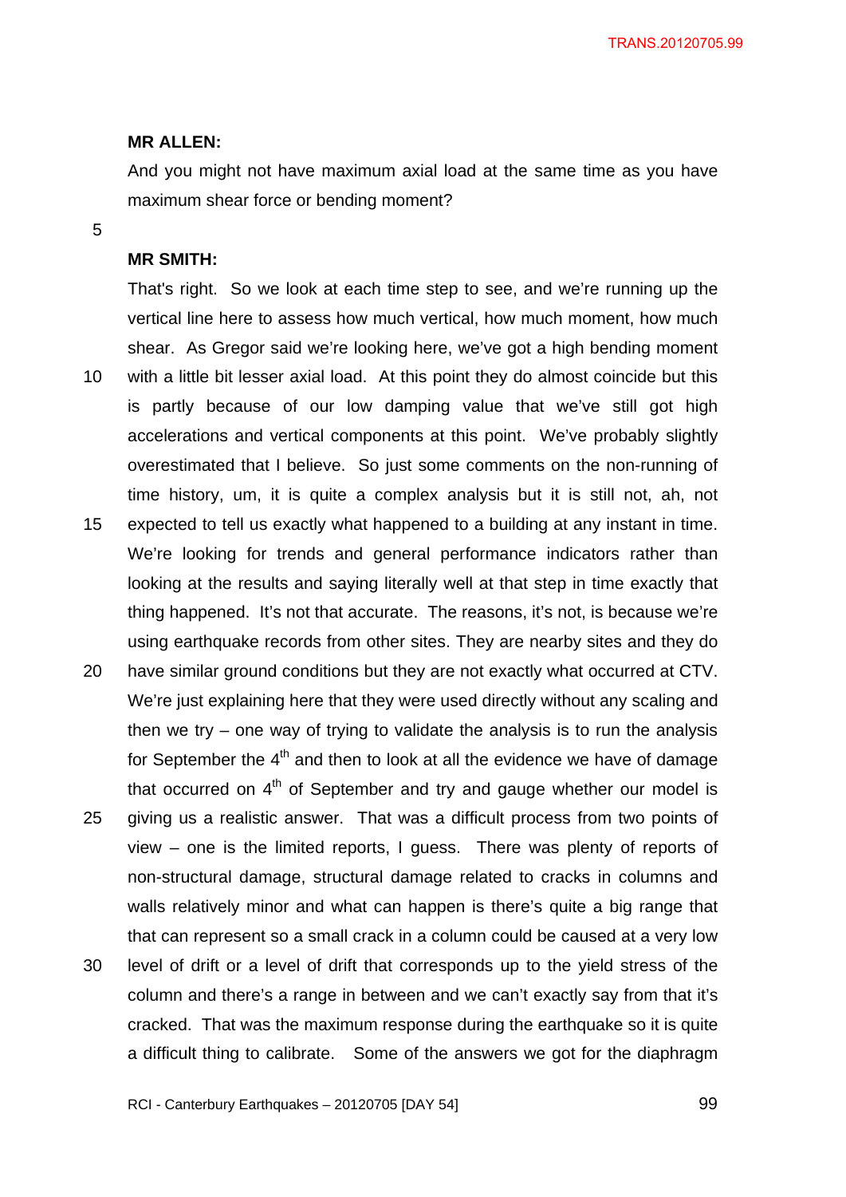**MR ALLEN:**

And you might not have maximum axial load at the same time as you have maximum shear force or bending moment?

**MR SMITH:**

That's right. So we look at each time step to see, and we're running up the vertical line here to assess how much vertical, how much moment, how much shear. As Gregor said we're looking here, we've got a high bending moment with a little bit lesser axial load. At this point they do almost coincide but this is partly because of our low damping value that we've still got high accelerations and vertical components at this point. We've probably slightly overestimated that I believe. So just some comments on the non-running of time history, um, it is quite a complex analysis but it is still not, ah, not expected to tell us exactly what happened to a building at any instant in time. We're looking for trends and general performance indicators rather than looking at the results and saying literally well at that step in time exactly that thing happened. It's not that accurate. The reasons, it's not, is because we're using earthquake records from other sites. They are nearby sites and they do have similar ground conditions but they are not exactly what occurred at CTV. We're just explaining here that they were used directly without any scaling and then we try – one way of trying to validate the analysis is to run the analysis for September the 4th and then to look at all the evidence we have of damage that occurred on 4th of September and try and gauge whether our model is giving us a realistic answer. That was a difficult process from two points of view – one is the limited reports, I guess. There was plenty of reports of non-structural damage, structural damage related to cracks in columns and walls relatively minor and what can happen is there's quite a big range that that can represent so a small crack in a column could be caused at a very low level of drift or a level of drift that corresponds up to the yield stress of the column and there's a range in between and we can't exactly say from that it's cracked. That was the maximum response during the earthquake so it is quite a difficult thing to calibrate. Some of the answers we got for the diaphragm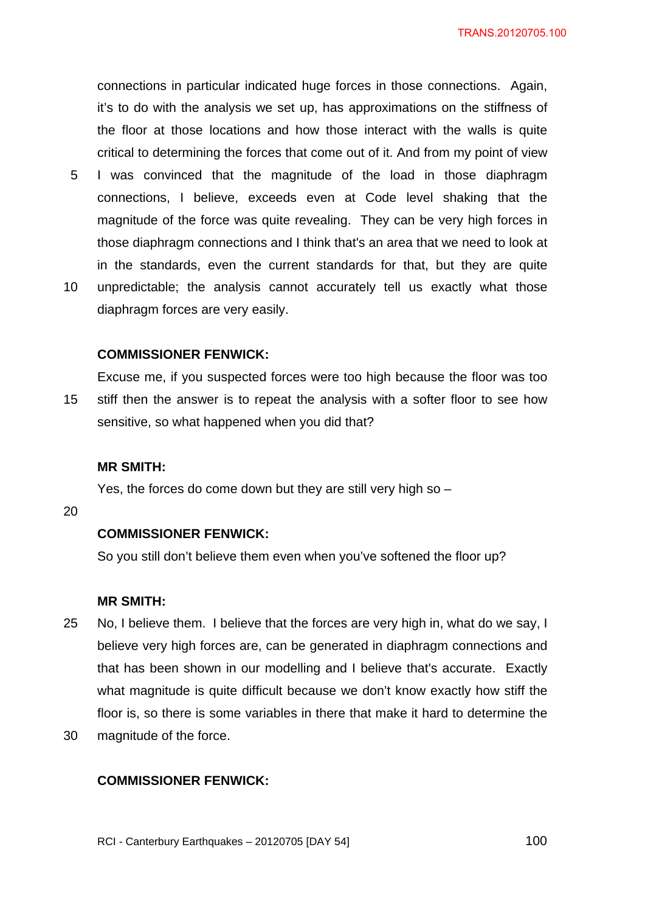connections in particular indicated huge forces in those connections. Again, it's to do with the analysis we set up, has approximations on the stiffness of the floor at those locations and how those interact with the walls is quite critical to determining the forces that come out of it. And from my point of view I was convinced that the magnitude of the load in those diaphragm connections, I believe, exceeds even at Code level shaking that the magnitude of the force was quite revealing. They can be very high forces in those diaphragm connections and I think that's an area that we need to look at in the standards, even the current standards for that, but they are quite unpredictable; the analysis cannot accurately tell us exactly what those diaphragm forces are very easily.

**COMMISSIONER FENWICK:**

Excuse me, if you suspected forces were too high because the floor was too stiff then the answer is to repeat the analysis with a softer floor to see how sensitive, so what happened when you did that?

**MR SMITH:**

Yes, the forces do come down but they are still very high so –

**COMMISSIONER FENWICK:**

So you still don't believe them even when you've softened the floor up?

**MR SMITH:**

No, I believe them. I believe that the forces are very high in, what do we say, I believe very high forces are, can be generated in diaphragm connections and that has been shown in our modelling and I believe that's accurate. Exactly what magnitude is quite difficult because we don't know exactly how stiff the floor is, so there is some variables in there that make it hard to determine the magnitude of the force.

**COMMISSIONER FENWICK:**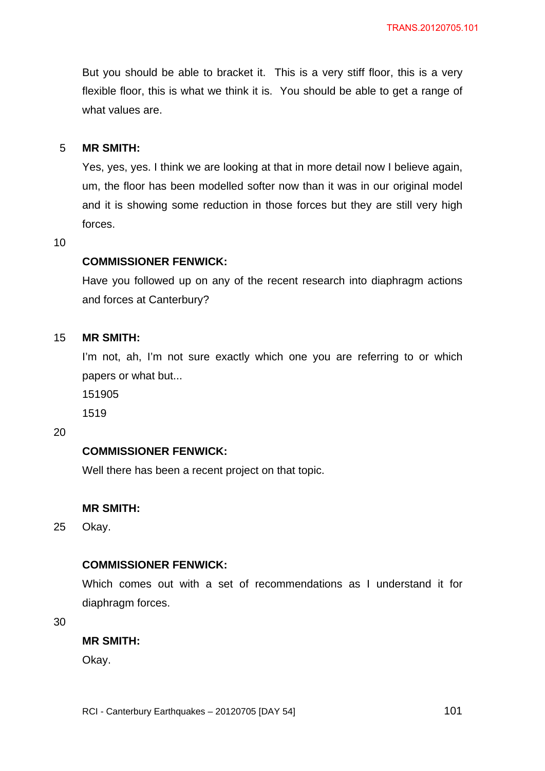But you should be able to bracket it. This is a very stiff floor, this is a very flexible floor, this is what we think it is. You should be able to get a range of what values are.

**MR SMITH:**

Yes, yes, yes. I think we are looking at that in more detail now I believe again, um, the floor has been modelled softer now than it was in our original model and it is showing some reduction in those forces but they are still very high forces.

**COMMISSIONER FENWICK:**

Have you followed up on any of the recent research into diaphragm actions and forces at Canterbury?

**MR SMITH:**

I'm not, ah, I'm not sure exactly which one you are referring to or which papers or what but...

151905

1519

**COMMISSIONER FENWICK:**

Well there has been a recent project on that topic.

**MR SMITH:**

Okay.

**COMMISSIONER FENWICK:**

Which comes out with a set of recommendations as I understand it for diaphragm forces.

**MR SMITH:**

Okay.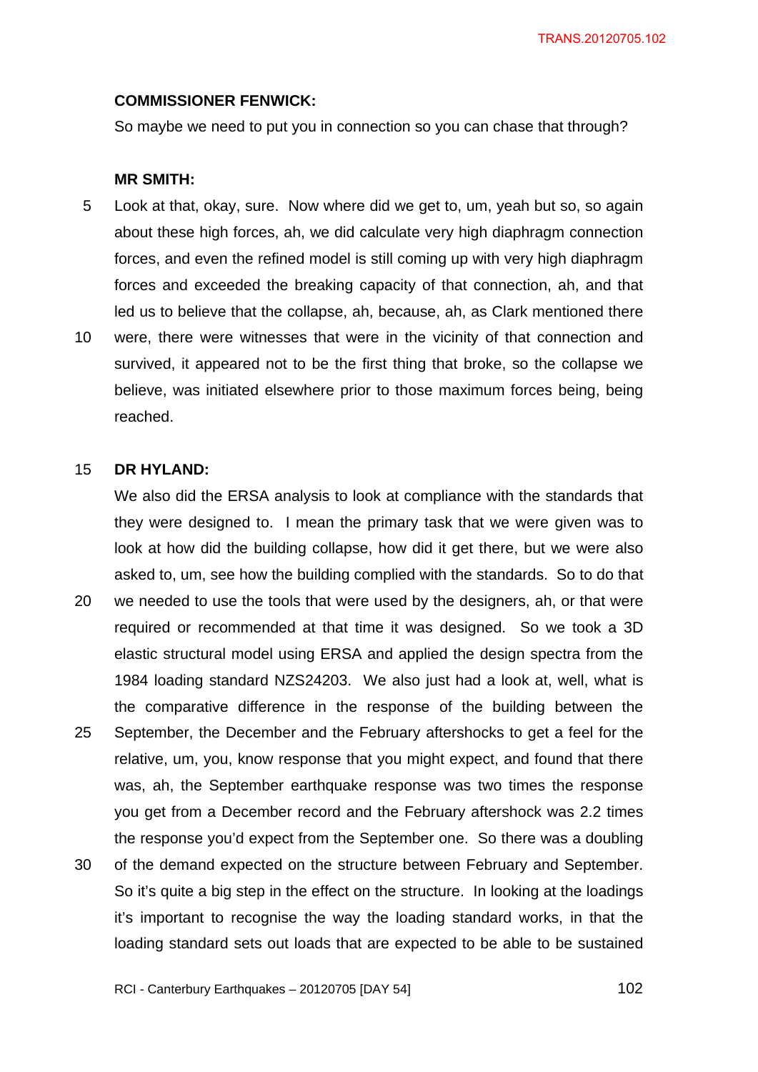**COMMISSIONER FENWICK:**

So maybe we need to put you in connection so you can chase that through?

**MR SMITH:**

Look at that, okay, sure. Now where did we get to, um, yeah but so, so again about these high forces, ah, we did calculate very high diaphragm connection forces, and even the refined model is still coming up with very high diaphragm forces and exceeded the breaking capacity of that connection, ah, and that led us to believe that the collapse, ah, because, ah, as Clark mentioned there were, there were witnesses that were in the vicinity of that connection and survived, it appeared not to be the first thing that broke, so the collapse we believe, was initiated elsewhere prior to those maximum forces being, being reached.

**DR HYLAND:**

We also did the ERSA analysis to look at compliance with the standards that they were designed to. I mean the primary task that we were given was to look at how did the building collapse, how did it get there, but we were also asked to, um, see how the building complied with the standards. So to do that we needed to use the tools that were used by the designers, ah, or that were required or recommended at that time it was designed. So we took a 3D elastic structural model using ERSA and applied the design spectra from the 1984 loading standard NZS24203. We also just had a look at, well, what is the comparative difference in the response of the building between the September, the December and the February aftershocks to get a feel for the relative, um, you, know response that you might expect, and found that there was, ah, the September earthquake response was two times the response you get from a December record and the February aftershock was 2.2 times the response you'd expect from the September one. So there was a doubling of the demand expected on the structure between February and September. So it's quite a big step in the effect on the structure. In looking at the loadings it's important to recognise the way the loading standard works, in that the loading standard sets out loads that are expected to be able to be sustained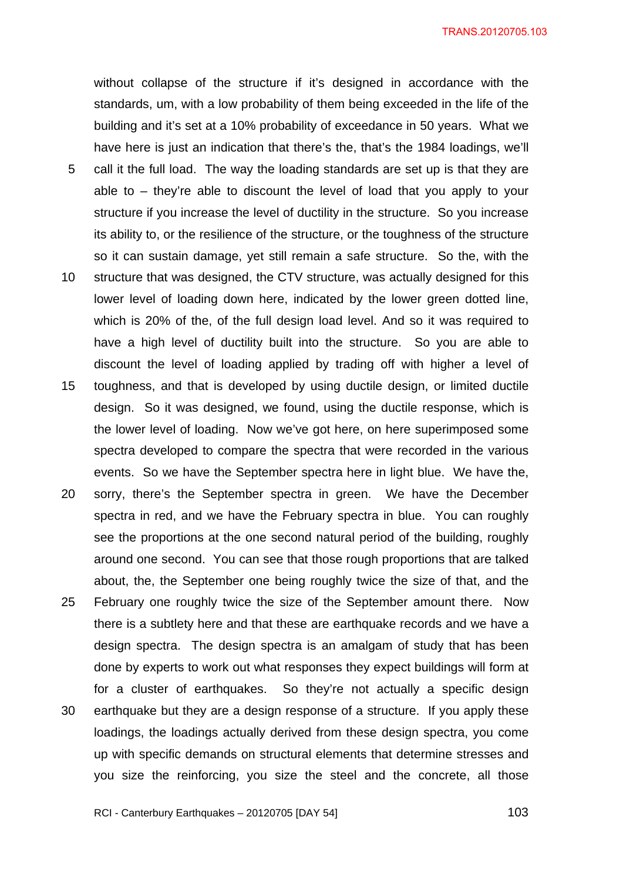without collapse of the structure if it's designed in accordance with the standards, um, with a low probability of them being exceeded in the life of the building and it's set at a 10% probability of exceedance in 50 years. What we have here is just an indication that there's the, that's the 1984 loadings, we'll call it the full load. The way the loading standards are set up is that they are able to – they're able to discount the level of load that you apply to your structure if you increase the level of ductility in the structure. So you increase its ability to, or the resilience of the structure, or the toughness of the structure so it can sustain damage, yet still remain a safe structure. So the, with the structure that was designed, the CTV structure, was actually designed for this lower level of loading down here, indicated by the lower green dotted line, which is 20% of the, of the full design load level. And so it was required to have a high level of ductility built into the structure. So you are able to discount the level of loading applied by trading off with higher a level of toughness, and that is developed by using ductile design, or limited ductile design. So it was designed, we found, using the ductile response, which is the lower level of loading. Now we've got here, on here superimposed some spectra developed to compare the spectra that were recorded in the various events. So we have the September spectra here in light blue. We have the, sorry, there's the September spectra in green. We have the December spectra in red, and we have the February spectra in blue. You can roughly see the proportions at the one second natural period of the building, roughly around one second. You can see that those rough proportions that are talked about, the, the September one being roughly twice the size of that, and the February one roughly twice the size of the September amount there. Now there is a subtlety here and that these are earthquake records and we have a design spectra. The design spectra is an amalgam of study that has been done by experts to work out what responses they expect buildings will form at for a cluster of earthquakes. So they're not actually a specific design earthquake but they are a design response of a structure. If you apply these loadings, the loadings actually derived from these design spectra, you come up with specific demands on structural elements that determine stresses and you size the reinforcing, you size the steel and the concrete, all those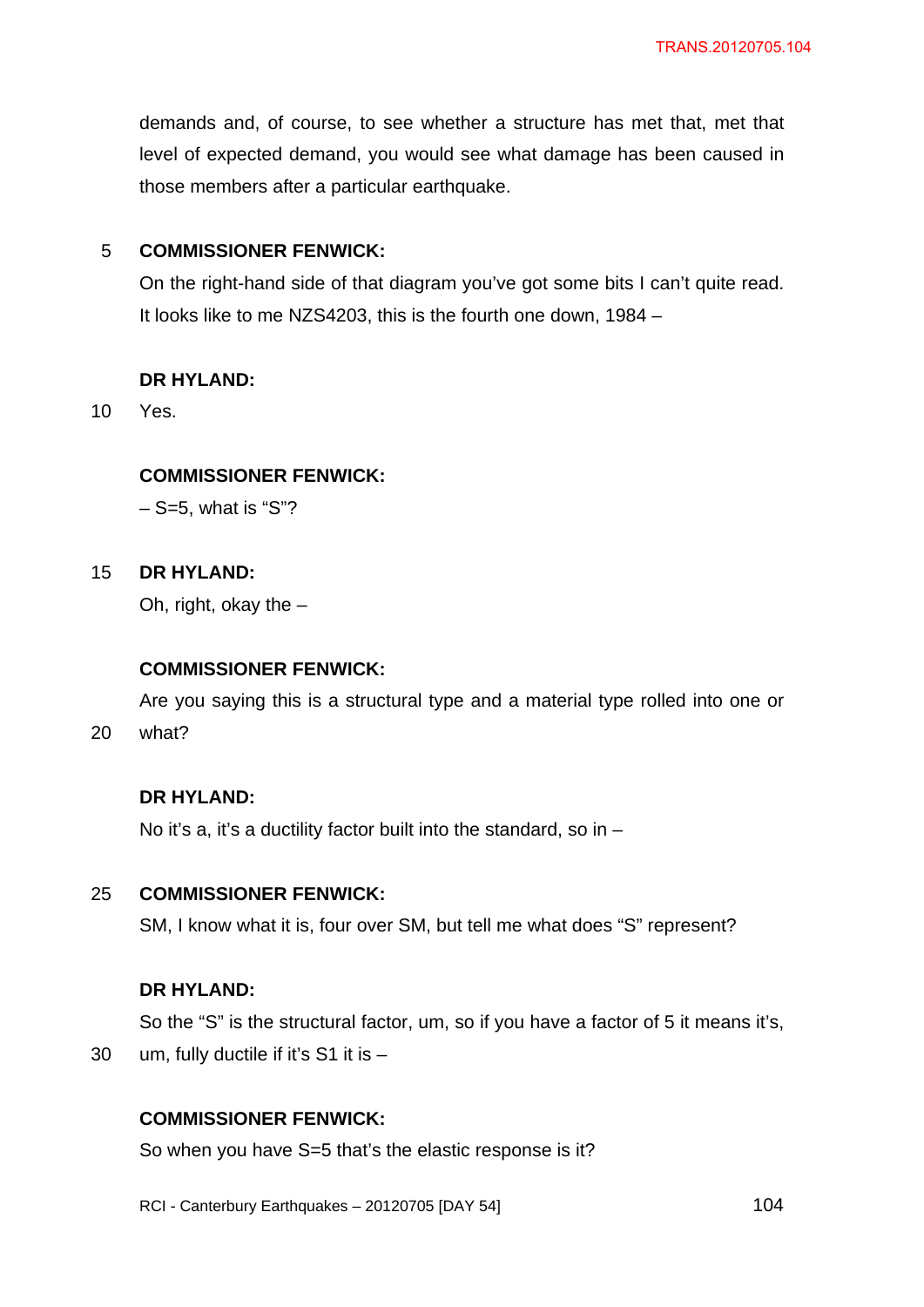demands and, of course, to see whether a structure has met that, met that level of expected demand, you would see what damage has been caused in those members after a particular earthquake.

**COMMISSIONER FENWICK:**

On the right-hand side of that diagram you've got some bits I can't quite read. It looks like to me NZS4203, this is the fourth one down, 1984 –

**DR HYLAND:**

Yes.

**COMMISSIONER FENWICK:**

– S=5, what is "S"?

**DR HYLAND:**

Oh, right, okay the –

**COMMISSIONER FENWICK:**

Are you saying this is a structural type and a material type rolled into one or what?

**DR HYLAND:**

No it's a, it's a ductility factor built into the standard, so in –

**COMMISSIONER FENWICK:**

SM, I know what it is, four over SM, but tell me what does "S" represent?

**DR HYLAND:**

So the "S" is the structural factor, um, so if you have a factor of 5 it means it's, um, fully ductile if it's S1 it is –

**COMMISSIONER FENWICK:**

So when you have S=5 that's the elastic response is it?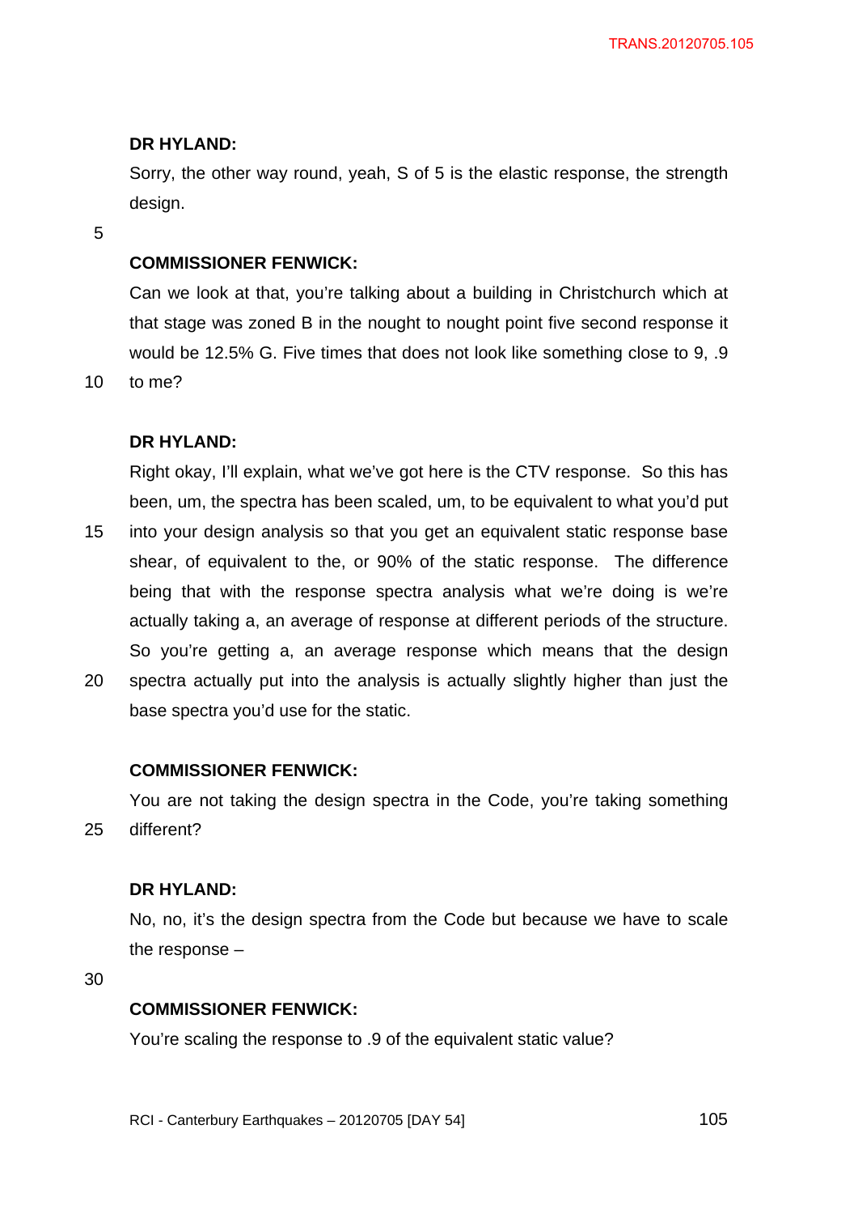**DR HYLAND:**

Sorry, the other way round, yeah, S of 5 is the elastic response, the strength design.

**COMMISSIONER FENWICK:**

Can we look at that, you're talking about a building in Christchurch which at that stage was zoned B in the nought to nought point five second response it would be 12.5% G. Five times that does not look like something close to 9, .9 to me?

**DR HYLAND:**

Right okay, I'll explain, what we've got here is the CTV response. So this has been, um, the spectra has been scaled, um, to be equivalent to what you'd put into your design analysis so that you get an equivalent static response base shear, of equivalent to the, or 90% of the static response. The difference being that with the response spectra analysis what we're doing is we're actually taking a, an average of response at different periods of the structure. So you're getting a, an average response which means that the design spectra actually put into the analysis is actually slightly higher than just the base spectra you'd use for the static.

**COMMISSIONER FENWICK:**

You are not taking the design spectra in the Code, you're taking something different?

**DR HYLAND:**

No, no, it's the design spectra from the Code but because we have to scale the response –

**COMMISSIONER FENWICK:**

You're scaling the response to .9 of the equivalent static value?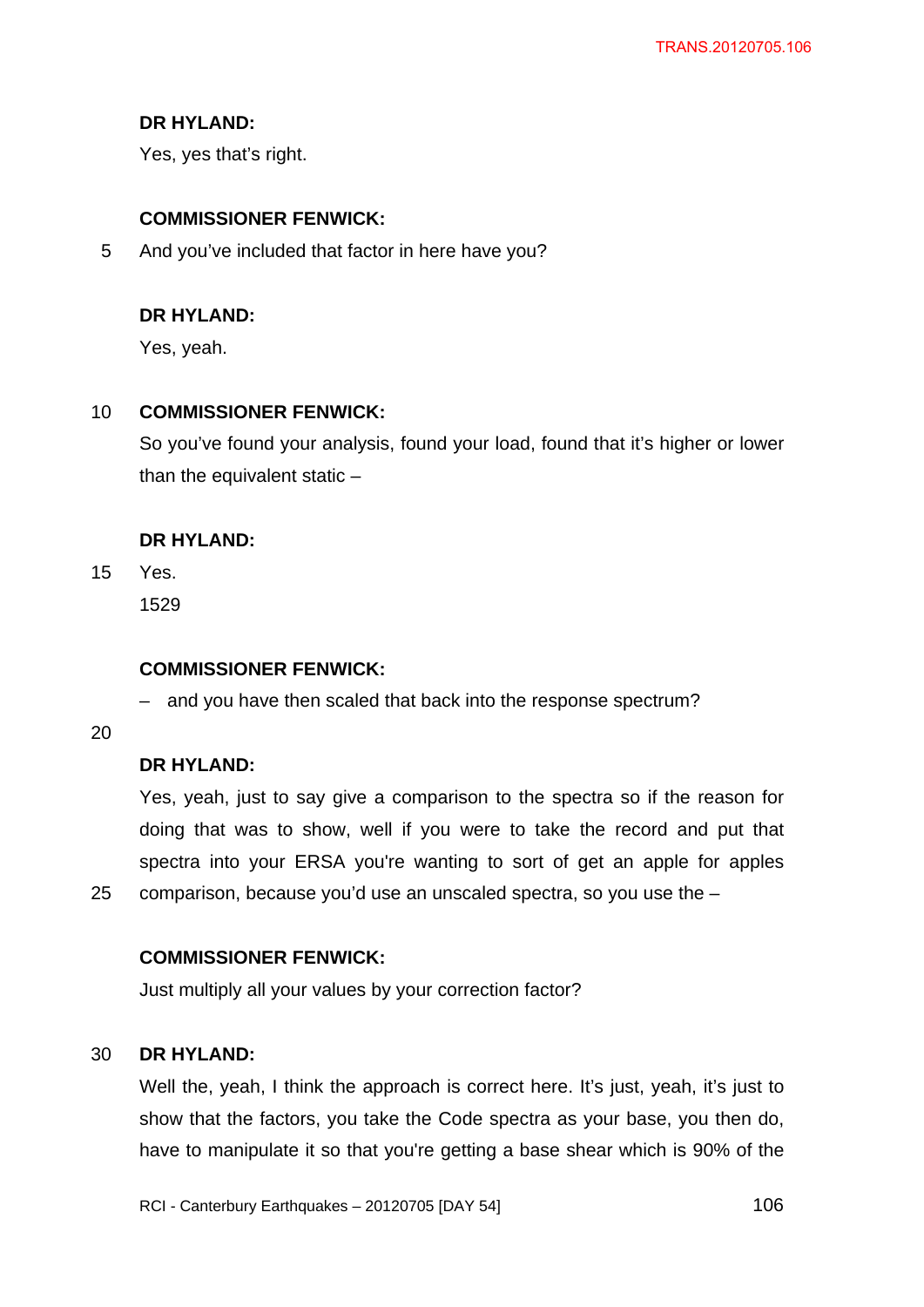**DR HYLAND:**

Yes, yes that's right.

**COMMISSIONER FENWICK:**

And you've included that factor in here have you?

**DR HYLAND:**

Yes, yeah.

**COMMISSIONER FENWICK:**

So you've found your analysis, found your load, found that it's higher or lower than the equivalent static –

**DR HYLAND:**

Yes.

1529

**COMMISSIONER FENWICK:**

– and you have then scaled that back into the response spectrum?

**DR HYLAND:**

Yes, yeah, just to say give a comparison to the spectra so if the reason for doing that was to show, well if you were to take the record and put that spectra into your ERSA you're wanting to sort of get an apple for apples comparison, because you'd use an unscaled spectra, so you use the –

**COMMISSIONER FENWICK:**

Just multiply all your values by your correction factor?

**DR HYLAND:**

Well the, yeah, I think the approach is correct here. It's just, yeah, it's just to show that the factors, you take the Code spectra as your base, you then do, have to manipulate it so that you're getting a base shear which is 90% of the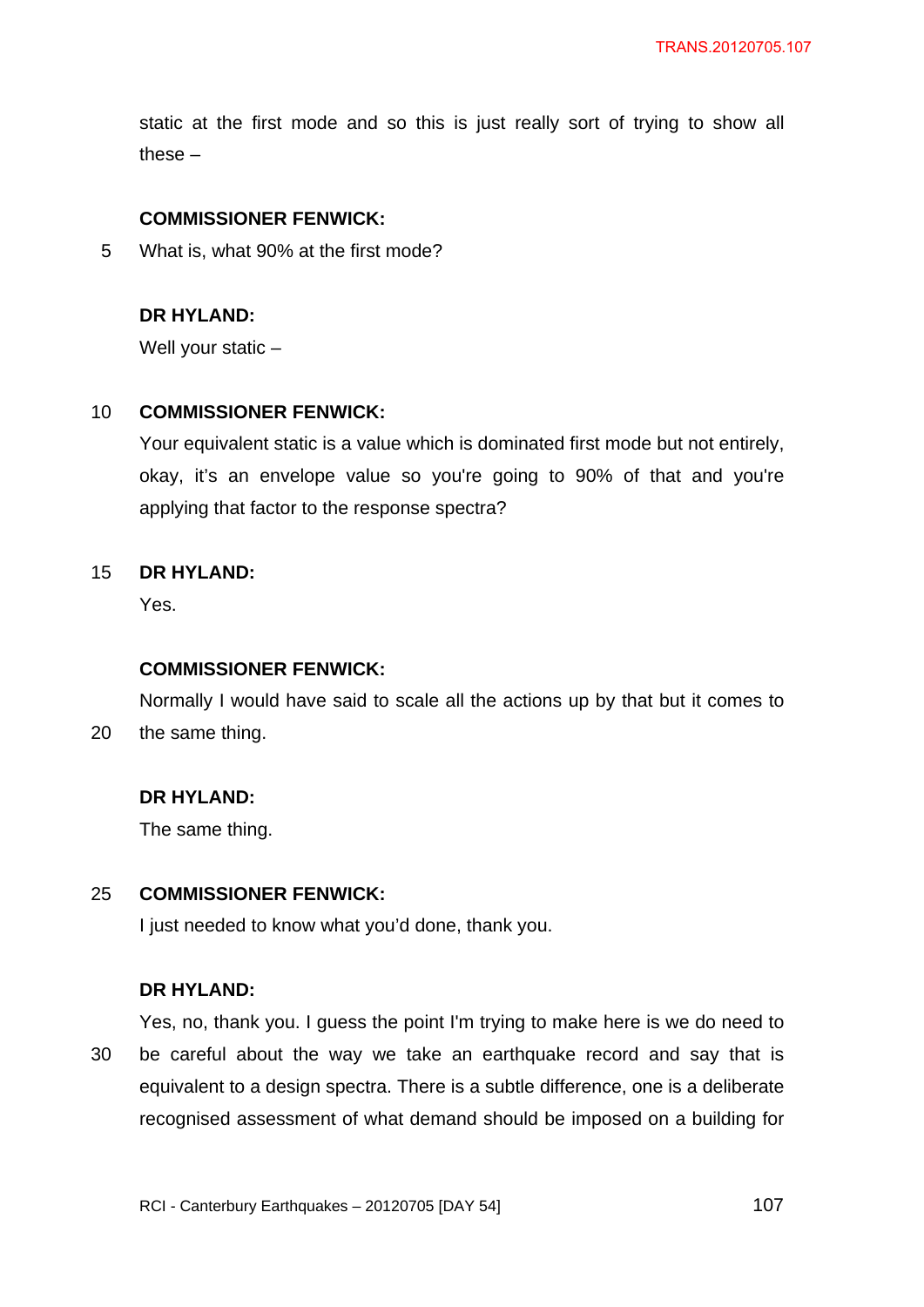static at the first mode and so this is just really sort of trying to show all these –

**COMMISSIONER FENWICK:**
What is, what 90% at the first mode?

**DR HYLAND:**
Well your static –

**COMMISSIONER FENWICK:**
Your equivalent static is a value which is dominated first mode but not entirely, okay, it's an envelope value so you're going to 90% of that and you're applying that factor to the response spectra?

**DR HYLAND:**
Yes.

**COMMISSIONER FENWICK:**
Normally I would have said to scale all the actions up by that but it comes to the same thing.

**DR HYLAND:**
The same thing.

**COMMISSIONER FENWICK:**
I just needed to know what you'd done, thank you.

**DR HYLAND:**
Yes, no, thank you. I guess the point I'm trying to make here is we do need to be careful about the way we take an earthquake record and say that is equivalent to a design spectra. There is a subtle difference, one is a deliberate recognised assessment of what demand should be imposed on a building for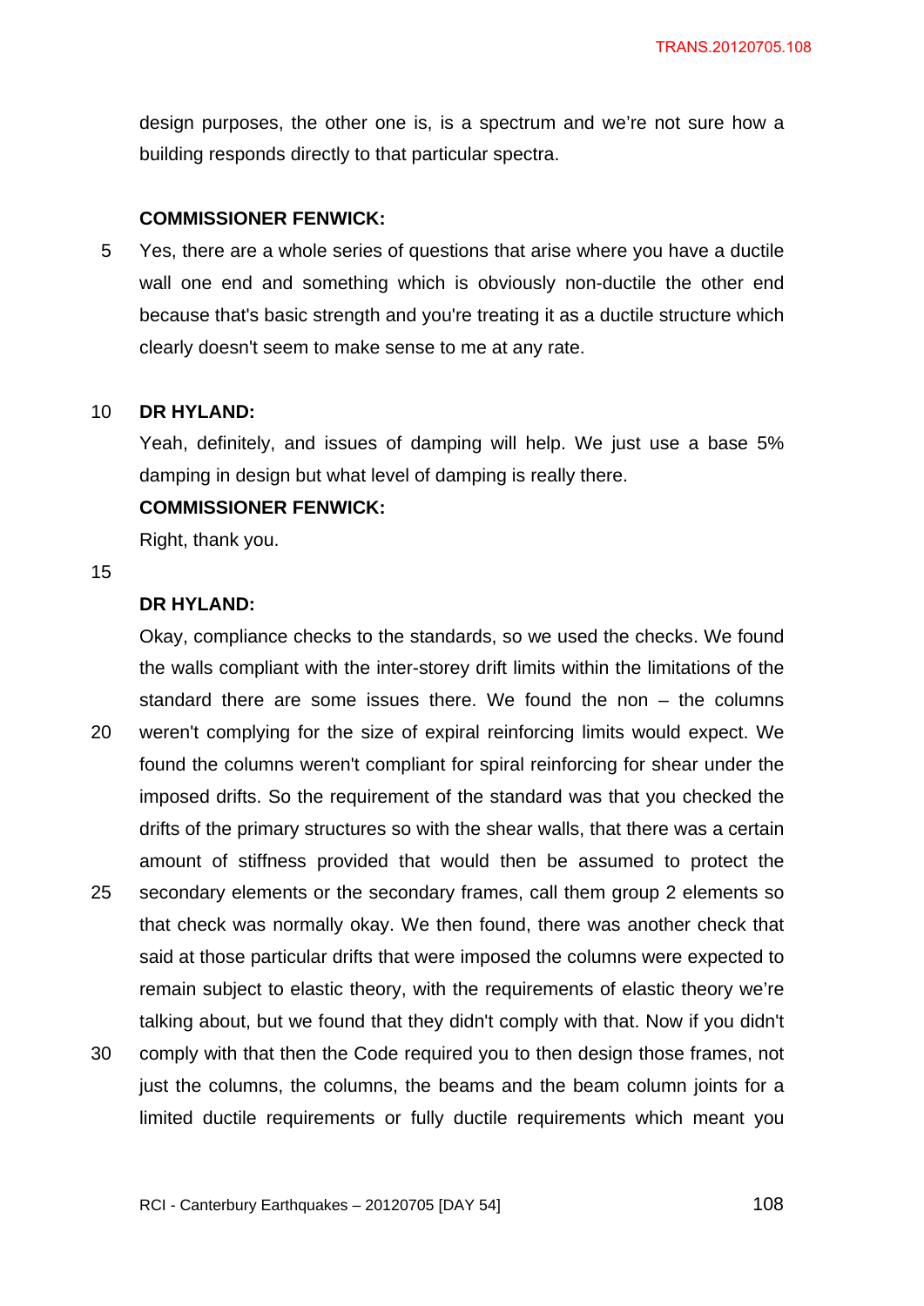design purposes, the other one is, is a spectrum and we're not sure how a building responds directly to that particular spectra.

**COMMISSIONER FENWICK:**

Yes, there are a whole series of questions that arise where you have a ductile wall one end and something which is obviously non-ductile the other end because that's basic strength and you're treating it as a ductile structure which clearly doesn't seem to make sense to me at any rate.

**DR HYLAND:**

Yeah, definitely, and issues of damping will help. We just use a base 5% damping in design but what level of damping is really there.

**COMMISSIONER FENWICK:**

Right, thank you.

**DR HYLAND:**

Okay, compliance checks to the standards, so we used the checks. We found the walls compliant with the inter-storey drift limits within the limitations of the standard there are some issues there. We found the non – the columns weren't complying for the size of expiral reinforcing limits would expect. We found the columns weren't compliant for spiral reinforcing for shear under the imposed drifts. So the requirement of the standard was that you checked the drifts of the primary structures so with the shear walls, that there was a certain amount of stiffness provided that would then be assumed to protect the secondary elements or the secondary frames, call them group 2 elements so that check was normally okay. We then found, there was another check that said at those particular drifts that were imposed the columns were expected to remain subject to elastic theory, with the requirements of elastic theory we're talking about, but we found that they didn't comply with that. Now if you didn't comply with that then the Code required you to then design those frames, not just the columns, the columns, the beams and the beam column joints for a limited ductile requirements or fully ductile requirements which meant you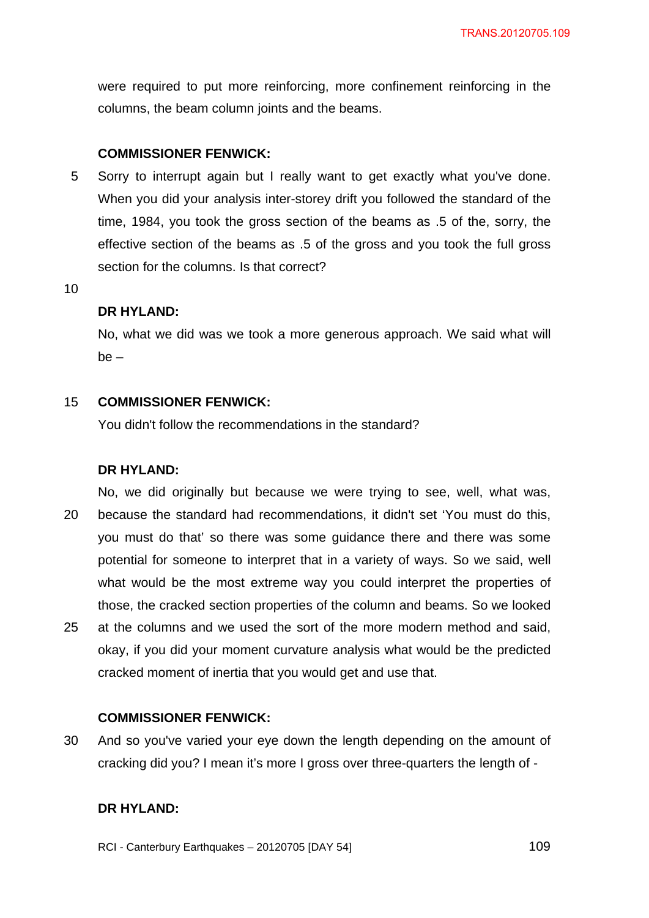were required to put more reinforcing, more confinement reinforcing in the columns, the beam column joints and the beams.

**COMMISSIONER FENWICK:**

Sorry to interrupt again but I really want to get exactly what you've done. When you did your analysis inter-storey drift you followed the standard of the time, 1984, you took the gross section of the beams as .5 of the, sorry, the effective section of the beams as .5 of the gross and you took the full gross section for the columns. Is that correct?

**DR HYLAND:**

No, what we did was we took a more generous approach. We said what will be –

**COMMISSIONER FENWICK:**

You didn't follow the recommendations in the standard?

**DR HYLAND:**

No, we did originally but because we were trying to see, well, what was, because the standard had recommendations, it didn't set 'You must do this, you must do that' so there was some guidance there and there was some potential for someone to interpret that in a variety of ways. So we said, well what would be the most extreme way you could interpret the properties of those, the cracked section properties of the column and beams. So we looked at the columns and we used the sort of the more modern method and said, okay, if you did your moment curvature analysis what would be the predicted cracked moment of inertia that you would get and use that.

**COMMISSIONER FENWICK:**

And so you've varied your eye down the length depending on the amount of cracking did you? I mean it's more I gross over three-quarters the length of -

**DR HYLAND:**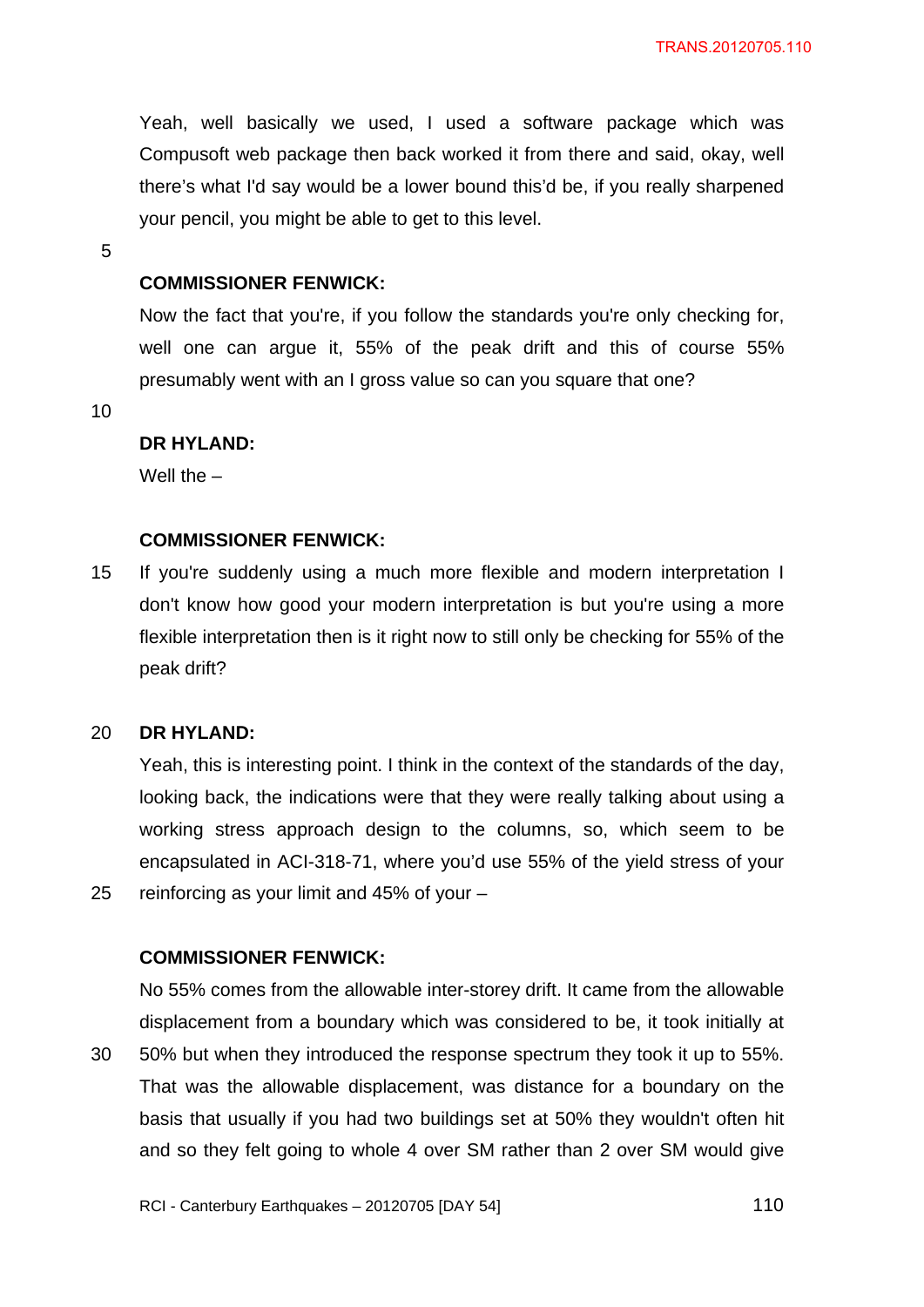Yeah, well basically we used, I used a software package which was Compusoft web package then back worked it from there and said, okay, well there's what I'd say would be a lower bound this'd be, if you really sharpened your pencil, you might be able to get to this level.

**COMMISSIONER FENWICK:**

Now the fact that you're, if you follow the standards you're only checking for, well one can argue it, 55% of the peak drift and this of course 55% presumably went with an I gross value so can you square that one?

**DR HYLAND:**

Well the –

**COMMISSIONER FENWICK:**

If you're suddenly using a much more flexible and modern interpretation I don't know how good your modern interpretation is but you're using a more flexible interpretation then is it right now to still only be checking for 55% of the peak drift?

**DR HYLAND:**

Yeah, this is interesting point. I think in the context of the standards of the day, looking back, the indications were that they were really talking about using a working stress approach design to the columns, so, which seem to be encapsulated in ACI-318-71, where you'd use 55% of the yield stress of your reinforcing as your limit and 45% of your –

**COMMISSIONER FENWICK:**

No 55% comes from the allowable inter-storey drift. It came from the allowable displacement from a boundary which was considered to be, it took initially at 50% but when they introduced the response spectrum they took it up to 55%. That was the allowable displacement, was distance for a boundary on the basis that usually if you had two buildings set at 50% they wouldn't often hit and so they felt going to whole 4 over SM rather than 2 over SM would give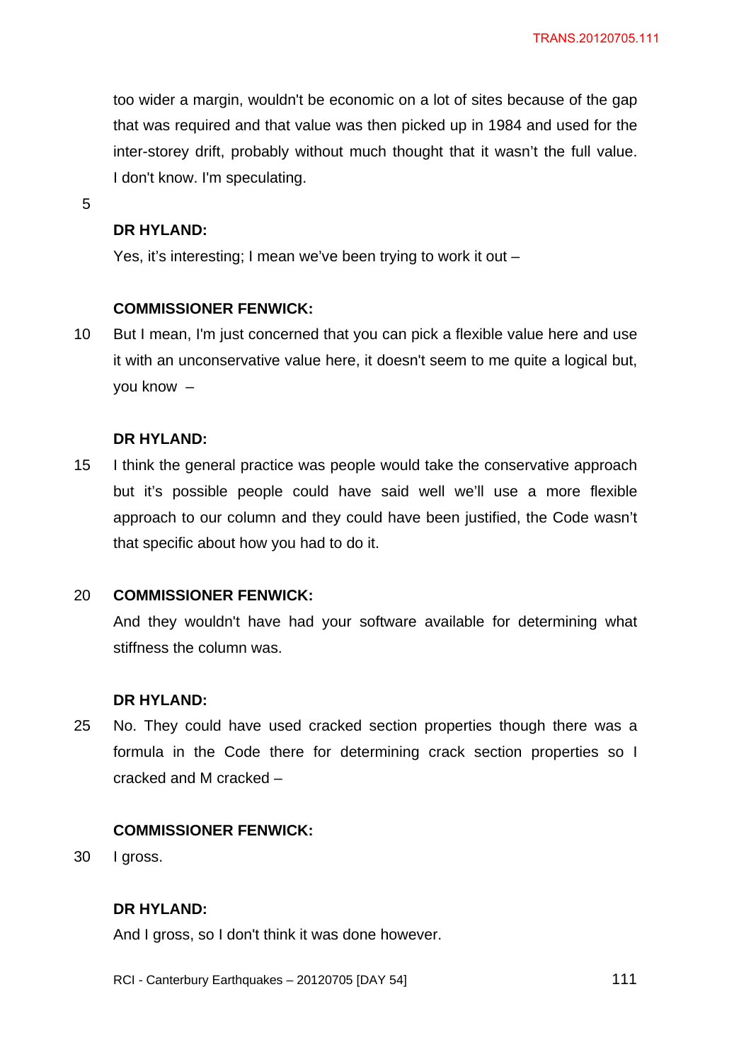too wider a margin, wouldn't be economic on a lot of sites because of the gap that was required and that value was then picked up in 1984 and used for the inter-storey drift, probably without much thought that it wasn't the full value. I don't know. I'm speculating.

**DR HYLAND:**

Yes, it's interesting; I mean we've been trying to work it out –

**COMMISSIONER FENWICK:**

But I mean, I'm just concerned that you can pick a flexible value here and use it with an unconservative value here, it doesn't seem to me quite a logical but, you know –

**DR HYLAND:**

I think the general practice was people would take the conservative approach but it's possible people could have said well we'll use a more flexible approach to our column and they could have been justified, the Code wasn't that specific about how you had to do it.

**COMMISSIONER FENWICK:**

And they wouldn't have had your software available for determining what stiffness the column was.

**DR HYLAND:**

No. They could have used cracked section properties though there was a formula in the Code there for determining crack section properties so I cracked and M cracked –

**COMMISSIONER FENWICK:**

I gross.

**DR HYLAND:**

And I gross, so I don't think it was done however.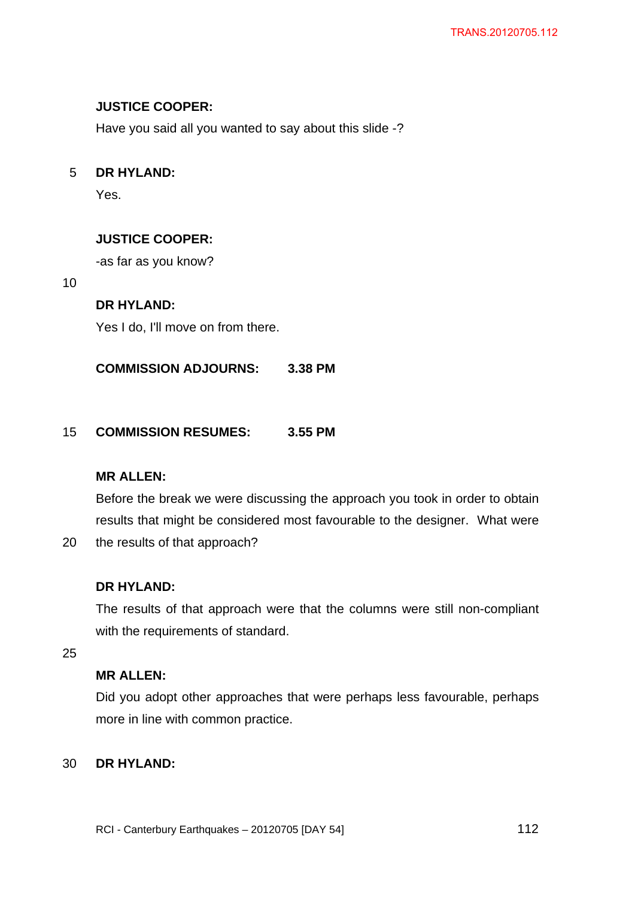**JUSTICE COOPER:**

Have you said all you wanted to say about this slide -?

**DR HYLAND:**

Yes.

**JUSTICE COOPER:**

-as far as you know?

**DR HYLAND:**

Yes I do, I'll move on from there.

**COMMISSION ADJOURNS: 3.38 PM**

**COMMISSION RESUMES: 3.55 PM**

**MR ALLEN:**

Before the break we were discussing the approach you took in order to obtain results that might be considered most favourable to the designer. What were the results of that approach?

**DR HYLAND:**

The results of that approach were that the columns were still non-compliant with the requirements of standard.

**MR ALLEN:**

Did you adopt other approaches that were perhaps less favourable, perhaps more in line with common practice.

**DR HYLAND:**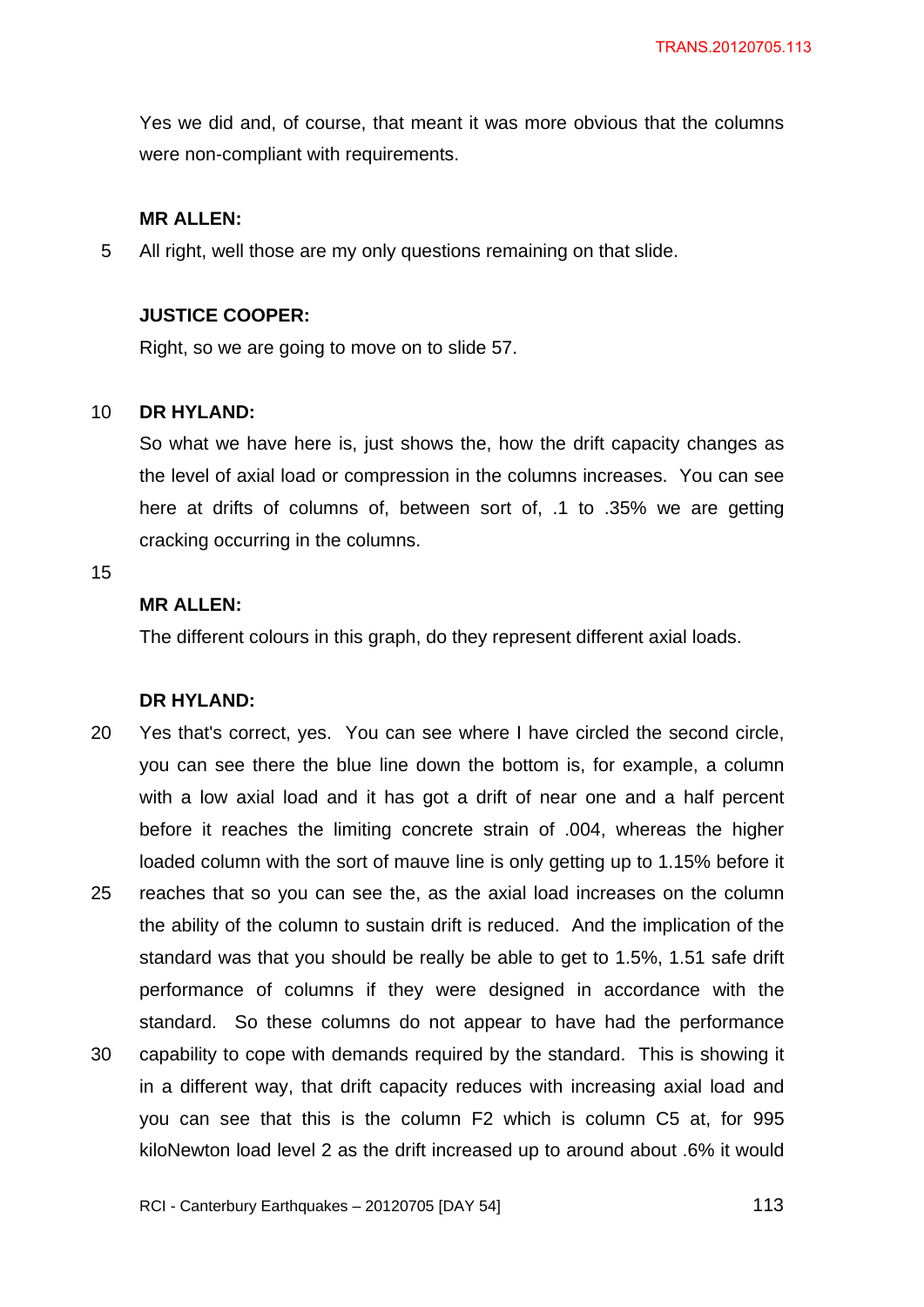Yes we did and, of course, that meant it was more obvious that the columns were non-compliant with requirements.

**MR ALLEN:**

All right, well those are my only questions remaining on that slide.

**JUSTICE COOPER:**

Right, so we are going to move on to slide 57.

**DR HYLAND:**

So what we have here is, just shows the, how the drift capacity changes as the level of axial load or compression in the columns increases. You can see here at drifts of columns of, between sort of, .1 to .35% we are getting cracking occurring in the columns.

**MR ALLEN:**

The different colours in this graph, do they represent different axial loads.

**DR HYLAND:**

Yes that's correct, yes. You can see where I have circled the second circle, you can see there the blue line down the bottom is, for example, a column with a low axial load and it has got a drift of near one and a half percent before it reaches the limiting concrete strain of .004, whereas the higher loaded column with the sort of mauve line is only getting up to 1.15% before it reaches that so you can see the, as the axial load increases on the column the ability of the column to sustain drift is reduced. And the implication of the standard was that you should be really be able to get to 1.5%, 1.51 safe drift performance of columns if they were designed in accordance with the standard. So these columns do not appear to have had the performance capability to cope with demands required by the standard. This is showing it in a different way, that drift capacity reduces with increasing axial load and you can see that this is the column F2 which is column C5 at, for 995 kiloNewton load level 2 as the drift increased up to around about .6% it would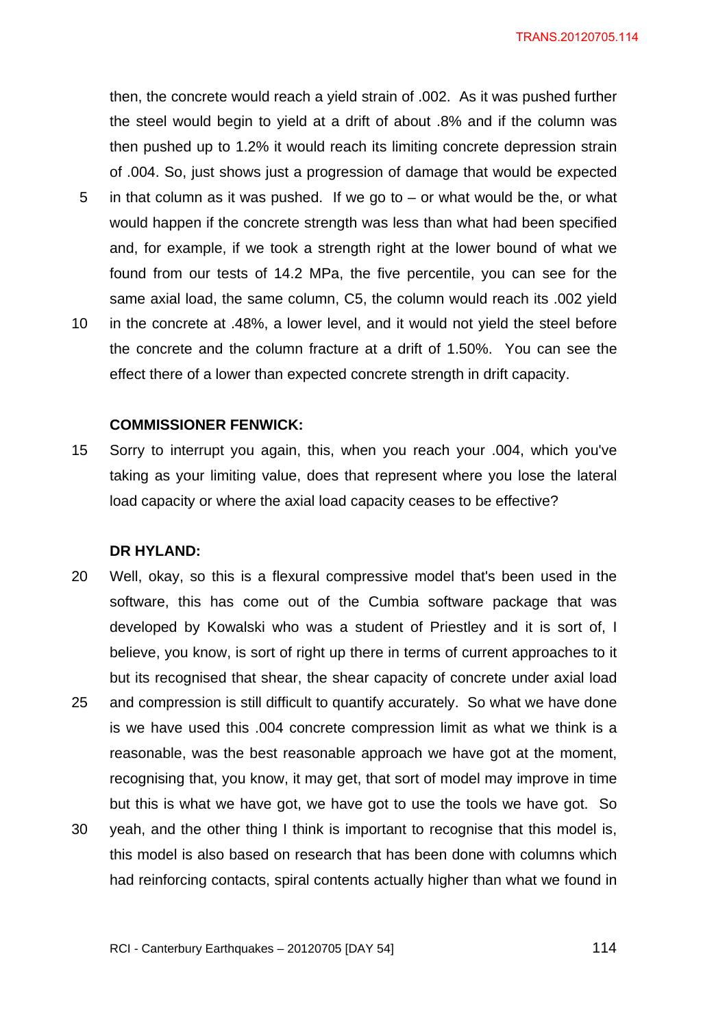then, the concrete would reach a yield strain of .002. As it was pushed further the steel would begin to yield at a drift of about .8% and if the column was then pushed up to 1.2% it would reach its limiting concrete depression strain of .004. So, just shows just a progression of damage that would be expected in that column as it was pushed. If we go to – or what would be the, or what would happen if the concrete strength was less than what had been specified and, for example, if we took a strength right at the lower bound of what we found from our tests of 14.2 MPa, the five percentile, you can see for the same axial load, the same column, C5, the column would reach its .002 yield in the concrete at .48%, a lower level, and it would not yield the steel before the concrete and the column fracture at a drift of 1.50%. You can see the effect there of a lower than expected concrete strength in drift capacity.

**COMMISSIONER FENWICK:**

Sorry to interrupt you again, this, when you reach your .004, which you've taking as your limiting value, does that represent where you lose the lateral load capacity or where the axial load capacity ceases to be effective?

**DR HYLAND:**

Well, okay, so this is a flexural compressive model that's been used in the software, this has come out of the Cumbia software package that was developed by Kowalski who was a student of Priestley and it is sort of, I believe, you know, is sort of right up there in terms of current approaches to it but its recognised that shear, the shear capacity of concrete under axial load and compression is still difficult to quantify accurately. So what we have done is we have used this .004 concrete compression limit as what we think is a reasonable, was the best reasonable approach we have got at the moment, recognising that, you know, it may get, that sort of model may improve in time but this is what we have got, we have got to use the tools we have got. So yeah, and the other thing I think is important to recognise that this model is, this model is also based on research that has been done with columns which had reinforcing contacts, spiral contents actually higher than what we found in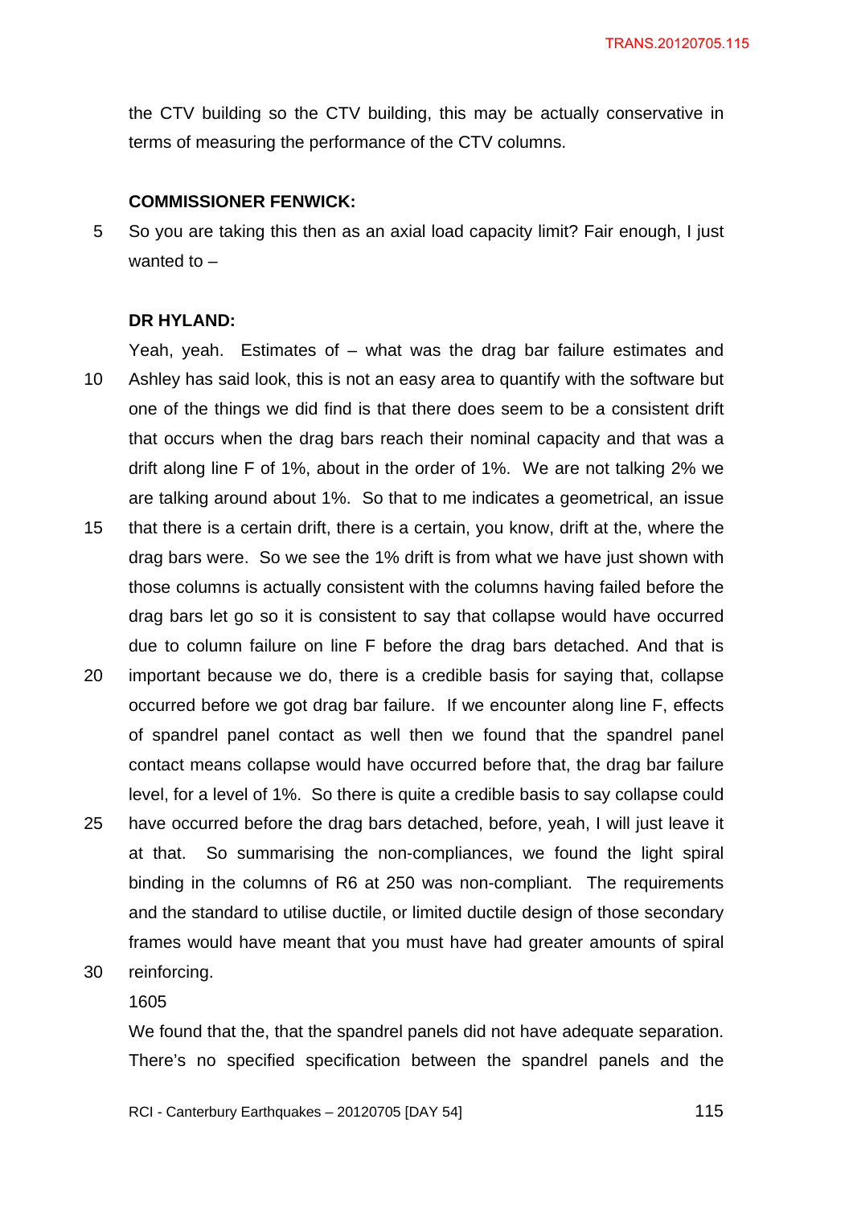the CTV building so the CTV building, this may be actually conservative in terms of measuring the performance of the CTV columns.

**COMMISSIONER FENWICK:**

So you are taking this then as an axial load capacity limit? Fair enough, I just wanted to –

**DR HYLAND:**

Yeah, yeah. Estimates of – what was the drag bar failure estimates and Ashley has said look, this is not an easy area to quantify with the software but one of the things we did find is that there does seem to be a consistent drift that occurs when the drag bars reach their nominal capacity and that was a drift along line F of 1%, about in the order of 1%. We are not talking 2% we are talking around about 1%. So that to me indicates a geometrical, an issue that there is a certain drift, there is a certain, you know, drift at the, where the drag bars were. So we see the 1% drift is from what we have just shown with those columns is actually consistent with the columns having failed before the drag bars let go so it is consistent to say that collapse would have occurred due to column failure on line F before the drag bars detached. And that is important because we do, there is a credible basis for saying that, collapse occurred before we got drag bar failure. If we encounter along line F, effects of spandrel panel contact as well then we found that the spandrel panel contact means collapse would have occurred before that, the drag bar failure level, for a level of 1%. So there is quite a credible basis to say collapse could have occurred before the drag bars detached, before, yeah, I will just leave it at that. So summarising the non-compliances, we found the light spiral binding in the columns of R6 at 250 was non-compliant. The requirements and the standard to utilise ductile, or limited ductile design of those secondary frames would have meant that you must have had greater amounts of spiral reinforcing.

1605

We found that the, that the spandrel panels did not have adequate separation. There's no specified specification between the spandrel panels and the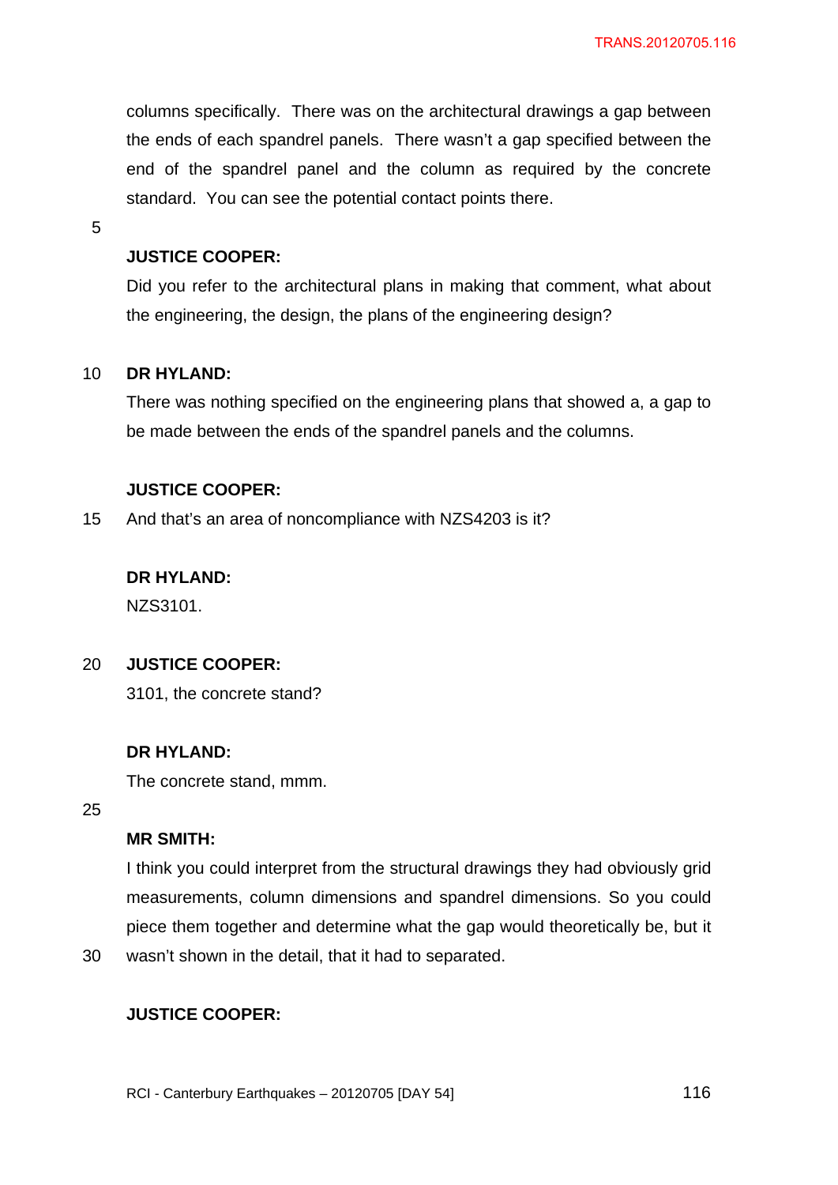columns specifically. There was on the architectural drawings a gap between the ends of each spandrel panels. There wasn't a gap specified between the end of the spandrel panel and the column as required by the concrete standard. You can see the potential contact points there.

**JUSTICE COOPER:**

Did you refer to the architectural plans in making that comment, what about the engineering, the design, the plans of the engineering design?

**DR HYLAND:**

There was nothing specified on the engineering plans that showed a, a gap to be made between the ends of the spandrel panels and the columns.

**JUSTICE COOPER:**

And that's an area of noncompliance with NZS4203 is it?

**DR HYLAND:**

NZS3101.

**JUSTICE COOPER:**

3101, the concrete stand?

**DR HYLAND:**

The concrete stand, mmm.

**MR SMITH:**

I think you could interpret from the structural drawings they had obviously grid measurements, column dimensions and spandrel dimensions. So you could piece them together and determine what the gap would theoretically be, but it wasn't shown in the detail, that it had to separated.

**JUSTICE COOPER:**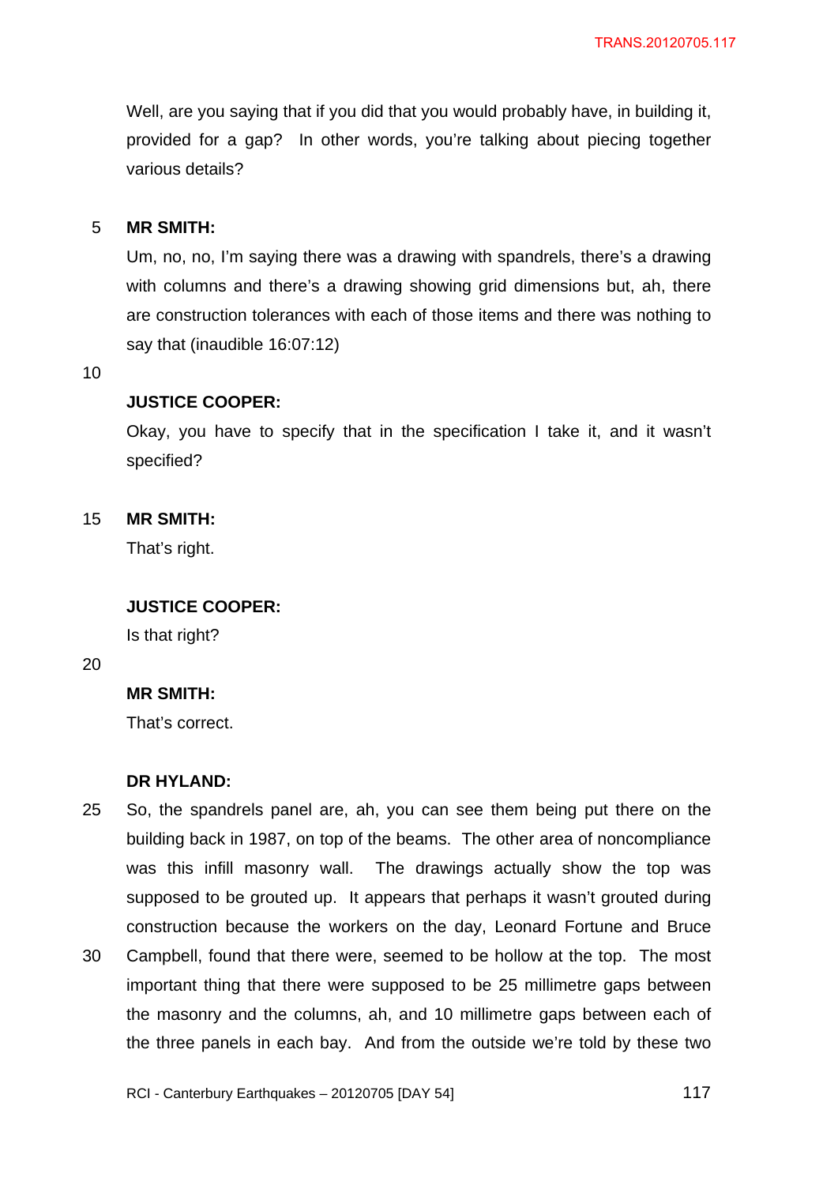Well, are you saying that if you did that you would probably have, in building it, provided for a gap? In other words, you're talking about piecing together various details?

**MR SMITH:**

Um, no, no, I'm saying there was a drawing with spandrels, there's a drawing with columns and there's a drawing showing grid dimensions but, ah, there are construction tolerances with each of those items and there was nothing to say that (inaudible 16:07:12)

**JUSTICE COOPER:**

Okay, you have to specify that in the specification I take it, and it wasn't specified?

**MR SMITH:**

That's right.

**JUSTICE COOPER:**

Is that right?

**MR SMITH:**

That's correct.

**DR HYLAND:**

So, the spandrels panel are, ah, you can see them being put there on the building back in 1987, on top of the beams. The other area of noncompliance was this infill masonry wall. The drawings actually show the top was supposed to be grouted up. It appears that perhaps it wasn't grouted during construction because the workers on the day, Leonard Fortune and Bruce Campbell, found that there were, seemed to be hollow at the top. The most important thing that there were supposed to be 25 millimetre gaps between the masonry and the columns, ah, and 10 millimetre gaps between each of the three panels in each bay. And from the outside we're told by these two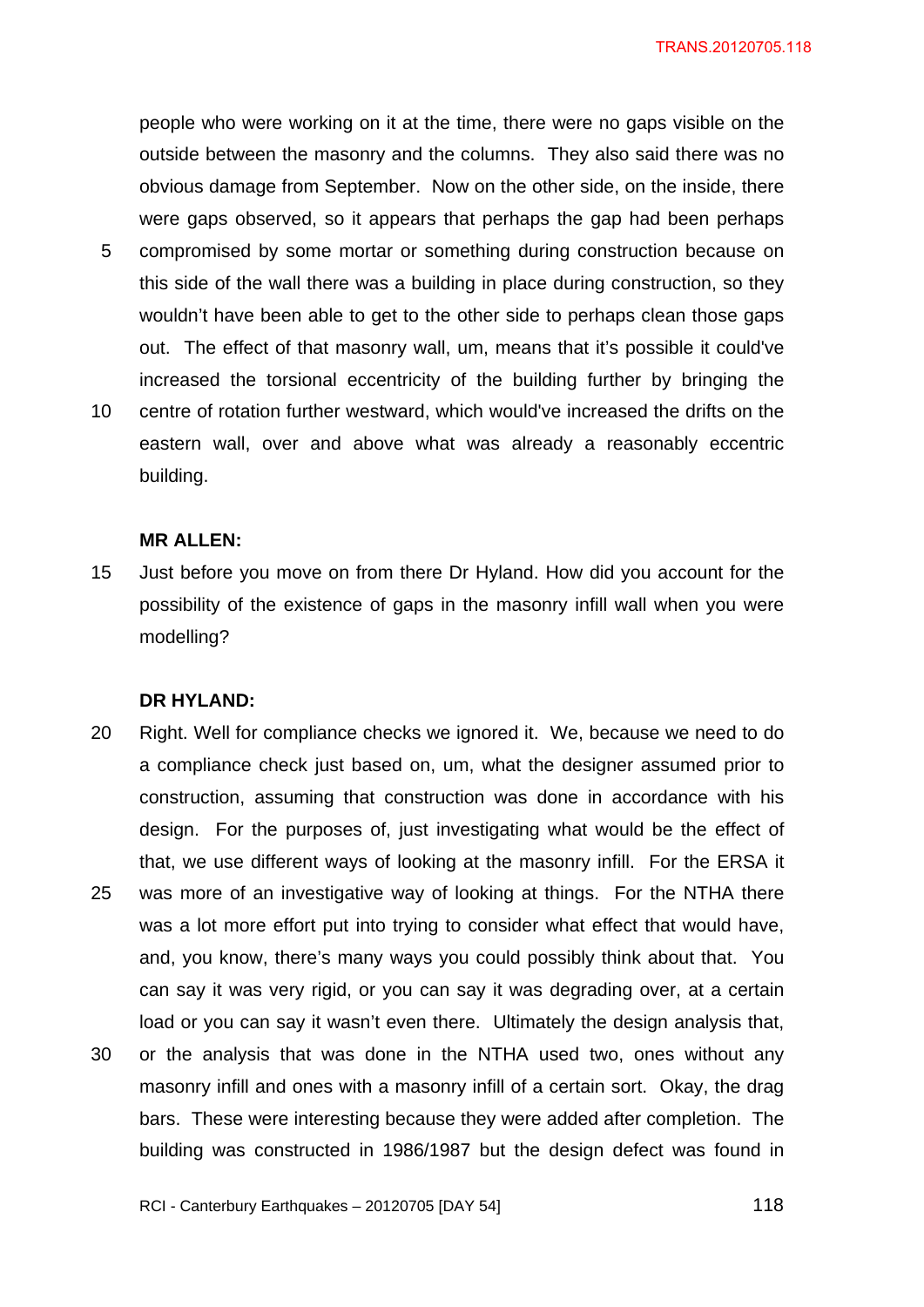people who were working on it at the time, there were no gaps visible on the outside between the masonry and the columns. They also said there was no obvious damage from September. Now on the other side, on the inside, there were gaps observed, so it appears that perhaps the gap had been perhaps compromised by some mortar or something during construction because on this side of the wall there was a building in place during construction, so they wouldn't have been able to get to the other side to perhaps clean those gaps out. The effect of that masonry wall, um, means that it's possible it could've increased the torsional eccentricity of the building further by bringing the centre of rotation further westward, which would've increased the drifts on the eastern wall, over and above what was already a reasonably eccentric building.

**MR ALLEN:**

Just before you move on from there Dr Hyland. How did you account for the possibility of the existence of gaps in the masonry infill wall when you were modelling?

**DR HYLAND:**

Right. Well for compliance checks we ignored it. We, because we need to do a compliance check just based on, um, what the designer assumed prior to construction, assuming that construction was done in accordance with his design. For the purposes of, just investigating what would be the effect of that, we use different ways of looking at the masonry infill. For the ERSA it was more of an investigative way of looking at things. For the NTHA there was a lot more effort put into trying to consider what effect that would have, and, you know, there's many ways you could possibly think about that. You can say it was very rigid, or you can say it was degrading over, at a certain load or you can say it wasn't even there. Ultimately the design analysis that, or the analysis that was done in the NTHA used two, ones without any masonry infill and ones with a masonry infill of a certain sort. Okay, the drag bars. These were interesting because they were added after completion. The building was constructed in 1986/1987 but the design defect was found in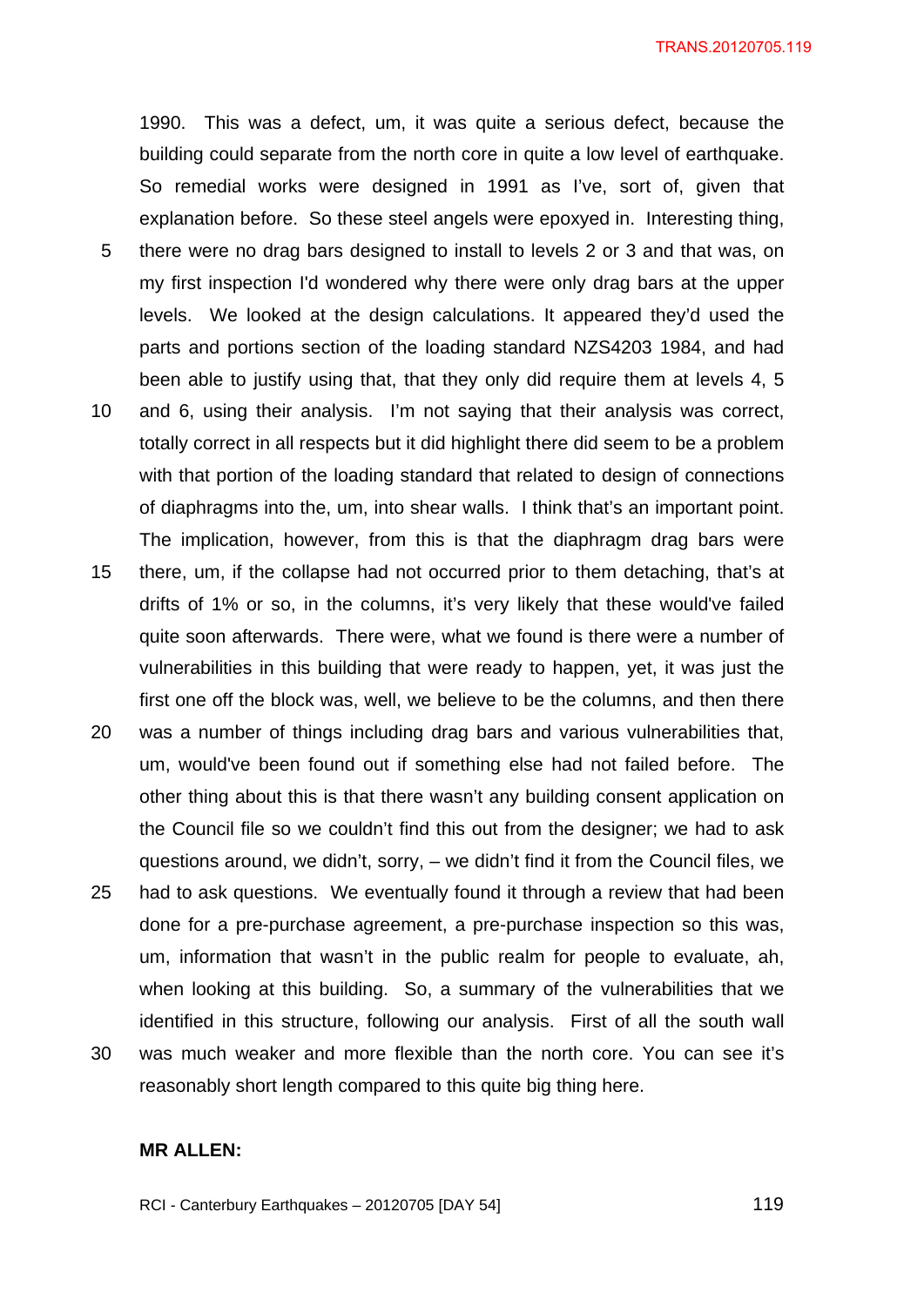1990. This was a defect, um, it was quite a serious defect, because the building could separate from the north core in quite a low level of earthquake. So remedial works were designed in 1991 as I've, sort of, given that explanation before. So these steel angels were epoxyed in. Interesting thing, there were no drag bars designed to install to levels 2 or 3 and that was, on my first inspection I'd wondered why there were only drag bars at the upper levels. We looked at the design calculations. It appeared they'd used the parts and portions section of the loading standard NZS4203 1984, and had been able to justify using that, that they only did require them at levels 4, 5 and 6, using their analysis. I'm not saying that their analysis was correct, totally correct in all respects but it did highlight there did seem to be a problem with that portion of the loading standard that related to design of connections of diaphragms into the, um, into shear walls. I think that's an important point. The implication, however, from this is that the diaphragm drag bars were there, um, if the collapse had not occurred prior to them detaching, that's at drifts of 1% or so, in the columns, it's very likely that these would've failed quite soon afterwards. There were, what we found is there were a number of vulnerabilities in this building that were ready to happen, yet, it was just the first one off the block was, well, we believe to be the columns, and then there was a number of things including drag bars and various vulnerabilities that, um, would've been found out if something else had not failed before. The other thing about this is that there wasn't any building consent application on the Council file so we couldn't find this out from the designer; we had to ask questions around, we didn't, sorry, – we didn't find it from the Council files, we had to ask questions. We eventually found it through a review that had been done for a pre-purchase agreement, a pre-purchase inspection so this was, um, information that wasn't in the public realm for people to evaluate, ah, when looking at this building. So, a summary of the vulnerabilities that we identified in this structure, following our analysis. First of all the south wall was much weaker and more flexible than the north core. You can see it's reasonably short length compared to this quite big thing here.

**MR ALLEN:**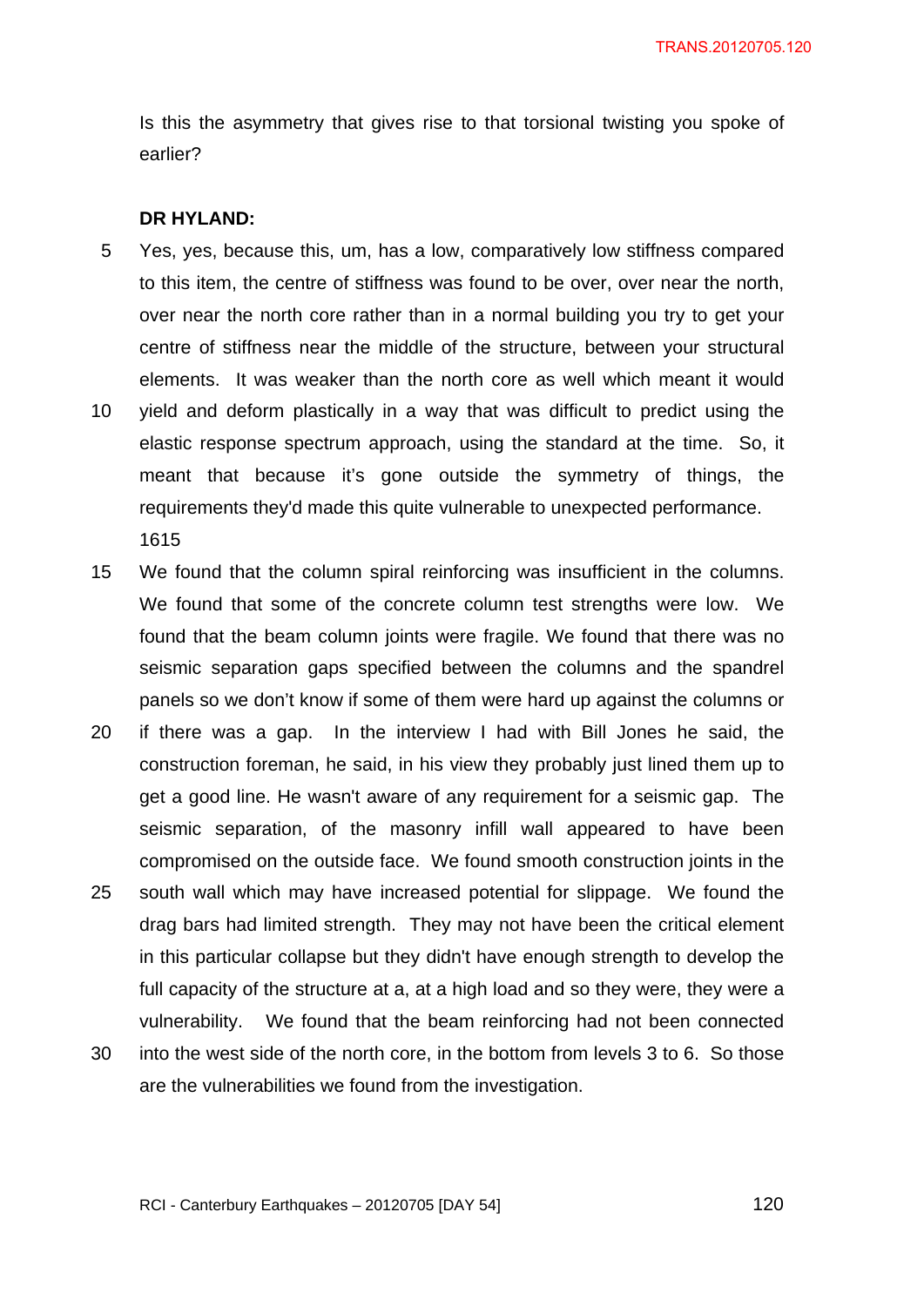Is this the asymmetry that gives rise to that torsional twisting you spoke of earlier?

**DR HYLAND:**

Yes, yes, because this, um, has a low, comparatively low stiffness compared to this item, the centre of stiffness was found to be over, over near the north, over near the north core rather than in a normal building you try to get your centre of stiffness near the middle of the structure, between your structural elements. It was weaker than the north core as well which meant it would yield and deform plastically in a way that was difficult to predict using the elastic response spectrum approach, using the standard at the time. So, it meant that because it's gone outside the symmetry of things, the requirements they'd made this quite vulnerable to unexpected performance.

1615

We found that the column spiral reinforcing was insufficient in the columns. We found that some of the concrete column test strengths were low. We found that the beam column joints were fragile. We found that there was no seismic separation gaps specified between the columns and the spandrel panels so we don't know if some of them were hard up against the columns or if there was a gap. In the interview I had with Bill Jones he said, the construction foreman, he said, in his view they probably just lined them up to get a good line. He wasn't aware of any requirement for a seismic gap. The seismic separation, of the masonry infill wall appeared to have been compromised on the outside face. We found smooth construction joints in the south wall which may have increased potential for slippage. We found the drag bars had limited strength. They may not have been the critical element in this particular collapse but they didn't have enough strength to develop the full capacity of the structure at a, at a high load and so they were, they were a vulnerability. We found that the beam reinforcing had not been connected into the west side of the north core, in the bottom from levels 3 to 6. So those are the vulnerabilities we found from the investigation.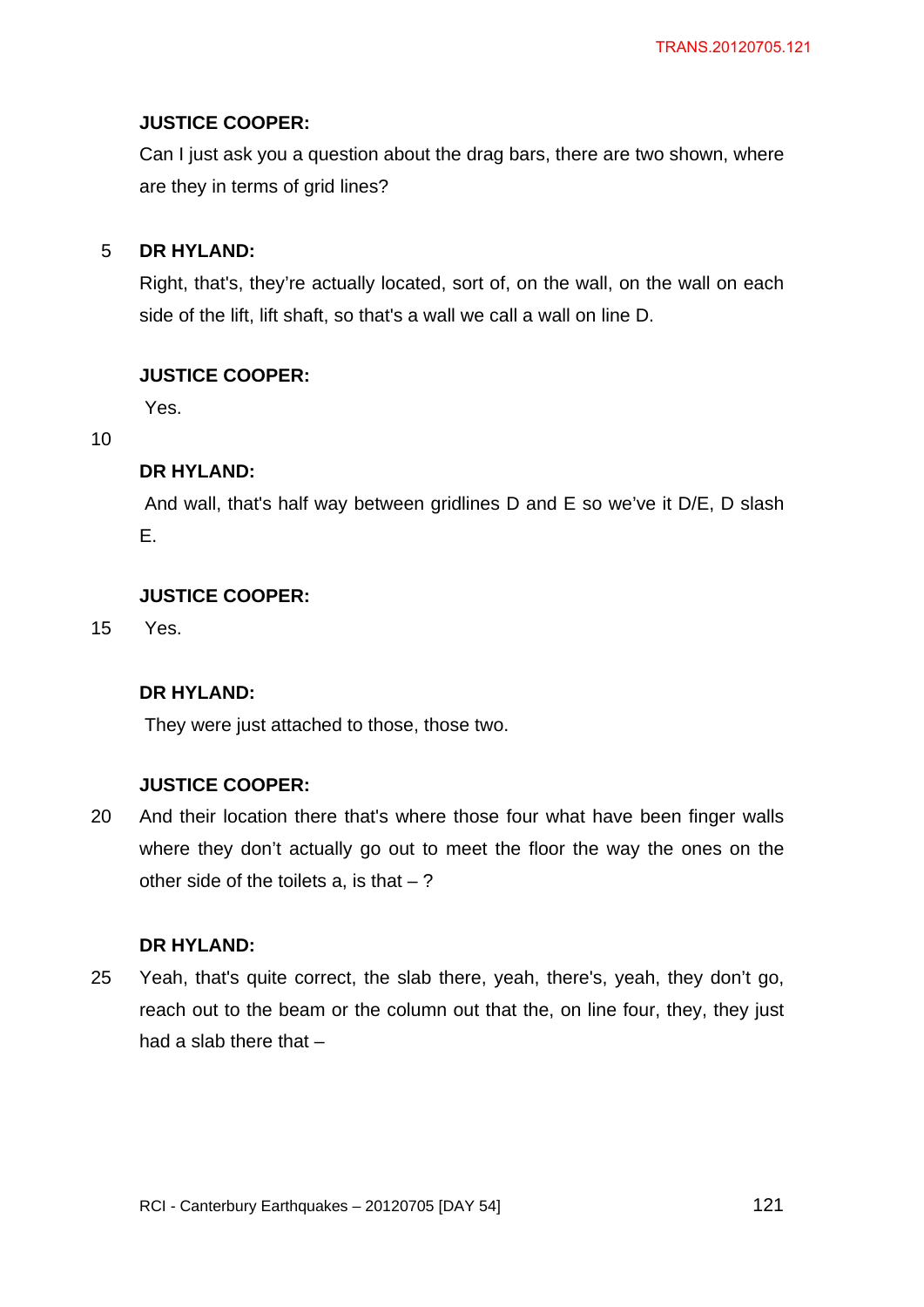**JUSTICE COOPER:**

Can I just ask you a question about the drag bars, there are two shown, where are they in terms of grid lines?

**DR HYLAND:**

Right, that's, they're actually located, sort of, on the wall, on the wall on each side of the lift, lift shaft, so that's a wall we call a wall on line D.

**JUSTICE COOPER:**

Yes.

**DR HYLAND:**

And wall, that's half way between gridlines D and E so we've it D/E, D slash E.

**JUSTICE COOPER:**

Yes.

**DR HYLAND:**

They were just attached to those, those two.

**JUSTICE COOPER:**

And their location there that's where those four what have been finger walls where they don't actually go out to meet the floor the way the ones on the other side of the toilets a, is that – ?

**DR HYLAND:**

Yeah, that's quite correct, the slab there, yeah, there's, yeah, they don't go, reach out to the beam or the column out that the, on line four, they, they just had a slab there that –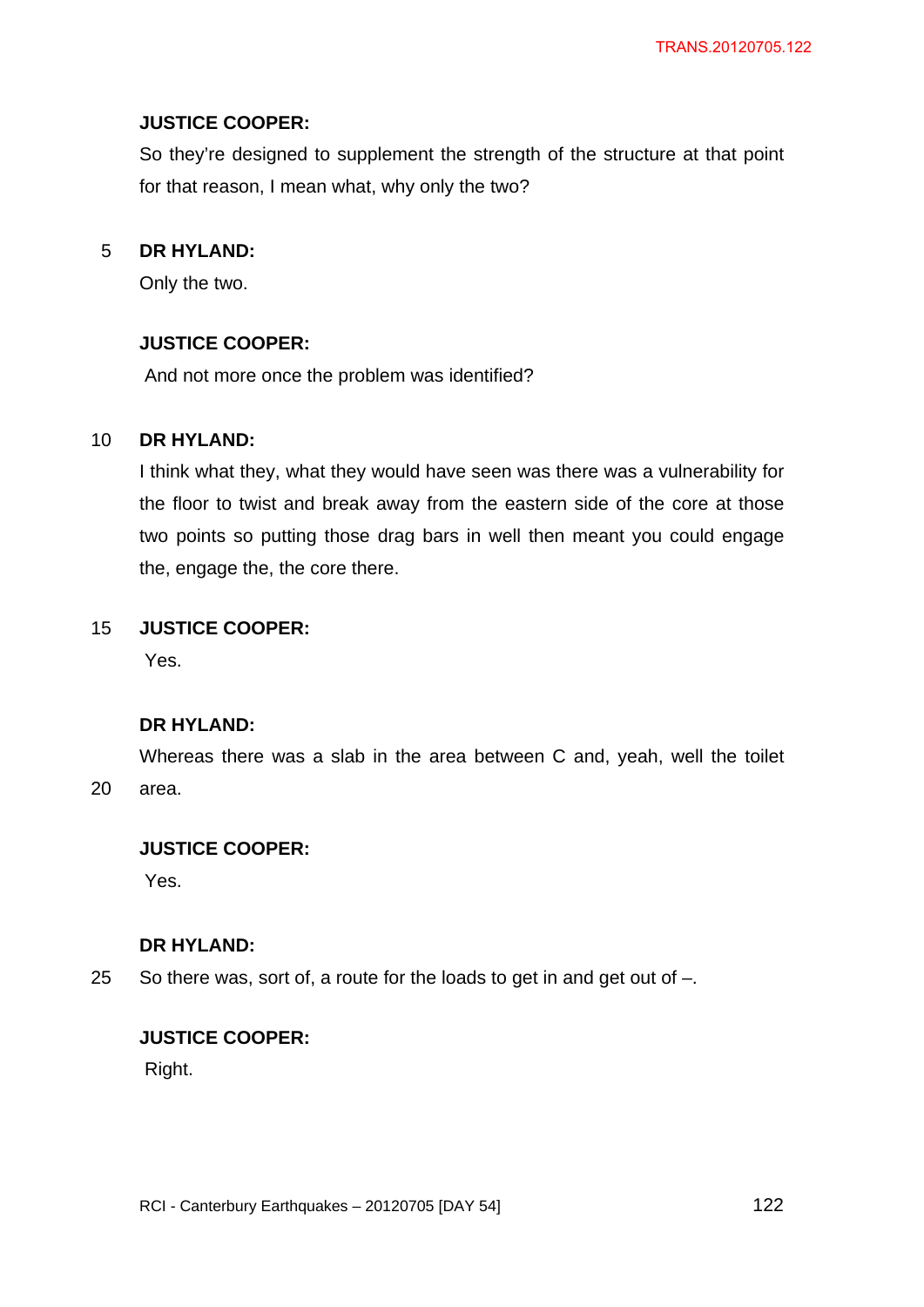**JUSTICE COOPER:**

So they're designed to supplement the strength of the structure at that point for that reason, I mean what, why only the two?

**DR HYLAND:**

Only the two.

**JUSTICE COOPER:**

And not more once the problem was identified?

**DR HYLAND:**

I think what they, what they would have seen was there was a vulnerability for the floor to twist and break away from the eastern side of the core at those two points so putting those drag bars in well then meant you could engage the, engage the, the core there.

**JUSTICE COOPER:**

Yes.

**DR HYLAND:**

Whereas there was a slab in the area between C and, yeah, well the toilet area.

**JUSTICE COOPER:**

Yes.

**DR HYLAND:**

So there was, sort of, a route for the loads to get in and get out of –.

**JUSTICE COOPER:**

Right.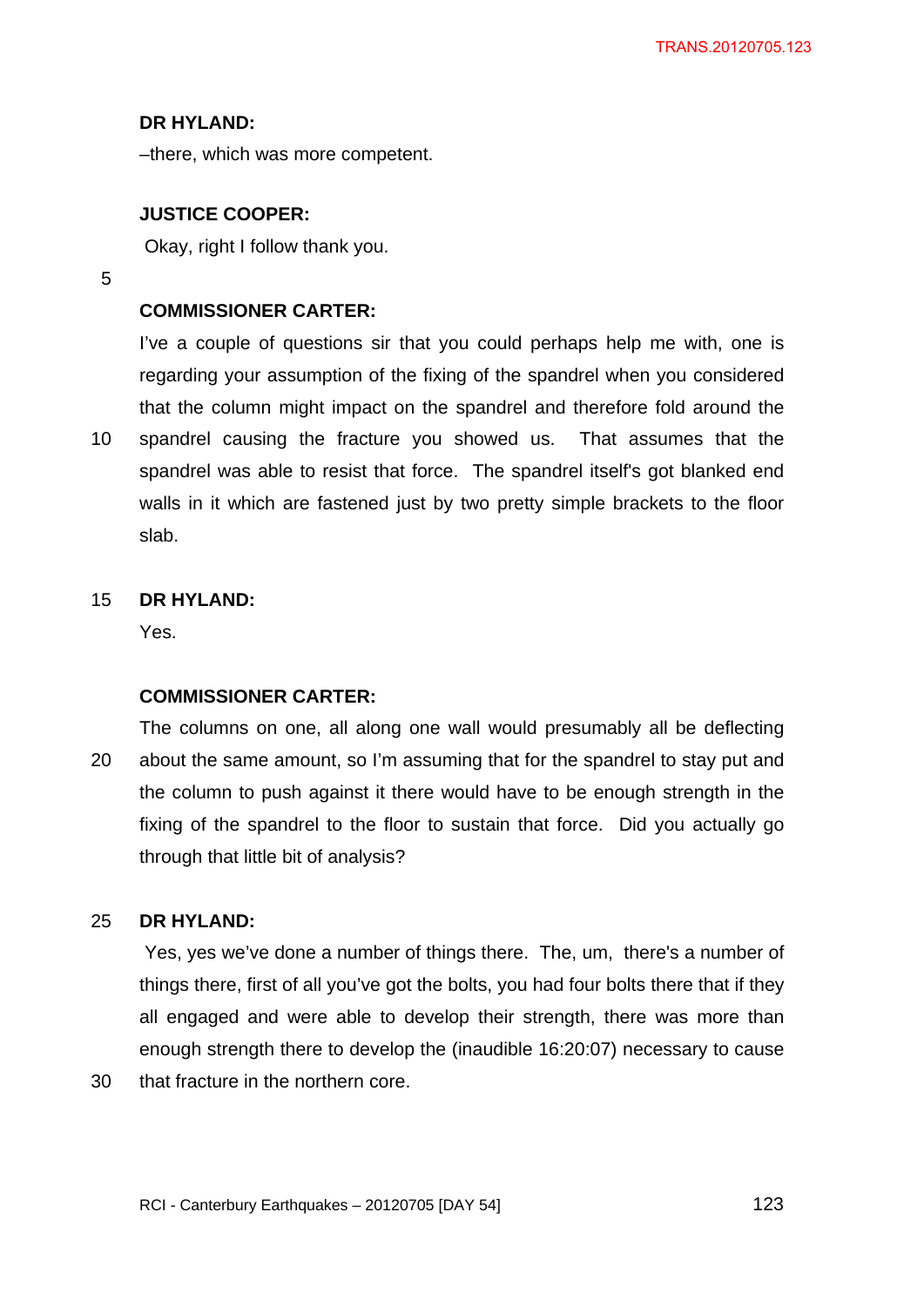**DR HYLAND:**

–there, which was more competent.

**JUSTICE COOPER:**

Okay, right I follow thank you.

**COMMISSIONER CARTER:**

I've a couple of questions sir that you could perhaps help me with, one is regarding your assumption of the fixing of the spandrel when you considered that the column might impact on the spandrel and therefore fold around the spandrel causing the fracture you showed us. That assumes that the spandrel was able to resist that force. The spandrel itself's got blanked end walls in it which are fastened just by two pretty simple brackets to the floor slab.

**DR HYLAND:**

Yes.

**COMMISSIONER CARTER:**

The columns on one, all along one wall would presumably all be deflecting about the same amount, so I'm assuming that for the spandrel to stay put and the column to push against it there would have to be enough strength in the fixing of the spandrel to the floor to sustain that force. Did you actually go through that little bit of analysis?

**DR HYLAND:**

Yes, yes we've done a number of things there. The, um, there's a number of things there, first of all you've got the bolts, you had four bolts there that if they all engaged and were able to develop their strength, there was more than enough strength there to develop the (inaudible 16:20:07) necessary to cause that fracture in the northern core.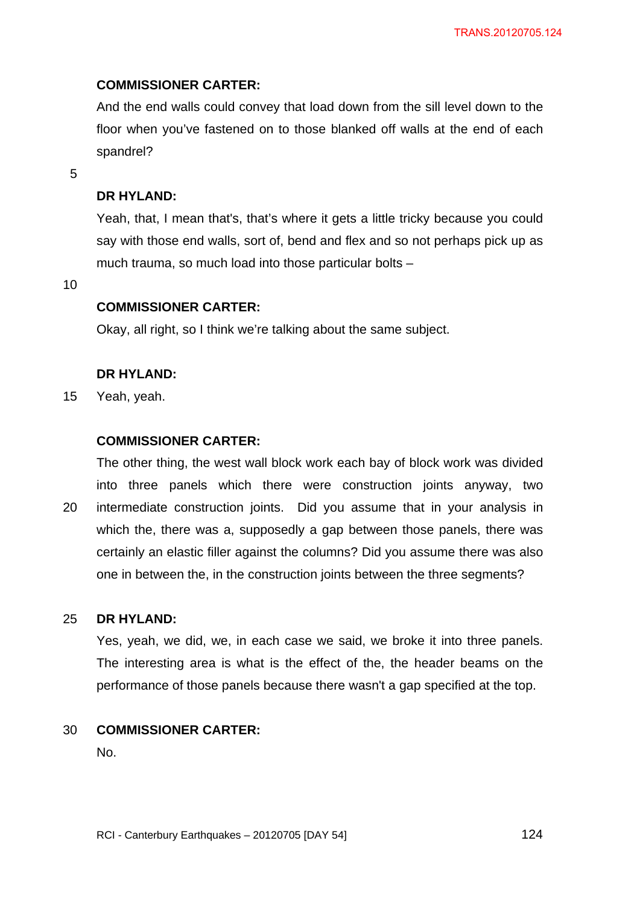**COMMISSIONER CARTER:**

And the end walls could convey that load down from the sill level down to the floor when you've fastened on to those blanked off walls at the end of each spandrel?

**DR HYLAND:**

Yeah, that, I mean that's, that's where it gets a little tricky because you could say with those end walls, sort of, bend and flex and so not perhaps pick up as much trauma, so much load into those particular bolts –

**COMMISSIONER CARTER:**

Okay, all right, so I think we're talking about the same subject.

**DR HYLAND:**

Yeah, yeah.

**COMMISSIONER CARTER:**

The other thing, the west wall block work each bay of block work was divided into three panels which there were construction joints anyway, two intermediate construction joints. Did you assume that in your analysis in which the, there was a, supposedly a gap between those panels, there was certainly an elastic filler against the columns? Did you assume there was also one in between the, in the construction joints between the three segments?

**DR HYLAND:**

Yes, yeah, we did, we, in each case we said, we broke it into three panels. The interesting area is what is the effect of the, the header beams on the performance of those panels because there wasn't a gap specified at the top.

**COMMISSIONER CARTER:**

No.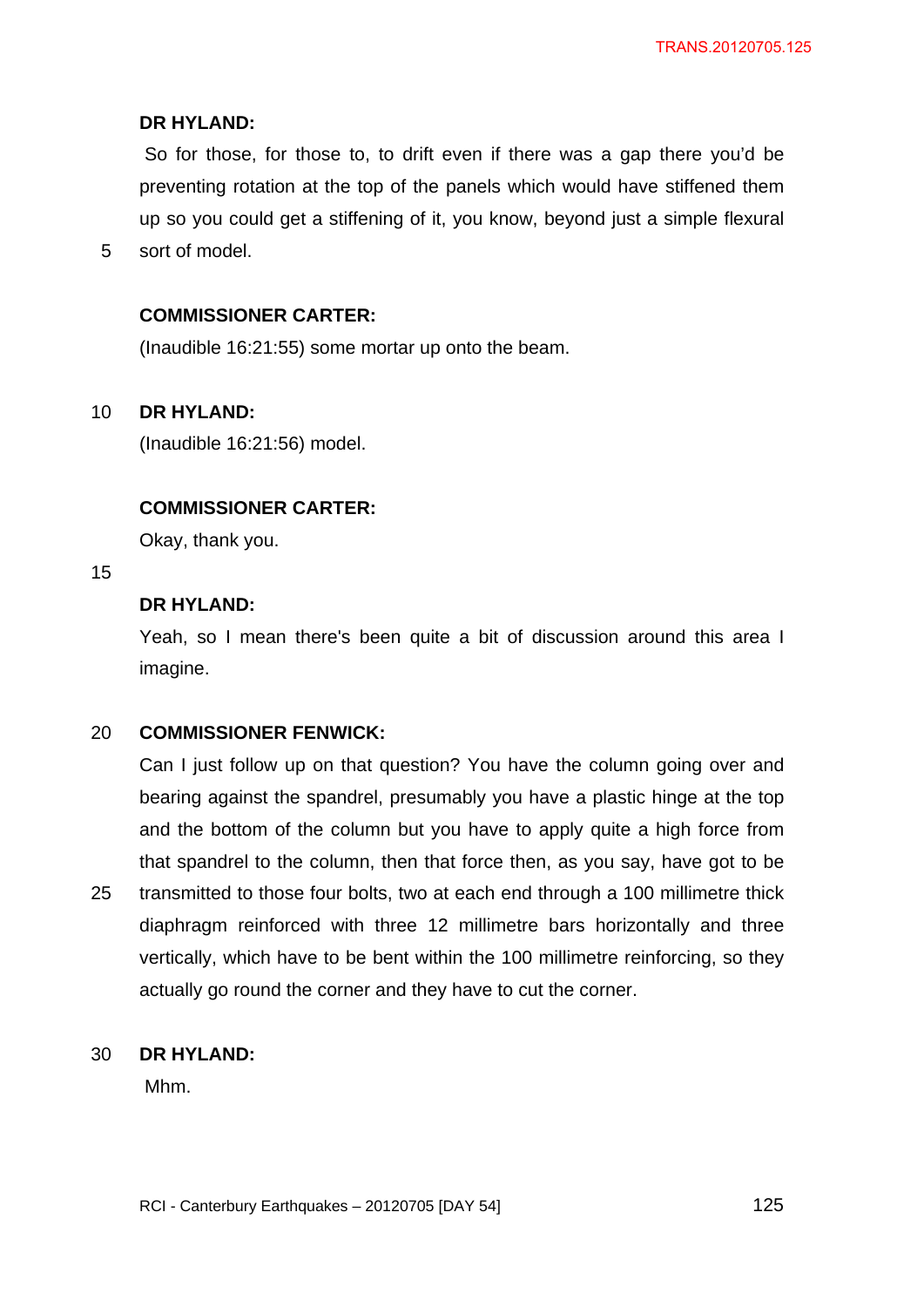**DR HYLAND:**

So for those, for those to, to drift even if there was a gap there you'd be preventing rotation at the top of the panels which would have stiffened them up so you could get a stiffening of it, you know, beyond just a simple flexural sort of model.

**COMMISSIONER CARTER:**

(Inaudible 16:21:55) some mortar up onto the beam.

**DR HYLAND:**

(Inaudible 16:21:56) model.

**COMMISSIONER CARTER:**

Okay, thank you.

**DR HYLAND:**

Yeah, so I mean there's been quite a bit of discussion around this area I imagine.

**COMMISSIONER FENWICK:**

Can I just follow up on that question? You have the column going over and bearing against the spandrel, presumably you have a plastic hinge at the top and the bottom of the column but you have to apply quite a high force from that spandrel to the column, then that force then, as you say, have got to be transmitted to those four bolts, two at each end through a 100 millimetre thick diaphragm reinforced with three 12 millimetre bars horizontally and three vertically, which have to be bent within the 100 millimetre reinforcing, so they actually go round the corner and they have to cut the corner.

**DR HYLAND:**

Mhm.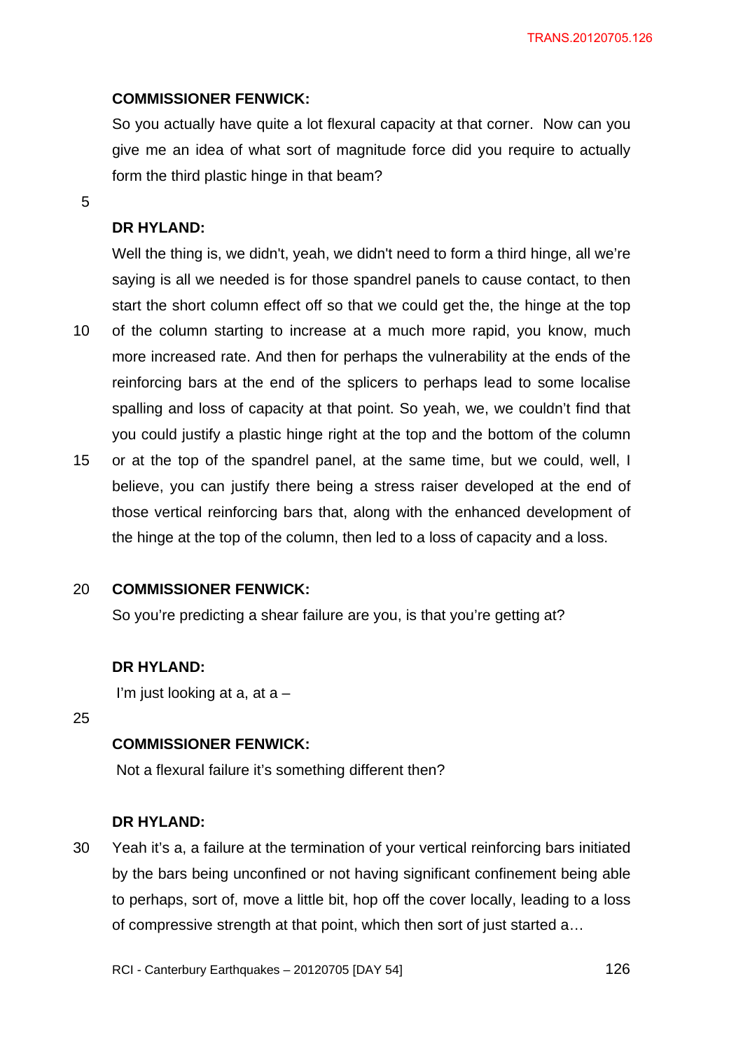**COMMISSIONER FENWICK:**

So you actually have quite a lot flexural capacity at that corner. Now can you give me an idea of what sort of magnitude force did you require to actually form the third plastic hinge in that beam?

**DR HYLAND:**

Well the thing is, we didn't, yeah, we didn't need to form a third hinge, all we're saying is all we needed is for those spandrel panels to cause contact, to then start the short column effect off so that we could get the, the hinge at the top of the column starting to increase at a much more rapid, you know, much more increased rate. And then for perhaps the vulnerability at the ends of the reinforcing bars at the end of the splicers to perhaps lead to some localise spalling and loss of capacity at that point. So yeah, we, we couldn't find that you could justify a plastic hinge right at the top and the bottom of the column or at the top of the spandrel panel, at the same time, but we could, well, I believe, you can justify there being a stress raiser developed at the end of those vertical reinforcing bars that, along with the enhanced development of the hinge at the top of the column, then led to a loss of capacity and a loss.

**COMMISSIONER FENWICK:**

So you're predicting a shear failure are you, is that you're getting at?

**DR HYLAND:**

I'm just looking at a, at a –

**COMMISSIONER FENWICK:**

Not a flexural failure it's something different then?

**DR HYLAND:**

Yeah it's a, a failure at the termination of your vertical reinforcing bars initiated by the bars being unconfined or not having significant confinement being able to perhaps, sort of, move a little bit, hop off the cover locally, leading to a loss of compressive strength at that point, which then sort of just started a…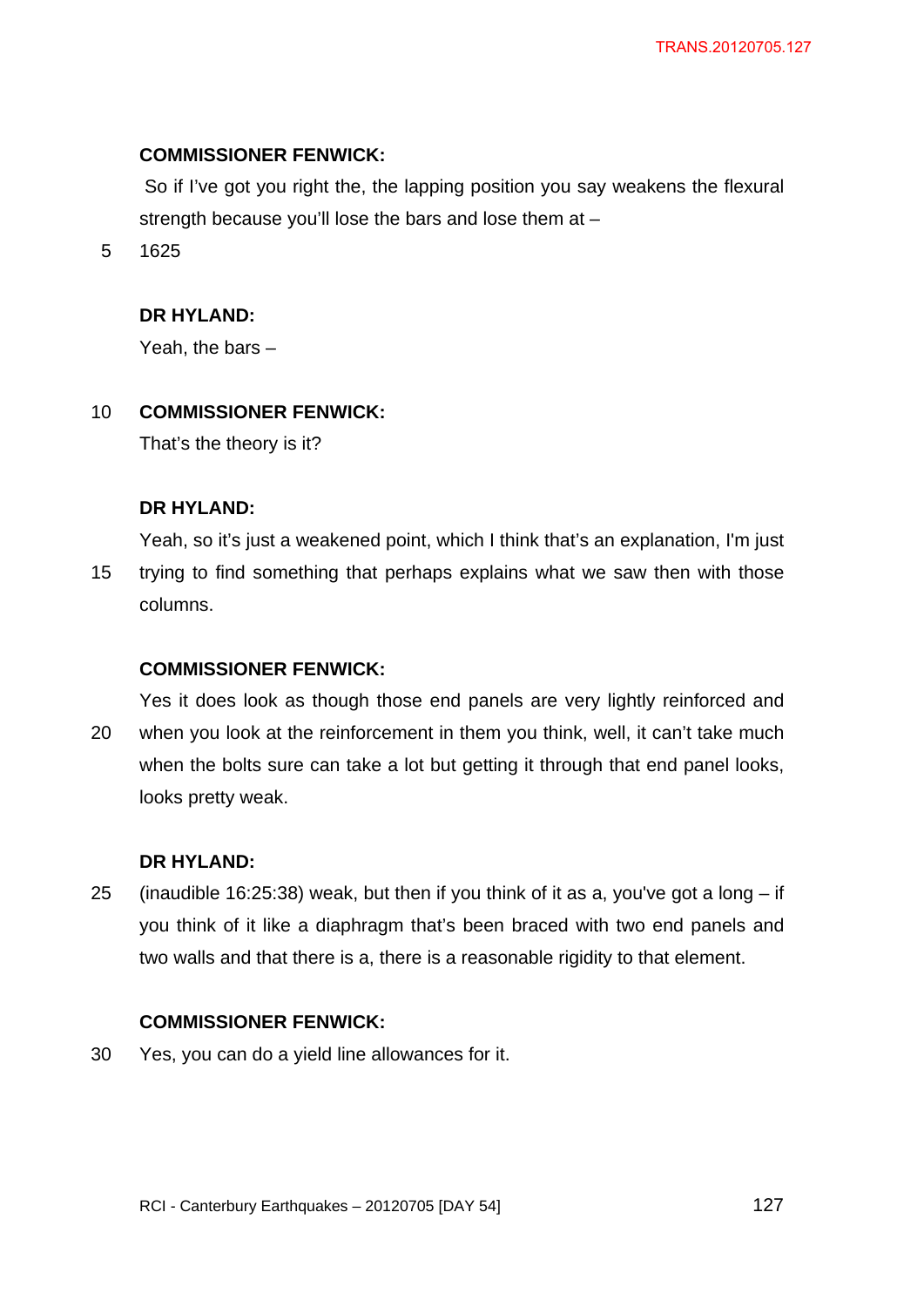**COMMISSIONER FENWICK:**

So if I've got you right the, the lapping position you say weakens the flexural strength because you'll lose the bars and lose them at –

1625

**DR HYLAND:**

Yeah, the bars –

**COMMISSIONER FENWICK:**

That's the theory is it?

**DR HYLAND:**

Yeah, so it's just a weakened point, which I think that's an explanation, I'm just trying to find something that perhaps explains what we saw then with those columns.

**COMMISSIONER FENWICK:**

Yes it does look as though those end panels are very lightly reinforced and when you look at the reinforcement in them you think, well, it can't take much when the bolts sure can take a lot but getting it through that end panel looks, looks pretty weak.

**DR HYLAND:**

(inaudible 16:25:38) weak, but then if you think of it as a, you've got a long – if you think of it like a diaphragm that's been braced with two end panels and two walls and that there is a, there is a reasonable rigidity to that element.

**COMMISSIONER FENWICK:**

Yes, you can do a yield line allowances for it.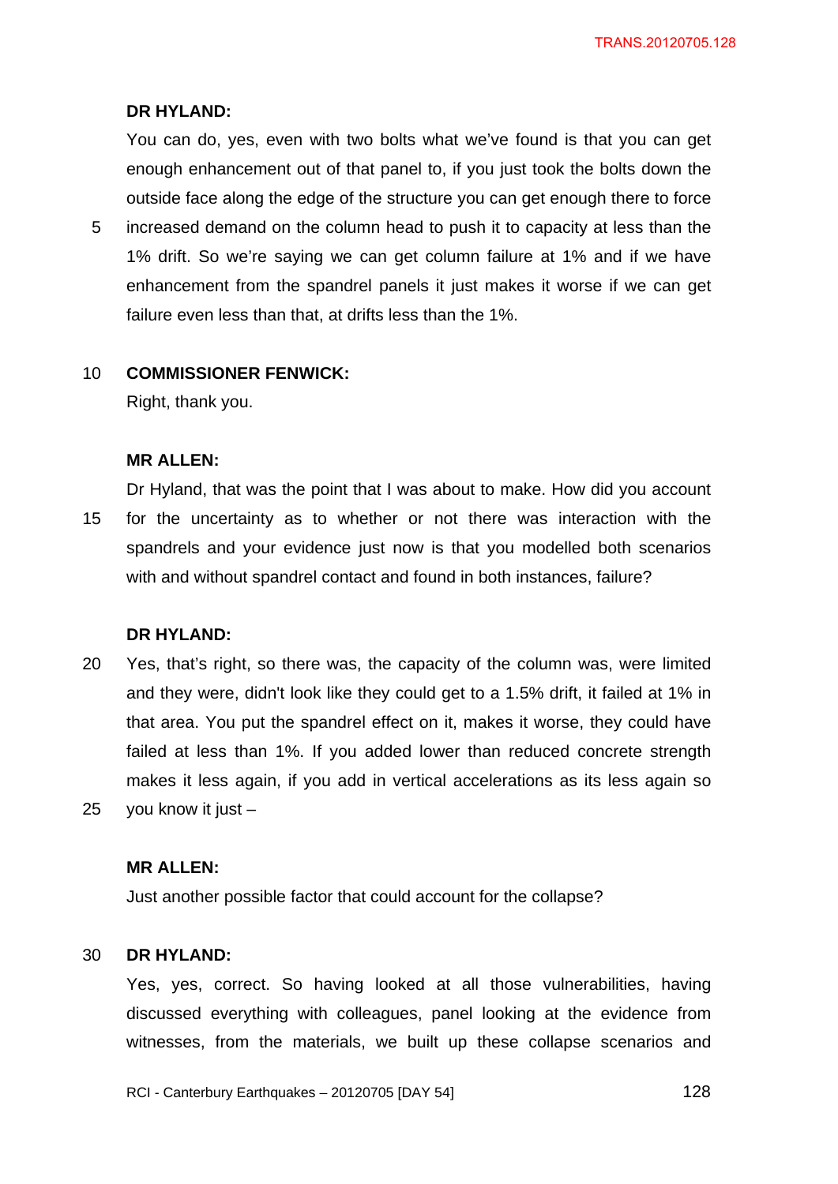**DR HYLAND:**

You can do, yes, even with two bolts what we've found is that you can get enough enhancement out of that panel to, if you just took the bolts down the outside face along the edge of the structure you can get enough there to force increased demand on the column head to push it to capacity at less than the 1% drift. So we're saying we can get column failure at 1% and if we have enhancement from the spandrel panels it just makes it worse if we can get failure even less than that, at drifts less than the 1%.

**COMMISSIONER FENWICK:**

Right, thank you.

**MR ALLEN:**

Dr Hyland, that was the point that I was about to make. How did you account for the uncertainty as to whether or not there was interaction with the spandrels and your evidence just now is that you modelled both scenarios with and without spandrel contact and found in both instances, failure?

**DR HYLAND:**

Yes, that's right, so there was, the capacity of the column was, were limited and they were, didn't look like they could get to a 1.5% drift, it failed at 1% in that area. You put the spandrel effect on it, makes it worse, they could have failed at less than 1%. If you added lower than reduced concrete strength makes it less again, if you add in vertical accelerations as its less again so you know it just –

**MR ALLEN:**

Just another possible factor that could account for the collapse?

**DR HYLAND:**

Yes, yes, correct. So having looked at all those vulnerabilities, having discussed everything with colleagues, panel looking at the evidence from witnesses, from the materials, we built up these collapse scenarios and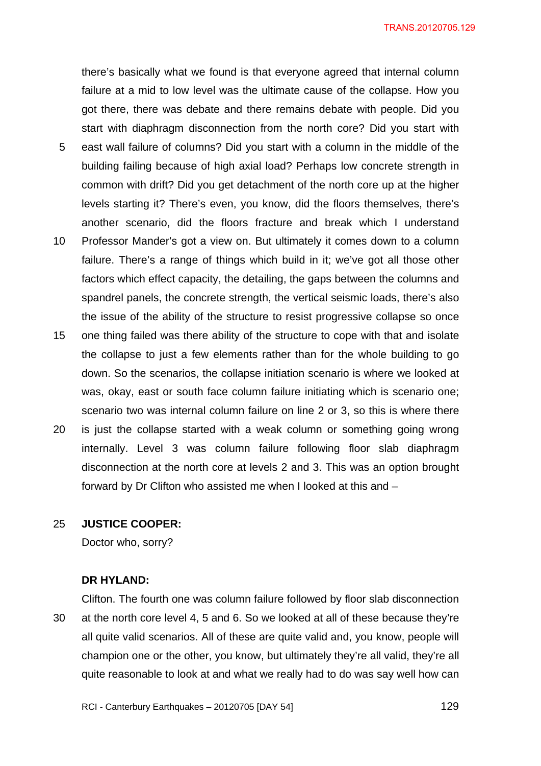there's basically what we found is that everyone agreed that internal column failure at a mid to low level was the ultimate cause of the collapse. How you got there, there was debate and there remains debate with people. Did you start with diaphragm disconnection from the north core? Did you start with east wall failure of columns? Did you start with a column in the middle of the building failing because of high axial load? Perhaps low concrete strength in common with drift? Did you get detachment of the north core up at the higher levels starting it? There's even, you know, did the floors themselves, there's another scenario, did the floors fracture and break which I understand Professor Mander's got a view on. But ultimately it comes down to a column failure. There's a range of things which build in it; we've got all those other factors which effect capacity, the detailing, the gaps between the columns and spandrel panels, the concrete strength, the vertical seismic loads, there's also the issue of the ability of the structure to resist progressive collapse so once one thing failed was there ability of the structure to cope with that and isolate the collapse to just a few elements rather than for the whole building to go down. So the scenarios, the collapse initiation scenario is where we looked at was, okay, east or south face column failure initiating which is scenario one; scenario two was internal column failure on line 2 or 3, so this is where there is just the collapse started with a weak column or something going wrong internally. Level 3 was column failure following floor slab diaphragm disconnection at the north core at levels 2 and 3. This was an option brought forward by Dr Clifton who assisted me when I looked at this and –

**JUSTICE COOPER:**

Doctor who, sorry?

**DR HYLAND:**

Clifton. The fourth one was column failure followed by floor slab disconnection at the north core level 4, 5 and 6. So we looked at all of these because they're all quite valid scenarios. All of these are quite valid and, you know, people will champion one or the other, you know, but ultimately they're all valid, they're all quite reasonable to look at and what we really had to do was say well how can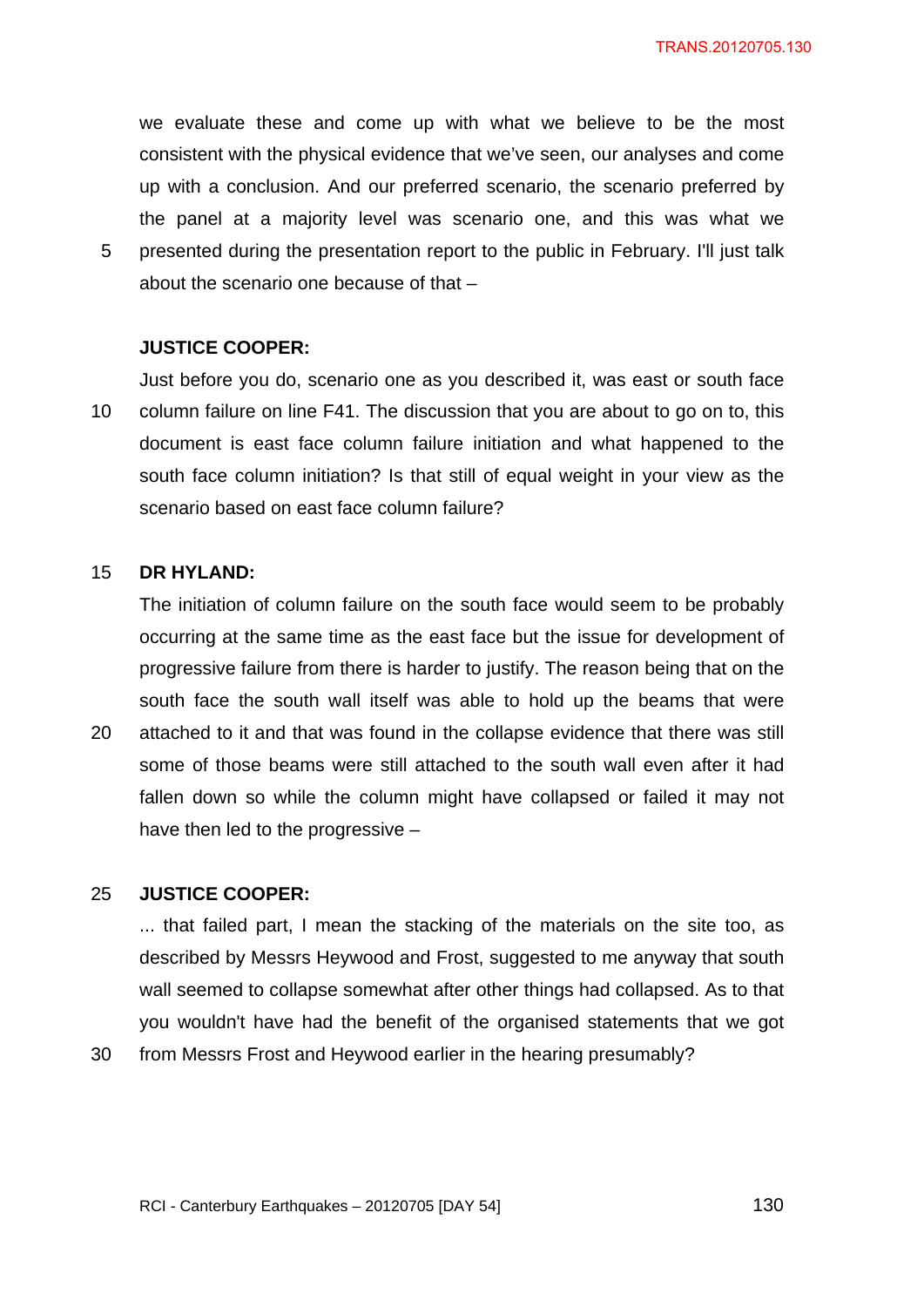we evaluate these and come up with what we believe to be the most consistent with the physical evidence that we've seen, our analyses and come up with a conclusion. And our preferred scenario, the scenario preferred by the panel at a majority level was scenario one, and this was what we presented during the presentation report to the public in February. I'll just talk about the scenario one because of that –

**JUSTICE COOPER:**

Just before you do, scenario one as you described it, was east or south face column failure on line F41. The discussion that you are about to go on to, this document is east face column failure initiation and what happened to the south face column initiation? Is that still of equal weight in your view as the scenario based on east face column failure?

**DR HYLAND:**

The initiation of column failure on the south face would seem to be probably occurring at the same time as the east face but the issue for development of progressive failure from there is harder to justify. The reason being that on the south face the south wall itself was able to hold up the beams that were attached to it and that was found in the collapse evidence that there was still some of those beams were still attached to the south wall even after it had fallen down so while the column might have collapsed or failed it may not have then led to the progressive –

**JUSTICE COOPER:**

... that failed part, I mean the stacking of the materials on the site too, as described by Messrs Heywood and Frost, suggested to me anyway that south wall seemed to collapse somewhat after other things had collapsed. As to that you wouldn't have had the benefit of the organised statements that we got from Messrs Frost and Heywood earlier in the hearing presumably?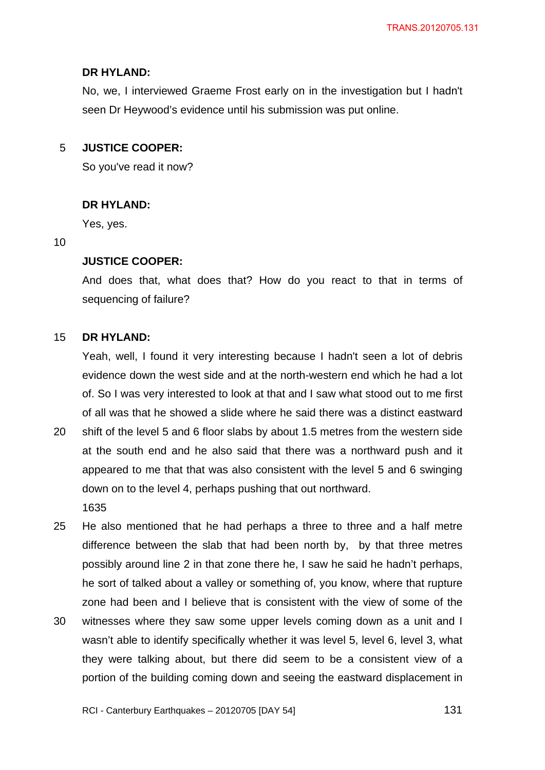**DR HYLAND:**

No, we, I interviewed Graeme Frost early on in the investigation but I hadn't seen Dr Heywood's evidence until his submission was put online.

**JUSTICE COOPER:**

So you've read it now?

**DR HYLAND:**

Yes, yes.

**JUSTICE COOPER:**

And does that, what does that? How do you react to that in terms of sequencing of failure?

**DR HYLAND:**

Yeah, well, I found it very interesting because I hadn't seen a lot of debris evidence down the west side and at the north-western end which he had a lot of. So I was very interested to look at that and I saw what stood out to me first of all was that he showed a slide where he said there was a distinct eastward shift of the level 5 and 6 floor slabs by about 1.5 metres from the western side at the south end and he also said that there was a northward push and it appeared to me that that was also consistent with the level 5 and 6 swinging down on to the level 4, perhaps pushing that out northward.

1635

He also mentioned that he had perhaps a three to three and a half metre difference between the slab that had been north by, by that three metres possibly around line 2 in that zone there he, I saw he said he hadn't perhaps, he sort of talked about a valley or something of, you know, where that rupture zone had been and I believe that is consistent with the view of some of the witnesses where they saw some upper levels coming down as a unit and I wasn't able to identify specifically whether it was level 5, level 6, level 3, what they were talking about, but there did seem to be a consistent view of a portion of the building coming down and seeing the eastward displacement in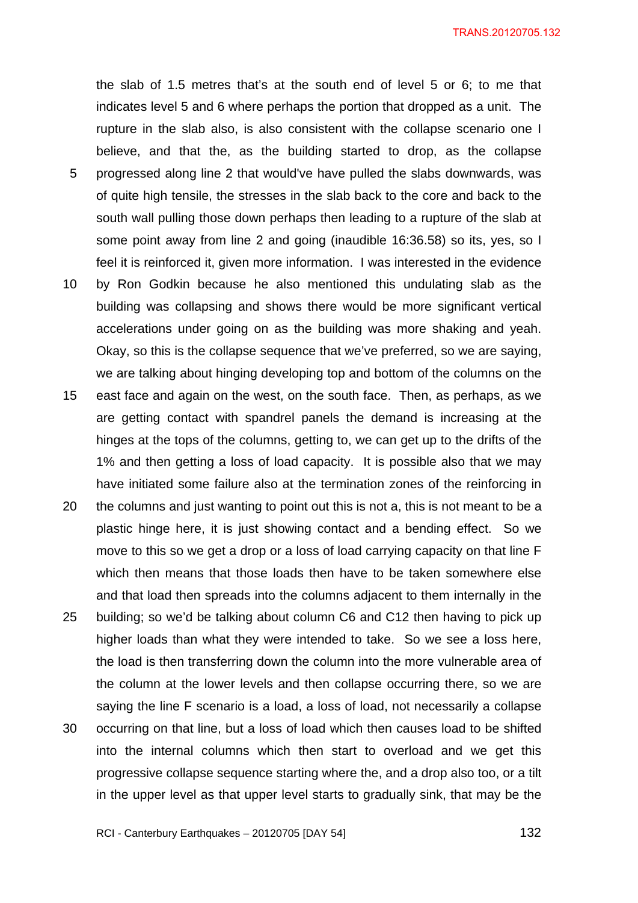the slab of 1.5 metres that's at the south end of level 5 or 6; to me that indicates level 5 and 6 where perhaps the portion that dropped as a unit. The rupture in the slab also, is also consistent with the collapse scenario one I believe, and that the, as the building started to drop, as the collapse progressed along line 2 that would've have pulled the slabs downwards, was of quite high tensile, the stresses in the slab back to the core and back to the south wall pulling those down perhaps then leading to a rupture of the slab at some point away from line 2 and going (inaudible 16:36.58) so its, yes, so I feel it is reinforced it, given more information. I was interested in the evidence by Ron Godkin because he also mentioned this undulating slab as the building was collapsing and shows there would be more significant vertical accelerations under going on as the building was more shaking and yeah. Okay, so this is the collapse sequence that we've preferred, so we are saying, we are talking about hinging developing top and bottom of the columns on the east face and again on the west, on the south face. Then, as perhaps, as we are getting contact with spandrel panels the demand is increasing at the hinges at the tops of the columns, getting to, we can get up to the drifts of the 1% and then getting a loss of load capacity. It is possible also that we may have initiated some failure also at the termination zones of the reinforcing in the columns and just wanting to point out this is not a, this is not meant to be a plastic hinge here, it is just showing contact and a bending effect. So we move to this so we get a drop or a loss of load carrying capacity on that line F which then means that those loads then have to be taken somewhere else and that load then spreads into the columns adjacent to them internally in the building; so we'd be talking about column C6 and C12 then having to pick up higher loads than what they were intended to take. So we see a loss here, the load is then transferring down the column into the more vulnerable area of the column at the lower levels and then collapse occurring there, so we are saying the line F scenario is a load, a loss of load, not necessarily a collapse occurring on that line, but a loss of load which then causes load to be shifted into the internal columns which then start to overload and we get this progressive collapse sequence starting where the, and a drop also too, or a tilt in the upper level as that upper level starts to gradually sink, that may be the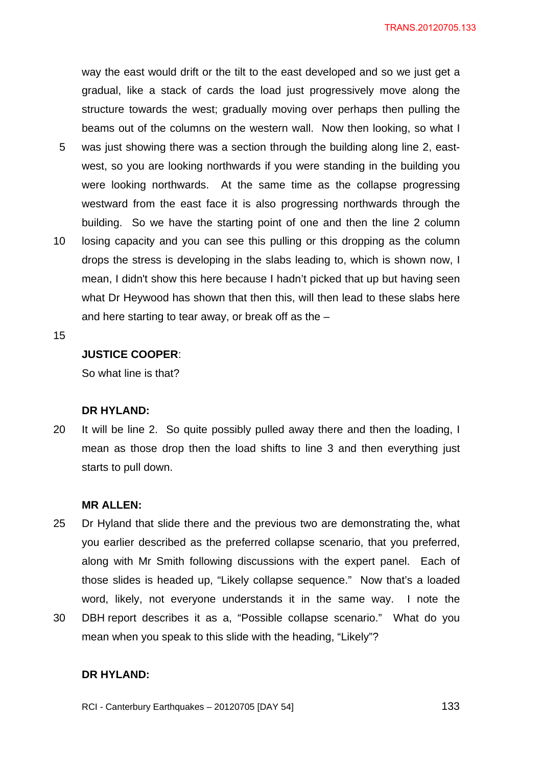way the east would drift or the tilt to the east developed and so we just get a gradual, like a stack of cards the load just progressively move along the structure towards the west; gradually moving over perhaps then pulling the beams out of the columns on the western wall. Now then looking, so what I was just showing there was a section through the building along line 2, east-west, so you are looking northwards if you were standing in the building you were looking northwards. At the same time as the collapse progressing westward from the east face it is also progressing northwards through the building. So we have the starting point of one and then the line 2 column losing capacity and you can see this pulling or this dropping as the column drops the stress is developing in the slabs leading to, which is shown now, I mean, I didn't show this here because I hadn't picked that up but having seen what Dr Heywood has shown that then this, will then lead to these slabs here and here starting to tear away, or break off as the –

**JUSTICE COOPER**:
So what line is that?

**DR HYLAND:**
It will be line 2. So quite possibly pulled away there and then the loading, I mean as those drop then the load shifts to line 3 and then everything just starts to pull down.

**MR ALLEN:**
Dr Hyland that slide there and the previous two are demonstrating the, what you earlier described as the preferred collapse scenario, that you preferred, along with Mr Smith following discussions with the expert panel. Each of those slides is headed up, "Likely collapse sequence." Now that's a loaded word, likely, not everyone understands it in the same way. I note the DBH report describes it as a, "Possible collapse scenario." What do you mean when you speak to this slide with the heading, "Likely"?

**DR HYLAND:**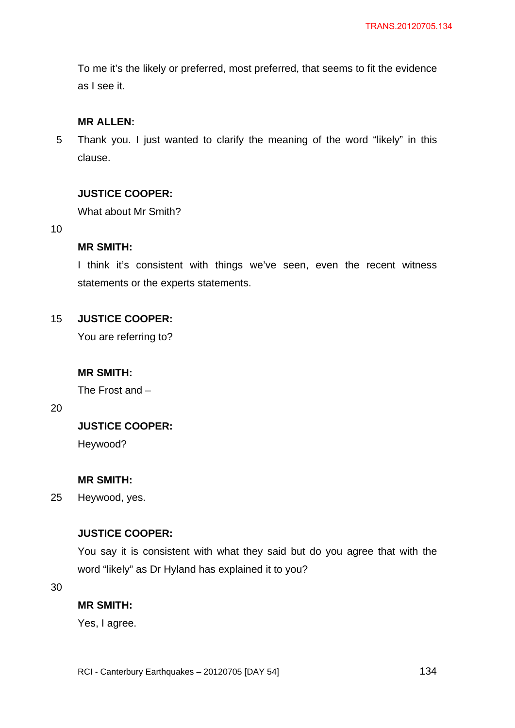To me it's the likely or preferred, most preferred, that seems to fit the evidence as I see it.

**MR ALLEN:**

Thank you. I just wanted to clarify the meaning of the word "likely" in this clause.

**JUSTICE COOPER:**

What about Mr Smith?

**MR SMITH:**

I think it's consistent with things we've seen, even the recent witness statements or the experts statements.

**JUSTICE COOPER:**

You are referring to?

**MR SMITH:**

The Frost and –

**JUSTICE COOPER:**

Heywood?

**MR SMITH:**

Heywood, yes.

**JUSTICE COOPER:**

You say it is consistent with what they said but do you agree that with the word "likely" as Dr Hyland has explained it to you?

**MR SMITH:**

Yes, I agree.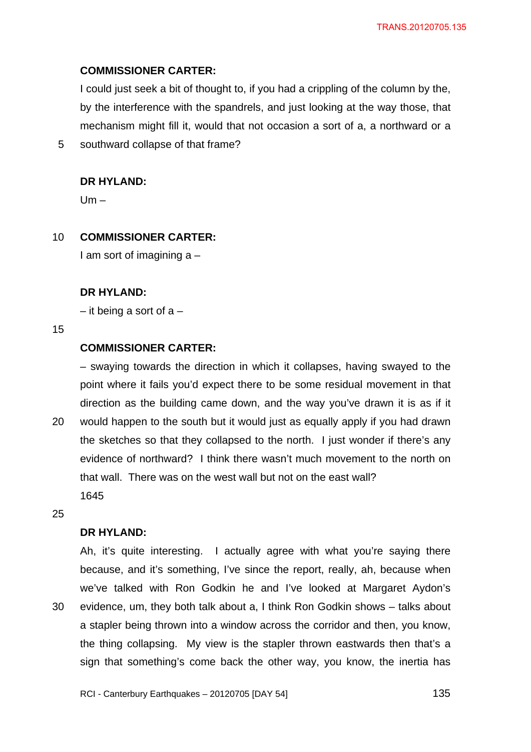**COMMISSIONER CARTER:**

I could just seek a bit of thought to, if you had a crippling of the column by the, by the interference with the spandrels, and just looking at the way those, that mechanism might fill it, would that not occasion a sort of a, a northward or a southward collapse of that frame?

**DR HYLAND:**

Um –

**COMMISSIONER CARTER:**

I am sort of imagining a –

**DR HYLAND:**

– it being a sort of a –

**COMMISSIONER CARTER:**

– swaying towards the direction in which it collapses, having swayed to the point where it fails you'd expect there to be some residual movement in that direction as the building came down, and the way you've drawn it is as if it would happen to the south but it would just as equally apply if you had drawn the sketches so that they collapsed to the north. I just wonder if there's any evidence of northward? I think there wasn't much movement to the north on that wall. There was on the west wall but not on the east wall?

1645

**DR HYLAND:**

Ah, it's quite interesting. I actually agree with what you're saying there because, and it's something, I've since the report, really, ah, because when we've talked with Ron Godkin he and I've looked at Margaret Aydon's evidence, um, they both talk about a, I think Ron Godkin shows – talks about a stapler being thrown into a window across the corridor and then, you know, the thing collapsing. My view is the stapler thrown eastwards then that's a sign that something's come back the other way, you know, the inertia has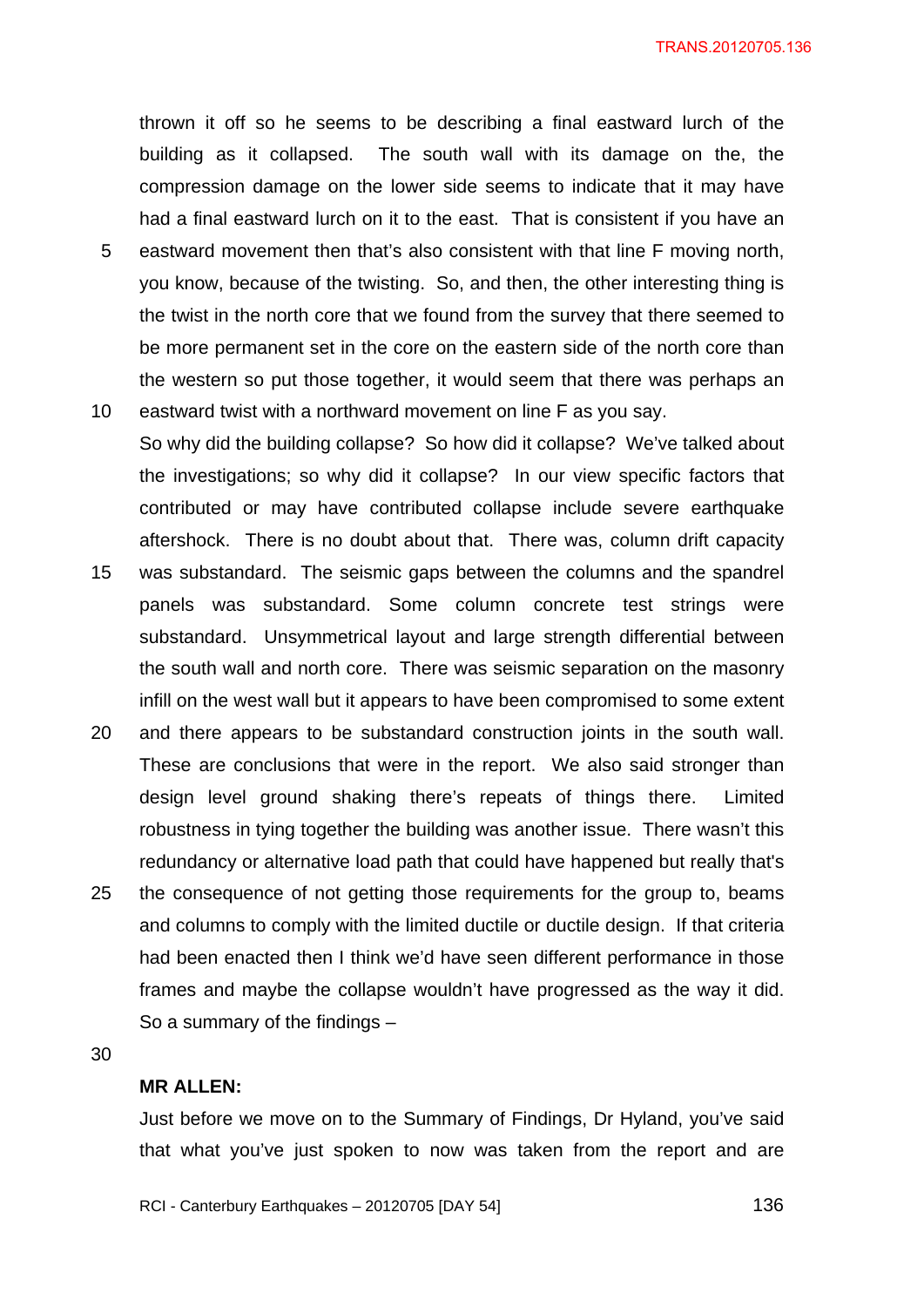thrown it off so he seems to be describing a final eastward lurch of the building as it collapsed. The south wall with its damage on the, the compression damage on the lower side seems to indicate that it may have had a final eastward lurch on it to the east. That is consistent if you have an eastward movement then that's also consistent with that line F moving north, you know, because of the twisting. So, and then, the other interesting thing is the twist in the north core that we found from the survey that there seemed to be more permanent set in the core on the eastern side of the north core than the western so put those together, it would seem that there was perhaps an eastward twist with a northward movement on line F as you say.

So why did the building collapse? So how did it collapse? We've talked about the investigations; so why did it collapse? In our view specific factors that contributed or may have contributed collapse include severe earthquake aftershock. There is no doubt about that. There was, column drift capacity was substandard. The seismic gaps between the columns and the spandrel panels was substandard. Some column concrete test strings were substandard. Unsymmetrical layout and large strength differential between the south wall and north core. There was seismic separation on the masonry infill on the west wall but it appears to have been compromised to some extent and there appears to be substandard construction joints in the south wall. These are conclusions that were in the report. We also said stronger than design level ground shaking there's repeats of things there. Limited robustness in tying together the building was another issue. There wasn't this redundancy or alternative load path that could have happened but really that's the consequence of not getting those requirements for the group to, beams and columns to comply with the limited ductile or ductile design. If that criteria had been enacted then I think we'd have seen different performance in those frames and maybe the collapse wouldn't have progressed as the way it did. So a summary of the findings –

**MR ALLEN:**

Just before we move on to the Summary of Findings, Dr Hyland, you've said that what you've just spoken to now was taken from the report and are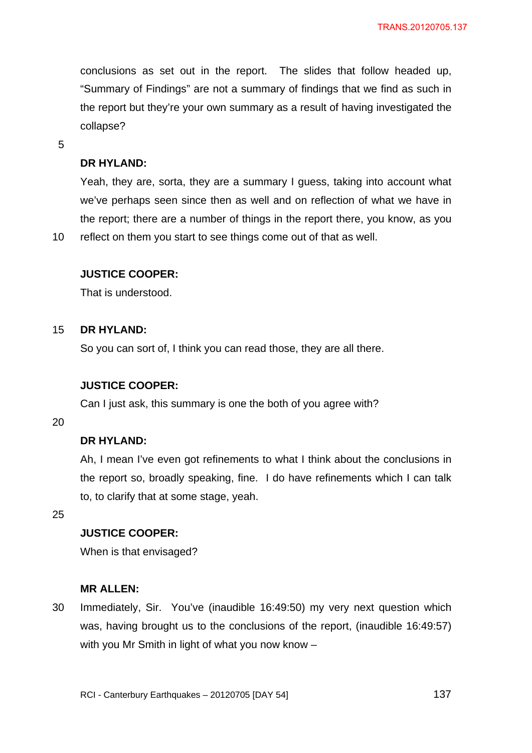conclusions as set out in the report. The slides that follow headed up, "Summary of Findings" are not a summary of findings that we find as such in the report but they're your own summary as a result of having investigated the collapse?

**DR HYLAND:**

Yeah, they are, sorta, they are a summary I guess, taking into account what we've perhaps seen since then as well and on reflection of what we have in the report; there are a number of things in the report there, you know, as you reflect on them you start to see things come out of that as well.

**JUSTICE COOPER:**

That is understood.

**DR HYLAND:**

So you can sort of, I think you can read those, they are all there.

**JUSTICE COOPER:**

Can I just ask, this summary is one the both of you agree with?

**DR HYLAND:**

Ah, I mean I've even got refinements to what I think about the conclusions in the report so, broadly speaking, fine. I do have refinements which I can talk to, to clarify that at some stage, yeah.

**JUSTICE COOPER:**

When is that envisaged?

**MR ALLEN:**

Immediately, Sir. You've (inaudible 16:49:50) my very next question which was, having brought us to the conclusions of the report, (inaudible 16:49:57) with you Mr Smith in light of what you now know –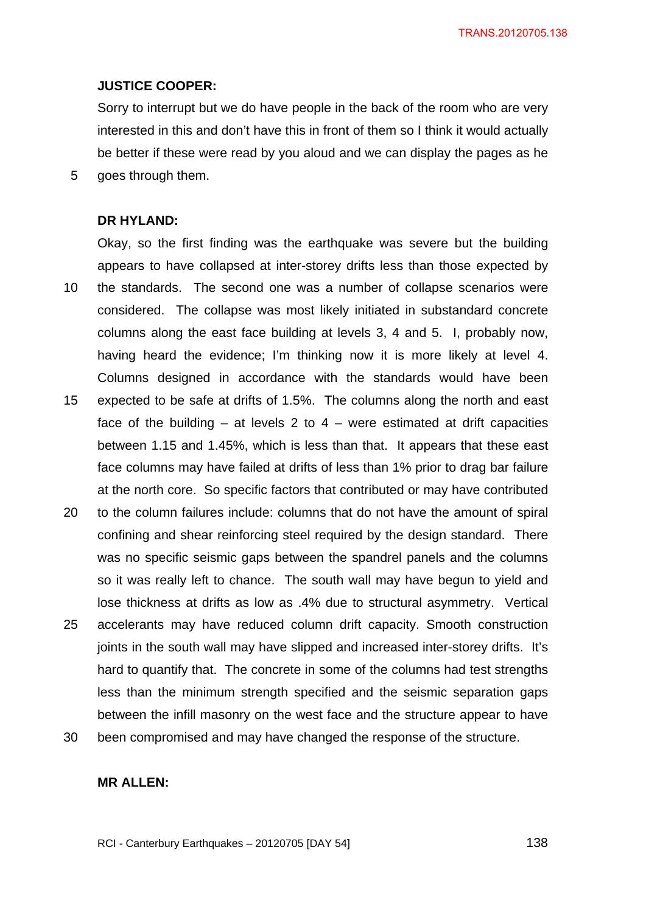**JUSTICE COOPER:**

Sorry to interrupt but we do have people in the back of the room who are very interested in this and don't have this in front of them so I think it would actually be better if these were read by you aloud and we can display the pages as he goes through them.

**DR HYLAND:**

Okay, so the first finding was the earthquake was severe but the building appears to have collapsed at inter-storey drifts less than those expected by the standards. The second one was a number of collapse scenarios were considered. The collapse was most likely initiated in substandard concrete columns along the east face building at levels 3, 4 and 5. I, probably now, having heard the evidence; I'm thinking now it is more likely at level 4. Columns designed in accordance with the standards would have been expected to be safe at drifts of 1.5%. The columns along the north and east face of the building – at levels 2 to 4 – were estimated at drift capacities between 1.15 and 1.45%, which is less than that. It appears that these east face columns may have failed at drifts of less than 1% prior to drag bar failure at the north core. So specific factors that contributed or may have contributed to the column failures include: columns that do not have the amount of spiral confining and shear reinforcing steel required by the design standard. There was no specific seismic gaps between the spandrel panels and the columns so it was really left to chance. The south wall may have begun to yield and lose thickness at drifts as low as .4% due to structural asymmetry. Vertical accelerants may have reduced column drift capacity. Smooth construction joints in the south wall may have slipped and increased inter-storey drifts. It's hard to quantify that. The concrete in some of the columns had test strengths less than the minimum strength specified and the seismic separation gaps between the infill masonry on the west face and the structure appear to have been compromised and may have changed the response of the structure.

**MR ALLEN:**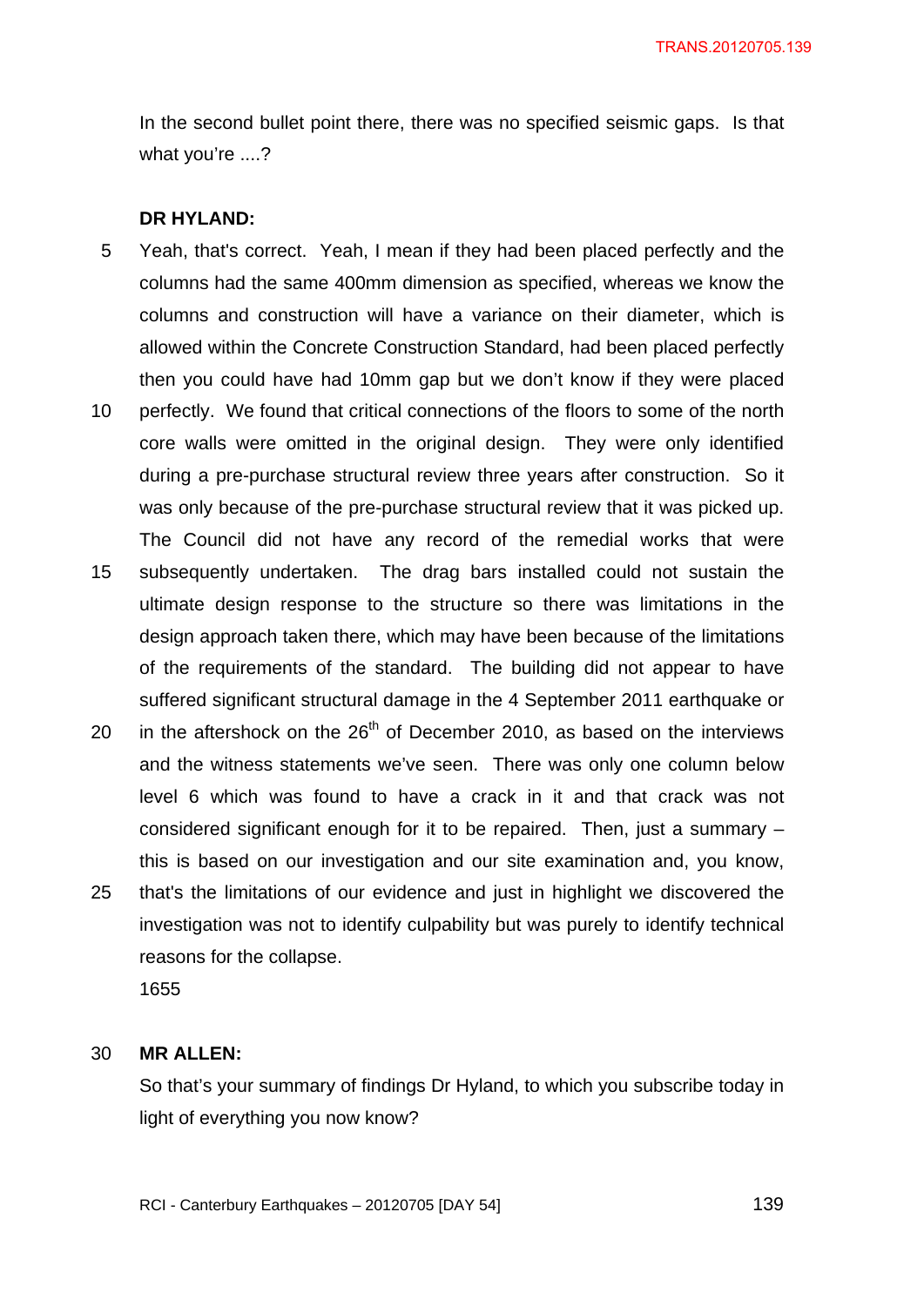In the second bullet point there, there was no specified seismic gaps. Is that what you're ....?

**DR HYLAND:**

Yeah, that's correct. Yeah, I mean if they had been placed perfectly and the columns had the same 400mm dimension as specified, whereas we know the columns and construction will have a variance on their diameter, which is allowed within the Concrete Construction Standard, had been placed perfectly then you could have had 10mm gap but we don't know if they were placed perfectly. We found that critical connections of the floors to some of the north core walls were omitted in the original design. They were only identified during a pre-purchase structural review three years after construction. So it was only because of the pre-purchase structural review that it was picked up. The Council did not have any record of the remedial works that were subsequently undertaken. The drag bars installed could not sustain the ultimate design response to the structure so there was limitations in the design approach taken there, which may have been because of the limitations of the requirements of the standard. The building did not appear to have suffered significant structural damage in the 4 September 2011 earthquake or in the aftershock on the 26th of December 2010, as based on the interviews and the witness statements we've seen. There was only one column below level 6 which was found to have a crack in it and that crack was not considered significant enough for it to be repaired. Then, just a summary – this is based on our investigation and our site examination and, you know, that's the limitations of our evidence and just in highlight we discovered the investigation was not to identify culpability but was purely to identify technical reasons for the collapse.

1655

**MR ALLEN:**

So that's your summary of findings Dr Hyland, to which you subscribe today in light of everything you now know?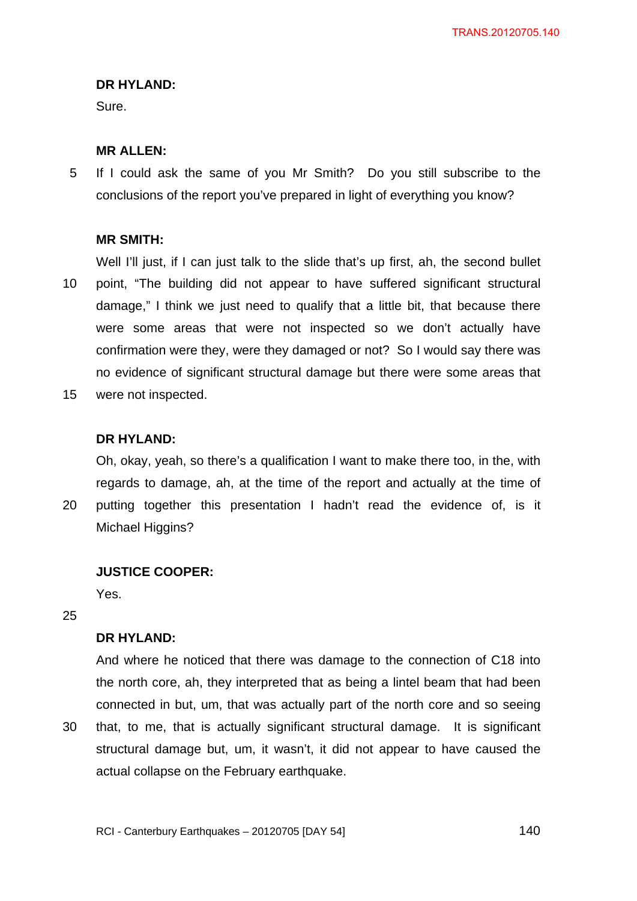**DR HYLAND:**

Sure.

**MR ALLEN:**

If I could ask the same of you Mr Smith? Do you still subscribe to the conclusions of the report you've prepared in light of everything you know?

**MR SMITH:**

Well I'll just, if I can just talk to the slide that's up first, ah, the second bullet point, "The building did not appear to have suffered significant structural damage," I think we just need to qualify that a little bit, that because there were some areas that were not inspected so we don't actually have confirmation were they, were they damaged or not? So I would say there was no evidence of significant structural damage but there were some areas that were not inspected.

**DR HYLAND:**

Oh, okay, yeah, so there's a qualification I want to make there too, in the, with regards to damage, ah, at the time of the report and actually at the time of putting together this presentation I hadn't read the evidence of, is it Michael Higgins?

**JUSTICE COOPER:**

Yes.

**DR HYLAND:**

And where he noticed that there was damage to the connection of C18 into the north core, ah, they interpreted that as being a lintel beam that had been connected in but, um, that was actually part of the north core and so seeing that, to me, that is actually significant structural damage. It is significant structural damage but, um, it wasn't, it did not appear to have caused the actual collapse on the February earthquake.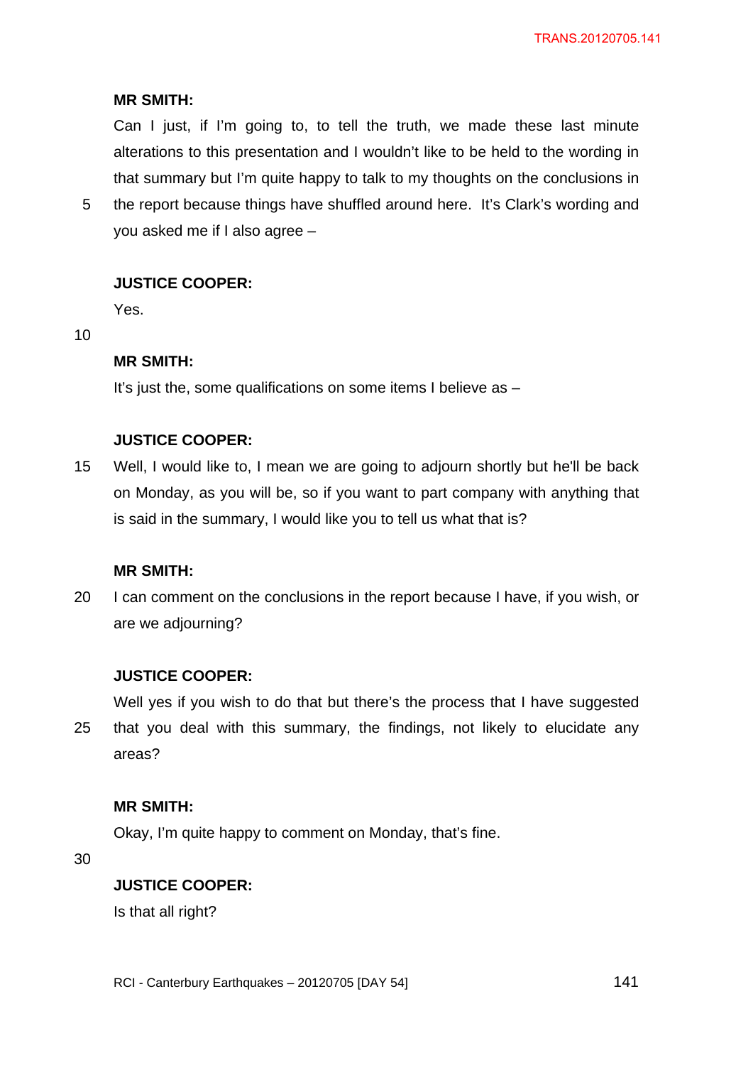**MR SMITH:**

Can I just, if I'm going to, to tell the truth, we made these last minute alterations to this presentation and I wouldn't like to be held to the wording in that summary but I'm quite happy to talk to my thoughts on the conclusions in the report because things have shuffled around here. It's Clark's wording and you asked me if I also agree –

**JUSTICE COOPER:**

Yes.

**MR SMITH:**

It's just the, some qualifications on some items I believe as –

**JUSTICE COOPER:**

Well, I would like to, I mean we are going to adjourn shortly but he'll be back on Monday, as you will be, so if you want to part company with anything that is said in the summary, I would like you to tell us what that is?

**MR SMITH:**

I can comment on the conclusions in the report because I have, if you wish, or are we adjourning?

**JUSTICE COOPER:**

Well yes if you wish to do that but there's the process that I have suggested that you deal with this summary, the findings, not likely to elucidate any areas?

**MR SMITH:**

Okay, I'm quite happy to comment on Monday, that's fine.

**JUSTICE COOPER:**

Is that all right?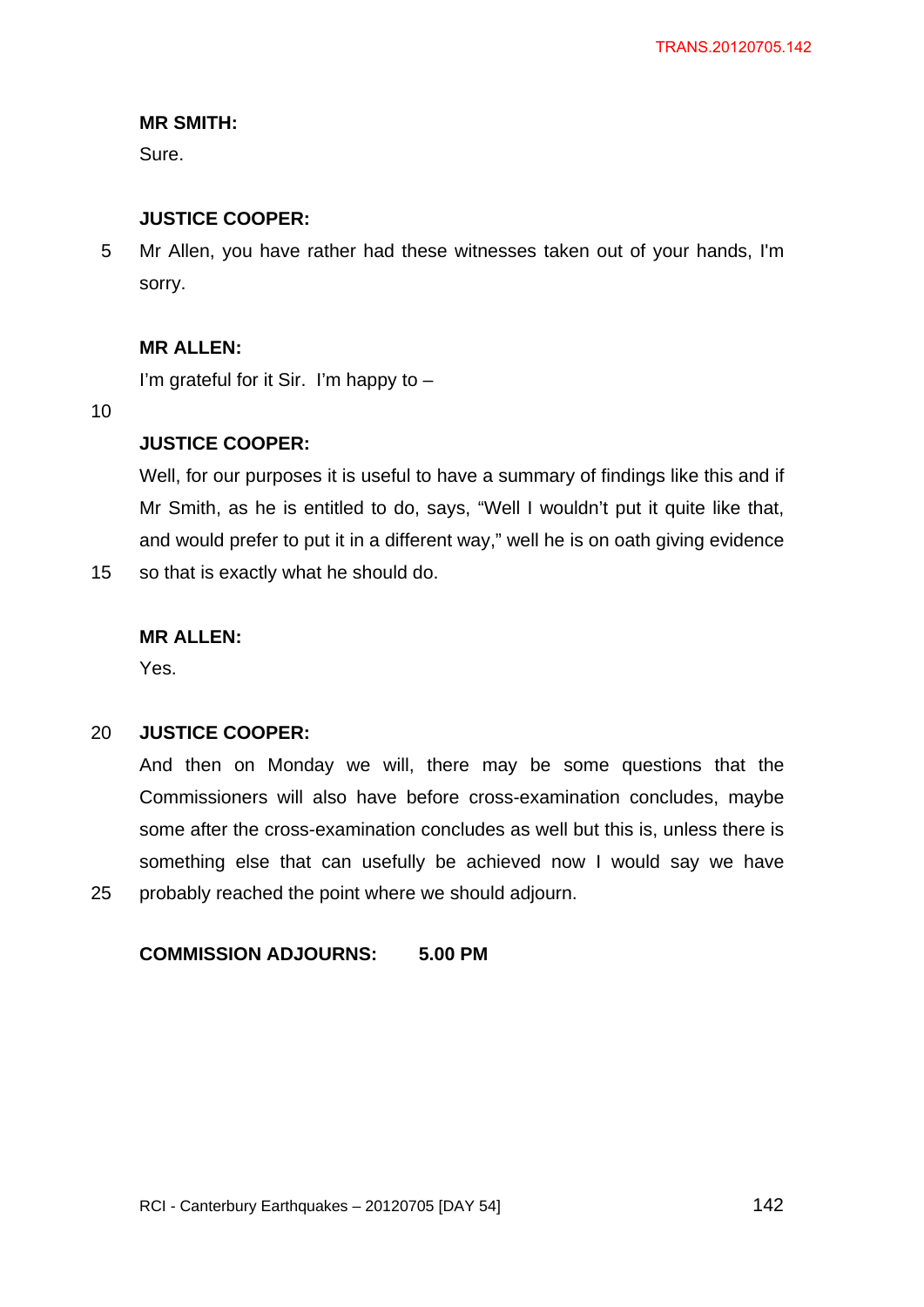**MR SMITH:**

Sure.

**JUSTICE COOPER:**

Mr Allen, you have rather had these witnesses taken out of your hands, I'm sorry.

**MR ALLEN:**

I'm grateful for it Sir. I'm happy to –

**JUSTICE COOPER:**

Well, for our purposes it is useful to have a summary of findings like this and if Mr Smith, as he is entitled to do, says, "Well I wouldn't put it quite like that, and would prefer to put it in a different way," well he is on oath giving evidence so that is exactly what he should do.

**MR ALLEN:**

Yes.

**JUSTICE COOPER:**

And then on Monday we will, there may be some questions that the Commissioners will also have before cross-examination concludes, maybe some after the cross-examination concludes as well but this is, unless there is something else that can usefully be achieved now I would say we have probably reached the point where we should adjourn.

**COMMISSION ADJOURNS: 5.00 PM**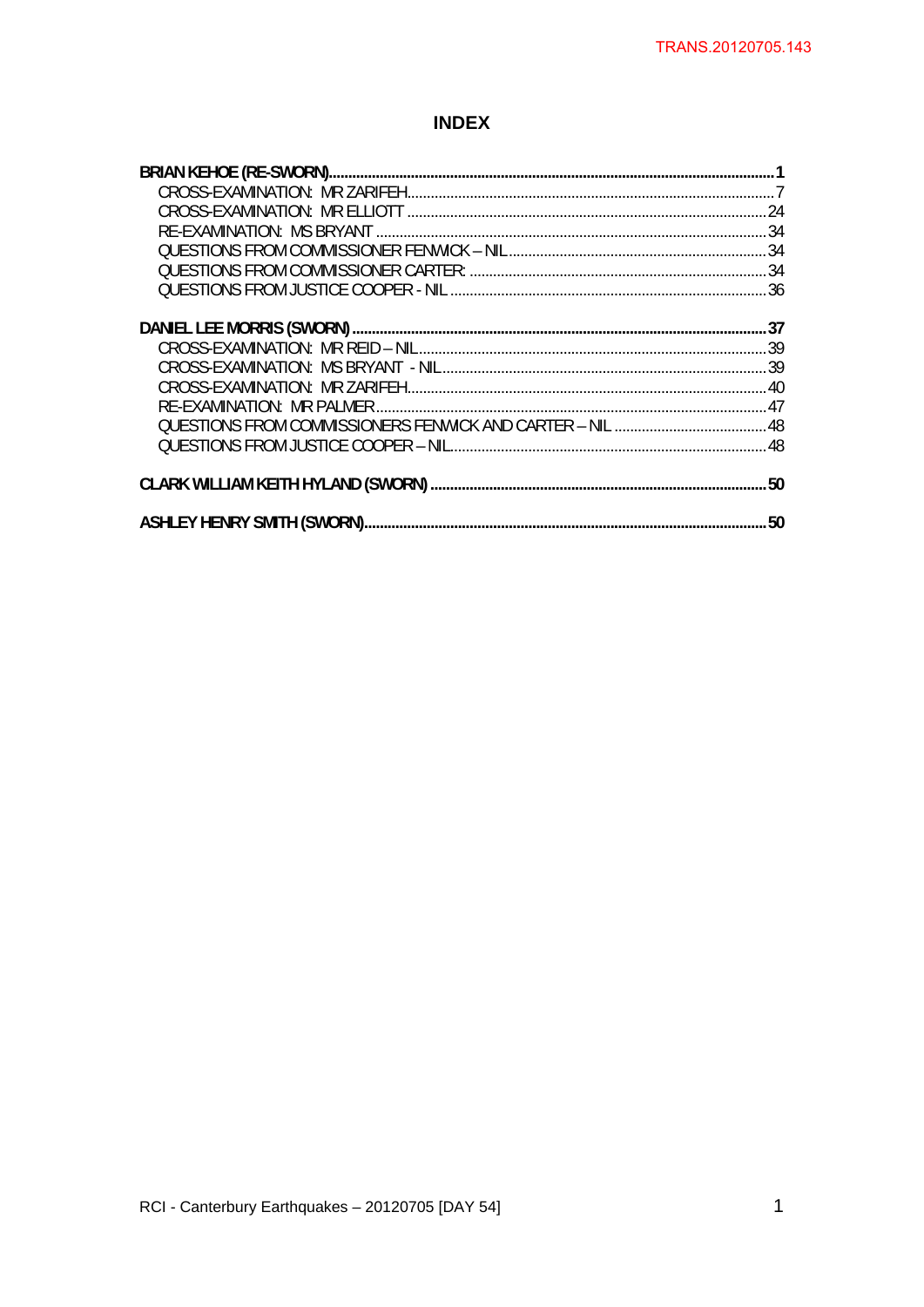# INDEX

**BRIAN KEHOE (RE-SWORN)....................................................................................................1**

CROSS-EXAMINATION: MR ZARIFEH....................................................................................7

CROSS-EXAMINATION: MR ELLIOTT ...................................................................................24

RE-EXAMINATION: MS BRYANT ..........................................................................................34

QUESTIONS FROM COMMISSIONER FENWICK – NIL.........................................................34

QUESTIONS FROM COMMISSIONER CARTER: ...................................................................34

QUESTIONS FROM JUSTICE COOPER - NIL .......................................................................36

**DANIEL LEE MORRIS (SWORN) ...........................................................................................37**

CROSS-EXAMINATION: MR REID – NIL..............................................................................39

CROSS-EXAMINATION: MS BRYANT - NIL..........................................................................39

CROSS-EXAMINATION: MR ZARIFEH..................................................................................40

RE-EXAMINATION: MR PALMER..........................................................................................47

QUESTIONS FROM COMMISSIONERS FENWICK AND CARTER – NIL .................................48

QUESTIONS FROM JUSTICE COOPER – NIL.......................................................................48

**CLARK WILLIAM KEITH HYLAND (SWORN) .........................................................................50**

**ASHLEY HENRY SMITH (SWORN)........................................................................................50**